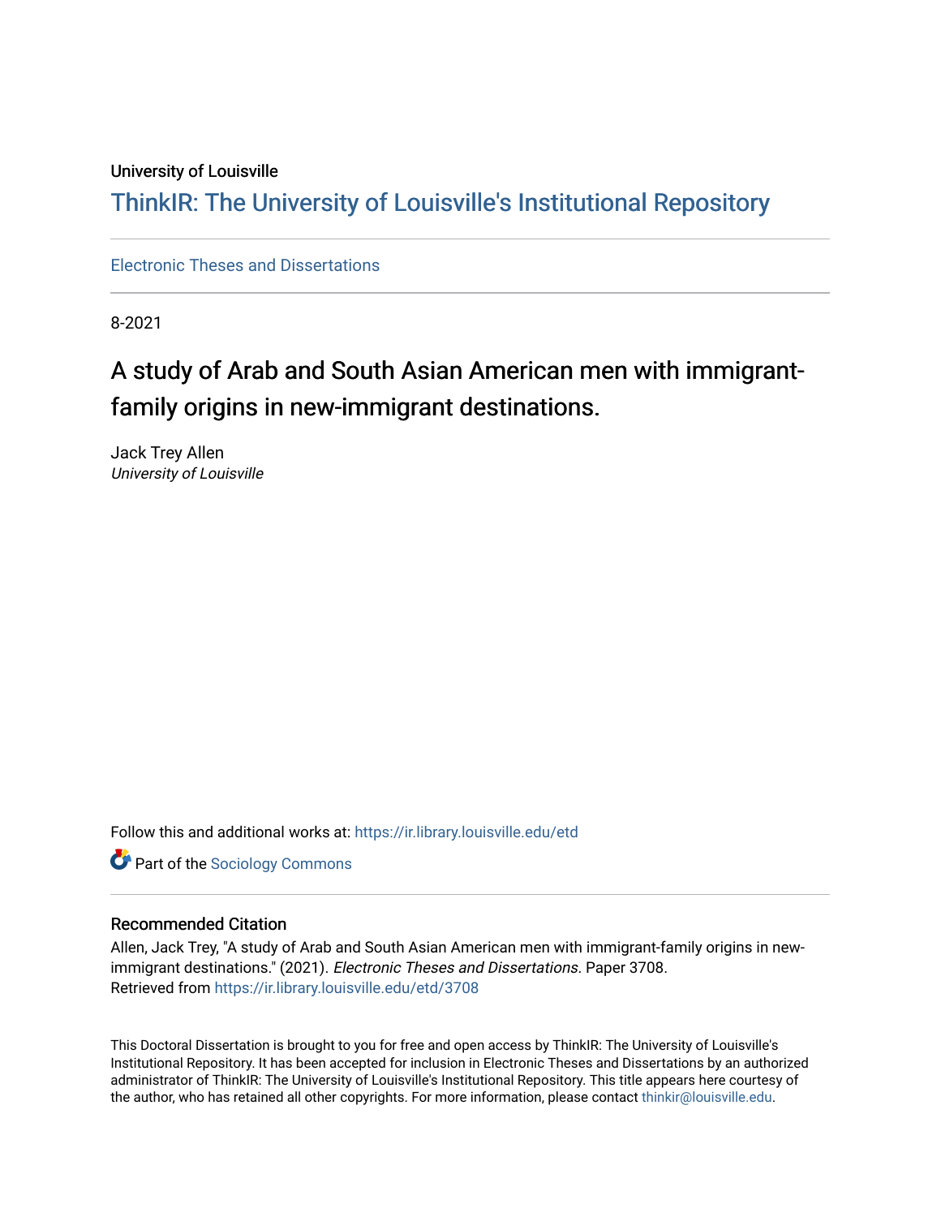University of Louisville

# ThinkIR: The University of Louisville's Institutional Repository

Electronic Theses and Dissertations

8-2021

# A study of Arab and South Asian American men with immigrant-family origins in new-immigrant destinations.

Jack Trey Allen
*University of Louisville*

Follow this and additional works at: https://ir.library.louisville.edu/etd

Part of the Sociology Commons

## Recommended Citation

Allen, Jack Trey, "A study of Arab and South Asian American men with immigrant-family origins in new-immigrant destinations." (2021). *Electronic Theses and Dissertations.* Paper 3708.
Retrieved from https://ir.library.louisville.edu/etd/3708

This Doctoral Dissertation is brought to you for free and open access by ThinkIR: The University of Louisville's Institutional Repository. It has been accepted for inclusion in Electronic Theses and Dissertations by an authorized administrator of ThinkIR: The University of Louisville's Institutional Repository. This title appears here courtesy of the author, who has retained all other copyrights. For more information, please contact thinkir@louisville.edu.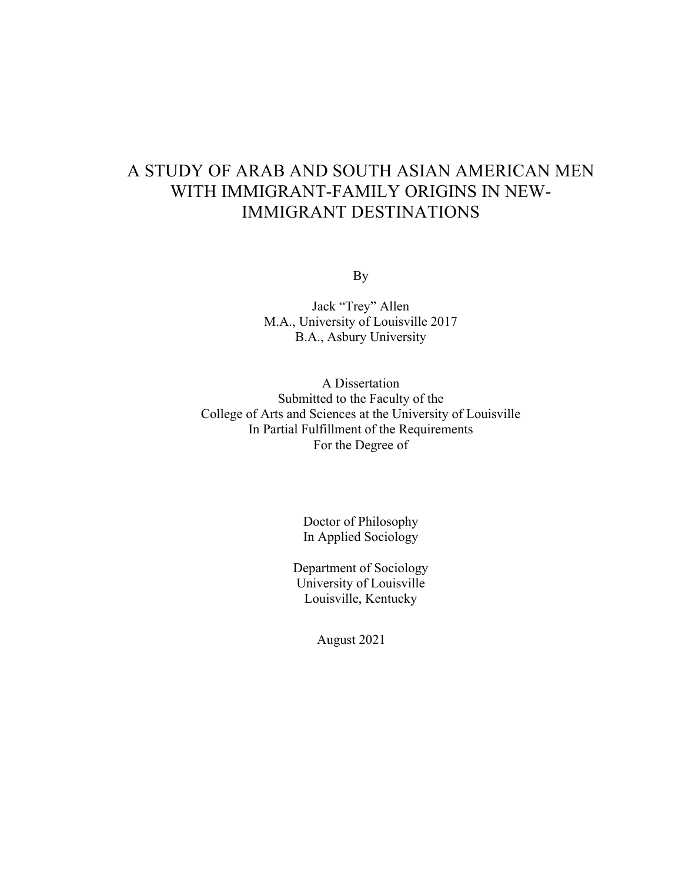# A STUDY OF ARAB AND SOUTH ASIAN AMERICAN MEN WITH IMMIGRANT-FAMILY ORIGINS IN NEW-IMMIGRANT DESTINATIONS

By

Jack "Trey" Allen
M.A., University of Louisville 2017
B.A., Asbury University

A Dissertation
Submitted to the Faculty of the
College of Arts and Sciences at the University of Louisville
In Partial Fulfillment of the Requirements
For the Degree of

Doctor of Philosophy
In Applied Sociology

Department of Sociology
University of Louisville
Louisville, Kentucky

August 2021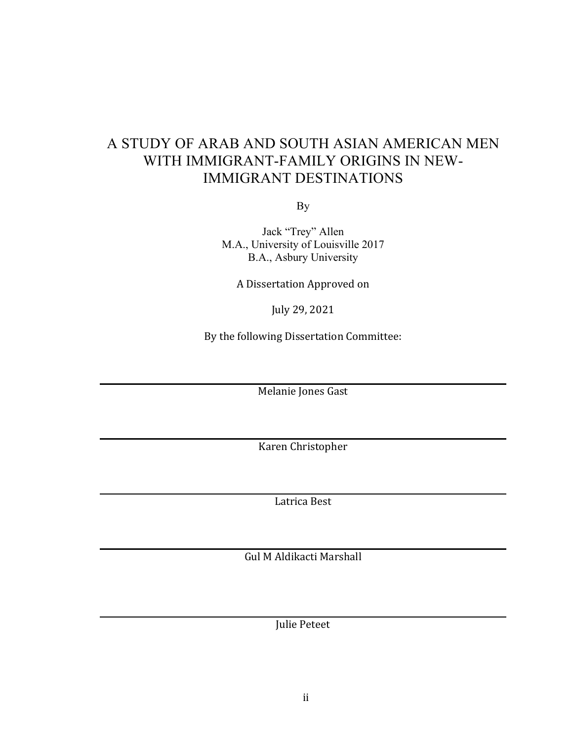# A STUDY OF ARAB AND SOUTH ASIAN AMERICAN MEN WITH IMMIGRANT-FAMILY ORIGINS IN NEW-IMMIGRANT DESTINATIONS

By

Jack “Trey” Allen
M.A., University of Louisville 2017
B.A., Asbury University

A Dissertation Approved on

July 29, 2021

By the following Dissertation Committee:

---

Melanie Jones Gast

---

Karen Christopher

---

Latrica Best

---

Gul M Aldikacti Marshall

---

Julie Peteet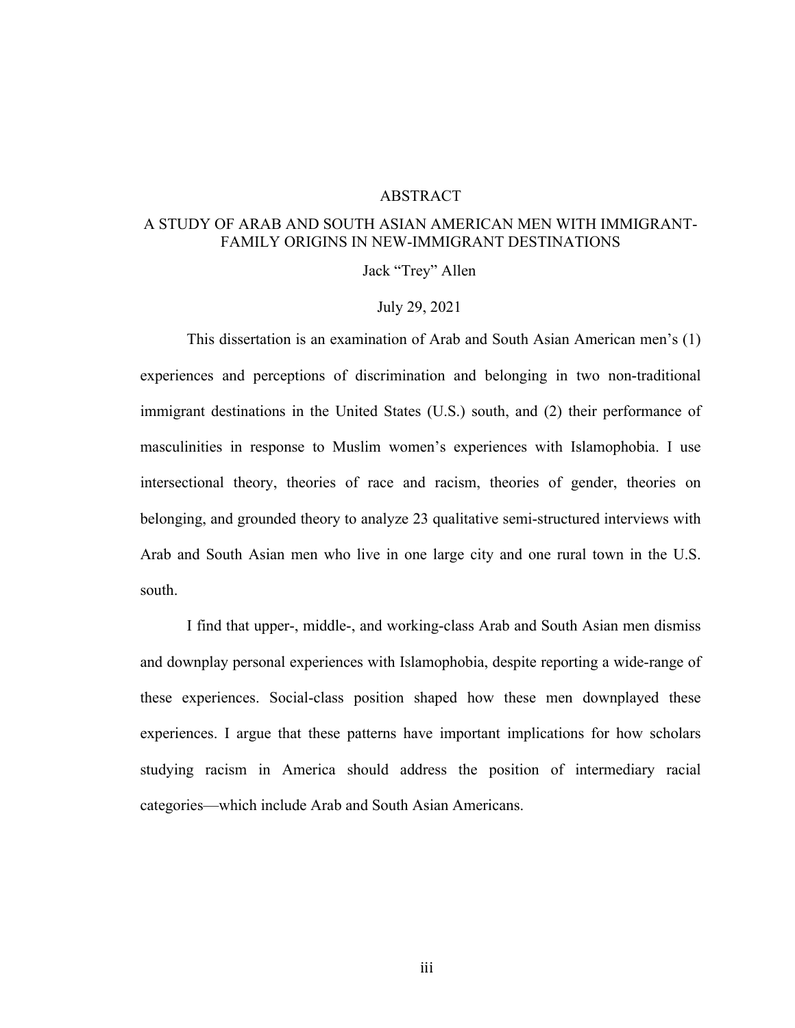# ABSTRACT

## A STUDY OF ARAB AND SOUTH ASIAN AMERICAN MEN WITH IMMIGRANT-FAMILY ORIGINS IN NEW-IMMIGRANT DESTINATIONS

Jack “Trey” Allen

July 29, 2021

This dissertation is an examination of Arab and South Asian American men’s (1) experiences and perceptions of discrimination and belonging in two non-traditional immigrant destinations in the United States (U.S.) south, and (2) their performance of masculinities in response to Muslim women’s experiences with Islamophobia. I use intersectional theory, theories of race and racism, theories of gender, theories on belonging, and grounded theory to analyze 23 qualitative semi-structured interviews with Arab and South Asian men who live in one large city and one rural town in the U.S. south.

I find that upper-, middle-, and working-class Arab and South Asian men dismiss and downplay personal experiences with Islamophobia, despite reporting a wide-range of these experiences. Social-class position shaped how these men downplayed these experiences. I argue that these patterns have important implications for how scholars studying racism in America should address the position of intermediary racial categories—which include Arab and South Asian Americans.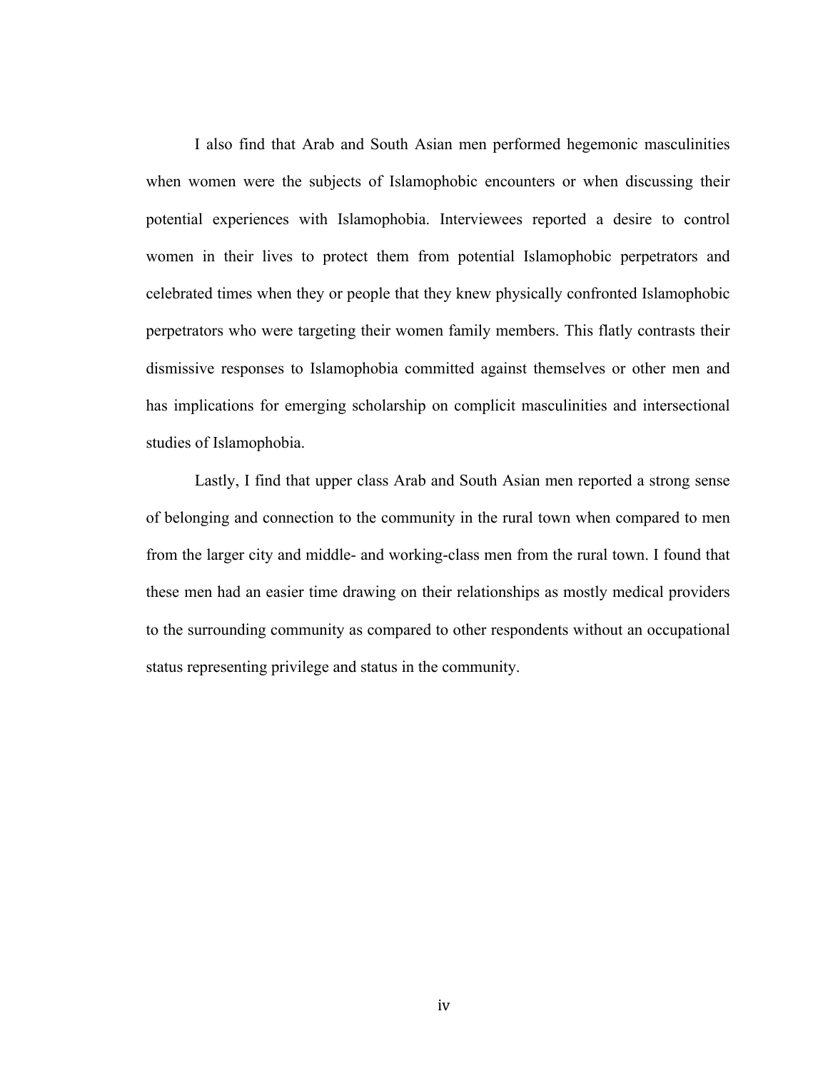I also find that Arab and South Asian men performed hegemonic masculinities when women were the subjects of Islamophobic encounters or when discussing their potential experiences with Islamophobia. Interviewees reported a desire to control women in their lives to protect them from potential Islamophobic perpetrators and celebrated times when they or people that they knew physically confronted Islamophobic perpetrators who were targeting their women family members. This flatly contrasts their dismissive responses to Islamophobia committed against themselves or other men and has implications for emerging scholarship on complicit masculinities and intersectional studies of Islamophobia.

Lastly, I find that upper class Arab and South Asian men reported a strong sense of belonging and connection to the community in the rural town when compared to men from the larger city and middle- and working-class men from the rural town. I found that these men had an easier time drawing on their relationships as mostly medical providers to the surrounding community as compared to other respondents without an occupational status representing privilege and status in the community.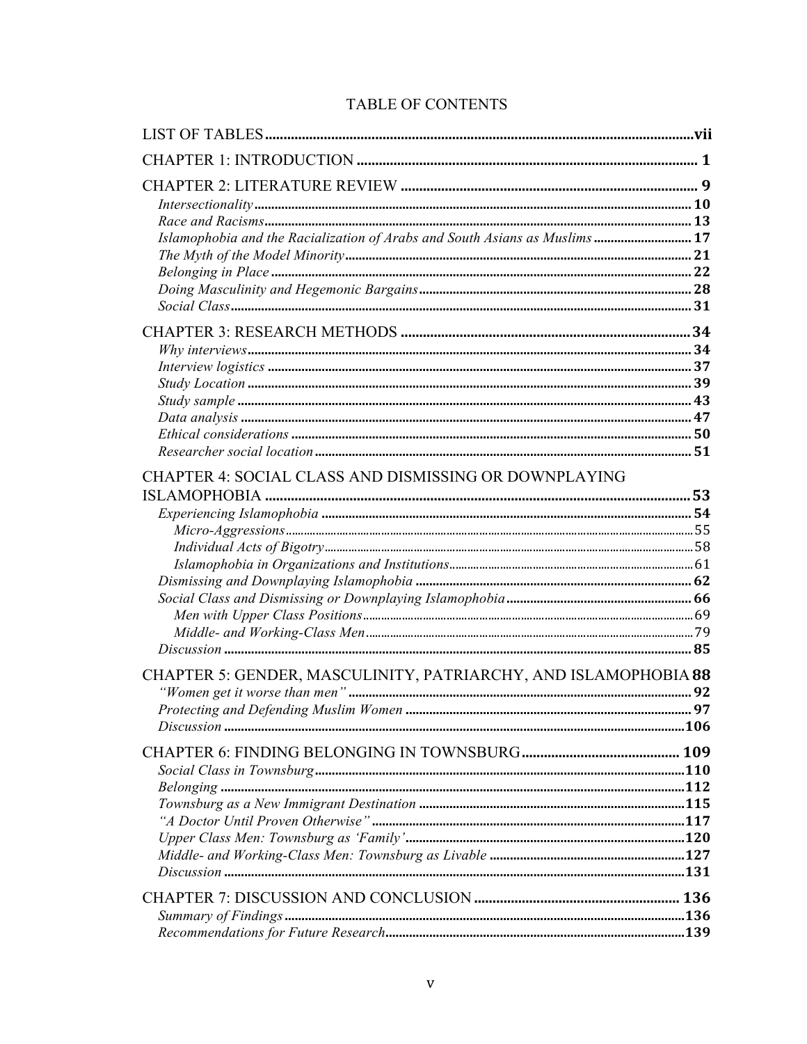# TABLE OF CONTENTS

LIST OF TABLES ........ vii

CHAPTER 1: INTRODUCTION ........ 1

CHAPTER 2: LITERATURE REVIEW ........ 9
- *Intersectionality* ........ 10
- *Race and Racisms* ........ 13
- *Islamophobia and the Racialization of Arabs and South Asians as Muslims* ........ 17
- *The Myth of the Model Minority* ........ 21
- *Belonging in Place* ........ 22
- *Doing Masculinity and Hegemonic Bargains* ........ 28
- *Social Class* ........ 31

CHAPTER 3: RESEARCH METHODS ........ 34
- *Why interviews* ........ 34
- *Interview logistics* ........ 37
- *Study Location* ........ 39
- *Study sample* ........ 43
- *Data analysis* ........ 47
- *Ethical considerations* ........ 50
- *Researcher social location* ........ 51

CHAPTER 4: SOCIAL CLASS AND DISMISSING OR DOWNPLAYING ISLAMOPHOBIA ........ 53
- *Experiencing Islamophobia* ........ 54
  - *Micro-Aggressions* ........ 55
  - *Individual Acts of Bigotry* ........ 58
  - *Islamophobia in Organizations and Institutions* ........ 61
- *Dismissing and Downplaying Islamophobia* ........ 62
- *Social Class and Dismissing or Downplaying Islamophobia* ........ 66
  - *Men with Upper Class Positions* ........ 69
  - *Middle- and Working-Class Men* ........ 79
- *Discussion* ........ 85

CHAPTER 5: GENDER, MASCULINITY, PATRIARCHY, AND ISLAMOPHOBIA ........ 88
- *"Women get it worse than men"* ........ 92
- *Protecting and Defending Muslim Women* ........ 97
- *Discussion* ........ 106

CHAPTER 6: FINDING BELONGING IN TOWNSBURG ........ 109
- *Social Class in Townsburg* ........ 110
- *Belonging* ........ 112
- *Townsburg as a New Immigrant Destination* ........ 115
- *"A Doctor Until Proven Otherwise"* ........ 117
- *Upper Class Men: Townsburg as 'Family'* ........ 120
- *Middle- and Working-Class Men: Townsburg as Livable* ........ 127
- *Discussion* ........ 131

CHAPTER 7: DISCUSSION AND CONCLUSION ........ 136
- *Summary of Findings* ........ 136
- *Recommendations for Future Research* ........ 139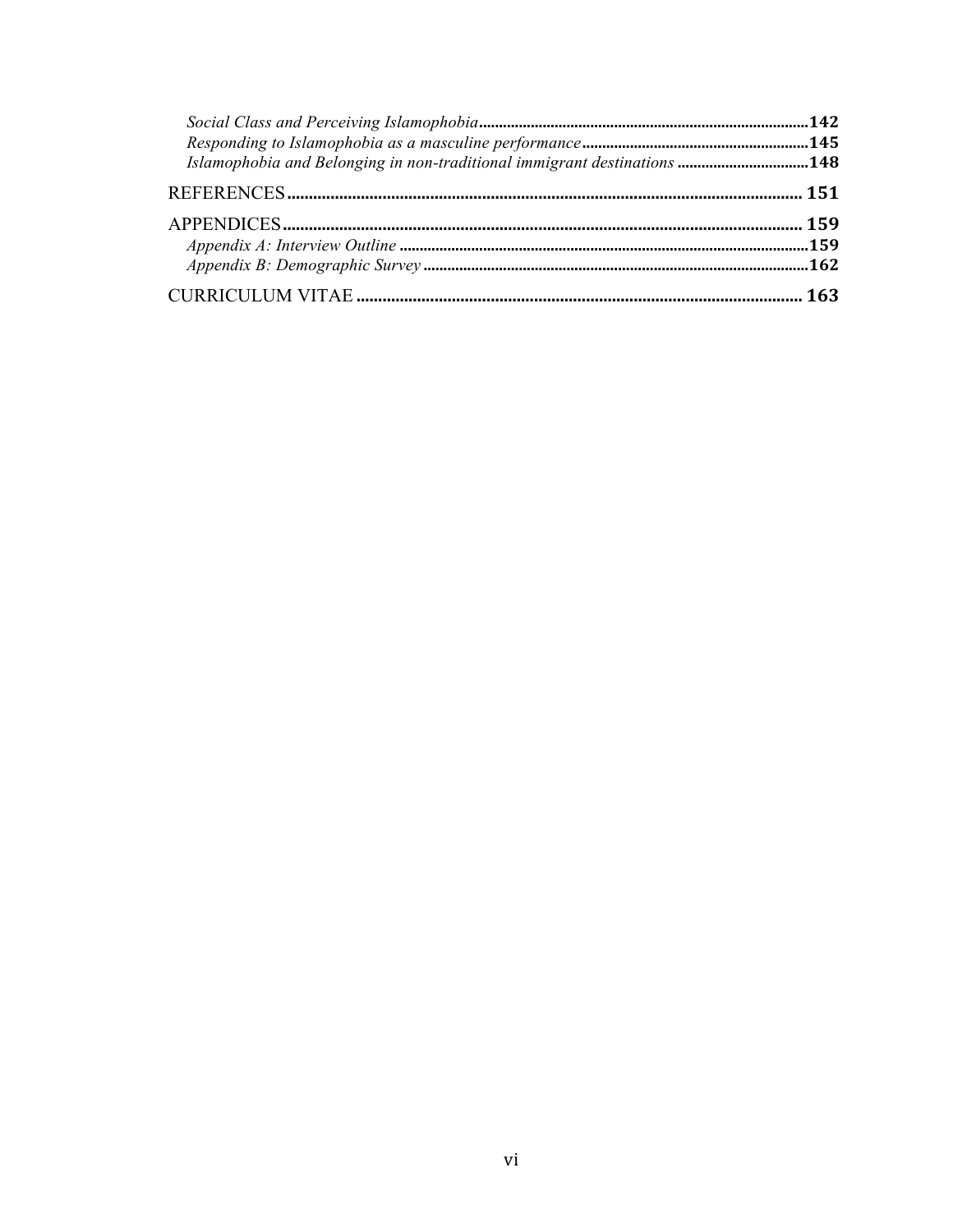*Social Class and Perceiving Islamophobia* ..... 142
*Responding to Islamophobia as a masculine performance* ..... 145
*Islamophobia and Belonging in non-traditional immigrant destinations* ..... 148

REFERENCES ..... 151

APPENDICES ..... 159
*Appendix A: Interview Outline* ..... 159
*Appendix B: Demographic Survey* ..... 162

CURRICULUM VITAE ..... 163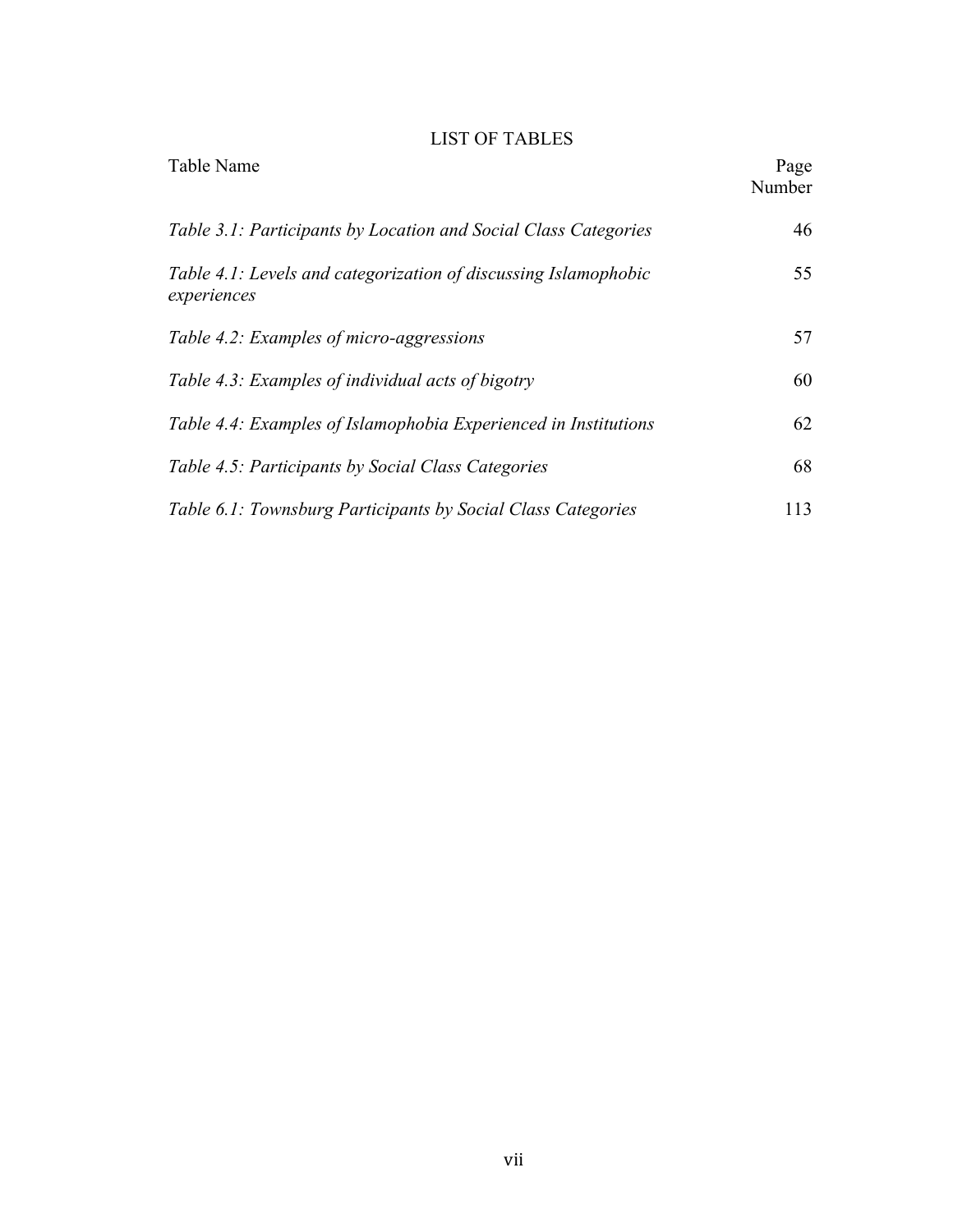# LIST OF TABLES

| Table Name | Page Number |
|---|---|
| *Table 3.1: Participants by Location and Social Class Categories* | 46 |
| *Table 4.1: Levels and categorization of discussing Islamophobic experiences* | 55 |
| *Table 4.2: Examples of micro-aggressions* | 57 |
| *Table 4.3: Examples of individual acts of bigotry* | 60 |
| *Table 4.4: Examples of Islamophobia Experienced in Institutions* | 62 |
| *Table 4.5: Participants by Social Class Categories* | 68 |
| *Table 6.1: Townsburg Participants by Social Class Categories* | 113 |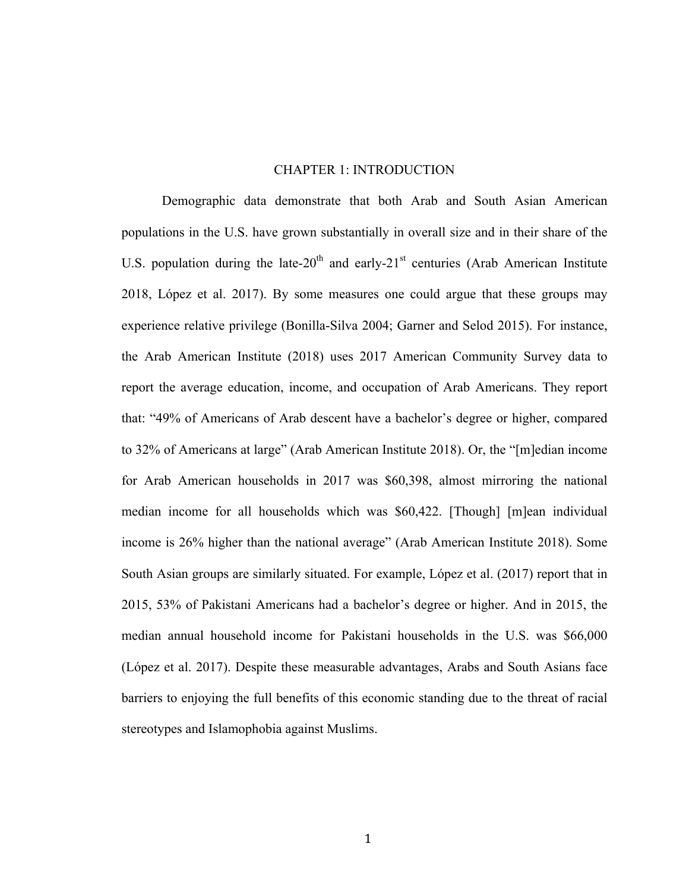# CHAPTER 1: INTRODUCTION

Demographic data demonstrate that both Arab and South Asian American populations in the U.S. have grown substantially in overall size and in their share of the U.S. population during the late-20th and early-21st centuries (Arab American Institute 2018, López et al. 2017). By some measures one could argue that these groups may experience relative privilege (Bonilla-Silva 2004; Garner and Selod 2015). For instance, the Arab American Institute (2018) uses 2017 American Community Survey data to report the average education, income, and occupation of Arab Americans. They report that: "49% of Americans of Arab descent have a bachelor's degree or higher, compared to 32% of Americans at large" (Arab American Institute 2018). Or, the "[m]edian income for Arab American households in 2017 was $60,398, almost mirroring the national median income for all households which was $60,422. [Though] [m]ean individual income is 26% higher than the national average" (Arab American Institute 2018). Some South Asian groups are similarly situated. For example, López et al. (2017) report that in 2015, 53% of Pakistani Americans had a bachelor's degree or higher. And in 2015, the median annual household income for Pakistani households in the U.S. was $66,000 (López et al. 2017). Despite these measurable advantages, Arabs and South Asians face barriers to enjoying the full benefits of this economic standing due to the threat of racial stereotypes and Islamophobia against Muslims.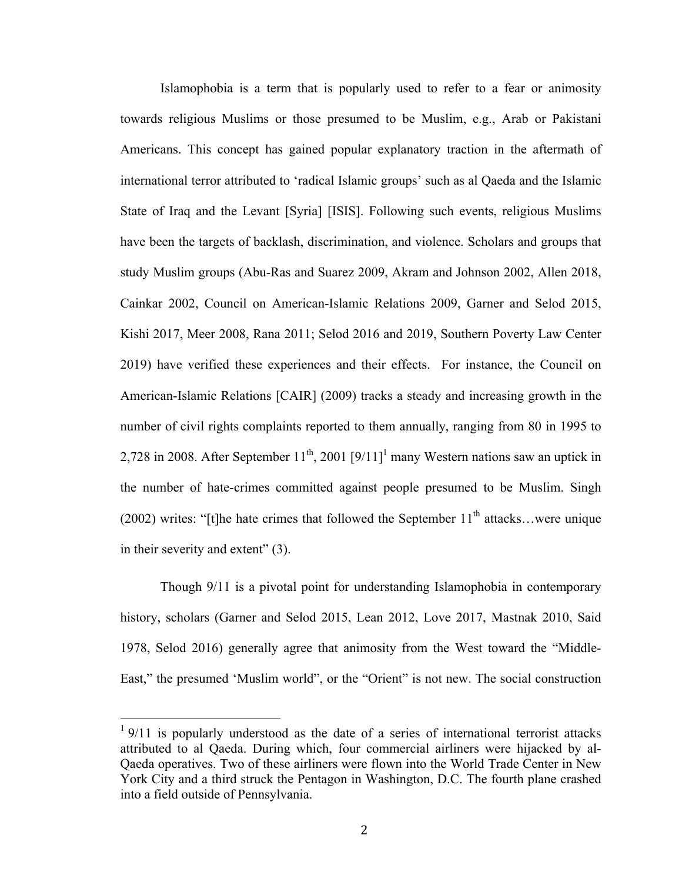Islamophobia is a term that is popularly used to refer to a fear or animosity towards religious Muslims or those presumed to be Muslim, e.g., Arab or Pakistani Americans. This concept has gained popular explanatory traction in the aftermath of international terror attributed to 'radical Islamic groups' such as al Qaeda and the Islamic State of Iraq and the Levant [Syria] [ISIS]. Following such events, religious Muslims have been the targets of backlash, discrimination, and violence. Scholars and groups that study Muslim groups (Abu-Ras and Suarez 2009, Akram and Johnson 2002, Allen 2018, Cainkar 2002, Council on American-Islamic Relations 2009, Garner and Selod 2015, Kishi 2017, Meer 2008, Rana 2011; Selod 2016 and 2019, Southern Poverty Law Center 2019) have verified these experiences and their effects. For instance, the Council on American-Islamic Relations [CAIR] (2009) tracks a steady and increasing growth in the number of civil rights complaints reported to them annually, ranging from 80 in 1995 to 2,728 in 2008. After September 11th, 2001 [9/11][1] many Western nations saw an uptick in the number of hate-crimes committed against people presumed to be Muslim. Singh (2002) writes: "[t]he hate crimes that followed the September 11th attacks…were unique in their severity and extent" (3).

Though 9/11 is a pivotal point for understanding Islamophobia in contemporary history, scholars (Garner and Selod 2015, Lean 2012, Love 2017, Mastnak 2010, Said 1978, Selod 2016) generally agree that animosity from the West toward the "Middle-East," the presumed 'Muslim world", or the "Orient" is not new. The social construction

[1] 9/11 is popularly understood as the date of a series of international terrorist attacks attributed to al Qaeda. During which, four commercial airliners were hijacked by al-Qaeda operatives. Two of these airliners were flown into the World Trade Center in New York City and a third struck the Pentagon in Washington, D.C. The fourth plane crashed into a field outside of Pennsylvania.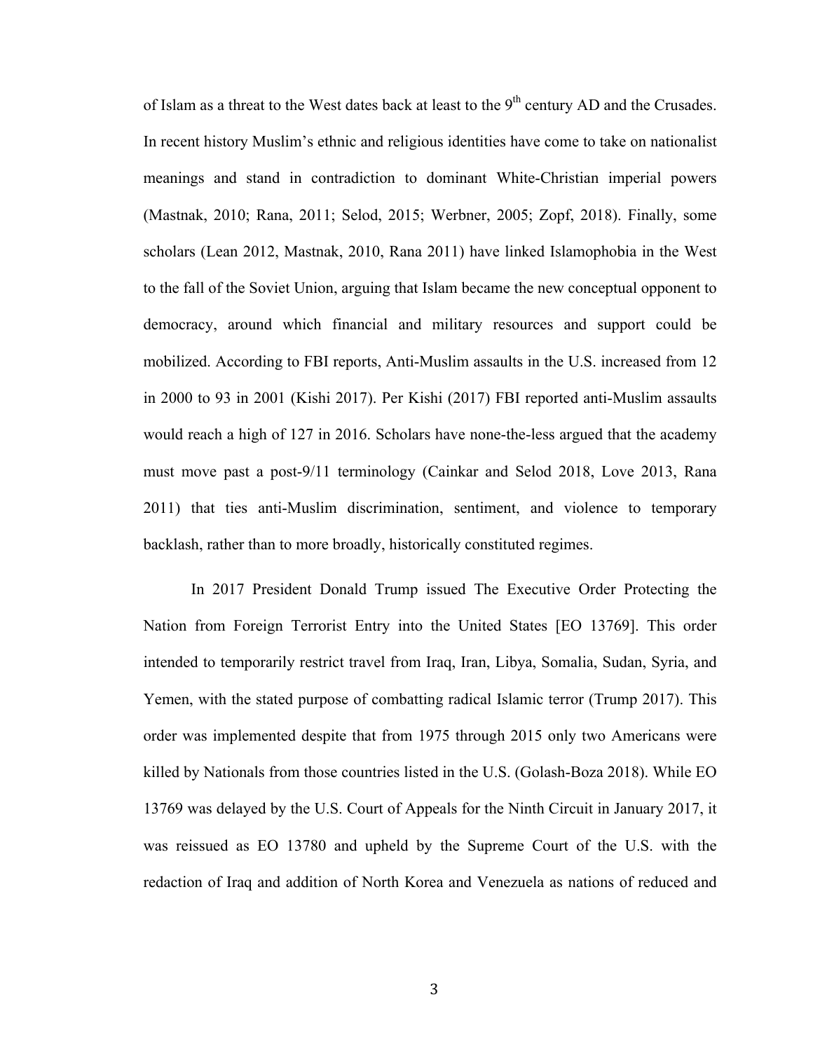of Islam as a threat to the West dates back at least to the 9th century AD and the Crusades. In recent history Muslim's ethnic and religious identities have come to take on nationalist meanings and stand in contradiction to dominant White-Christian imperial powers (Mastnak, 2010; Rana, 2011; Selod, 2015; Werbner, 2005; Zopf, 2018). Finally, some scholars (Lean 2012, Mastnak, 2010, Rana 2011) have linked Islamophobia in the West to the fall of the Soviet Union, arguing that Islam became the new conceptual opponent to democracy, around which financial and military resources and support could be mobilized. According to FBI reports, Anti-Muslim assaults in the U.S. increased from 12 in 2000 to 93 in 2001 (Kishi 2017). Per Kishi (2017) FBI reported anti-Muslim assaults would reach a high of 127 in 2016. Scholars have none-the-less argued that the academy must move past a post-9/11 terminology (Cainkar and Selod 2018, Love 2013, Rana 2011) that ties anti-Muslim discrimination, sentiment, and violence to temporary backlash, rather than to more broadly, historically constituted regimes.

In 2017 President Donald Trump issued The Executive Order Protecting the Nation from Foreign Terrorist Entry into the United States [EO 13769]. This order intended to temporarily restrict travel from Iraq, Iran, Libya, Somalia, Sudan, Syria, and Yemen, with the stated purpose of combatting radical Islamic terror (Trump 2017). This order was implemented despite that from 1975 through 2015 only two Americans were killed by Nationals from those countries listed in the U.S. (Golash-Boza 2018). While EO 13769 was delayed by the U.S. Court of Appeals for the Ninth Circuit in January 2017, it was reissued as EO 13780 and upheld by the Supreme Court of the U.S. with the redaction of Iraq and addition of North Korea and Venezuela as nations of reduced and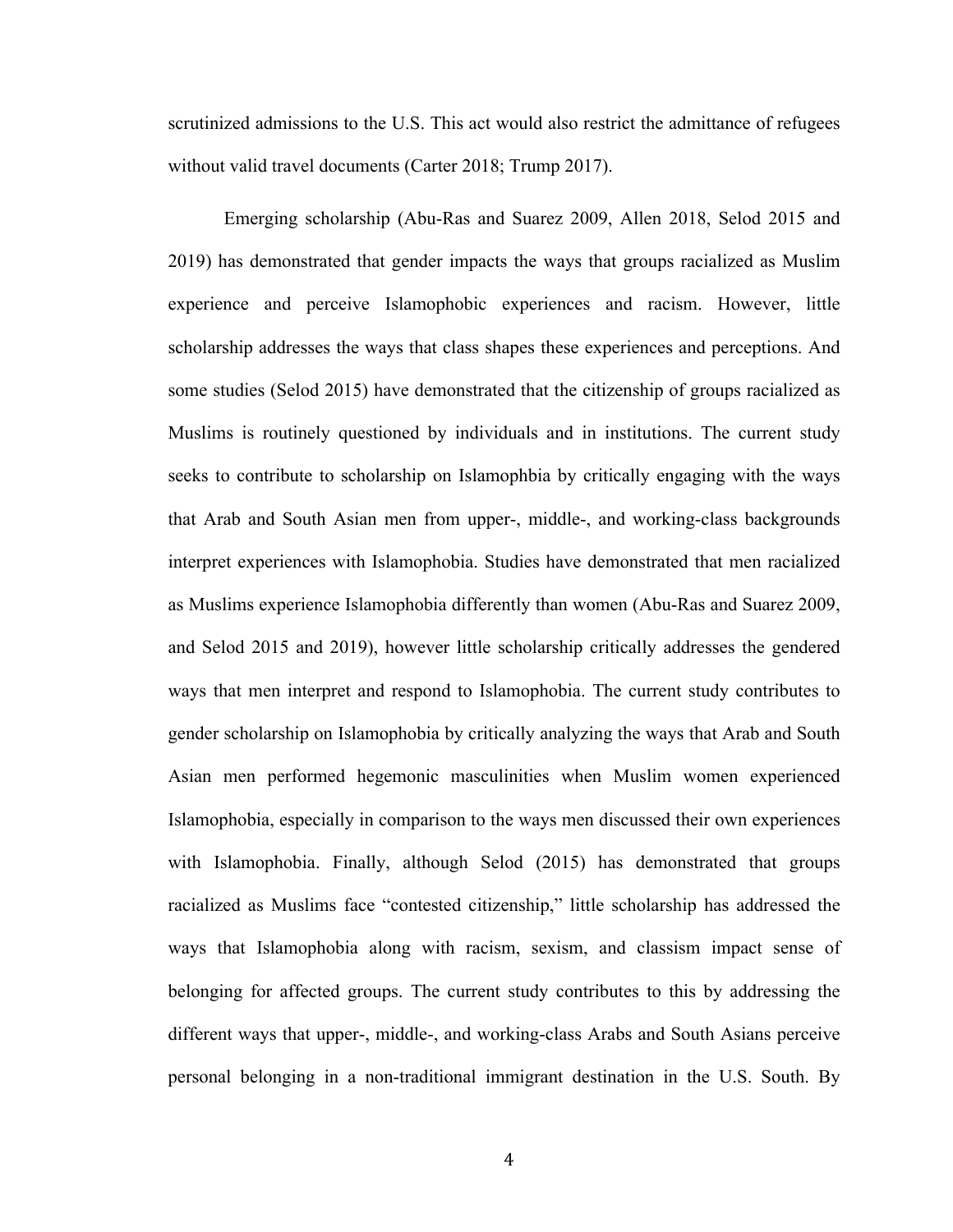scrutinized admissions to the U.S. This act would also restrict the admittance of refugees without valid travel documents (Carter 2018; Trump 2017).

Emerging scholarship (Abu-Ras and Suarez 2009, Allen 2018, Selod 2015 and 2019) has demonstrated that gender impacts the ways that groups racialized as Muslim experience and perceive Islamophobic experiences and racism. However, little scholarship addresses the ways that class shapes these experiences and perceptions. And some studies (Selod 2015) have demonstrated that the citizenship of groups racialized as Muslims is routinely questioned by individuals and in institutions. The current study seeks to contribute to scholarship on Islamophbia by critically engaging with the ways that Arab and South Asian men from upper-, middle-, and working-class backgrounds interpret experiences with Islamophobia. Studies have demonstrated that men racialized as Muslims experience Islamophobia differently than women (Abu-Ras and Suarez 2009, and Selod 2015 and 2019), however little scholarship critically addresses the gendered ways that men interpret and respond to Islamophobia. The current study contributes to gender scholarship on Islamophobia by critically analyzing the ways that Arab and South Asian men performed hegemonic masculinities when Muslim women experienced Islamophobia, especially in comparison to the ways men discussed their own experiences with Islamophobia. Finally, although Selod (2015) has demonstrated that groups racialized as Muslims face "contested citizenship," little scholarship has addressed the ways that Islamophobia along with racism, sexism, and classism impact sense of belonging for affected groups. The current study contributes to this by addressing the different ways that upper-, middle-, and working-class Arabs and South Asians perceive personal belonging in a non-traditional immigrant destination in the U.S. South. By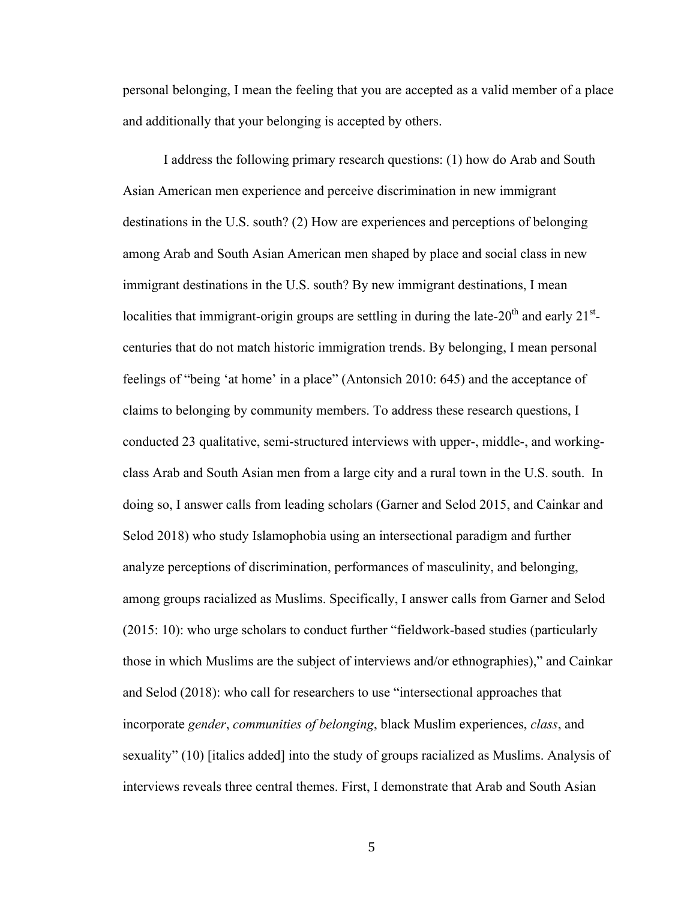personal belonging, I mean the feeling that you are accepted as a valid member of a place and additionally that your belonging is accepted by others.

I address the following primary research questions: (1) how do Arab and South Asian American men experience and perceive discrimination in new immigrant destinations in the U.S. south? (2) How are experiences and perceptions of belonging among Arab and South Asian American men shaped by place and social class in new immigrant destinations in the U.S. south? By new immigrant destinations, I mean localities that immigrant-origin groups are settling in during the late-20th and early 21st-centuries that do not match historic immigration trends. By belonging, I mean personal feelings of "being 'at home' in a place" (Antonsich 2010: 645) and the acceptance of claims to belonging by community members. To address these research questions, I conducted 23 qualitative, semi-structured interviews with upper-, middle-, and working-class Arab and South Asian men from a large city and a rural town in the U.S. south. In doing so, I answer calls from leading scholars (Garner and Selod 2015, and Cainkar and Selod 2018) who study Islamophobia using an intersectional paradigm and further analyze perceptions of discrimination, performances of masculinity, and belonging, among groups racialized as Muslims. Specifically, I answer calls from Garner and Selod (2015: 10): who urge scholars to conduct further "fieldwork-based studies (particularly those in which Muslims are the subject of interviews and/or ethnographies)," and Cainkar and Selod (2018): who call for researchers to use "intersectional approaches that incorporate *gender*, *communities of belonging*, black Muslim experiences, *class*, and sexuality" (10) [italics added] into the study of groups racialized as Muslims. Analysis of interviews reveals three central themes. First, I demonstrate that Arab and South Asian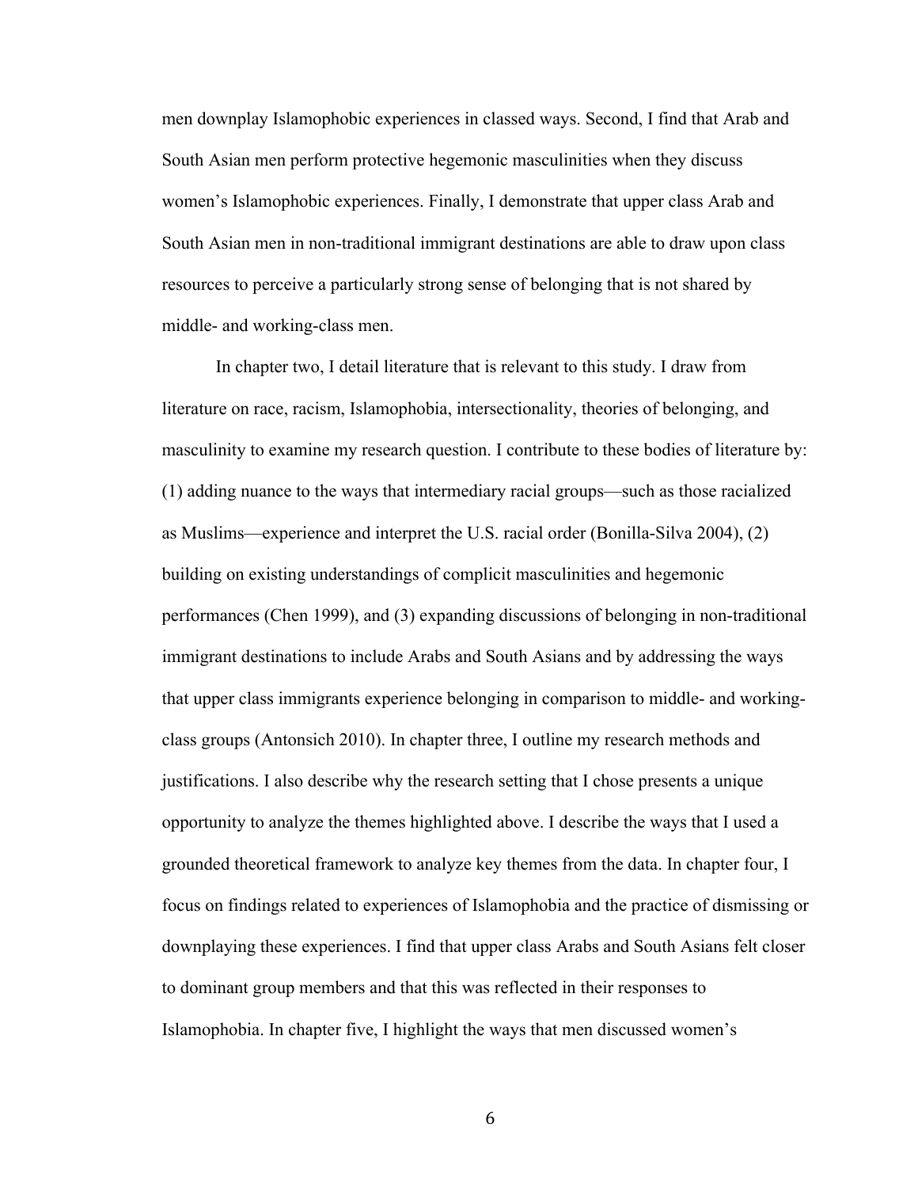men downplay Islamophobic experiences in classed ways. Second, I find that Arab and South Asian men perform protective hegemonic masculinities when they discuss women's Islamophobic experiences. Finally, I demonstrate that upper class Arab and South Asian men in non-traditional immigrant destinations are able to draw upon class resources to perceive a particularly strong sense of belonging that is not shared by middle- and working-class men.

In chapter two, I detail literature that is relevant to this study. I draw from literature on race, racism, Islamophobia, intersectionality, theories of belonging, and masculinity to examine my research question. I contribute to these bodies of literature by: (1) adding nuance to the ways that intermediary racial groups—such as those racialized as Muslims—experience and interpret the U.S. racial order (Bonilla-Silva 2004), (2) building on existing understandings of complicit masculinities and hegemonic performances (Chen 1999), and (3) expanding discussions of belonging in non-traditional immigrant destinations to include Arabs and South Asians and by addressing the ways that upper class immigrants experience belonging in comparison to middle- and working-class groups (Antonsich 2010). In chapter three, I outline my research methods and justifications. I also describe why the research setting that I chose presents a unique opportunity to analyze the themes highlighted above. I describe the ways that I used a grounded theoretical framework to analyze key themes from the data. In chapter four, I focus on findings related to experiences of Islamophobia and the practice of dismissing or downplaying these experiences. I find that upper class Arabs and South Asians felt closer to dominant group members and that this was reflected in their responses to Islamophobia. In chapter five, I highlight the ways that men discussed women's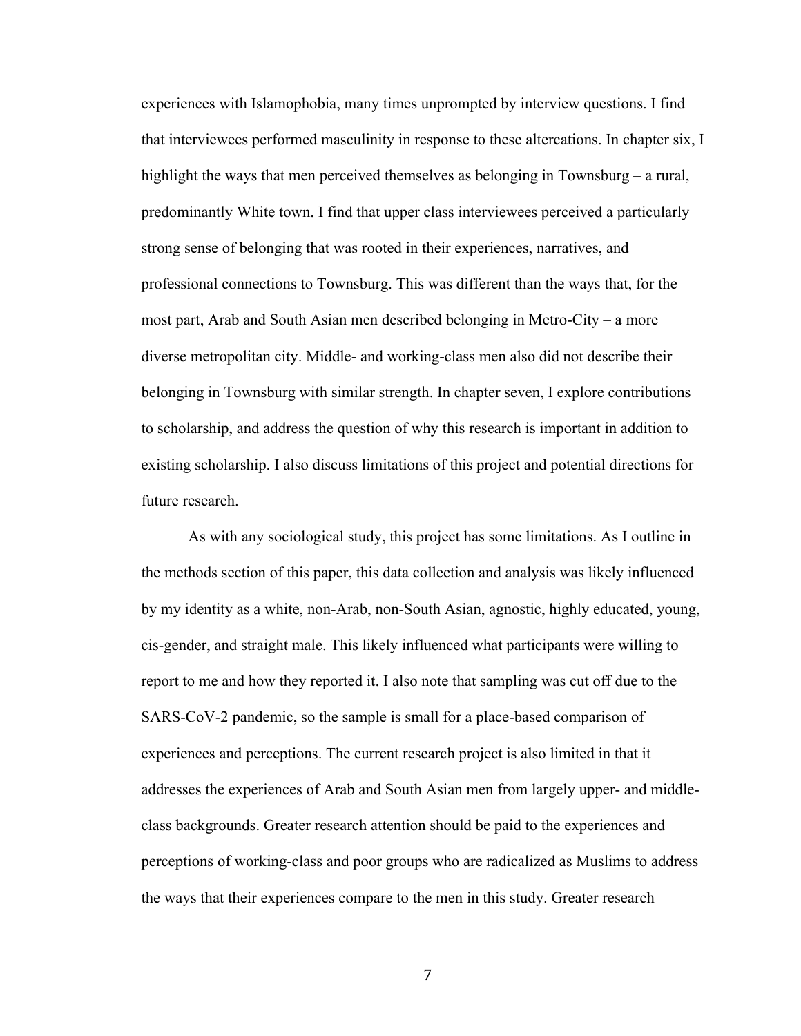experiences with Islamophobia, many times unprompted by interview questions. I find that interviewees performed masculinity in response to these altercations. In chapter six, I highlight the ways that men perceived themselves as belonging in Townsburg – a rural, predominantly White town. I find that upper class interviewees perceived a particularly strong sense of belonging that was rooted in their experiences, narratives, and professional connections to Townsburg. This was different than the ways that, for the most part, Arab and South Asian men described belonging in Metro-City – a more diverse metropolitan city. Middle- and working-class men also did not describe their belonging in Townsburg with similar strength. In chapter seven, I explore contributions to scholarship, and address the question of why this research is important in addition to existing scholarship. I also discuss limitations of this project and potential directions for future research.

As with any sociological study, this project has some limitations. As I outline in the methods section of this paper, this data collection and analysis was likely influenced by my identity as a white, non-Arab, non-South Asian, agnostic, highly educated, young, cis-gender, and straight male. This likely influenced what participants were willing to report to me and how they reported it. I also note that sampling was cut off due to the SARS-CoV-2 pandemic, so the sample is small for a place-based comparison of experiences and perceptions. The current research project is also limited in that it addresses the experiences of Arab and South Asian men from largely upper- and middle-class backgrounds. Greater research attention should be paid to the experiences and perceptions of working-class and poor groups who are radicalized as Muslims to address the ways that their experiences compare to the men in this study. Greater research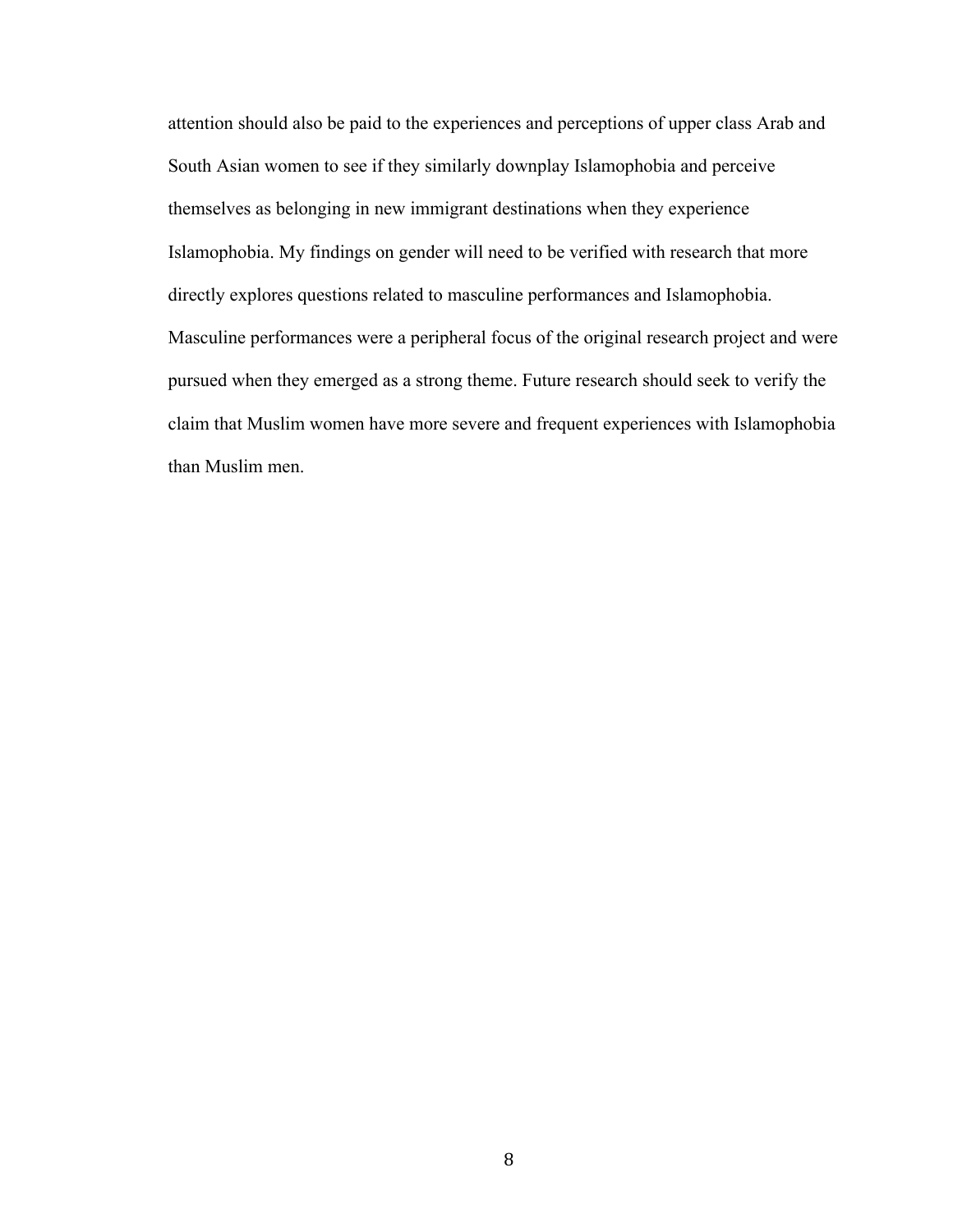attention should also be paid to the experiences and perceptions of upper class Arab and South Asian women to see if they similarly downplay Islamophobia and perceive themselves as belonging in new immigrant destinations when they experience Islamophobia. My findings on gender will need to be verified with research that more directly explores questions related to masculine performances and Islamophobia. Masculine performances were a peripheral focus of the original research project and were pursued when they emerged as a strong theme. Future research should seek to verify the claim that Muslim women have more severe and frequent experiences with Islamophobia than Muslim men.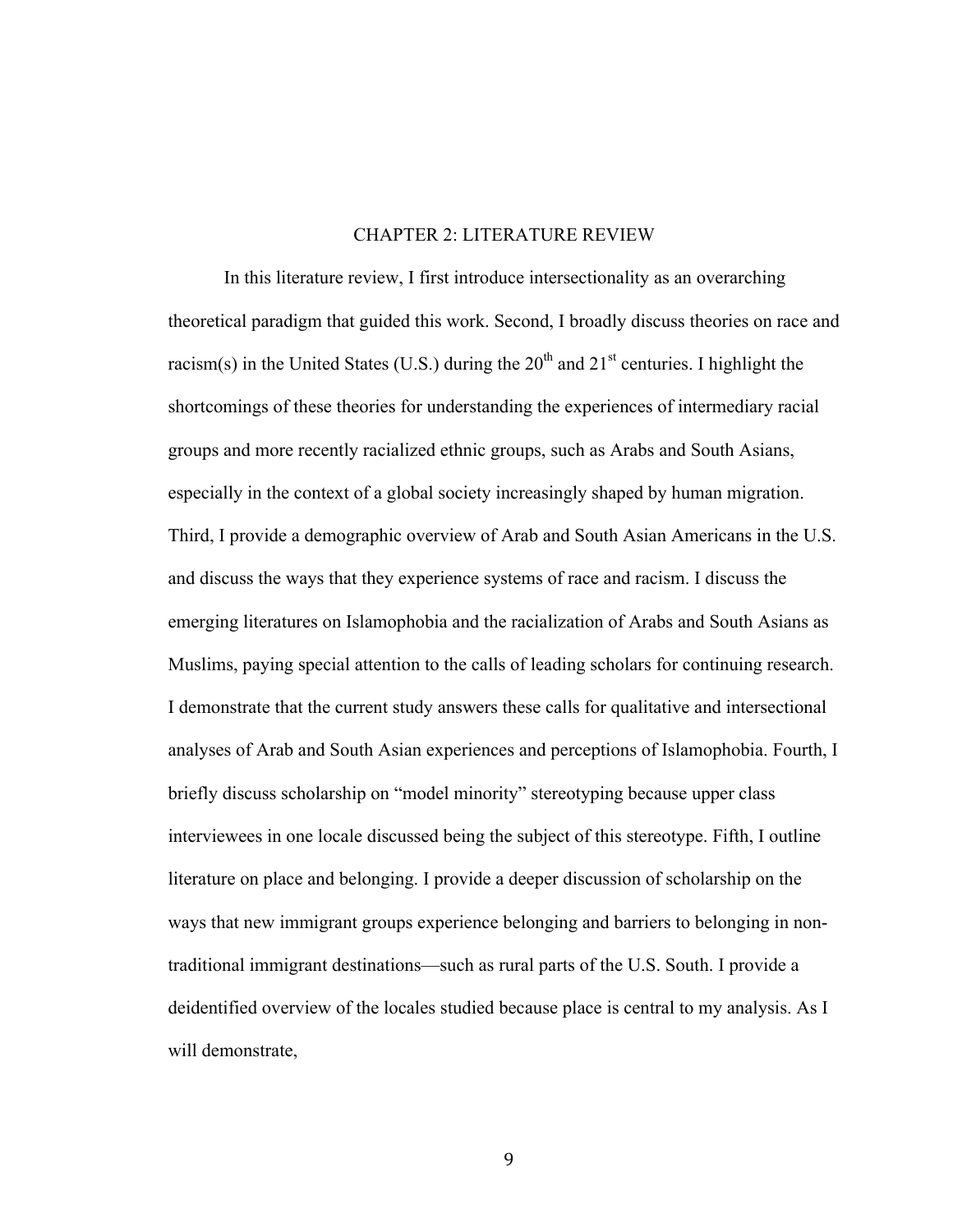# CHAPTER 2: LITERATURE REVIEW

In this literature review, I first introduce intersectionality as an overarching theoretical paradigm that guided this work. Second, I broadly discuss theories on race and racism(s) in the United States (U.S.) during the 20th and 21st centuries. I highlight the shortcomings of these theories for understanding the experiences of intermediary racial groups and more recently racialized ethnic groups, such as Arabs and South Asians, especially in the context of a global society increasingly shaped by human migration. Third, I provide a demographic overview of Arab and South Asian Americans in the U.S. and discuss the ways that they experience systems of race and racism. I discuss the emerging literatures on Islamophobia and the racialization of Arabs and South Asians as Muslims, paying special attention to the calls of leading scholars for continuing research. I demonstrate that the current study answers these calls for qualitative and intersectional analyses of Arab and South Asian experiences and perceptions of Islamophobia. Fourth, I briefly discuss scholarship on "model minority" stereotyping because upper class interviewees in one locale discussed being the subject of this stereotype. Fifth, I outline literature on place and belonging. I provide a deeper discussion of scholarship on the ways that new immigrant groups experience belonging and barriers to belonging in non-traditional immigrant destinations—such as rural parts of the U.S. South. I provide a deidentified overview of the locales studied because place is central to my analysis. As I will demonstrate,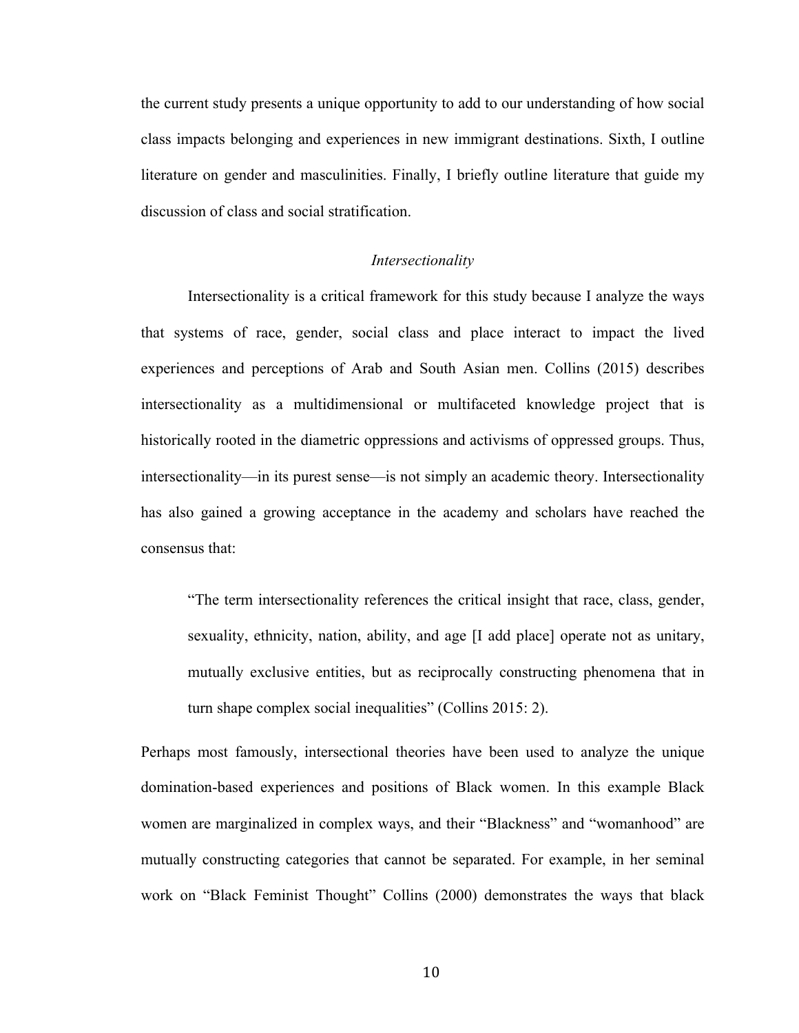the current study presents a unique opportunity to add to our understanding of how social class impacts belonging and experiences in new immigrant destinations. Sixth, I outline literature on gender and masculinities. Finally, I briefly outline literature that guide my discussion of class and social stratification.

### *Intersectionality*

Intersectionality is a critical framework for this study because I analyze the ways that systems of race, gender, social class and place interact to impact the lived experiences and perceptions of Arab and South Asian men. Collins (2015) describes intersectionality as a multidimensional or multifaceted knowledge project that is historically rooted in the diametric oppressions and activisms of oppressed groups. Thus, intersectionality—in its purest sense—is not simply an academic theory. Intersectionality has also gained a growing acceptance in the academy and scholars have reached the consensus that:

> "The term intersectionality references the critical insight that race, class, gender, sexuality, ethnicity, nation, ability, and age [I add place] operate not as unitary, mutually exclusive entities, but as reciprocally constructing phenomena that in turn shape complex social inequalities" (Collins 2015: 2).

Perhaps most famously, intersectional theories have been used to analyze the unique domination-based experiences and positions of Black women. In this example Black women are marginalized in complex ways, and their "Blackness" and "womanhood" are mutually constructing categories that cannot be separated. For example, in her seminal work on "Black Feminist Thought" Collins (2000) demonstrates the ways that black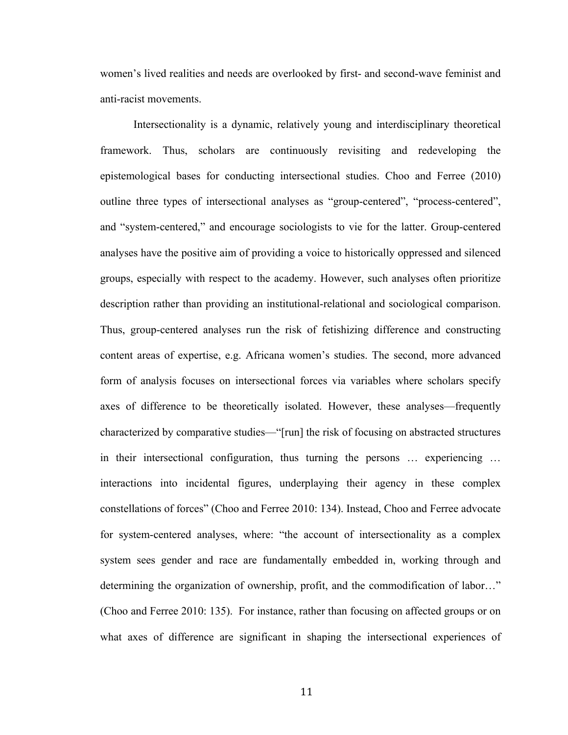women's lived realities and needs are overlooked by first- and second-wave feminist and anti-racist movements.

Intersectionality is a dynamic, relatively young and interdisciplinary theoretical framework. Thus, scholars are continuously revisiting and redeveloping the epistemological bases for conducting intersectional studies. Choo and Ferree (2010) outline three types of intersectional analyses as "group-centered", "process-centered", and "system-centered," and encourage sociologists to vie for the latter. Group-centered analyses have the positive aim of providing a voice to historically oppressed and silenced groups, especially with respect to the academy. However, such analyses often prioritize description rather than providing an institutional-relational and sociological comparison. Thus, group-centered analyses run the risk of fetishizing difference and constructing content areas of expertise, e.g. Africana women's studies. The second, more advanced form of analysis focuses on intersectional forces via variables where scholars specify axes of difference to be theoretically isolated. However, these analyses—frequently characterized by comparative studies—"[run] the risk of focusing on abstracted structures in their intersectional configuration, thus turning the persons … experiencing … interactions into incidental figures, underplaying their agency in these complex constellations of forces" (Choo and Ferree 2010: 134). Instead, Choo and Ferree advocate for system-centered analyses, where: "the account of intersectionality as a complex system sees gender and race are fundamentally embedded in, working through and determining the organization of ownership, profit, and the commodification of labor…" (Choo and Ferree 2010: 135). For instance, rather than focusing on affected groups or on what axes of difference are significant in shaping the intersectional experiences of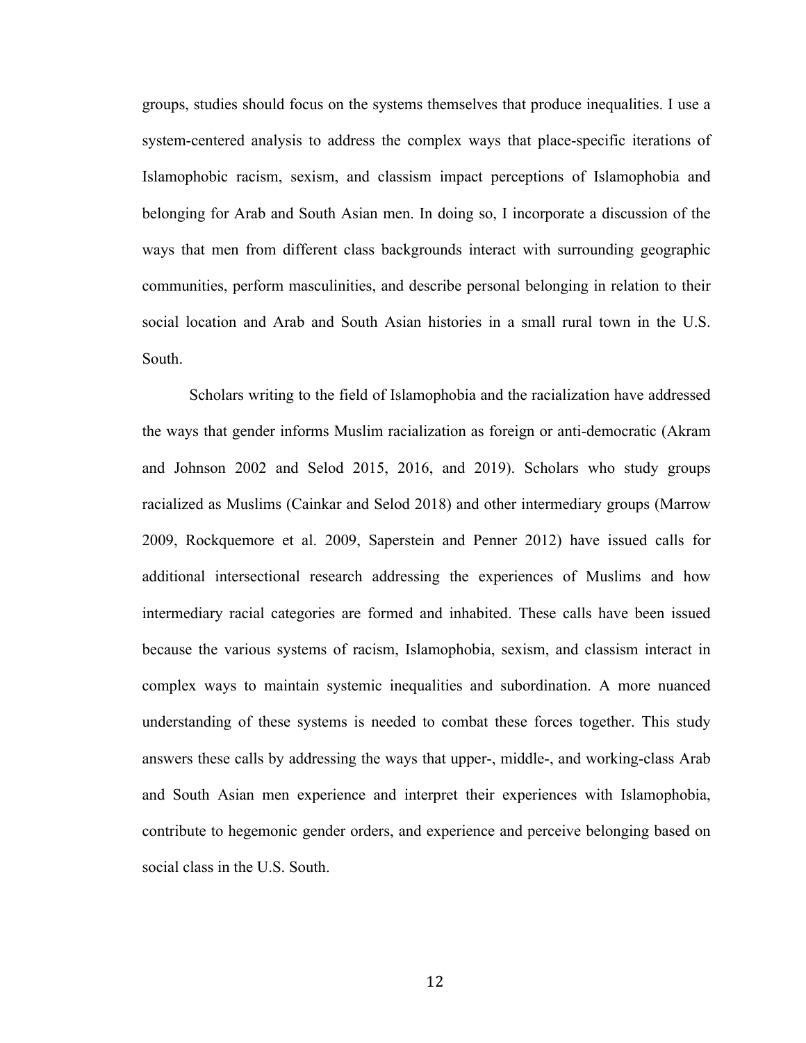groups, studies should focus on the systems themselves that produce inequalities. I use a system-centered analysis to address the complex ways that place-specific iterations of Islamophobic racism, sexism, and classism impact perceptions of Islamophobia and belonging for Arab and South Asian men. In doing so, I incorporate a discussion of the ways that men from different class backgrounds interact with surrounding geographic communities, perform masculinities, and describe personal belonging in relation to their social location and Arab and South Asian histories in a small rural town in the U.S. South.

Scholars writing to the field of Islamophobia and the racialization have addressed the ways that gender informs Muslim racialization as foreign or anti-democratic (Akram and Johnson 2002 and Selod 2015, 2016, and 2019). Scholars who study groups racialized as Muslims (Cainkar and Selod 2018) and other intermediary groups (Marrow 2009, Rockquemore et al. 2009, Saperstein and Penner 2012) have issued calls for additional intersectional research addressing the experiences of Muslims and how intermediary racial categories are formed and inhabited. These calls have been issued because the various systems of racism, Islamophobia, sexism, and classism interact in complex ways to maintain systemic inequalities and subordination. A more nuanced understanding of these systems is needed to combat these forces together. This study answers these calls by addressing the ways that upper-, middle-, and working-class Arab and South Asian men experience and interpret their experiences with Islamophobia, contribute to hegemonic gender orders, and experience and perceive belonging based on social class in the U.S. South.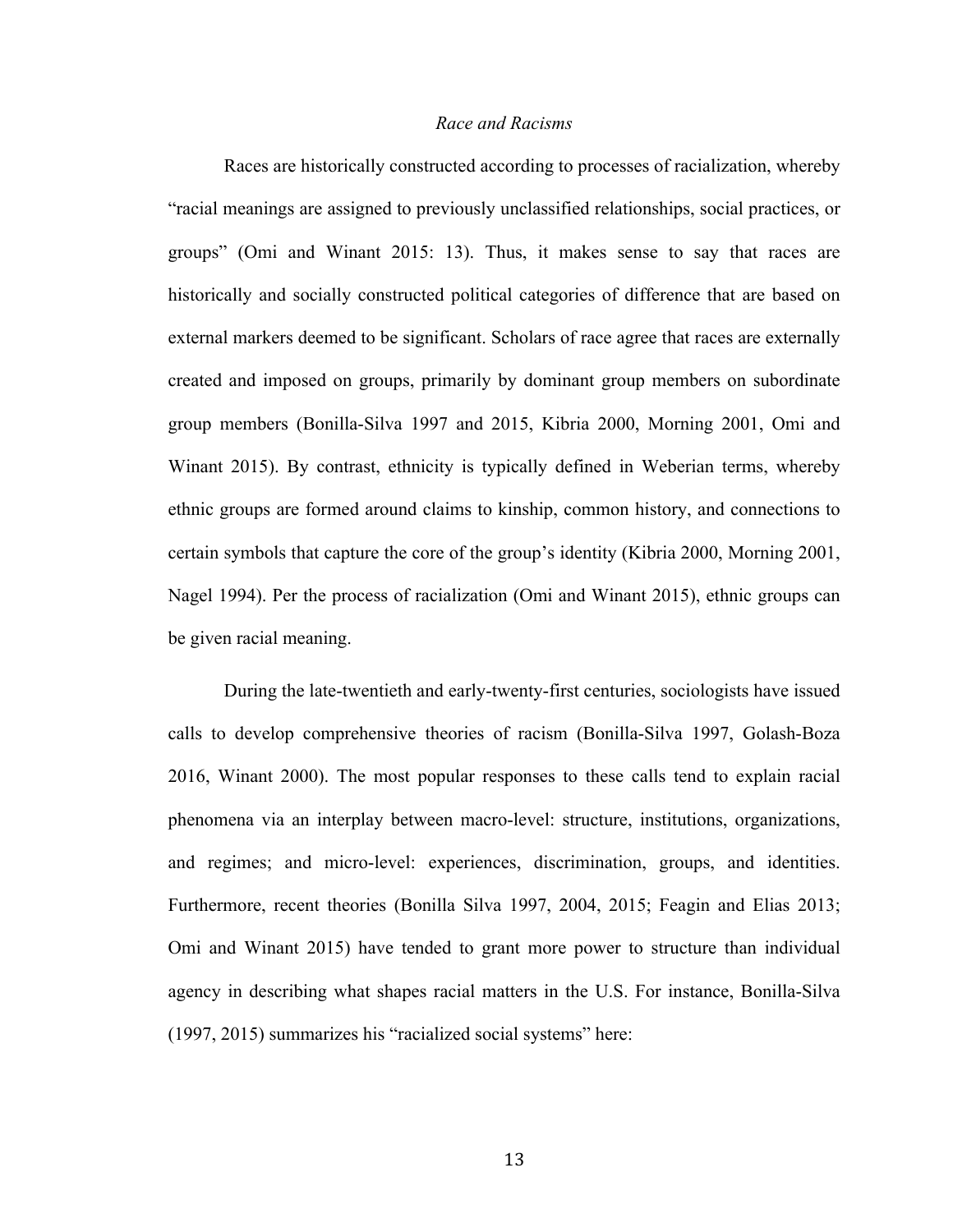*Race and Racisms*

Races are historically constructed according to processes of racialization, whereby "racial meanings are assigned to previously unclassified relationships, social practices, or groups" (Omi and Winant 2015: 13). Thus, it makes sense to say that races are historically and socially constructed political categories of difference that are based on external markers deemed to be significant. Scholars of race agree that races are externally created and imposed on groups, primarily by dominant group members on subordinate group members (Bonilla-Silva 1997 and 2015, Kibria 2000, Morning 2001, Omi and Winant 2015). By contrast, ethnicity is typically defined in Weberian terms, whereby ethnic groups are formed around claims to kinship, common history, and connections to certain symbols that capture the core of the group's identity (Kibria 2000, Morning 2001, Nagel 1994). Per the process of racialization (Omi and Winant 2015), ethnic groups can be given racial meaning.

During the late-twentieth and early-twenty-first centuries, sociologists have issued calls to develop comprehensive theories of racism (Bonilla-Silva 1997, Golash-Boza 2016, Winant 2000). The most popular responses to these calls tend to explain racial phenomena via an interplay between macro-level: structure, institutions, organizations, and regimes; and micro-level: experiences, discrimination, groups, and identities. Furthermore, recent theories (Bonilla Silva 1997, 2004, 2015; Feagin and Elias 2013; Omi and Winant 2015) have tended to grant more power to structure than individual agency in describing what shapes racial matters in the U.S. For instance, Bonilla-Silva (1997, 2015) summarizes his "racialized social systems" here: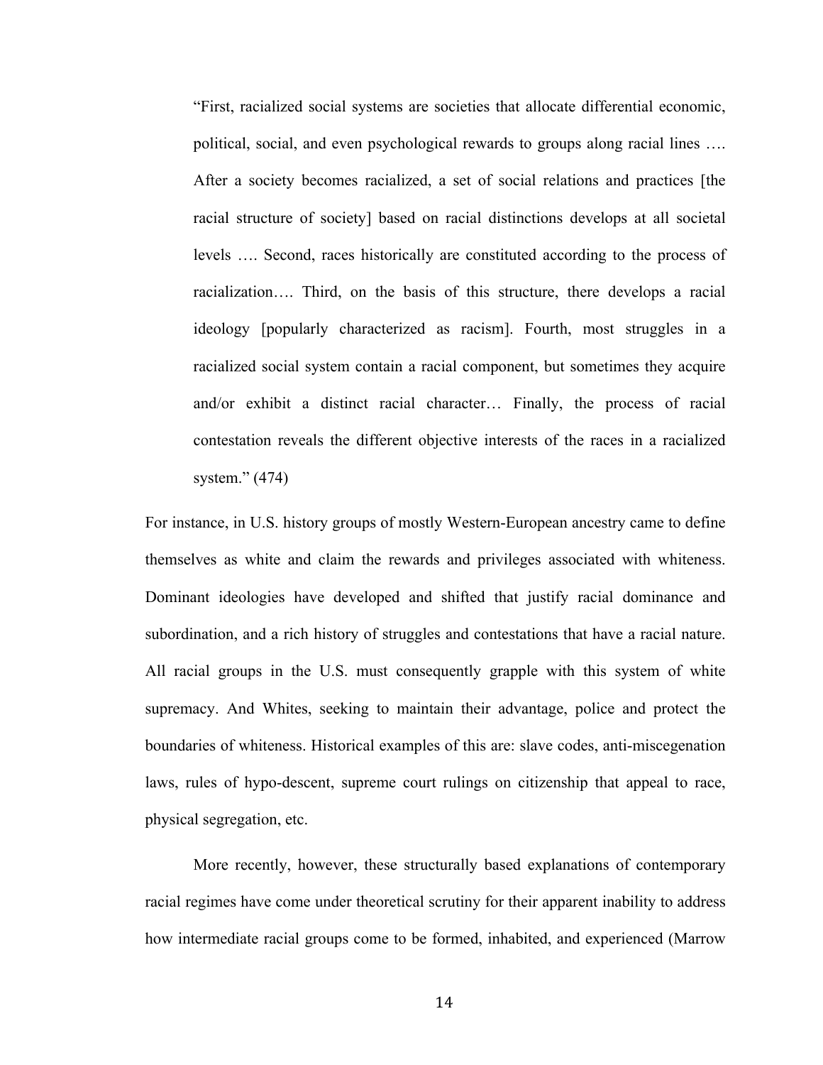> "First, racialized social systems are societies that allocate differential economic, political, social, and even psychological rewards to groups along racial lines …. After a society becomes racialized, a set of social relations and practices [the racial structure of society] based on racial distinctions develops at all societal levels …. Second, races historically are constituted according to the process of racialization…. Third, on the basis of this structure, there develops a racial ideology [popularly characterized as racism]. Fourth, most struggles in a racialized social system contain a racial component, but sometimes they acquire and/or exhibit a distinct racial character… Finally, the process of racial contestation reveals the different objective interests of the races in a racialized system." (474)

For instance, in U.S. history groups of mostly Western-European ancestry came to define themselves as white and claim the rewards and privileges associated with whiteness. Dominant ideologies have developed and shifted that justify racial dominance and subordination, and a rich history of struggles and contestations that have a racial nature. All racial groups in the U.S. must consequently grapple with this system of white supremacy. And Whites, seeking to maintain their advantage, police and protect the boundaries of whiteness. Historical examples of this are: slave codes, anti-miscegenation laws, rules of hypo-descent, supreme court rulings on citizenship that appeal to race, physical segregation, etc.

More recently, however, these structurally based explanations of contemporary racial regimes have come under theoretical scrutiny for their apparent inability to address how intermediate racial groups come to be formed, inhabited, and experienced (Marrow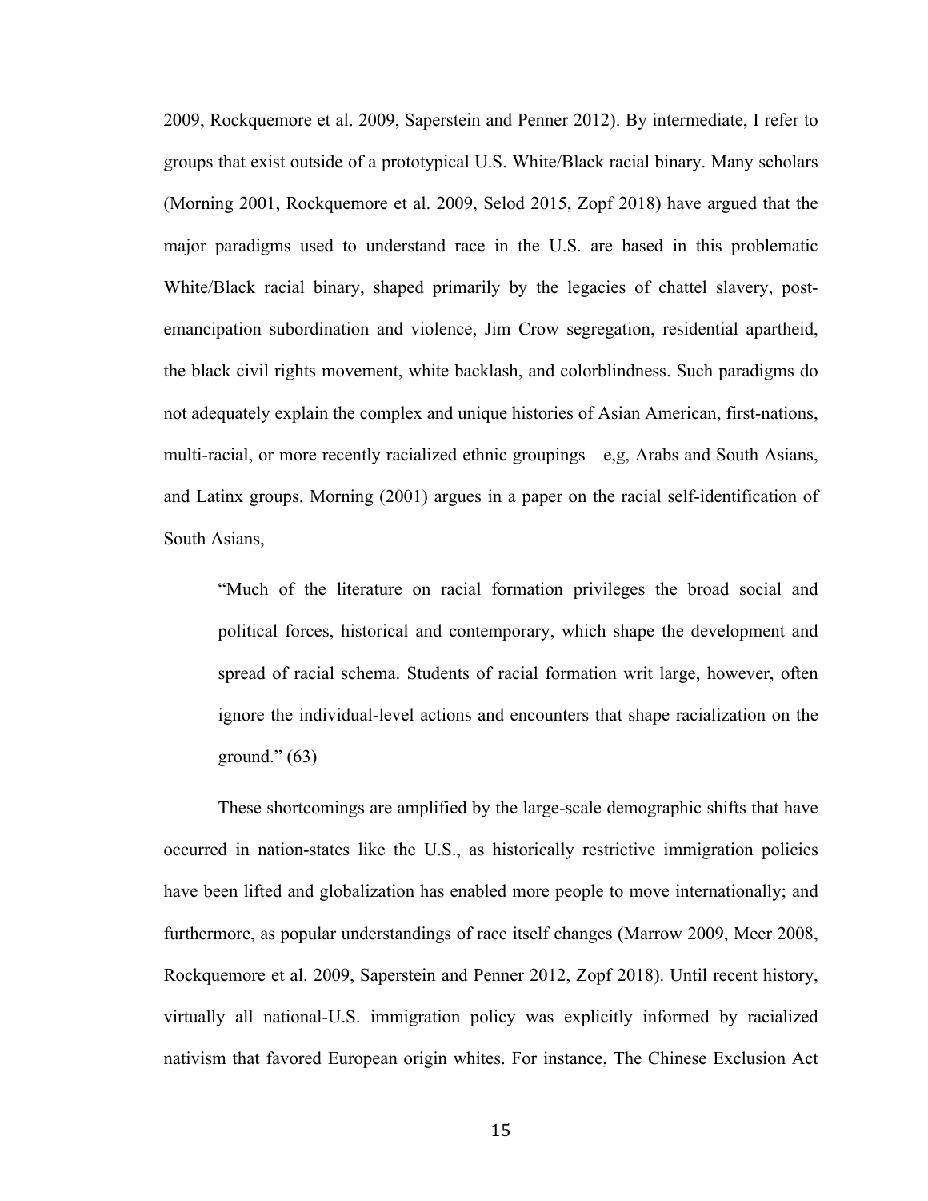2009, Rockquemore et al. 2009, Saperstein and Penner 2012). By intermediate, I refer to groups that exist outside of a prototypical U.S. White/Black racial binary. Many scholars (Morning 2001, Rockquemore et al. 2009, Selod 2015, Zopf 2018) have argued that the major paradigms used to understand race in the U.S. are based in this problematic White/Black racial binary, shaped primarily by the legacies of chattel slavery, post-emancipation subordination and violence, Jim Crow segregation, residential apartheid, the black civil rights movement, white backlash, and colorblindness. Such paradigms do not adequately explain the complex and unique histories of Asian American, first-nations, multi-racial, or more recently racialized ethnic groupings—e,g, Arabs and South Asians, and Latinx groups. Morning (2001) argues in a paper on the racial self-identification of South Asians,

> "Much of the literature on racial formation privileges the broad social and political forces, historical and contemporary, which shape the development and spread of racial schema. Students of racial formation writ large, however, often ignore the individual-level actions and encounters that shape racialization on the ground." (63)

These shortcomings are amplified by the large-scale demographic shifts that have occurred in nation-states like the U.S., as historically restrictive immigration policies have been lifted and globalization has enabled more people to move internationally; and furthermore, as popular understandings of race itself changes (Marrow 2009, Meer 2008, Rockquemore et al. 2009, Saperstein and Penner 2012, Zopf 2018). Until recent history, virtually all national-U.S. immigration policy was explicitly informed by racialized nativism that favored European origin whites. For instance, The Chinese Exclusion Act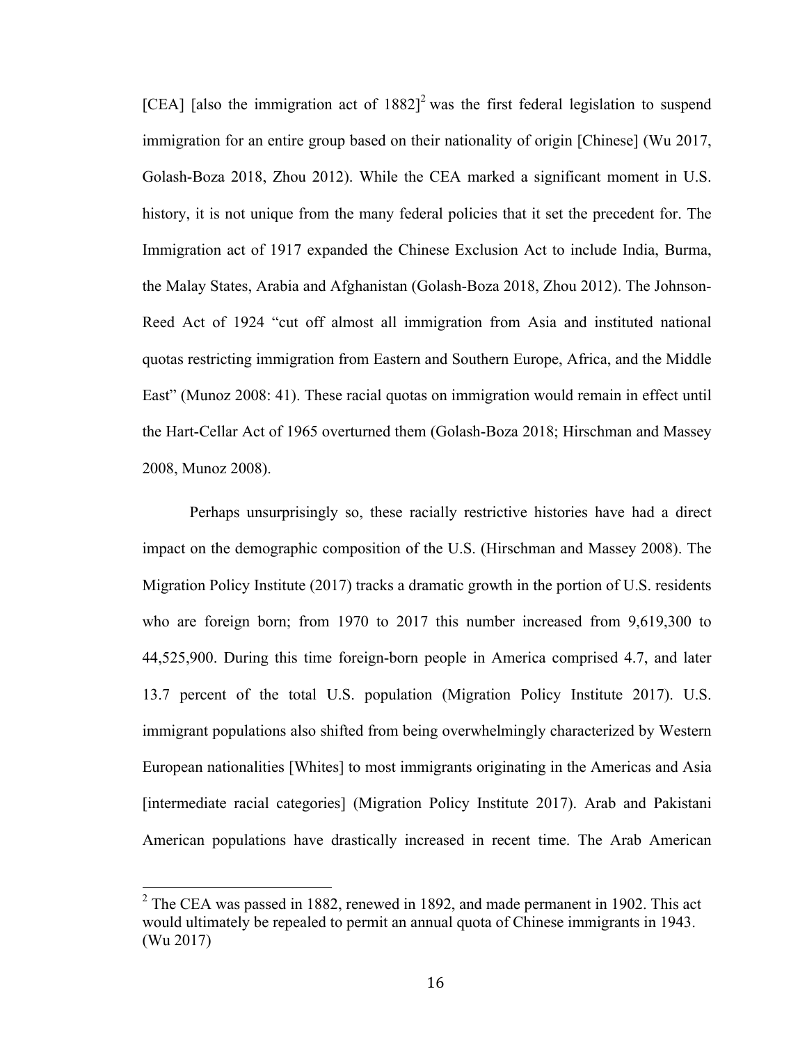[CEA] [also the immigration act of 1882][2] was the first federal legislation to suspend immigration for an entire group based on their nationality of origin [Chinese] (Wu 2017, Golash-Boza 2018, Zhou 2012). While the CEA marked a significant moment in U.S. history, it is not unique from the many federal policies that it set the precedent for. The Immigration act of 1917 expanded the Chinese Exclusion Act to include India, Burma, the Malay States, Arabia and Afghanistan (Golash-Boza 2018, Zhou 2012). The Johnson-Reed Act of 1924 "cut off almost all immigration from Asia and instituted national quotas restricting immigration from Eastern and Southern Europe, Africa, and the Middle East" (Munoz 2008: 41). These racial quotas on immigration would remain in effect until the Hart-Cellar Act of 1965 overturned them (Golash-Boza 2018; Hirschman and Massey 2008, Munoz 2008).

Perhaps unsurprisingly so, these racially restrictive histories have had a direct impact on the demographic composition of the U.S. (Hirschman and Massey 2008). The Migration Policy Institute (2017) tracks a dramatic growth in the portion of U.S. residents who are foreign born; from 1970 to 2017 this number increased from 9,619,300 to 44,525,900. During this time foreign-born people in America comprised 4.7, and later 13.7 percent of the total U.S. population (Migration Policy Institute 2017). U.S. immigrant populations also shifted from being overwhelmingly characterized by Western European nationalities [Whites] to most immigrants originating in the Americas and Asia [intermediate racial categories] (Migration Policy Institute 2017). Arab and Pakistani American populations have drastically increased in recent time. The Arab American

[2] The CEA was passed in 1882, renewed in 1892, and made permanent in 1902. This act would ultimately be repealed to permit an annual quota of Chinese immigrants in 1943. (Wu 2017)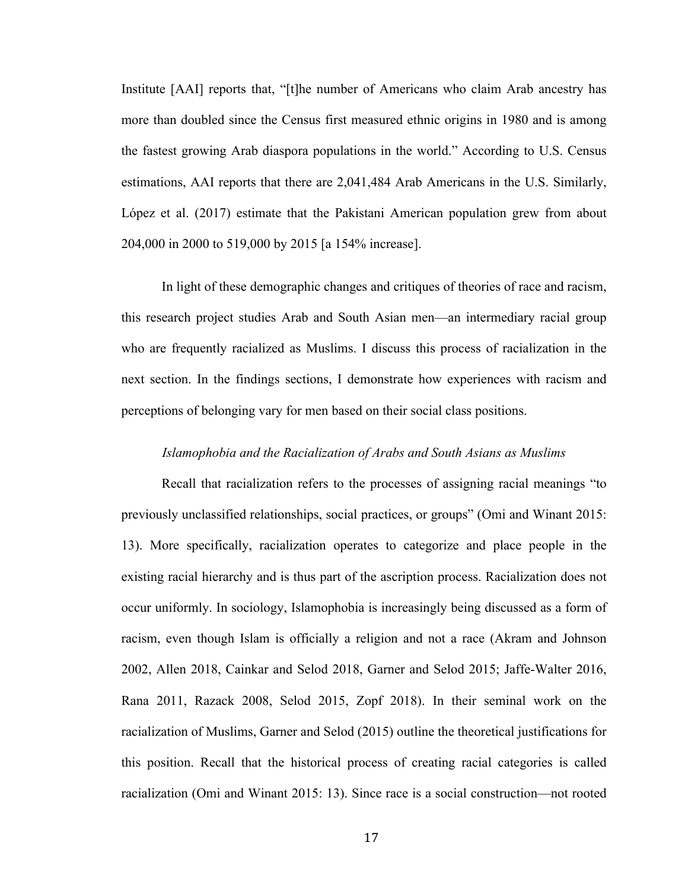Institute [AAI] reports that, "[t]he number of Americans who claim Arab ancestry has more than doubled since the Census first measured ethnic origins in 1980 and is among the fastest growing Arab diaspora populations in the world." According to U.S. Census estimations, AAI reports that there are 2,041,484 Arab Americans in the U.S. Similarly, López et al. (2017) estimate that the Pakistani American population grew from about 204,000 in 2000 to 519,000 by 2015 [a 154% increase].

In light of these demographic changes and critiques of theories of race and racism, this research project studies Arab and South Asian men—an intermediary racial group who are frequently racialized as Muslims. I discuss this process of racialization in the next section. In the findings sections, I demonstrate how experiences with racism and perceptions of belonging vary for men based on their social class positions.

*Islamophobia and the Racialization of Arabs and South Asians as Muslims*

Recall that racialization refers to the processes of assigning racial meanings "to previously unclassified relationships, social practices, or groups" (Omi and Winant 2015: 13). More specifically, racialization operates to categorize and place people in the existing racial hierarchy and is thus part of the ascription process. Racialization does not occur uniformly. In sociology, Islamophobia is increasingly being discussed as a form of racism, even though Islam is officially a religion and not a race (Akram and Johnson 2002, Allen 2018, Cainkar and Selod 2018, Garner and Selod 2015; Jaffe-Walter 2016, Rana 2011, Razack 2008, Selod 2015, Zopf 2018). In their seminal work on the racialization of Muslims, Garner and Selod (2015) outline the theoretical justifications for this position. Recall that the historical process of creating racial categories is called racialization (Omi and Winant 2015: 13). Since race is a social construction—not rooted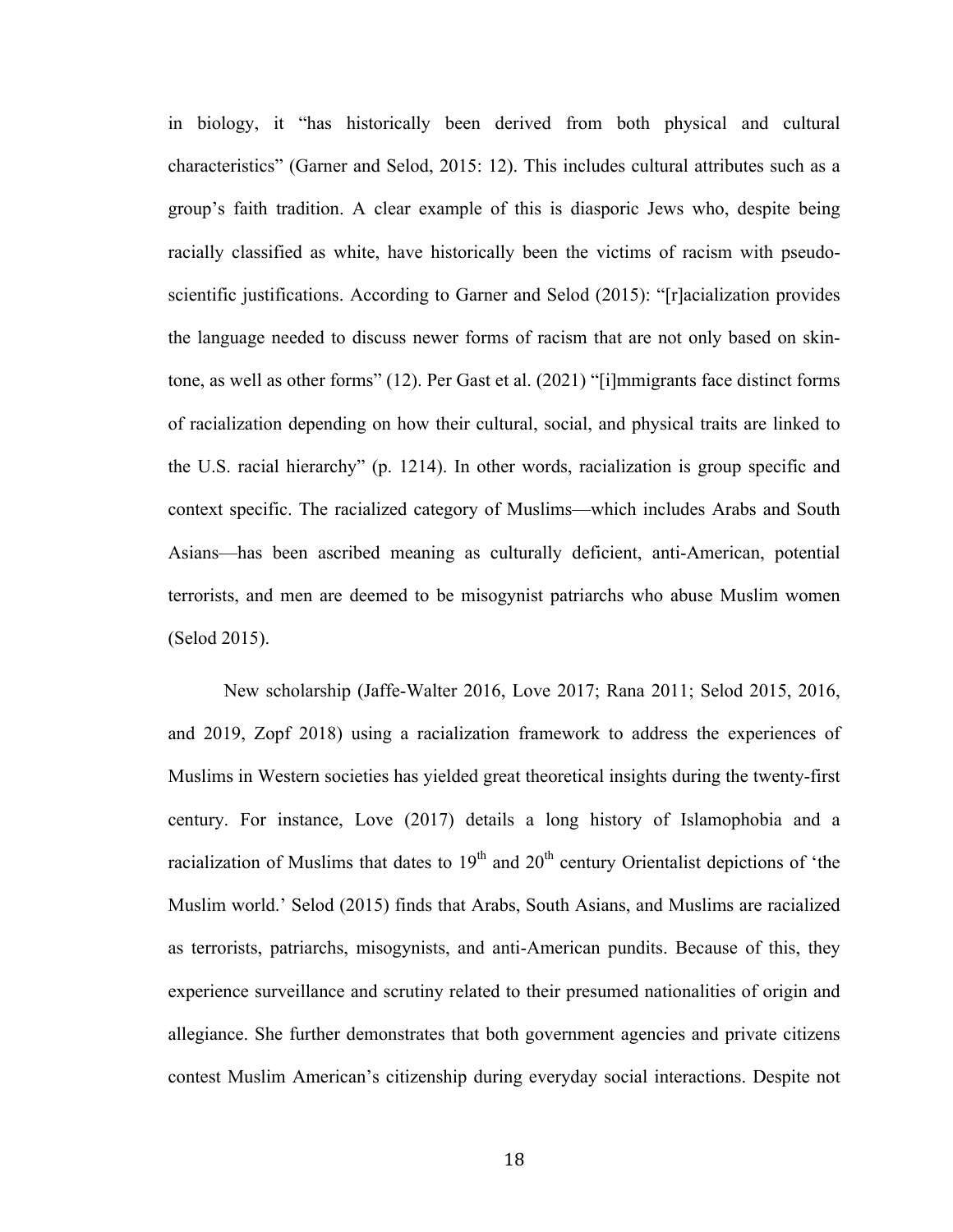in biology, it "has historically been derived from both physical and cultural characteristics" (Garner and Selod, 2015: 12). This includes cultural attributes such as a group's faith tradition. A clear example of this is diasporic Jews who, despite being racially classified as white, have historically been the victims of racism with pseudo-scientific justifications. According to Garner and Selod (2015): "[r]acialization provides the language needed to discuss newer forms of racism that are not only based on skin-tone, as well as other forms" (12). Per Gast et al. (2021) "[i]mmigrants face distinct forms of racialization depending on how their cultural, social, and physical traits are linked to the U.S. racial hierarchy" (p. 1214). In other words, racialization is group specific and context specific. The racialized category of Muslims—which includes Arabs and South Asians—has been ascribed meaning as culturally deficient, anti-American, potential terrorists, and men are deemed to be misogynist patriarchs who abuse Muslim women (Selod 2015).

New scholarship (Jaffe-Walter 2016, Love 2017; Rana 2011; Selod 2015, 2016, and 2019, Zopf 2018) using a racialization framework to address the experiences of Muslims in Western societies has yielded great theoretical insights during the twenty-first century. For instance, Love (2017) details a long history of Islamophobia and a racialization of Muslims that dates to 19th and 20th century Orientalist depictions of 'the Muslim world.' Selod (2015) finds that Arabs, South Asians, and Muslims are racialized as terrorists, patriarchs, misogynists, and anti-American pundits. Because of this, they experience surveillance and scrutiny related to their presumed nationalities of origin and allegiance. She further demonstrates that both government agencies and private citizens contest Muslim American's citizenship during everyday social interactions. Despite not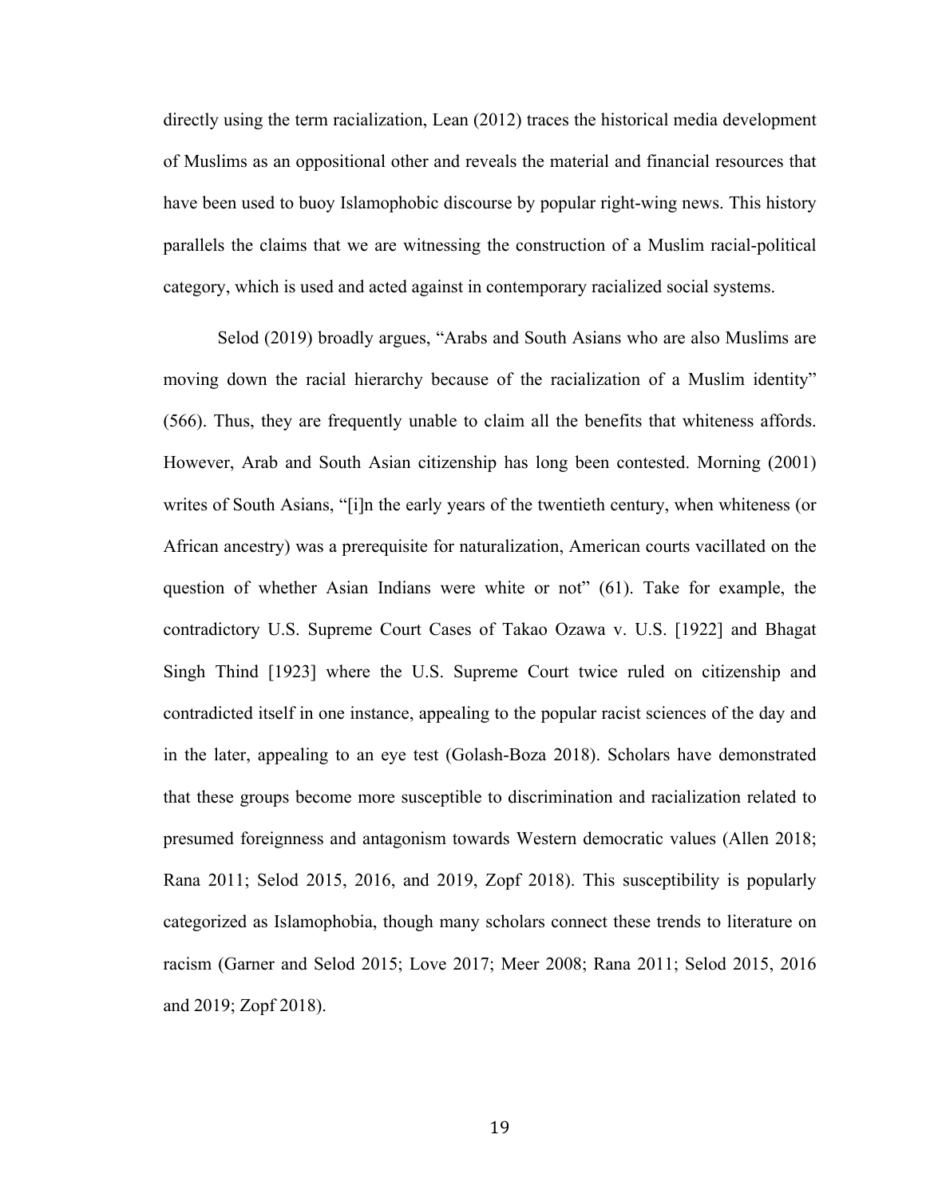directly using the term racialization, Lean (2012) traces the historical media development of Muslims as an oppositional other and reveals the material and financial resources that have been used to buoy Islamophobic discourse by popular right-wing news. This history parallels the claims that we are witnessing the construction of a Muslim racial-political category, which is used and acted against in contemporary racialized social systems.

Selod (2019) broadly argues, "Arabs and South Asians who are also Muslims are moving down the racial hierarchy because of the racialization of a Muslim identity" (566). Thus, they are frequently unable to claim all the benefits that whiteness affords. However, Arab and South Asian citizenship has long been contested. Morning (2001) writes of South Asians, "[i]n the early years of the twentieth century, when whiteness (or African ancestry) was a prerequisite for naturalization, American courts vacillated on the question of whether Asian Indians were white or not" (61). Take for example, the contradictory U.S. Supreme Court Cases of Takao Ozawa v. U.S. [1922] and Bhagat Singh Thind [1923] where the U.S. Supreme Court twice ruled on citizenship and contradicted itself in one instance, appealing to the popular racist sciences of the day and in the later, appealing to an eye test (Golash-Boza 2018). Scholars have demonstrated that these groups become more susceptible to discrimination and racialization related to presumed foreignness and antagonism towards Western democratic values (Allen 2018; Rana 2011; Selod 2015, 2016, and 2019, Zopf 2018). This susceptibility is popularly categorized as Islamophobia, though many scholars connect these trends to literature on racism (Garner and Selod 2015; Love 2017; Meer 2008; Rana 2011; Selod 2015, 2016 and 2019; Zopf 2018).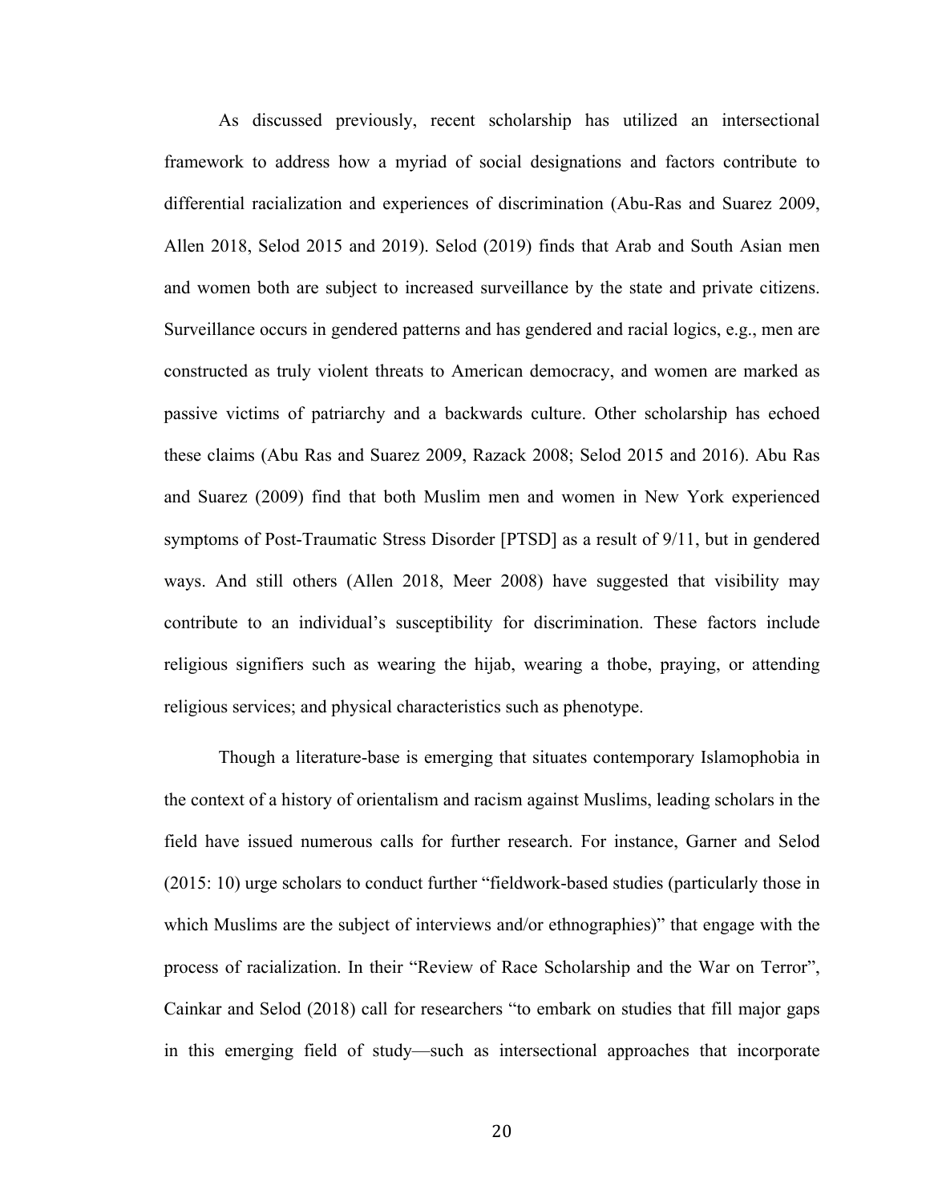As discussed previously, recent scholarship has utilized an intersectional framework to address how a myriad of social designations and factors contribute to differential racialization and experiences of discrimination (Abu-Ras and Suarez 2009, Allen 2018, Selod 2015 and 2019). Selod (2019) finds that Arab and South Asian men and women both are subject to increased surveillance by the state and private citizens. Surveillance occurs in gendered patterns and has gendered and racial logics, e.g., men are constructed as truly violent threats to American democracy, and women are marked as passive victims of patriarchy and a backwards culture. Other scholarship has echoed these claims (Abu Ras and Suarez 2009, Razack 2008; Selod 2015 and 2016). Abu Ras and Suarez (2009) find that both Muslim men and women in New York experienced symptoms of Post-Traumatic Stress Disorder [PTSD] as a result of 9/11, but in gendered ways. And still others (Allen 2018, Meer 2008) have suggested that visibility may contribute to an individual's susceptibility for discrimination. These factors include religious signifiers such as wearing the hijab, wearing a thobe, praying, or attending religious services; and physical characteristics such as phenotype.

Though a literature-base is emerging that situates contemporary Islamophobia in the context of a history of orientalism and racism against Muslims, leading scholars in the field have issued numerous calls for further research. For instance, Garner and Selod (2015: 10) urge scholars to conduct further "fieldwork-based studies (particularly those in which Muslims are the subject of interviews and/or ethnographies)" that engage with the process of racialization. In their "Review of Race Scholarship and the War on Terror", Cainkar and Selod (2018) call for researchers "to embark on studies that fill major gaps in this emerging field of study—such as intersectional approaches that incorporate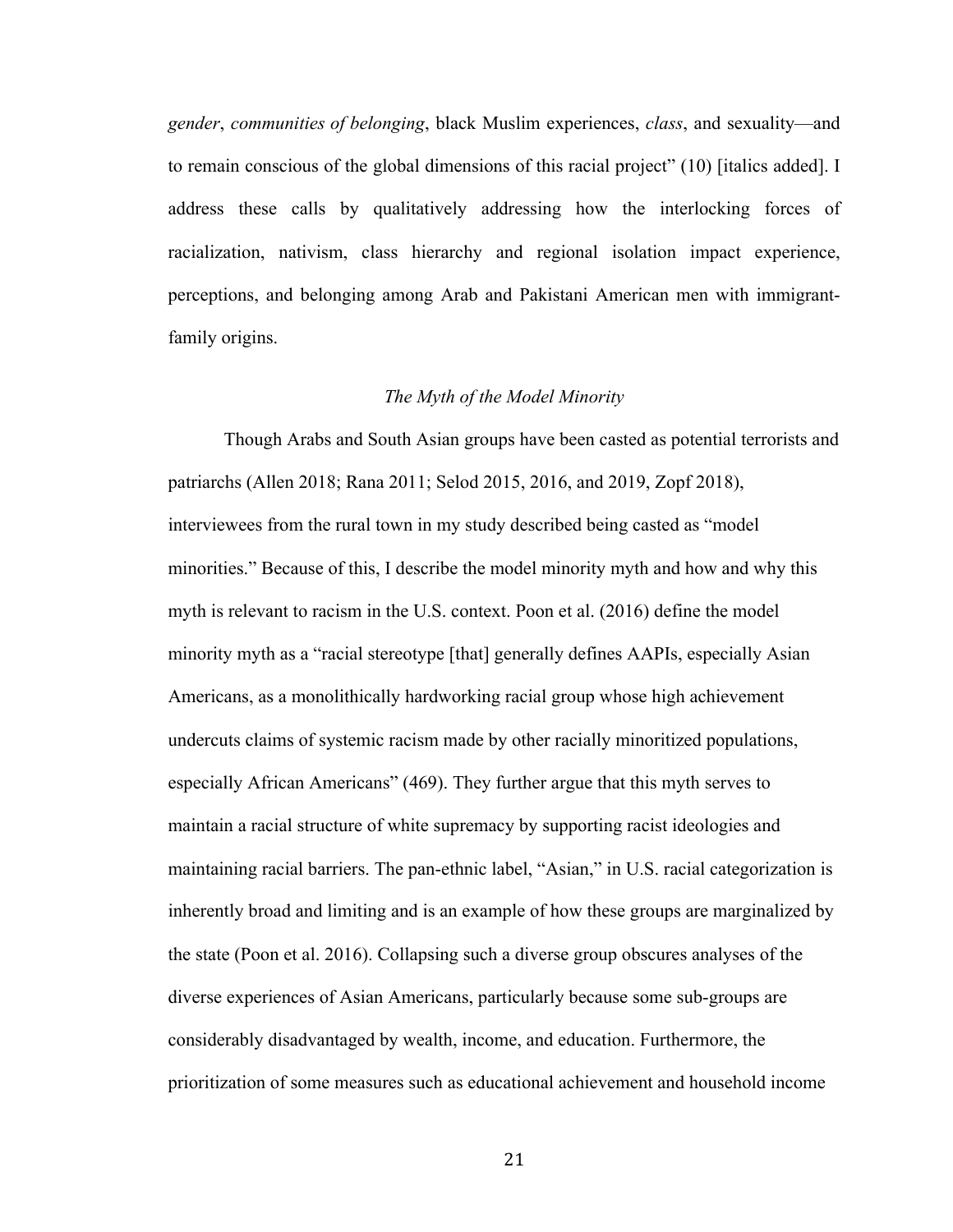*gender*, *communities of belonging*, black Muslim experiences, *class*, and sexuality—and to remain conscious of the global dimensions of this racial project" (10) [italics added]. I address these calls by qualitatively addressing how the interlocking forces of racialization, nativism, class hierarchy and regional isolation impact experience, perceptions, and belonging among Arab and Pakistani American men with immigrant-family origins.

### *The Myth of the Model Minority*

Though Arabs and South Asian groups have been casted as potential terrorists and patriarchs (Allen 2018; Rana 2011; Selod 2015, 2016, and 2019, Zopf 2018), interviewees from the rural town in my study described being casted as "model minorities." Because of this, I describe the model minority myth and how and why this myth is relevant to racism in the U.S. context. Poon et al. (2016) define the model minority myth as a "racial stereotype [that] generally defines AAPIs, especially Asian Americans, as a monolithically hardworking racial group whose high achievement undercuts claims of systemic racism made by other racially minoritized populations, especially African Americans" (469). They further argue that this myth serves to maintain a racial structure of white supremacy by supporting racist ideologies and maintaining racial barriers. The pan-ethnic label, "Asian," in U.S. racial categorization is inherently broad and limiting and is an example of how these groups are marginalized by the state (Poon et al. 2016). Collapsing such a diverse group obscures analyses of the diverse experiences of Asian Americans, particularly because some sub-groups are considerably disadvantaged by wealth, income, and education. Furthermore, the prioritization of some measures such as educational achievement and household income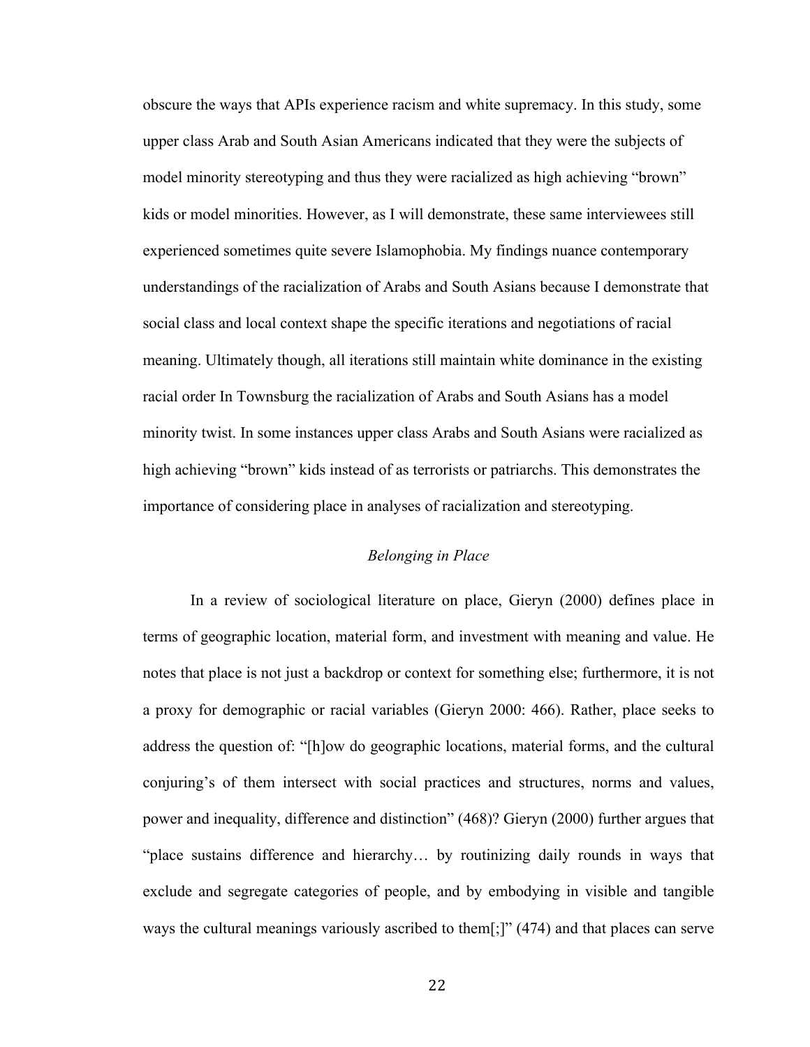obscure the ways that APIs experience racism and white supremacy. In this study, some upper class Arab and South Asian Americans indicated that they were the subjects of model minority stereotyping and thus they were racialized as high achieving "brown" kids or model minorities. However, as I will demonstrate, these same interviewees still experienced sometimes quite severe Islamophobia. My findings nuance contemporary understandings of the racialization of Arabs and South Asians because I demonstrate that social class and local context shape the specific iterations and negotiations of racial meaning. Ultimately though, all iterations still maintain white dominance in the existing racial order In Townsburg the racialization of Arabs and South Asians has a model minority twist. In some instances upper class Arabs and South Asians were racialized as high achieving "brown" kids instead of as terrorists or patriarchs. This demonstrates the importance of considering place in analyses of racialization and stereotyping.

### *Belonging in Place*

In a review of sociological literature on place, Gieryn (2000) defines place in terms of geographic location, material form, and investment with meaning and value. He notes that place is not just a backdrop or context for something else; furthermore, it is not a proxy for demographic or racial variables (Gieryn 2000: 466). Rather, place seeks to address the question of: "[h]ow do geographic locations, material forms, and the cultural conjuring's of them intersect with social practices and structures, norms and values, power and inequality, difference and distinction" (468)? Gieryn (2000) further argues that "place sustains difference and hierarchy… by routinizing daily rounds in ways that exclude and segregate categories of people, and by embodying in visible and tangible ways the cultural meanings variously ascribed to them[;]" (474) and that places can serve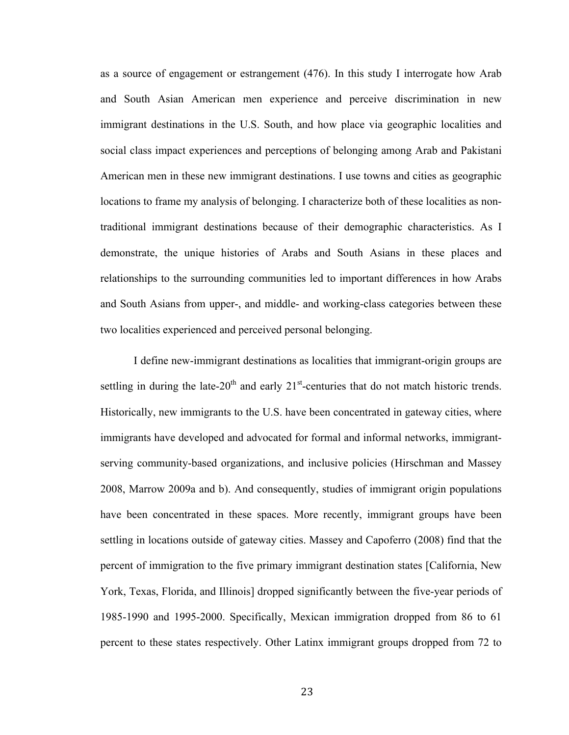as a source of engagement or estrangement (476). In this study I interrogate how Arab and South Asian American men experience and perceive discrimination in new immigrant destinations in the U.S. South, and how place via geographic localities and social class impact experiences and perceptions of belonging among Arab and Pakistani American men in these new immigrant destinations. I use towns and cities as geographic locations to frame my analysis of belonging. I characterize both of these localities as non-traditional immigrant destinations because of their demographic characteristics. As I demonstrate, the unique histories of Arabs and South Asians in these places and relationships to the surrounding communities led to important differences in how Arabs and South Asians from upper-, and middle- and working-class categories between these two localities experienced and perceived personal belonging.

I define new-immigrant destinations as localities that immigrant-origin groups are settling in during the late-20th and early 21st-centuries that do not match historic trends. Historically, new immigrants to the U.S. have been concentrated in gateway cities, where immigrants have developed and advocated for formal and informal networks, immigrant-serving community-based organizations, and inclusive policies (Hirschman and Massey 2008, Marrow 2009a and b). And consequently, studies of immigrant origin populations have been concentrated in these spaces. More recently, immigrant groups have been settling in locations outside of gateway cities. Massey and Capoferro (2008) find that the percent of immigration to the five primary immigrant destination states [California, New York, Texas, Florida, and Illinois] dropped significantly between the five-year periods of 1985-1990 and 1995-2000. Specifically, Mexican immigration dropped from 86 to 61 percent to these states respectively. Other Latinx immigrant groups dropped from 72 to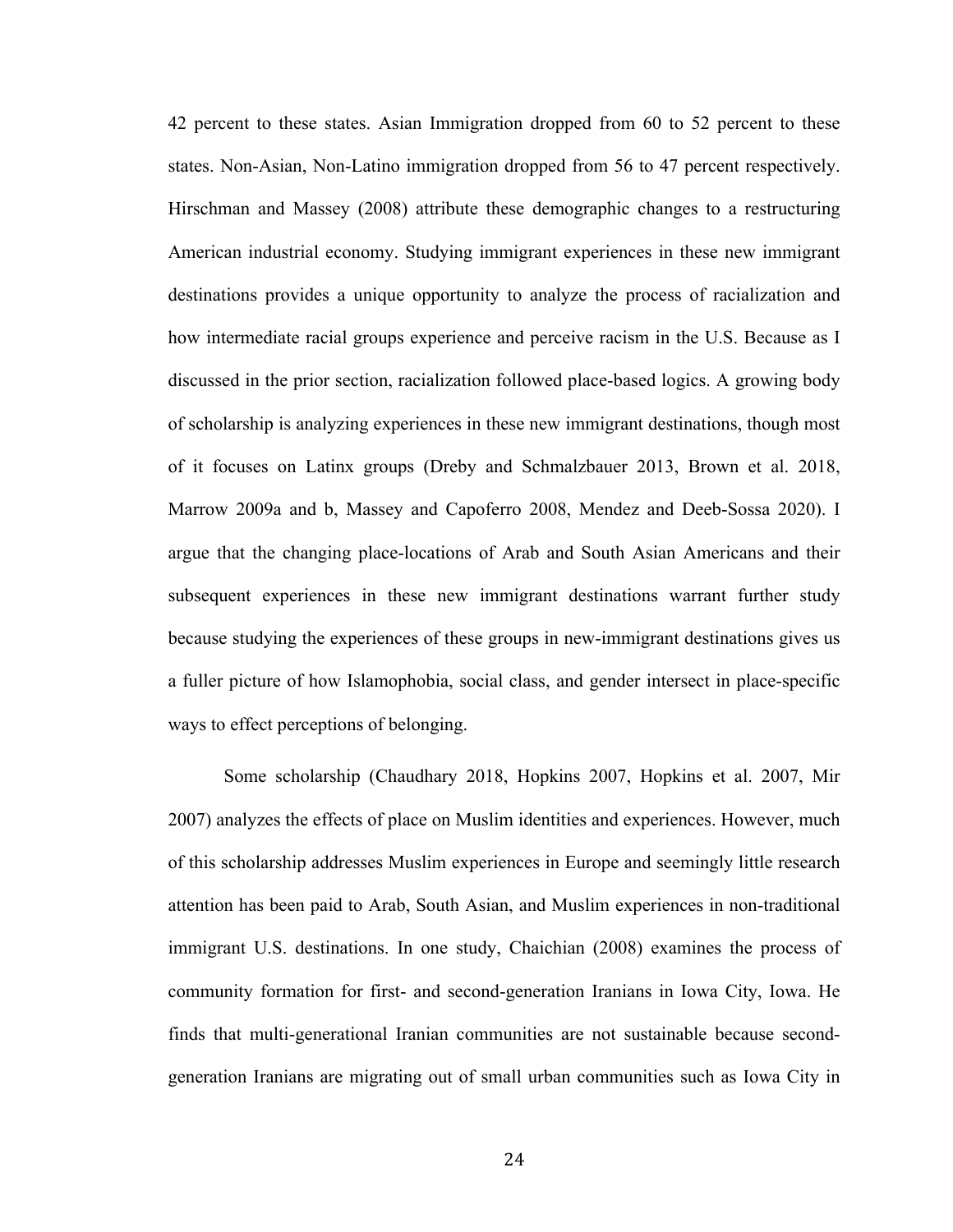42 percent to these states. Asian Immigration dropped from 60 to 52 percent to these states. Non-Asian, Non-Latino immigration dropped from 56 to 47 percent respectively. Hirschman and Massey (2008) attribute these demographic changes to a restructuring American industrial economy. Studying immigrant experiences in these new immigrant destinations provides a unique opportunity to analyze the process of racialization and how intermediate racial groups experience and perceive racism in the U.S. Because as I discussed in the prior section, racialization followed place-based logics. A growing body of scholarship is analyzing experiences in these new immigrant destinations, though most of it focuses on Latinx groups (Dreby and Schmalzbauer 2013, Brown et al. 2018, Marrow 2009a and b, Massey and Capoferro 2008, Mendez and Deeb-Sossa 2020). I argue that the changing place-locations of Arab and South Asian Americans and their subsequent experiences in these new immigrant destinations warrant further study because studying the experiences of these groups in new-immigrant destinations gives us a fuller picture of how Islamophobia, social class, and gender intersect in place-specific ways to effect perceptions of belonging.

Some scholarship (Chaudhary 2018, Hopkins 2007, Hopkins et al. 2007, Mir 2007) analyzes the effects of place on Muslim identities and experiences. However, much of this scholarship addresses Muslim experiences in Europe and seemingly little research attention has been paid to Arab, South Asian, and Muslim experiences in non-traditional immigrant U.S. destinations. In one study, Chaichian (2008) examines the process of community formation for first- and second-generation Iranians in Iowa City, Iowa. He finds that multi-generational Iranian communities are not sustainable because second-generation Iranians are migrating out of small urban communities such as Iowa City in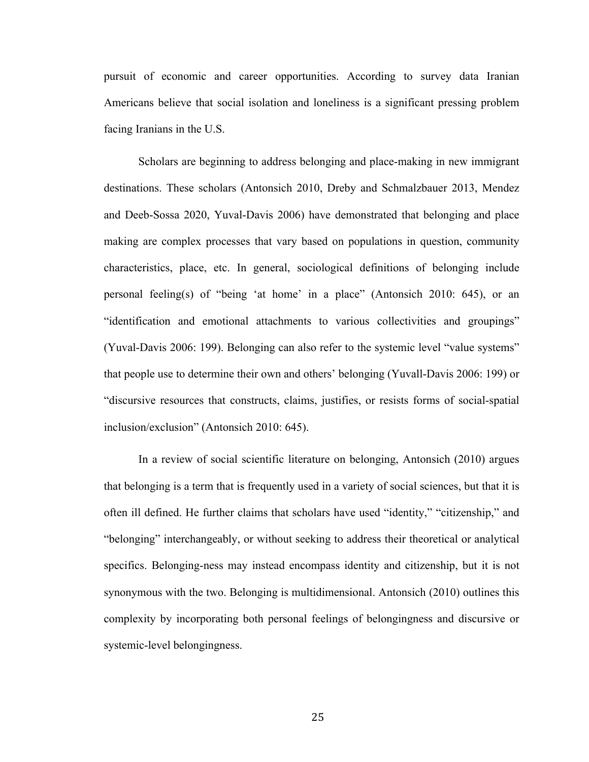pursuit of economic and career opportunities. According to survey data Iranian Americans believe that social isolation and loneliness is a significant pressing problem facing Iranians in the U.S.

Scholars are beginning to address belonging and place-making in new immigrant destinations. These scholars (Antonsich 2010, Dreby and Schmalzbauer 2013, Mendez and Deeb-Sossa 2020, Yuval-Davis 2006) have demonstrated that belonging and place making are complex processes that vary based on populations in question, community characteristics, place, etc. In general, sociological definitions of belonging include personal feeling(s) of "being 'at home' in a place" (Antonsich 2010: 645), or an "identification and emotional attachments to various collectivities and groupings" (Yuval-Davis 2006: 199). Belonging can also refer to the systemic level "value systems" that people use to determine their own and others' belonging (Yuvall-Davis 2006: 199) or "discursive resources that constructs, claims, justifies, or resists forms of social-spatial inclusion/exclusion" (Antonsich 2010: 645).

In a review of social scientific literature on belonging, Antonsich (2010) argues that belonging is a term that is frequently used in a variety of social sciences, but that it is often ill defined. He further claims that scholars have used "identity," "citizenship," and "belonging" interchangeably, or without seeking to address their theoretical or analytical specifics. Belonging-ness may instead encompass identity and citizenship, but it is not synonymous with the two. Belonging is multidimensional. Antonsich (2010) outlines this complexity by incorporating both personal feelings of belongingness and discursive or systemic-level belongingness.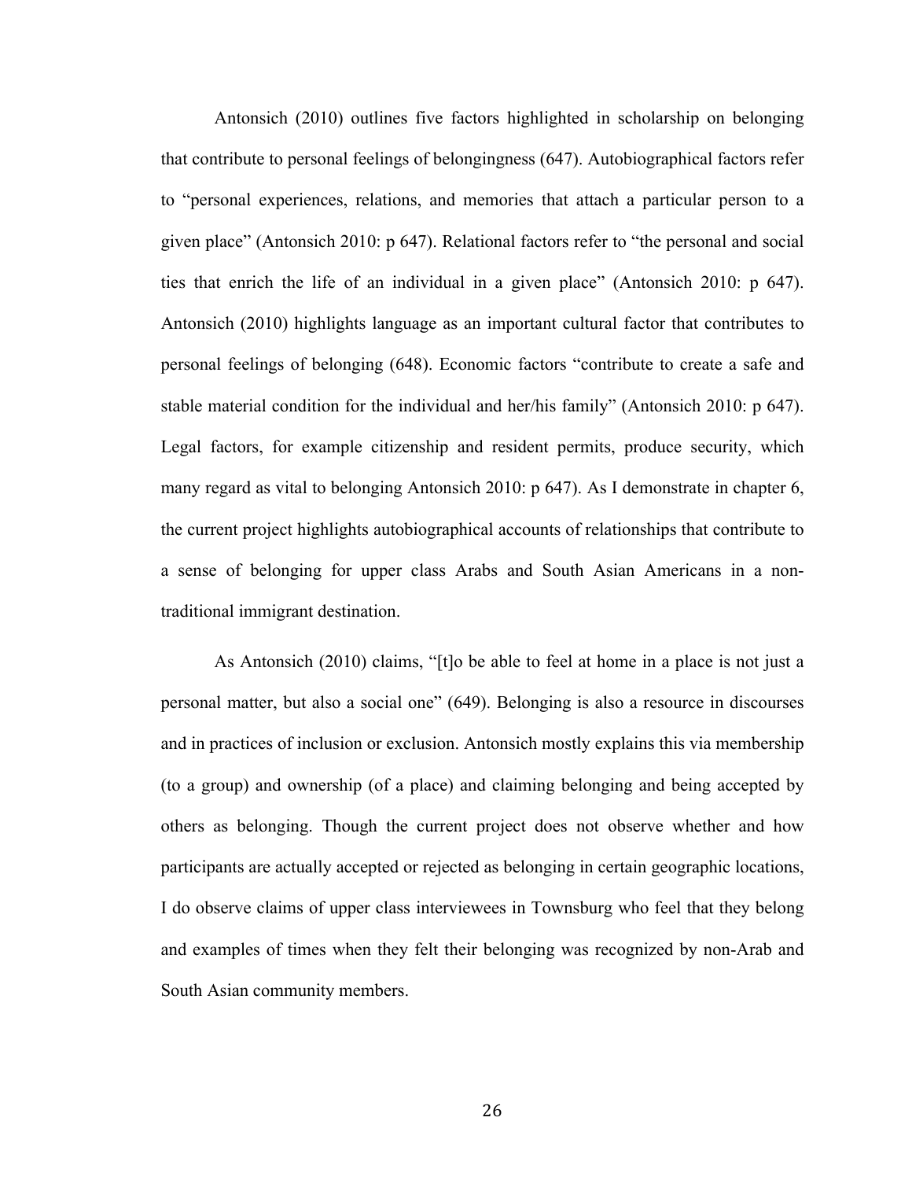Antonsich (2010) outlines five factors highlighted in scholarship on belonging that contribute to personal feelings of belongingness (647). Autobiographical factors refer to "personal experiences, relations, and memories that attach a particular person to a given place" (Antonsich 2010: p 647). Relational factors refer to "the personal and social ties that enrich the life of an individual in a given place" (Antonsich 2010: p 647). Antonsich (2010) highlights language as an important cultural factor that contributes to personal feelings of belonging (648). Economic factors "contribute to create a safe and stable material condition for the individual and her/his family" (Antonsich 2010: p 647). Legal factors, for example citizenship and resident permits, produce security, which many regard as vital to belonging Antonsich 2010: p 647). As I demonstrate in chapter 6, the current project highlights autobiographical accounts of relationships that contribute to a sense of belonging for upper class Arabs and South Asian Americans in a non-traditional immigrant destination.

As Antonsich (2010) claims, "[t]o be able to feel at home in a place is not just a personal matter, but also a social one" (649). Belonging is also a resource in discourses and in practices of inclusion or exclusion. Antonsich mostly explains this via membership (to a group) and ownership (of a place) and claiming belonging and being accepted by others as belonging. Though the current project does not observe whether and how participants are actually accepted or rejected as belonging in certain geographic locations, I do observe claims of upper class interviewees in Townsburg who feel that they belong and examples of times when they felt their belonging was recognized by non-Arab and South Asian community members.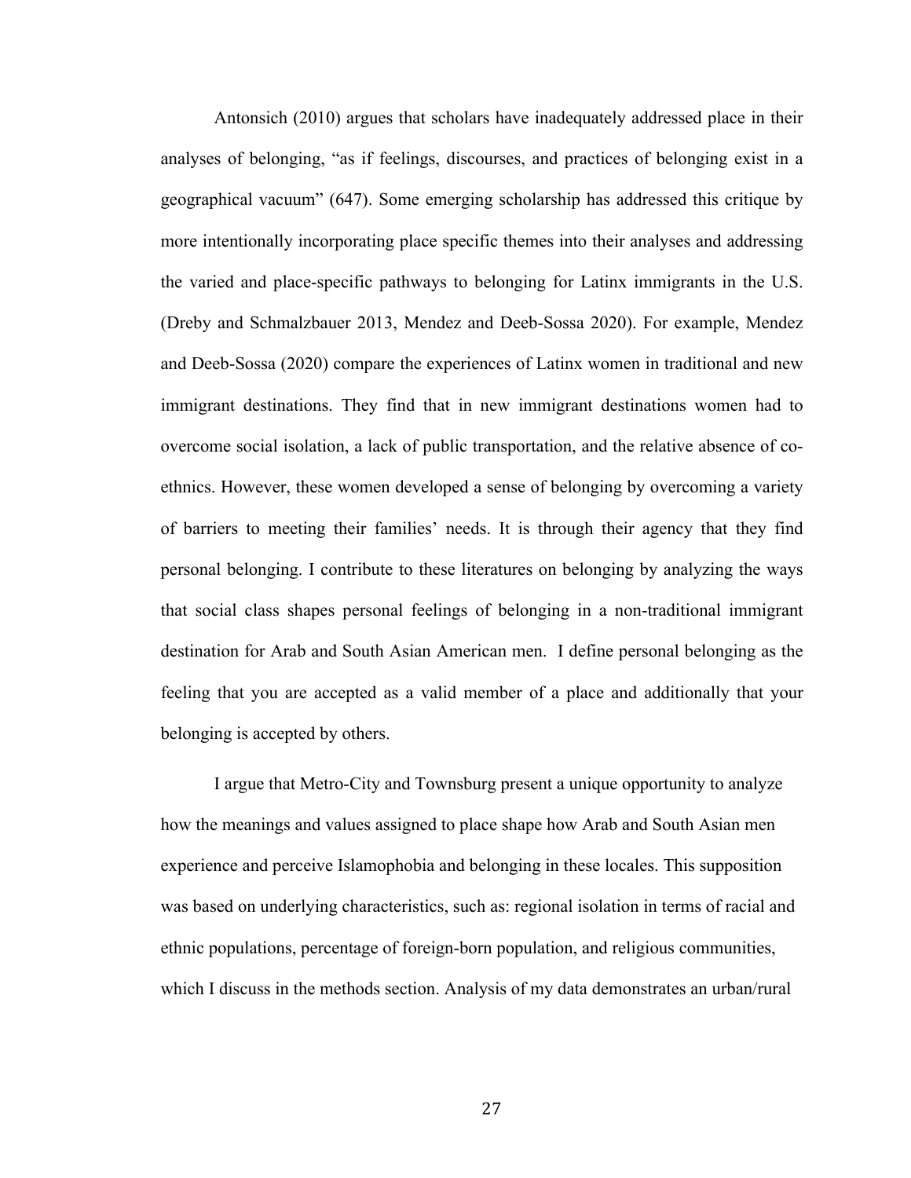Antonsich (2010) argues that scholars have inadequately addressed place in their analyses of belonging, "as if feelings, discourses, and practices of belonging exist in a geographical vacuum" (647). Some emerging scholarship has addressed this critique by more intentionally incorporating place specific themes into their analyses and addressing the varied and place-specific pathways to belonging for Latinx immigrants in the U.S. (Dreby and Schmalzbauer 2013, Mendez and Deeb-Sossa 2020). For example, Mendez and Deeb-Sossa (2020) compare the experiences of Latinx women in traditional and new immigrant destinations. They find that in new immigrant destinations women had to overcome social isolation, a lack of public transportation, and the relative absence of co-ethnics. However, these women developed a sense of belonging by overcoming a variety of barriers to meeting their families' needs. It is through their agency that they find personal belonging. I contribute to these literatures on belonging by analyzing the ways that social class shapes personal feelings of belonging in a non-traditional immigrant destination for Arab and South Asian American men. I define personal belonging as the feeling that you are accepted as a valid member of a place and additionally that your belonging is accepted by others.

I argue that Metro-City and Townsburg present a unique opportunity to analyze how the meanings and values assigned to place shape how Arab and South Asian men experience and perceive Islamophobia and belonging in these locales. This supposition was based on underlying characteristics, such as: regional isolation in terms of racial and ethnic populations, percentage of foreign-born population, and religious communities, which I discuss in the methods section. Analysis of my data demonstrates an urban/rural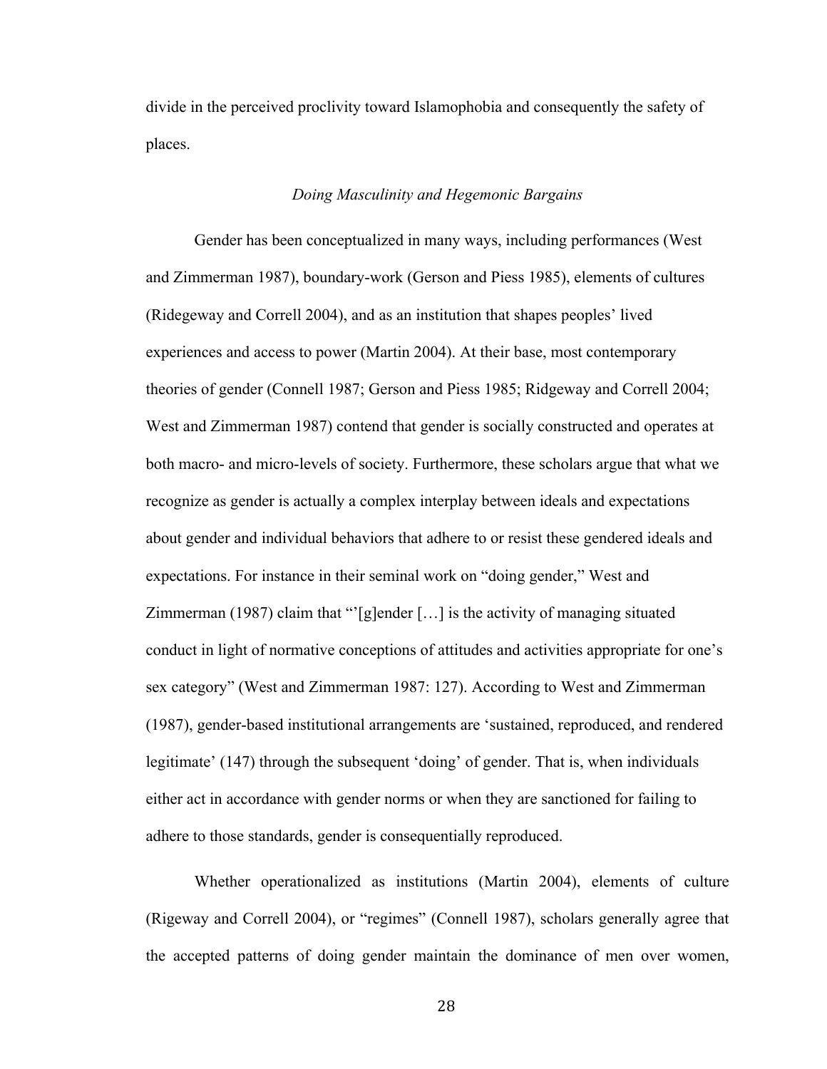divide in the perceived proclivity toward Islamophobia and consequently the safety of places.

### *Doing Masculinity and Hegemonic Bargains*

Gender has been conceptualized in many ways, including performances (West and Zimmerman 1987), boundary-work (Gerson and Piess 1985), elements of cultures (Ridegeway and Correll 2004), and as an institution that shapes peoples' lived experiences and access to power (Martin 2004). At their base, most contemporary theories of gender (Connell 1987; Gerson and Piess 1985; Ridgeway and Correll 2004; West and Zimmerman 1987) contend that gender is socially constructed and operates at both macro- and micro-levels of society. Furthermore, these scholars argue that what we recognize as gender is actually a complex interplay between ideals and expectations about gender and individual behaviors that adhere to or resist these gendered ideals and expectations. For instance in their seminal work on "doing gender," West and Zimmerman (1987) claim that "'[g]ender […] is the activity of managing situated conduct in light of normative conceptions of attitudes and activities appropriate for one's sex category" (West and Zimmerman 1987: 127). According to West and Zimmerman (1987), gender-based institutional arrangements are 'sustained, reproduced, and rendered legitimate' (147) through the subsequent 'doing' of gender. That is, when individuals either act in accordance with gender norms or when they are sanctioned for failing to adhere to those standards, gender is consequentially reproduced.

Whether operationalized as institutions (Martin 2004), elements of culture (Rigeway and Correll 2004), or "regimes" (Connell 1987), scholars generally agree that the accepted patterns of doing gender maintain the dominance of men over women,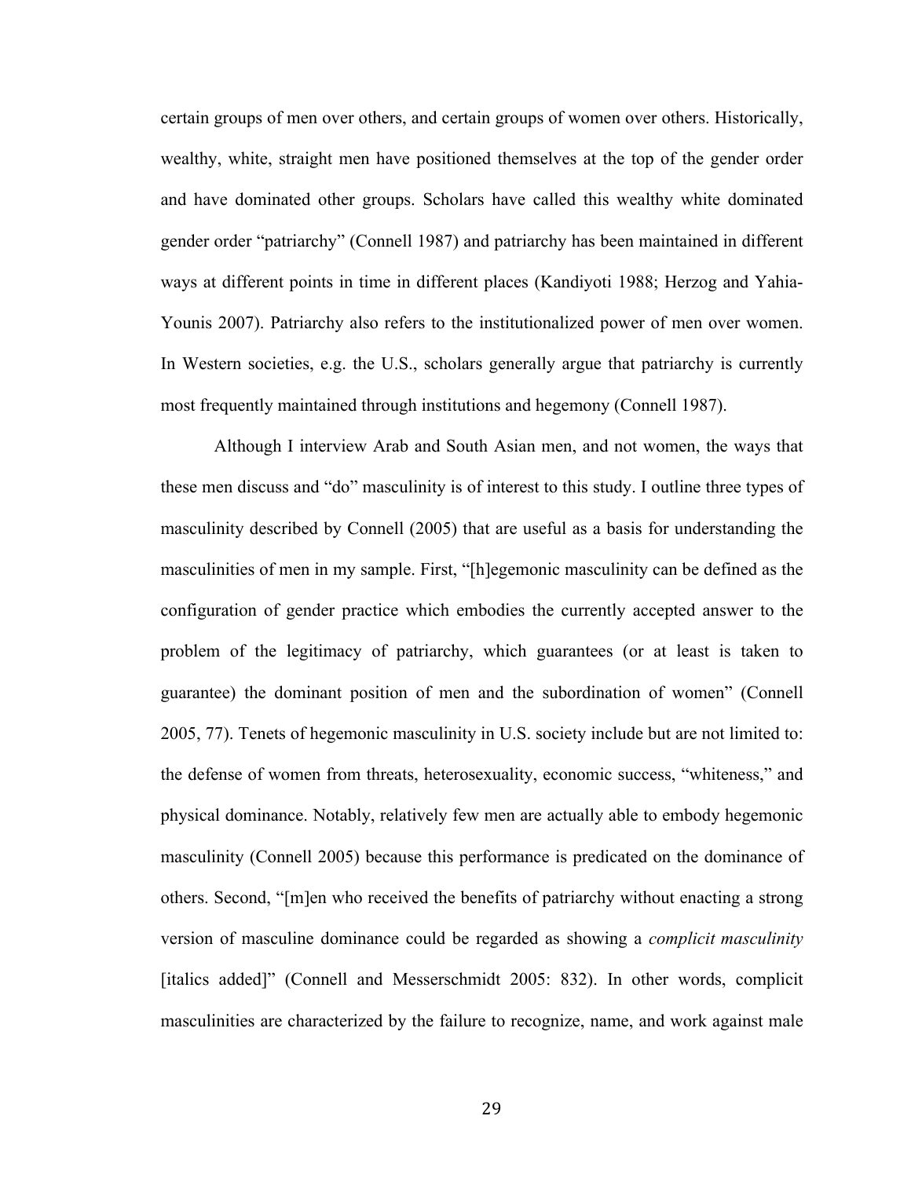certain groups of men over others, and certain groups of women over others. Historically, wealthy, white, straight men have positioned themselves at the top of the gender order and have dominated other groups. Scholars have called this wealthy white dominated gender order "patriarchy" (Connell 1987) and patriarchy has been maintained in different ways at different points in time in different places (Kandiyoti 1988; Herzog and Yahia-Younis 2007). Patriarchy also refers to the institutionalized power of men over women. In Western societies, e.g. the U.S., scholars generally argue that patriarchy is currently most frequently maintained through institutions and hegemony (Connell 1987).

Although I interview Arab and South Asian men, and not women, the ways that these men discuss and "do" masculinity is of interest to this study. I outline three types of masculinity described by Connell (2005) that are useful as a basis for understanding the masculinities of men in my sample. First, "[h]egemonic masculinity can be defined as the configuration of gender practice which embodies the currently accepted answer to the problem of the legitimacy of patriarchy, which guarantees (or at least is taken to guarantee) the dominant position of men and the subordination of women" (Connell 2005, 77). Tenets of hegemonic masculinity in U.S. society include but are not limited to: the defense of women from threats, heterosexuality, economic success, "whiteness," and physical dominance. Notably, relatively few men are actually able to embody hegemonic masculinity (Connell 2005) because this performance is predicated on the dominance of others. Second, "[m]en who received the benefits of patriarchy without enacting a strong version of masculine dominance could be regarded as showing a *complicit masculinity* [italics added]" (Connell and Messerschmidt 2005: 832). In other words, complicit masculinities are characterized by the failure to recognize, name, and work against male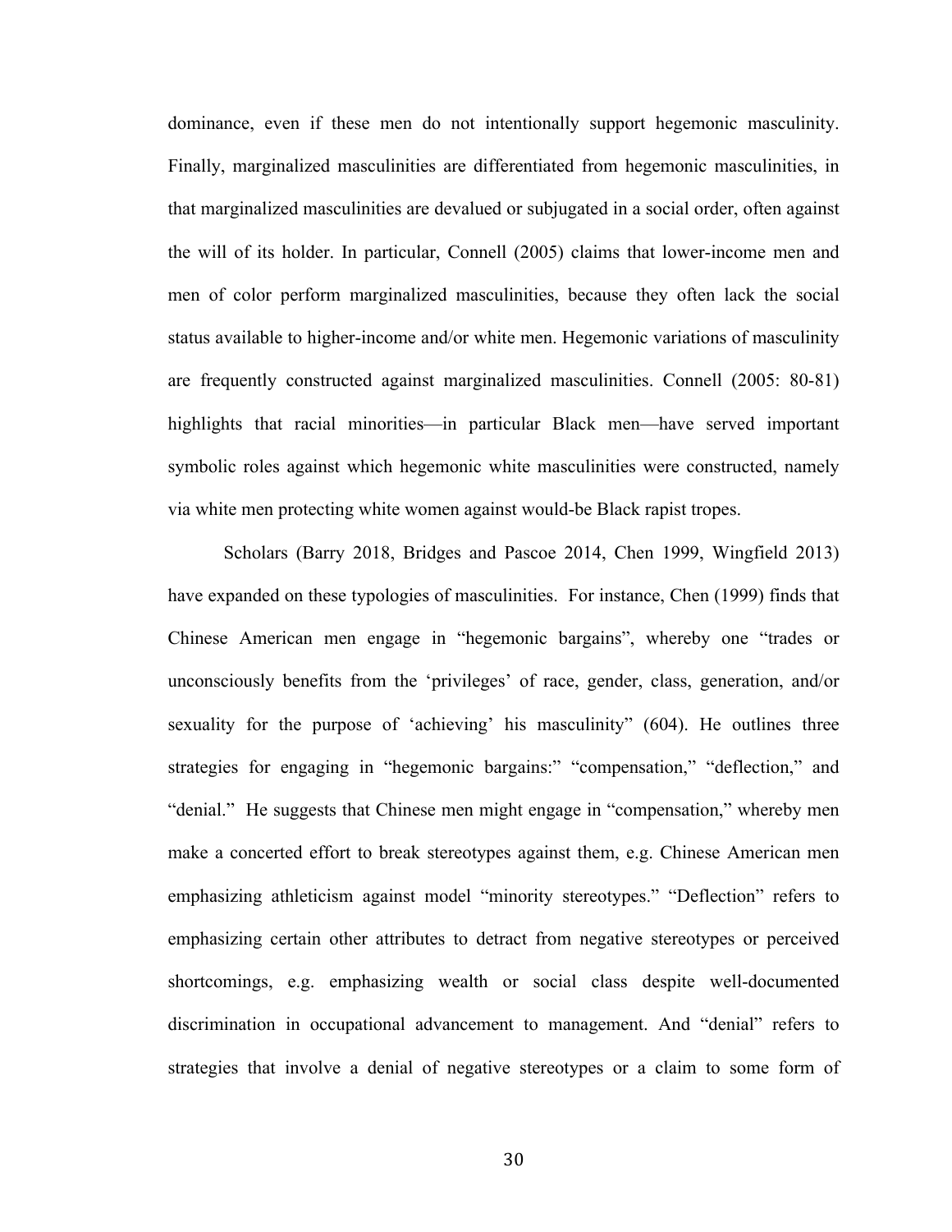dominance, even if these men do not intentionally support hegemonic masculinity. Finally, marginalized masculinities are differentiated from hegemonic masculinities, in that marginalized masculinities are devalued or subjugated in a social order, often against the will of its holder. In particular, Connell (2005) claims that lower-income men and men of color perform marginalized masculinities, because they often lack the social status available to higher-income and/or white men. Hegemonic variations of masculinity are frequently constructed against marginalized masculinities. Connell (2005: 80-81) highlights that racial minorities—in particular Black men—have served important symbolic roles against which hegemonic white masculinities were constructed, namely via white men protecting white women against would-be Black rapist tropes.

Scholars (Barry 2018, Bridges and Pascoe 2014, Chen 1999, Wingfield 2013) have expanded on these typologies of masculinities. For instance, Chen (1999) finds that Chinese American men engage in "hegemonic bargains", whereby one "trades or unconsciously benefits from the 'privileges' of race, gender, class, generation, and/or sexuality for the purpose of 'achieving' his masculinity" (604). He outlines three strategies for engaging in "hegemonic bargains:" "compensation," "deflection," and "denial." He suggests that Chinese men might engage in "compensation," whereby men make a concerted effort to break stereotypes against them, e.g. Chinese American men emphasizing athleticism against model "minority stereotypes." "Deflection" refers to emphasizing certain other attributes to detract from negative stereotypes or perceived shortcomings, e.g. emphasizing wealth or social class despite well-documented discrimination in occupational advancement to management. And "denial" refers to strategies that involve a denial of negative stereotypes or a claim to some form of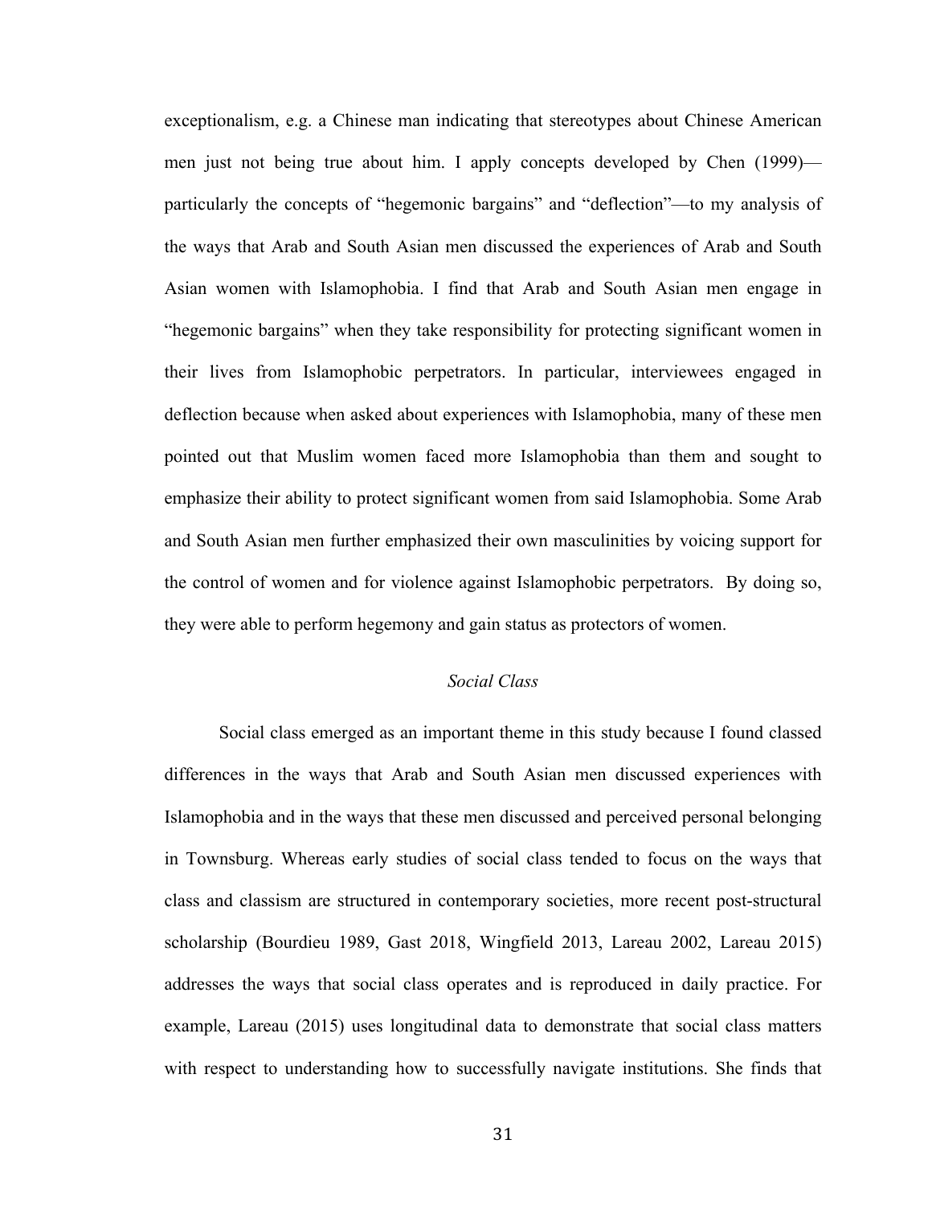exceptionalism, e.g. a Chinese man indicating that stereotypes about Chinese American men just not being true about him. I apply concepts developed by Chen (1999)—particularly the concepts of "hegemonic bargains" and "deflection"—to my analysis of the ways that Arab and South Asian men discussed the experiences of Arab and South Asian women with Islamophobia. I find that Arab and South Asian men engage in "hegemonic bargains" when they take responsibility for protecting significant women in their lives from Islamophobic perpetrators. In particular, interviewees engaged in deflection because when asked about experiences with Islamophobia, many of these men pointed out that Muslim women faced more Islamophobia than them and sought to emphasize their ability to protect significant women from said Islamophobia. Some Arab and South Asian men further emphasized their own masculinities by voicing support for the control of women and for violence against Islamophobic perpetrators. By doing so, they were able to perform hegemony and gain status as protectors of women.

### *Social Class*

Social class emerged as an important theme in this study because I found classed differences in the ways that Arab and South Asian men discussed experiences with Islamophobia and in the ways that these men discussed and perceived personal belonging in Townsburg. Whereas early studies of social class tended to focus on the ways that class and classism are structured in contemporary societies, more recent post-structural scholarship (Bourdieu 1989, Gast 2018, Wingfield 2013, Lareau 2002, Lareau 2015) addresses the ways that social class operates and is reproduced in daily practice. For example, Lareau (2015) uses longitudinal data to demonstrate that social class matters with respect to understanding how to successfully navigate institutions. She finds that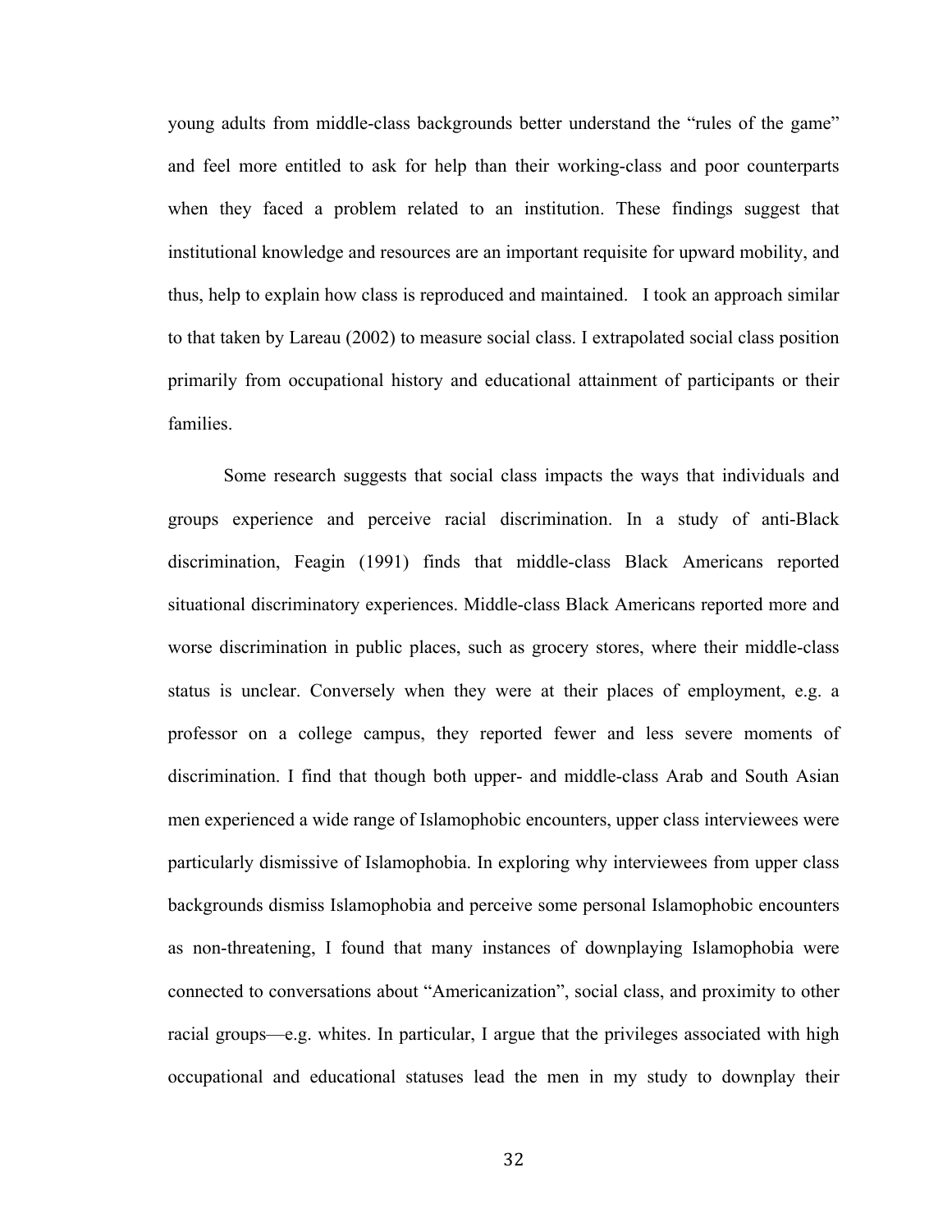young adults from middle-class backgrounds better understand the "rules of the game" and feel more entitled to ask for help than their working-class and poor counterparts when they faced a problem related to an institution. These findings suggest that institutional knowledge and resources are an important requisite for upward mobility, and thus, help to explain how class is reproduced and maintained. I took an approach similar to that taken by Lareau (2002) to measure social class. I extrapolated social class position primarily from occupational history and educational attainment of participants or their families.

Some research suggests that social class impacts the ways that individuals and groups experience and perceive racial discrimination. In a study of anti-Black discrimination, Feagin (1991) finds that middle-class Black Americans reported situational discriminatory experiences. Middle-class Black Americans reported more and worse discrimination in public places, such as grocery stores, where their middle-class status is unclear. Conversely when they were at their places of employment, e.g. a professor on a college campus, they reported fewer and less severe moments of discrimination. I find that though both upper- and middle-class Arab and South Asian men experienced a wide range of Islamophobic encounters, upper class interviewees were particularly dismissive of Islamophobia. In exploring why interviewees from upper class backgrounds dismiss Islamophobia and perceive some personal Islamophobic encounters as non-threatening, I found that many instances of downplaying Islamophobia were connected to conversations about "Americanization", social class, and proximity to other racial groups—e.g. whites. In particular, I argue that the privileges associated with high occupational and educational statuses lead the men in my study to downplay their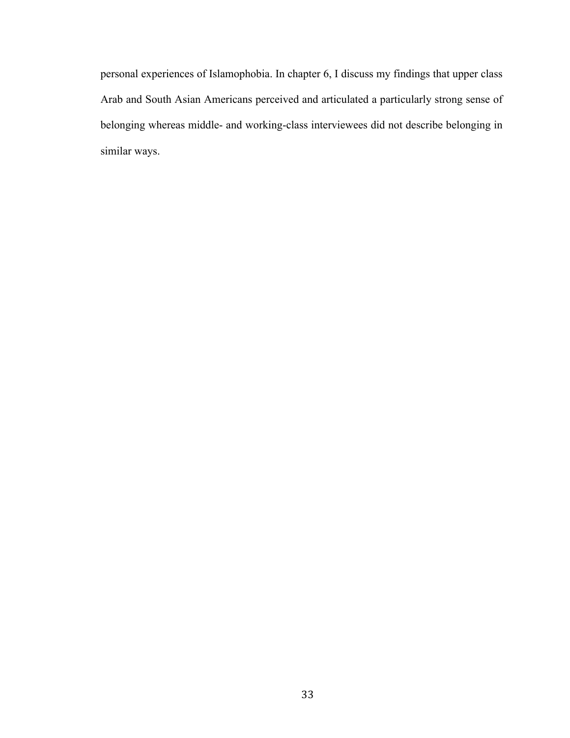personal experiences of Islamophobia. In chapter 6, I discuss my findings that upper class Arab and South Asian Americans perceived and articulated a particularly strong sense of belonging whereas middle- and working-class interviewees did not describe belonging in similar ways.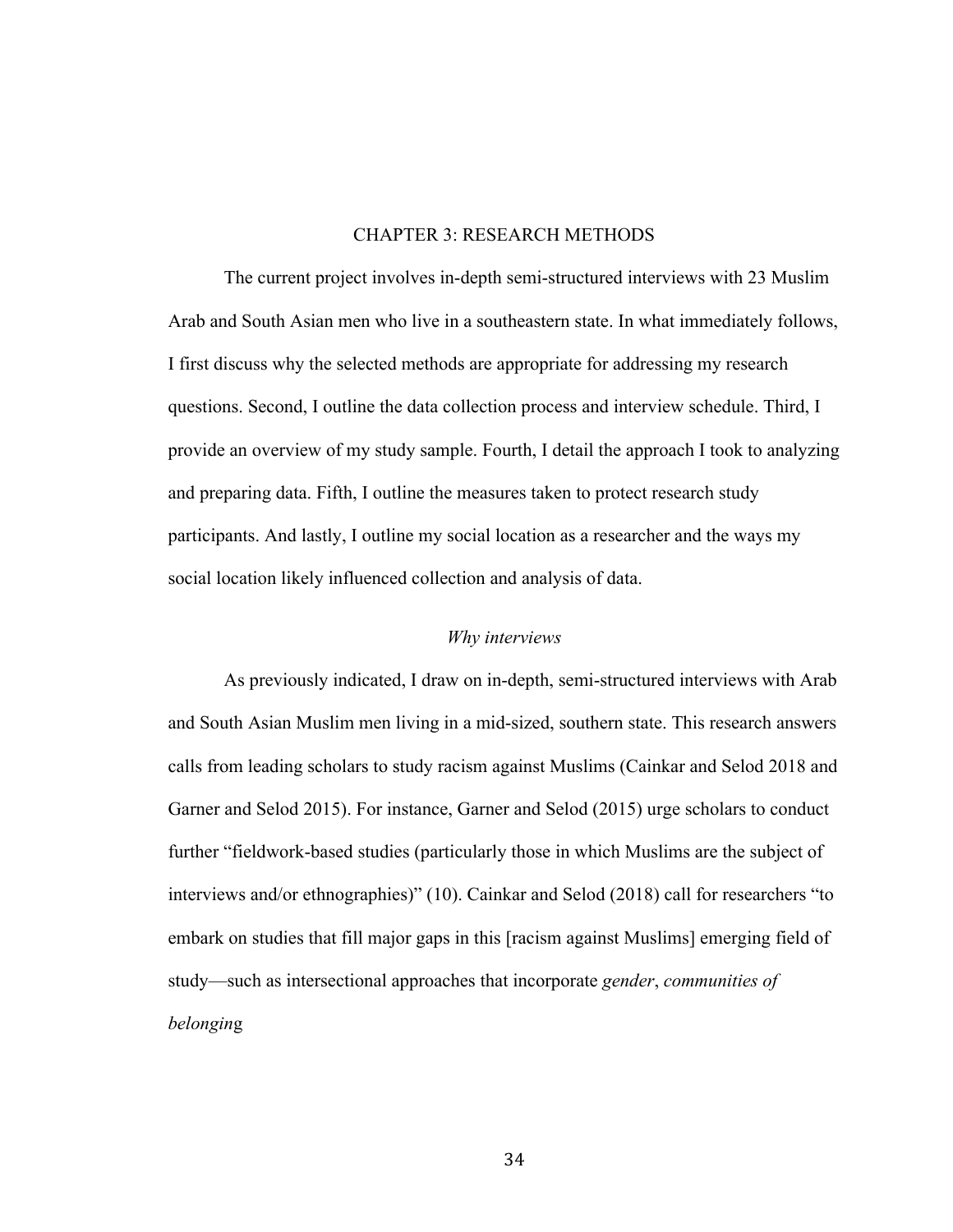# CHAPTER 3: RESEARCH METHODS

The current project involves in-depth semi-structured interviews with 23 Muslim Arab and South Asian men who live in a southeastern state. In what immediately follows, I first discuss why the selected methods are appropriate for addressing my research questions. Second, I outline the data collection process and interview schedule. Third, I provide an overview of my study sample. Fourth, I detail the approach I took to analyzing and preparing data. Fifth, I outline the measures taken to protect research study participants. And lastly, I outline my social location as a researcher and the ways my social location likely influenced collection and analysis of data.

## *Why interviews*

As previously indicated, I draw on in-depth, semi-structured interviews with Arab and South Asian Muslim men living in a mid-sized, southern state. This research answers calls from leading scholars to study racism against Muslims (Cainkar and Selod 2018 and Garner and Selod 2015). For instance, Garner and Selod (2015) urge scholars to conduct further "fieldwork-based studies (particularly those in which Muslims are the subject of interviews and/or ethnographies)" (10). Cainkar and Selod (2018) call for researchers "to embark on studies that fill major gaps in this [racism against Muslims] emerging field of study—such as intersectional approaches that incorporate *gender*, *communities of belongin*g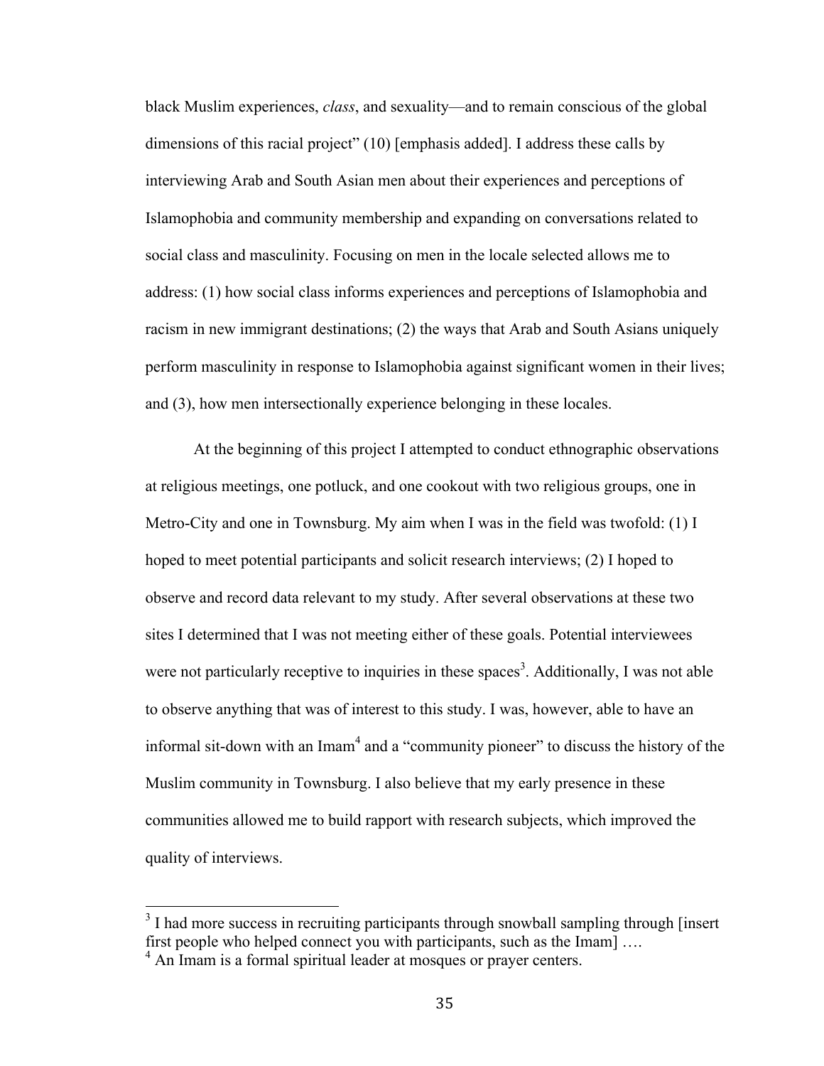black Muslim experiences, *class*, and sexuality—and to remain conscious of the global dimensions of this racial project" (10) [emphasis added]. I address these calls by interviewing Arab and South Asian men about their experiences and perceptions of Islamophobia and community membership and expanding on conversations related to social class and masculinity. Focusing on men in the locale selected allows me to address: (1) how social class informs experiences and perceptions of Islamophobia and racism in new immigrant destinations; (2) the ways that Arab and South Asians uniquely perform masculinity in response to Islamophobia against significant women in their lives; and (3), how men intersectionally experience belonging in these locales.

At the beginning of this project I attempted to conduct ethnographic observations at religious meetings, one potluck, and one cookout with two religious groups, one in Metro-City and one in Townsburg. My aim when I was in the field was twofold: (1) I hoped to meet potential participants and solicit research interviews; (2) I hoped to observe and record data relevant to my study. After several observations at these two sites I determined that I was not meeting either of these goals. Potential interviewees were not particularly receptive to inquiries in these spaces[3]. Additionally, I was not able to observe anything that was of interest to this study. I was, however, able to have an informal sit-down with an Imam[4] and a "community pioneer" to discuss the history of the Muslim community in Townsburg. I also believe that my early presence in these communities allowed me to build rapport with research subjects, which improved the quality of interviews.

---

[3] I had more success in recruiting participants through snowball sampling through [insert first people who helped connect you with participants, such as the Imam] ….

[4] An Imam is a formal spiritual leader at mosques or prayer centers.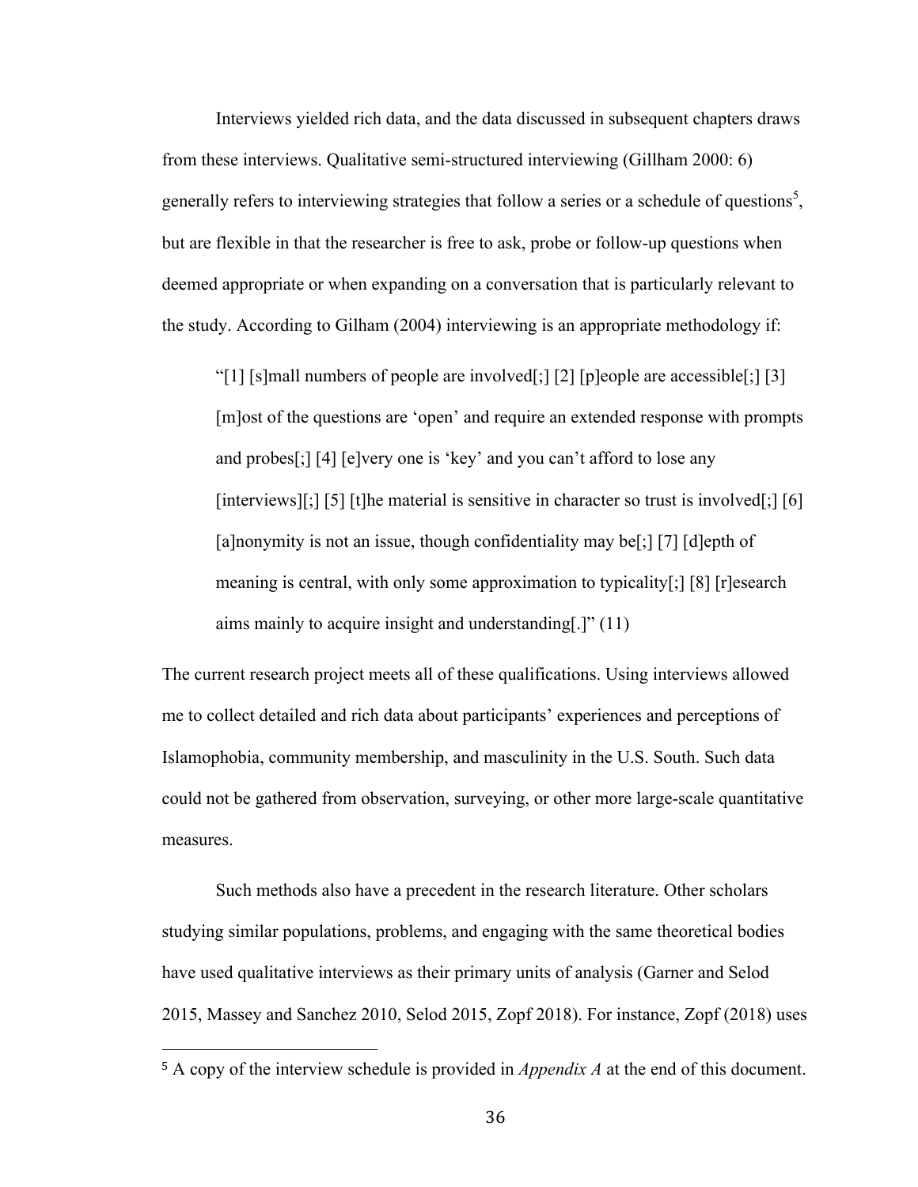Interviews yielded rich data, and the data discussed in subsequent chapters draws from these interviews. Qualitative semi-structured interviewing (Gillham 2000: 6) generally refers to interviewing strategies that follow a series or a schedule of questions[5], but are flexible in that the researcher is free to ask, probe or follow-up questions when deemed appropriate or when expanding on a conversation that is particularly relevant to the study. According to Gilham (2004) interviewing is an appropriate methodology if:

> "[1] [s]mall numbers of people are involved[;] [2] [p]eople are accessible[;] [3] [m]ost of the questions are 'open' and require an extended response with prompts and probes[;] [4] [e]very one is 'key' and you can't afford to lose any [interviews][;] [5] [t]he material is sensitive in character so trust is involved[;] [6] [a]nonymity is not an issue, though confidentiality may be[;] [7] [d]epth of meaning is central, with only some approximation to typicality[;] [8] [r]esearch aims mainly to acquire insight and understanding[.]" (11)

The current research project meets all of these qualifications. Using interviews allowed me to collect detailed and rich data about participants' experiences and perceptions of Islamophobia, community membership, and masculinity in the U.S. South. Such data could not be gathered from observation, surveying, or other more large-scale quantitative measures.

Such methods also have a precedent in the research literature. Other scholars studying similar populations, problems, and engaging with the same theoretical bodies have used qualitative interviews as their primary units of analysis (Garner and Selod 2015, Massey and Sanchez 2010, Selod 2015, Zopf 2018). For instance, Zopf (2018) uses

[5] A copy of the interview schedule is provided in *Appendix A* at the end of this document.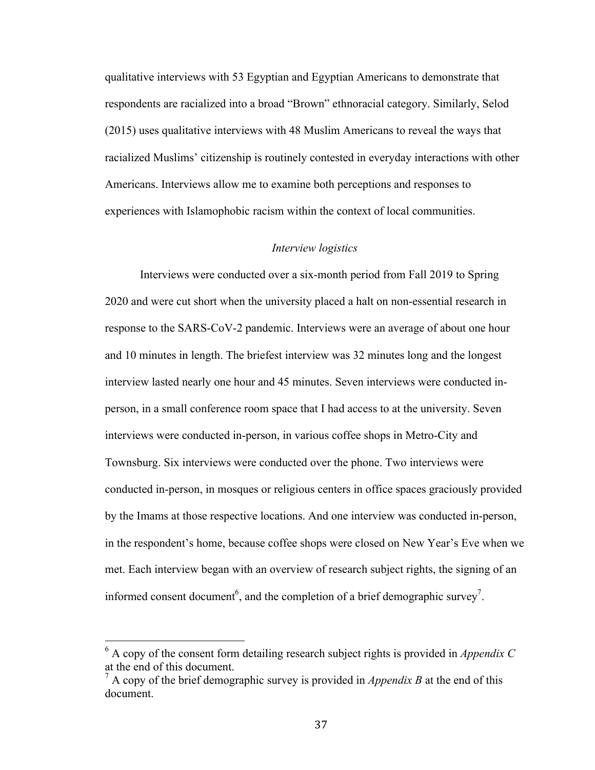qualitative interviews with 53 Egyptian and Egyptian Americans to demonstrate that respondents are racialized into a broad "Brown" ethnoracial category. Similarly, Selod (2015) uses qualitative interviews with 48 Muslim Americans to reveal the ways that racialized Muslims' citizenship is routinely contested in everyday interactions with other Americans. Interviews allow me to examine both perceptions and responses to experiences with Islamophobic racism within the context of local communities.

*Interview logistics*

Interviews were conducted over a six-month period from Fall 2019 to Spring 2020 and were cut short when the university placed a halt on non-essential research in response to the SARS-CoV-2 pandemic. Interviews were an average of about one hour and 10 minutes in length. The briefest interview was 32 minutes long and the longest interview lasted nearly one hour and 45 minutes. Seven interviews were conducted in-person, in a small conference room space that I had access to at the university. Seven interviews were conducted in-person, in various coffee shops in Metro-City and Townsburg. Six interviews were conducted over the phone. Two interviews were conducted in-person, in mosques or religious centers in office spaces graciously provided by the Imams at those respective locations. And one interview was conducted in-person, in the respondent's home, because coffee shops were closed on New Year's Eve when we met. Each interview began with an overview of research subject rights, the signing of an informed consent document[6], and the completion of a brief demographic survey[7].

[6] A copy of the consent form detailing research subject rights is provided in *Appendix C* at the end of this document.

[7] A copy of the brief demographic survey is provided in *Appendix B* at the end of this document.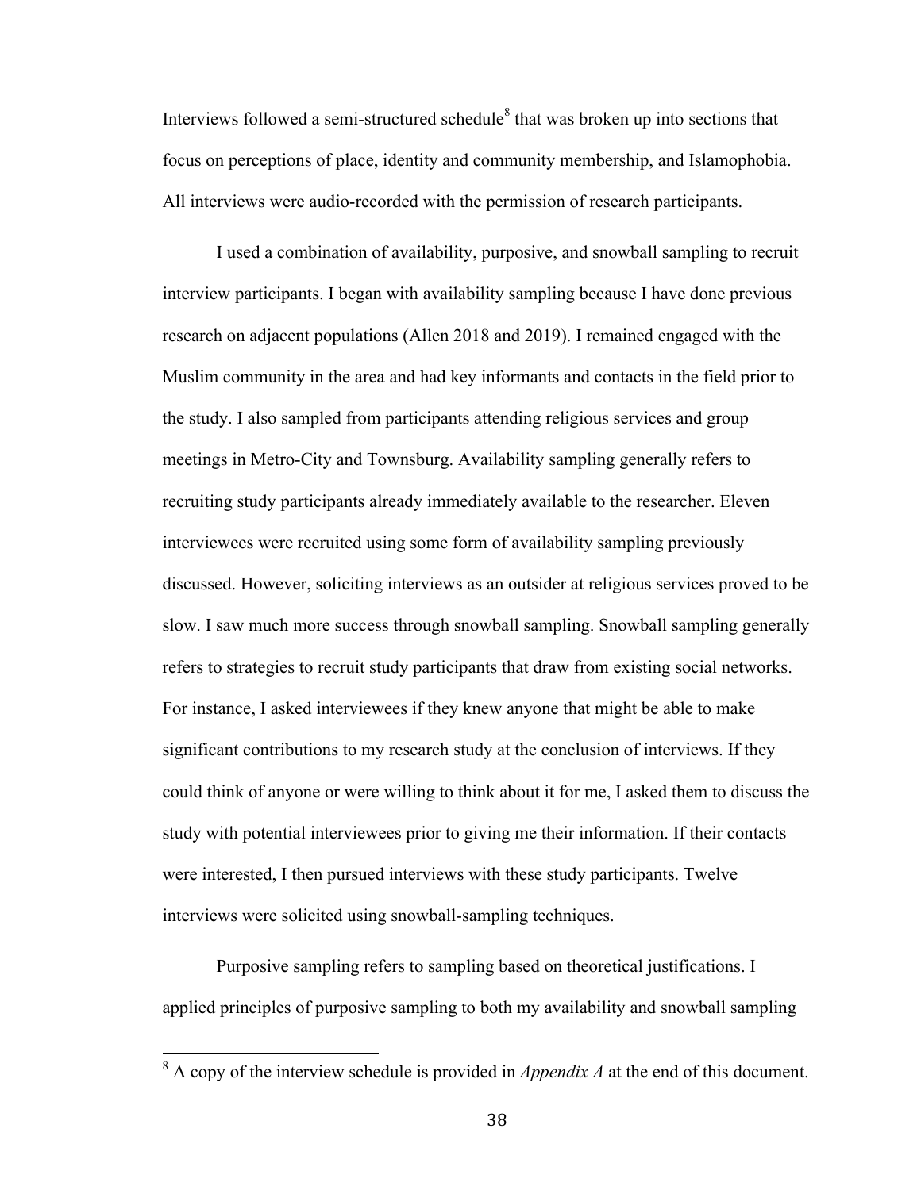Interviews followed a semi-structured schedule[8] that was broken up into sections that focus on perceptions of place, identity and community membership, and Islamophobia. All interviews were audio-recorded with the permission of research participants.

I used a combination of availability, purposive, and snowball sampling to recruit interview participants. I began with availability sampling because I have done previous research on adjacent populations (Allen 2018 and 2019). I remained engaged with the Muslim community in the area and had key informants and contacts in the field prior to the study. I also sampled from participants attending religious services and group meetings in Metro-City and Townsburg. Availability sampling generally refers to recruiting study participants already immediately available to the researcher. Eleven interviewees were recruited using some form of availability sampling previously discussed. However, soliciting interviews as an outsider at religious services proved to be slow. I saw much more success through snowball sampling. Snowball sampling generally refers to strategies to recruit study participants that draw from existing social networks. For instance, I asked interviewees if they knew anyone that might be able to make significant contributions to my research study at the conclusion of interviews. If they could think of anyone or were willing to think about it for me, I asked them to discuss the study with potential interviewees prior to giving me their information. If their contacts were interested, I then pursued interviews with these study participants. Twelve interviews were solicited using snowball-sampling techniques.

Purposive sampling refers to sampling based on theoretical justifications. I applied principles of purposive sampling to both my availability and snowball sampling

---

[8] A copy of the interview schedule is provided in *Appendix A* at the end of this document.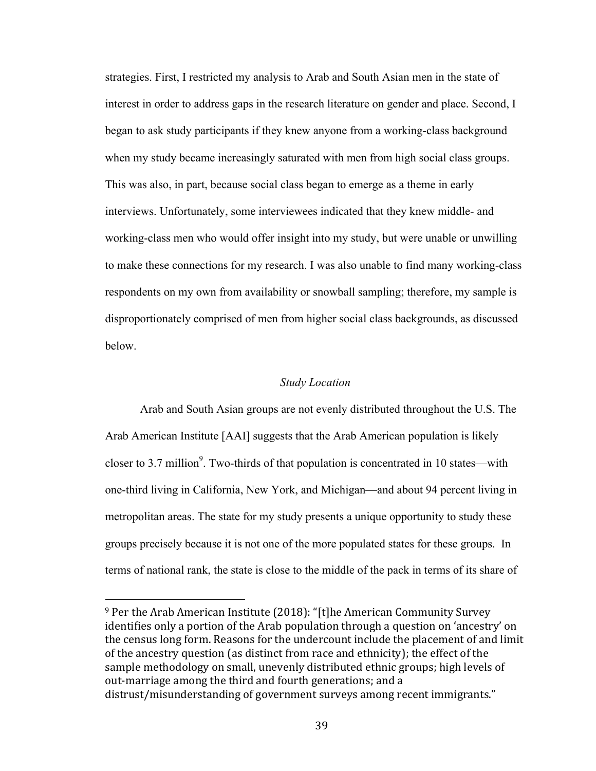strategies. First, I restricted my analysis to Arab and South Asian men in the state of interest in order to address gaps in the research literature on gender and place. Second, I began to ask study participants if they knew anyone from a working-class background when my study became increasingly saturated with men from high social class groups. This was also, in part, because social class began to emerge as a theme in early interviews. Unfortunately, some interviewees indicated that they knew middle- and working-class men who would offer insight into my study, but were unable or unwilling to make these connections for my research. I was also unable to find many working-class respondents on my own from availability or snowball sampling; therefore, my sample is disproportionately comprised of men from higher social class backgrounds, as discussed below.

### *Study Location*

Arab and South Asian groups are not evenly distributed throughout the U.S. The Arab American Institute [AAI] suggests that the Arab American population is likely closer to 3.7 million[9]. Two-thirds of that population is concentrated in 10 states—with one-third living in California, New York, and Michigan—and about 94 percent living in metropolitan areas. The state for my study presents a unique opportunity to study these groups precisely because it is not one of the more populated states for these groups. In terms of national rank, the state is close to the middle of the pack in terms of its share of

---

[9] Per the Arab American Institute (2018): "[t]he American Community Survey identifies only a portion of the Arab population through a question on 'ancestry' on the census long form. Reasons for the undercount include the placement of and limit of the ancestry question (as distinct from race and ethnicity); the effect of the sample methodology on small, unevenly distributed ethnic groups; high levels of out-marriage among the third and fourth generations; and a distrust/misunderstanding of government surveys among recent immigrants."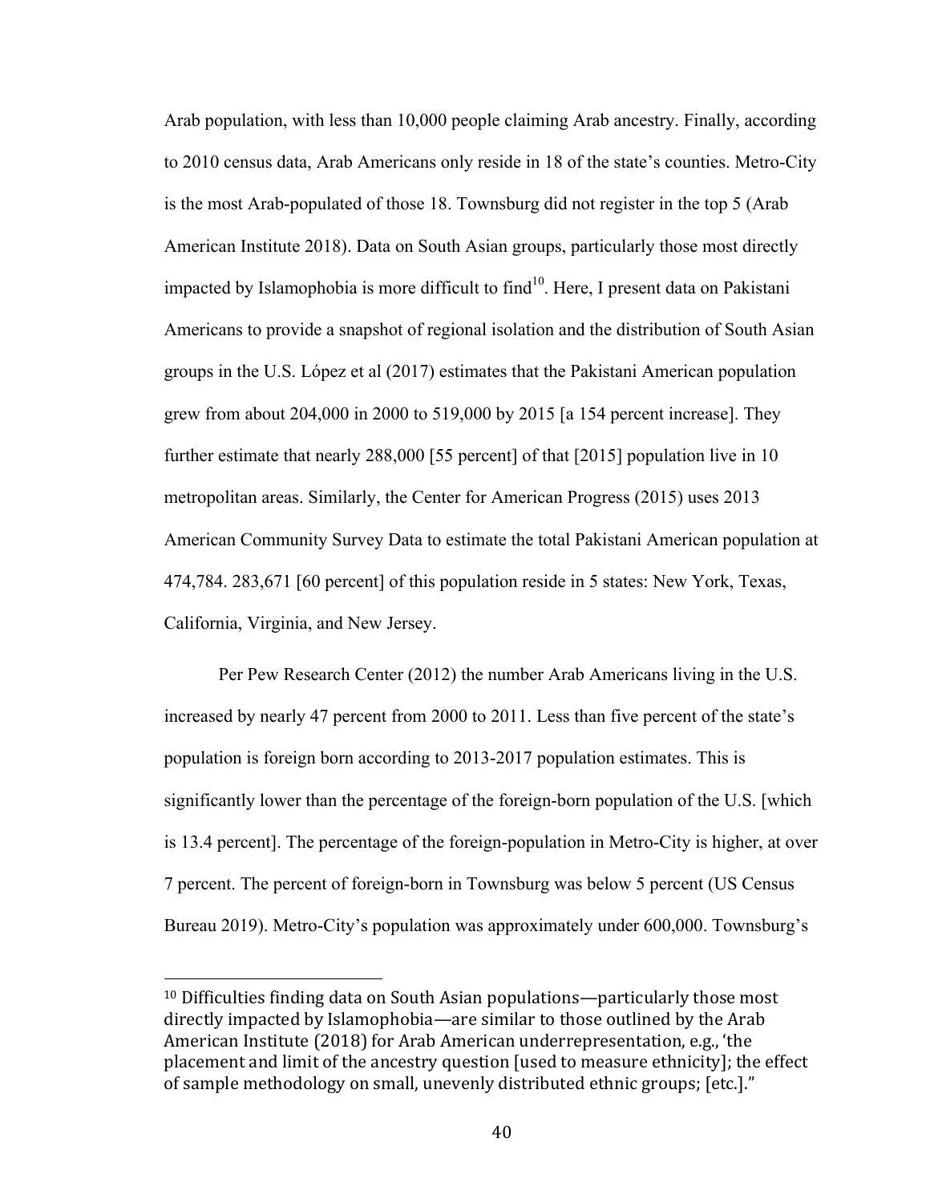Arab population, with less than 10,000 people claiming Arab ancestry. Finally, according to 2010 census data, Arab Americans only reside in 18 of the state's counties. Metro-City is the most Arab-populated of those 18. Townsburg did not register in the top 5 (Arab American Institute 2018). Data on South Asian groups, particularly those most directly impacted by Islamophobia is more difficult to find[10]. Here, I present data on Pakistani Americans to provide a snapshot of regional isolation and the distribution of South Asian groups in the U.S. López et al (2017) estimates that the Pakistani American population grew from about 204,000 in 2000 to 519,000 by 2015 [a 154 percent increase]. They further estimate that nearly 288,000 [55 percent] of that [2015] population live in 10 metropolitan areas. Similarly, the Center for American Progress (2015) uses 2013 American Community Survey Data to estimate the total Pakistani American population at 474,784. 283,671 [60 percent] of this population reside in 5 states: New York, Texas, California, Virginia, and New Jersey.

Per Pew Research Center (2012) the number Arab Americans living in the U.S. increased by nearly 47 percent from 2000 to 2011. Less than five percent of the state's population is foreign born according to 2013-2017 population estimates. This is significantly lower than the percentage of the foreign-born population of the U.S. [which is 13.4 percent]. The percentage of the foreign-population in Metro-City is higher, at over 7 percent. The percent of foreign-born in Townsburg was below 5 percent (US Census Bureau 2019). Metro-City's population was approximately under 600,000. Townsburg's

---

[10] Difficulties finding data on South Asian populations—particularly those most directly impacted by Islamophobia—are similar to those outlined by the Arab American Institute (2018) for Arab American underrepresentation, e.g., 'the placement and limit of the ancestry question [used to measure ethnicity]; the effect of sample methodology on small, unevenly distributed ethnic groups; [etc.]."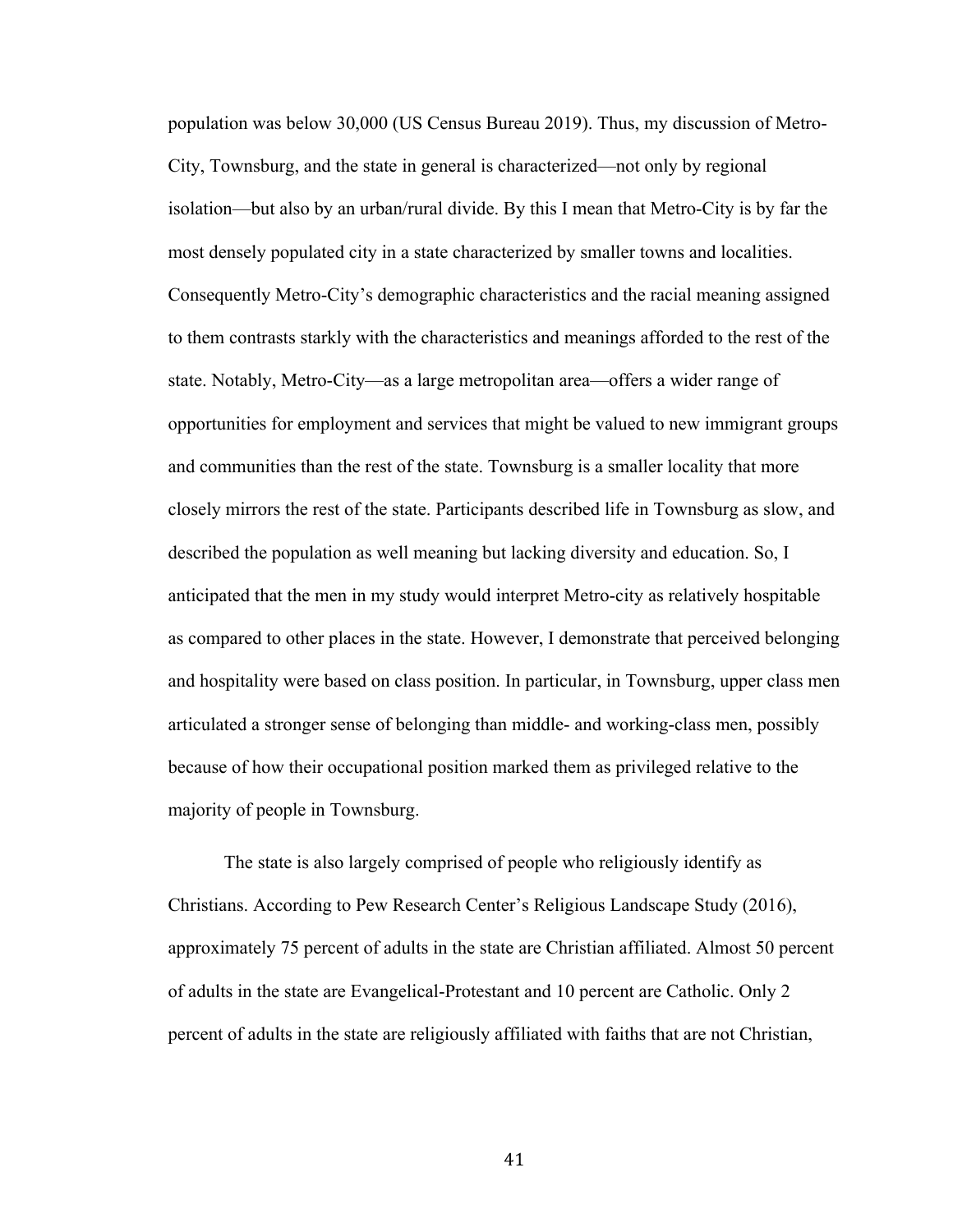population was below 30,000 (US Census Bureau 2019). Thus, my discussion of Metro-City, Townsburg, and the state in general is characterized—not only by regional isolation—but also by an urban/rural divide. By this I mean that Metro-City is by far the most densely populated city in a state characterized by smaller towns and localities. Consequently Metro-City's demographic characteristics and the racial meaning assigned to them contrasts starkly with the characteristics and meanings afforded to the rest of the state. Notably, Metro-City—as a large metropolitan area—offers a wider range of opportunities for employment and services that might be valued to new immigrant groups and communities than the rest of the state. Townsburg is a smaller locality that more closely mirrors the rest of the state. Participants described life in Townsburg as slow, and described the population as well meaning but lacking diversity and education. So, I anticipated that the men in my study would interpret Metro-city as relatively hospitable as compared to other places in the state. However, I demonstrate that perceived belonging and hospitality were based on class position. In particular, in Townsburg, upper class men articulated a stronger sense of belonging than middle- and working-class men, possibly because of how their occupational position marked them as privileged relative to the majority of people in Townsburg.

The state is also largely comprised of people who religiously identify as Christians. According to Pew Research Center's Religious Landscape Study (2016), approximately 75 percent of adults in the state are Christian affiliated. Almost 50 percent of adults in the state are Evangelical-Protestant and 10 percent are Catholic. Only 2 percent of adults in the state are religiously affiliated with faiths that are not Christian,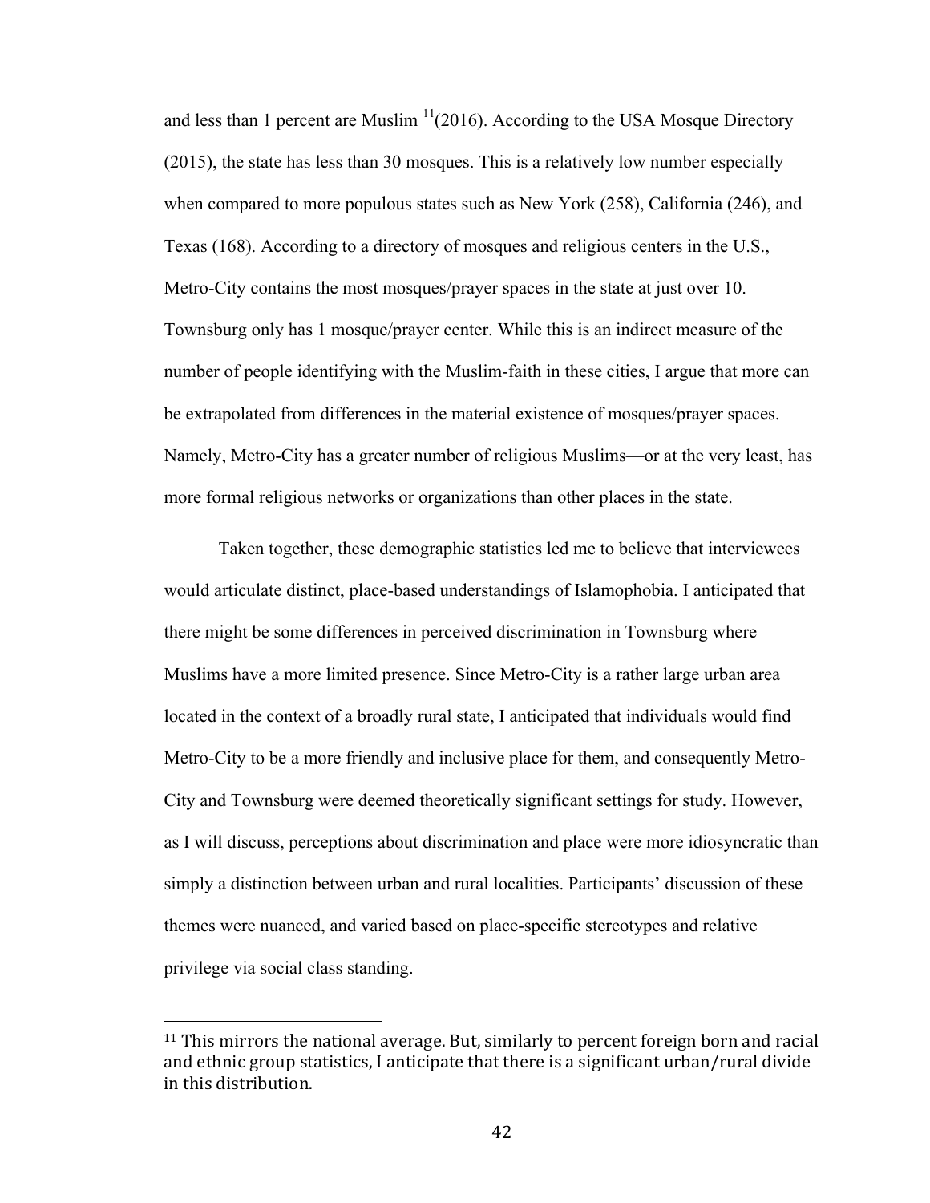and less than 1 percent are Muslim [11](2016). According to the USA Mosque Directory (2015), the state has less than 30 mosques. This is a relatively low number especially when compared to more populous states such as New York (258), California (246), and Texas (168). According to a directory of mosques and religious centers in the U.S., Metro-City contains the most mosques/prayer spaces in the state at just over 10. Townsburg only has 1 mosque/prayer center. While this is an indirect measure of the number of people identifying with the Muslim-faith in these cities, I argue that more can be extrapolated from differences in the material existence of mosques/prayer spaces. Namely, Metro-City has a greater number of religious Muslims—or at the very least, has more formal religious networks or organizations than other places in the state.

Taken together, these demographic statistics led me to believe that interviewees would articulate distinct, place-based understandings of Islamophobia. I anticipated that there might be some differences in perceived discrimination in Townsburg where Muslims have a more limited presence. Since Metro-City is a rather large urban area located in the context of a broadly rural state, I anticipated that individuals would find Metro-City to be a more friendly and inclusive place for them, and consequently Metro-City and Townsburg were deemed theoretically significant settings for study. However, as I will discuss, perceptions about discrimination and place were more idiosyncratic than simply a distinction between urban and rural localities. Participants' discussion of these themes were nuanced, and varied based on place-specific stereotypes and relative privilege via social class standing.

---

[11] This mirrors the national average. But, similarly to percent foreign born and racial and ethnic group statistics, I anticipate that there is a significant urban/rural divide in this distribution.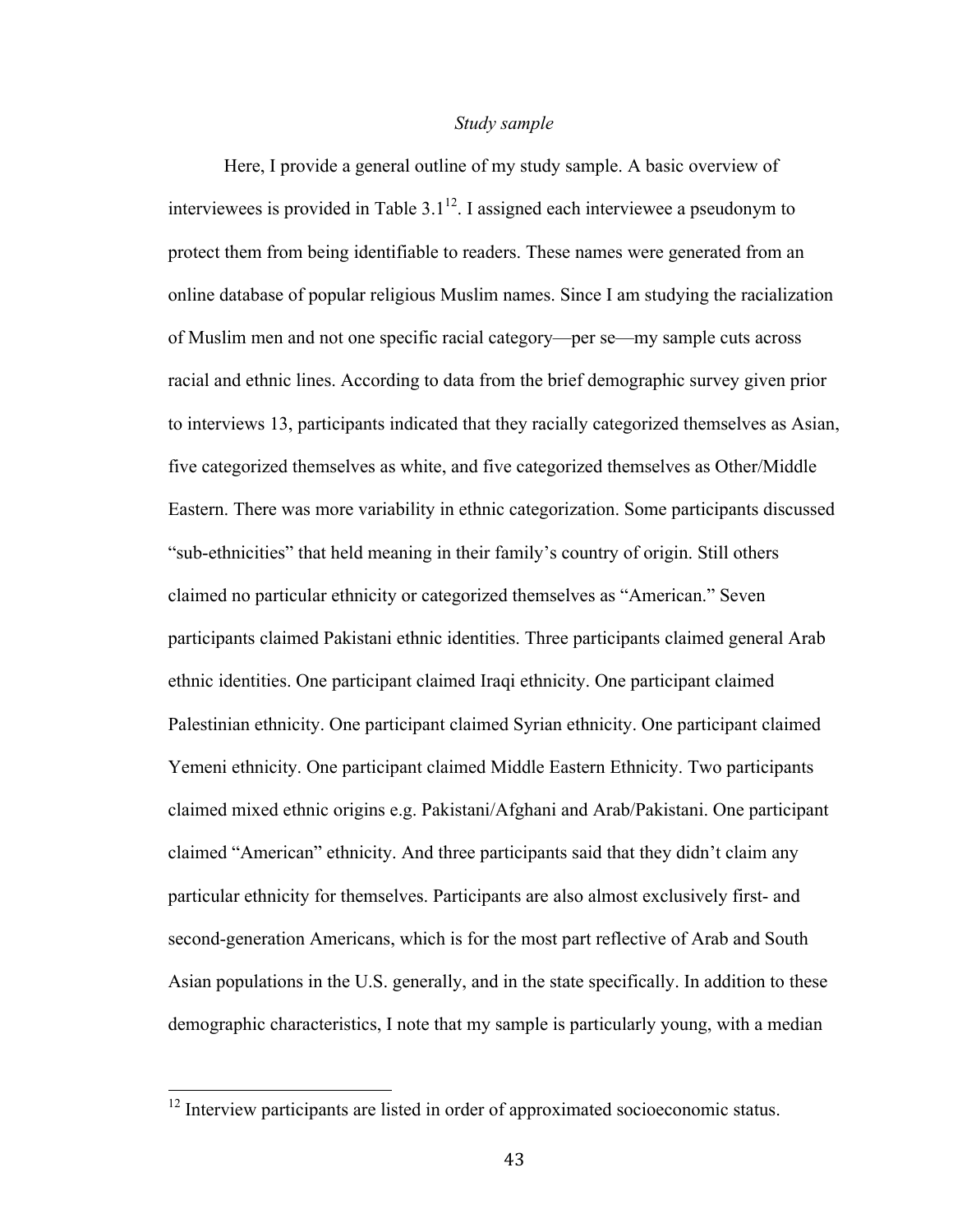*Study sample*

Here, I provide a general outline of my study sample. A basic overview of interviewees is provided in Table 3.1[12]. I assigned each interviewee a pseudonym to protect them from being identifiable to readers. These names were generated from an online database of popular religious Muslim names. Since I am studying the racialization of Muslim men and not one specific racial category—per se—my sample cuts across racial and ethnic lines. According to data from the brief demographic survey given prior to interviews 13, participants indicated that they racially categorized themselves as Asian, five categorized themselves as white, and five categorized themselves as Other/Middle Eastern. There was more variability in ethnic categorization. Some participants discussed "sub-ethnicities" that held meaning in their family's country of origin. Still others claimed no particular ethnicity or categorized themselves as "American." Seven participants claimed Pakistani ethnic identities. Three participants claimed general Arab ethnic identities. One participant claimed Iraqi ethnicity. One participant claimed Palestinian ethnicity. One participant claimed Syrian ethnicity. One participant claimed Yemeni ethnicity. One participant claimed Middle Eastern Ethnicity. Two participants claimed mixed ethnic origins e.g. Pakistani/Afghani and Arab/Pakistani. One participant claimed "American" ethnicity. And three participants said that they didn't claim any particular ethnicity for themselves. Participants are also almost exclusively first- and second-generation Americans, which is for the most part reflective of Arab and South Asian populations in the U.S. generally, and in the state specifically. In addition to these demographic characteristics, I note that my sample is particularly young, with a median

[12] Interview participants are listed in order of approximated socioeconomic status.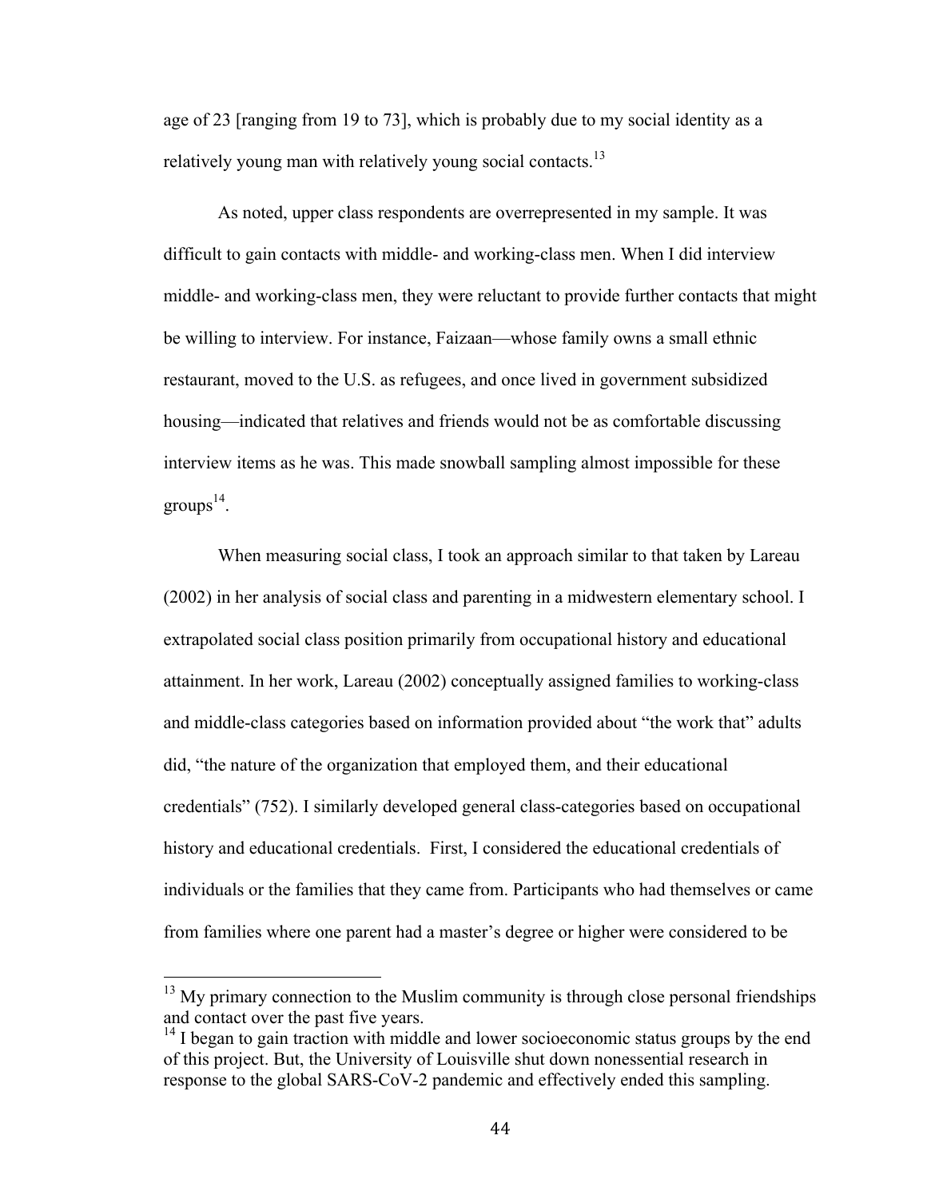age of 23 [ranging from 19 to 73], which is probably due to my social identity as a relatively young man with relatively young social contacts.[13]

As noted, upper class respondents are overrepresented in my sample. It was difficult to gain contacts with middle- and working-class men. When I did interview middle- and working-class men, they were reluctant to provide further contacts that might be willing to interview. For instance, Faizaan—whose family owns a small ethnic restaurant, moved to the U.S. as refugees, and once lived in government subsidized housing—indicated that relatives and friends would not be as comfortable discussing interview items as he was. This made snowball sampling almost impossible for these groups[14].

When measuring social class, I took an approach similar to that taken by Lareau (2002) in her analysis of social class and parenting in a midwestern elementary school. I extrapolated social class position primarily from occupational history and educational attainment. In her work, Lareau (2002) conceptually assigned families to working-class and middle-class categories based on information provided about "the work that" adults did, "the nature of the organization that employed them, and their educational credentials" (752). I similarly developed general class-categories based on occupational history and educational credentials. First, I considered the educational credentials of individuals or the families that they came from. Participants who had themselves or came from families where one parent had a master's degree or higher were considered to be

---

[13] My primary connection to the Muslim community is through close personal friendships and contact over the past five years.

[14] I began to gain traction with middle and lower socioeconomic status groups by the end of this project. But, the University of Louisville shut down nonessential research in response to the global SARS-CoV-2 pandemic and effectively ended this sampling.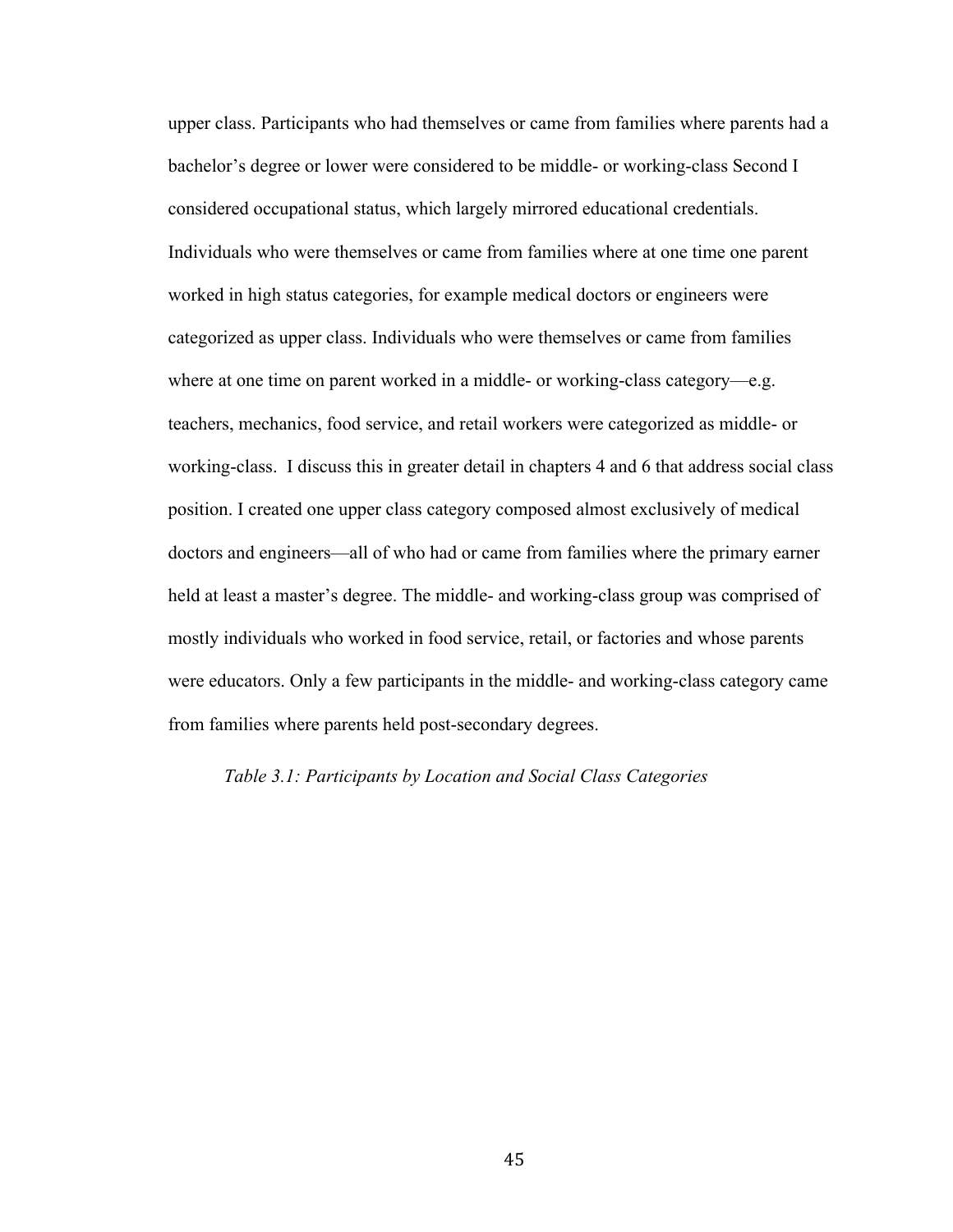upper class. Participants who had themselves or came from families where parents had a bachelor's degree or lower were considered to be middle- or working-class Second I considered occupational status, which largely mirrored educational credentials. Individuals who were themselves or came from families where at one time one parent worked in high status categories, for example medical doctors or engineers were categorized as upper class. Individuals who were themselves or came from families where at one time on parent worked in a middle- or working-class category—e.g. teachers, mechanics, food service, and retail workers were categorized as middle- or working-class. I discuss this in greater detail in chapters 4 and 6 that address social class position. I created one upper class category composed almost exclusively of medical doctors and engineers—all of who had or came from families where the primary earner held at least a master's degree. The middle- and working-class group was comprised of mostly individuals who worked in food service, retail, or factories and whose parents were educators. Only a few participants in the middle- and working-class category came from families where parents held post-secondary degrees.

*Table 3.1: Participants by Location and Social Class Categories*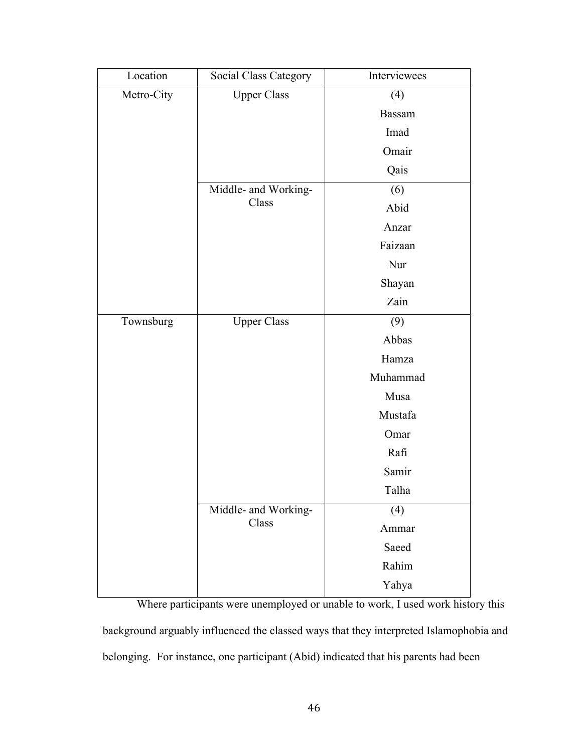| Location | Social Class Category | Interviewees |
|---|---|---|
| Metro-City | Upper Class | (4)<br>Bassam<br>Imad<br>Omair<br>Qais |
| | Middle- and Working-Class | (6)<br>Abid<br>Anzar<br>Faizaan<br>Nur<br>Shayan<br>Zain |
| Townsburg | Upper Class | (9)<br>Abbas<br>Hamza<br>Muhammad<br>Musa<br>Mustafa<br>Omar<br>Rafi<br>Samir<br>Talha |
| | Middle- and Working-Class | (4)<br>Ammar<br>Saeed<br>Rahim<br>Yahya |

Where participants were unemployed or unable to work, I used work history this background arguably influenced the classed ways that they interpreted Islamophobia and belonging. For instance, one participant (Abid) indicated that his parents had been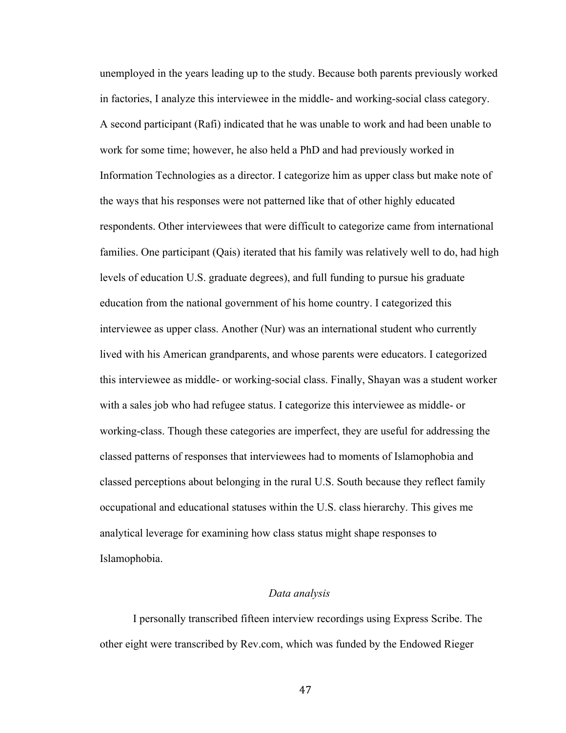unemployed in the years leading up to the study. Because both parents previously worked in factories, I analyze this interviewee in the middle- and working-social class category. A second participant (Rafi) indicated that he was unable to work and had been unable to work for some time; however, he also held a PhD and had previously worked in Information Technologies as a director. I categorize him as upper class but make note of the ways that his responses were not patterned like that of other highly educated respondents. Other interviewees that were difficult to categorize came from international families. One participant (Qais) iterated that his family was relatively well to do, had high levels of education U.S. graduate degrees), and full funding to pursue his graduate education from the national government of his home country. I categorized this interviewee as upper class. Another (Nur) was an international student who currently lived with his American grandparents, and whose parents were educators. I categorized this interviewee as middle- or working-social class. Finally, Shayan was a student worker with a sales job who had refugee status. I categorize this interviewee as middle- or working-class. Though these categories are imperfect, they are useful for addressing the classed patterns of responses that interviewees had to moments of Islamophobia and classed perceptions about belonging in the rural U.S. South because they reflect family occupational and educational statuses within the U.S. class hierarchy. This gives me analytical leverage for examining how class status might shape responses to Islamophobia.

### *Data analysis*

I personally transcribed fifteen interview recordings using Express Scribe. The other eight were transcribed by Rev.com, which was funded by the Endowed Rieger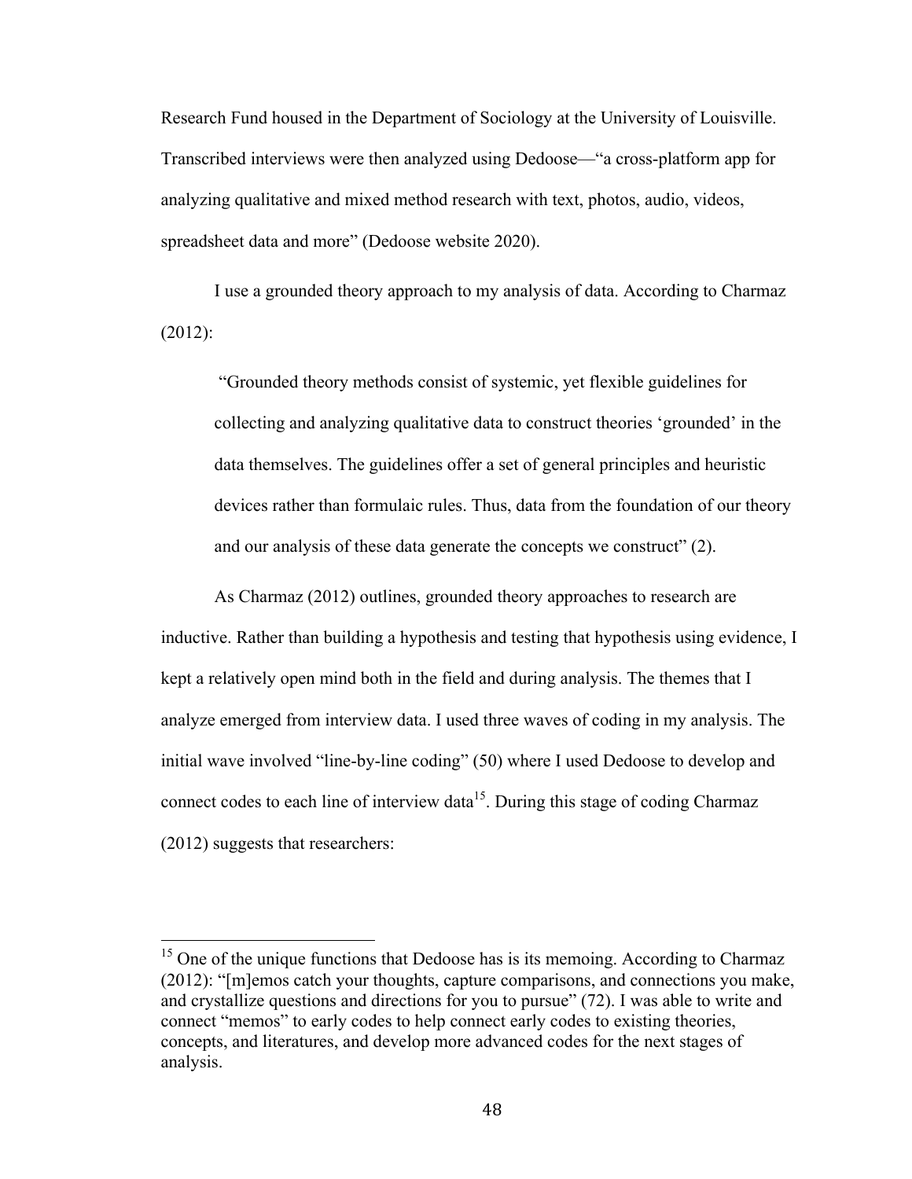Research Fund housed in the Department of Sociology at the University of Louisville. Transcribed interviews were then analyzed using Dedoose—"a cross-platform app for analyzing qualitative and mixed method research with text, photos, audio, videos, spreadsheet data and more" (Dedoose website 2020).

I use a grounded theory approach to my analysis of data. According to Charmaz (2012):

> "Grounded theory methods consist of systemic, yet flexible guidelines for collecting and analyzing qualitative data to construct theories 'grounded' in the data themselves. The guidelines offer a set of general principles and heuristic devices rather than formulaic rules. Thus, data from the foundation of our theory and our analysis of these data generate the concepts we construct" (2).

As Charmaz (2012) outlines, grounded theory approaches to research are inductive. Rather than building a hypothesis and testing that hypothesis using evidence, I kept a relatively open mind both in the field and during analysis. The themes that I analyze emerged from interview data. I used three waves of coding in my analysis. The initial wave involved "line-by-line coding" (50) where I used Dedoose to develop and connect codes to each line of interview data[15]. During this stage of coding Charmaz (2012) suggests that researchers:

---

[15] One of the unique functions that Dedoose has is its memoing. According to Charmaz (2012): "[m]emos catch your thoughts, capture comparisons, and connections you make, and crystallize questions and directions for you to pursue" (72). I was able to write and connect "memos" to early codes to help connect early codes to existing theories, concepts, and literatures, and develop more advanced codes for the next stages of analysis.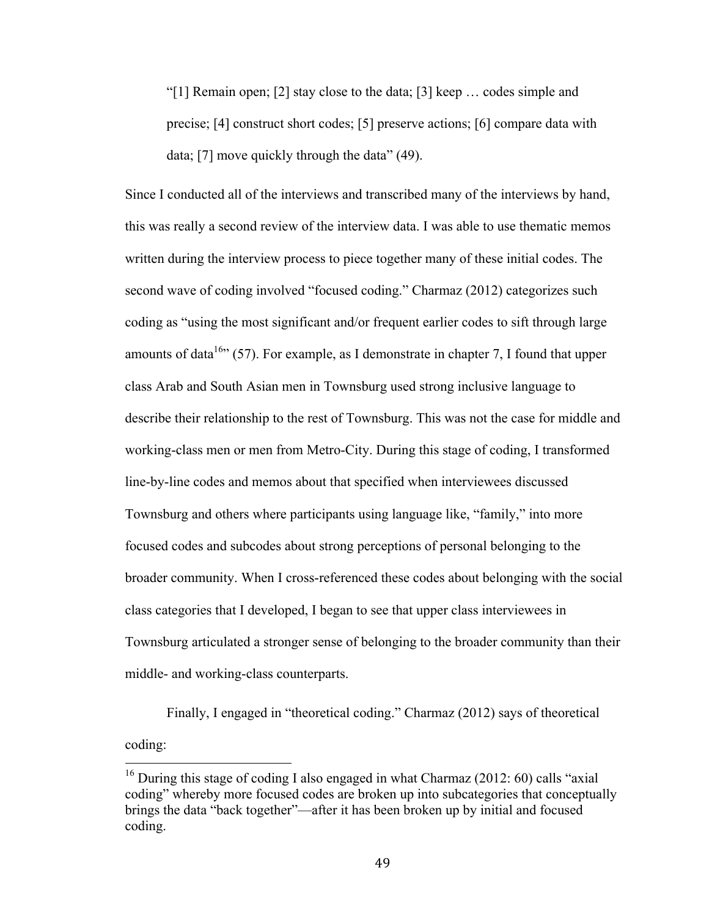> "[1] Remain open; [2] stay close to the data; [3] keep … codes simple and precise; [4] construct short codes; [5] preserve actions; [6] compare data with data; [7] move quickly through the data" (49).

Since I conducted all of the interviews and transcribed many of the interviews by hand, this was really a second review of the interview data. I was able to use thematic memos written during the interview process to piece together many of these initial codes. The second wave of coding involved "focused coding." Charmaz (2012) categorizes such coding as "using the most significant and/or frequent earlier codes to sift through large amounts of data[16]" (57). For example, as I demonstrate in chapter 7, I found that upper class Arab and South Asian men in Townsburg used strong inclusive language to describe their relationship to the rest of Townsburg. This was not the case for middle and working-class men or men from Metro-City. During this stage of coding, I transformed line-by-line codes and memos about that specified when interviewees discussed Townsburg and others where participants using language like, "family," into more focused codes and subcodes about strong perceptions of personal belonging to the broader community. When I cross-referenced these codes about belonging with the social class categories that I developed, I began to see that upper class interviewees in Townsburg articulated a stronger sense of belonging to the broader community than their middle- and working-class counterparts.

Finally, I engaged in "theoretical coding." Charmaz (2012) says of theoretical coding:

---

[16] During this stage of coding I also engaged in what Charmaz (2012: 60) calls "axial coding" whereby more focused codes are broken up into subcategories that conceptually brings the data "back together"—after it has been broken up by initial and focused coding.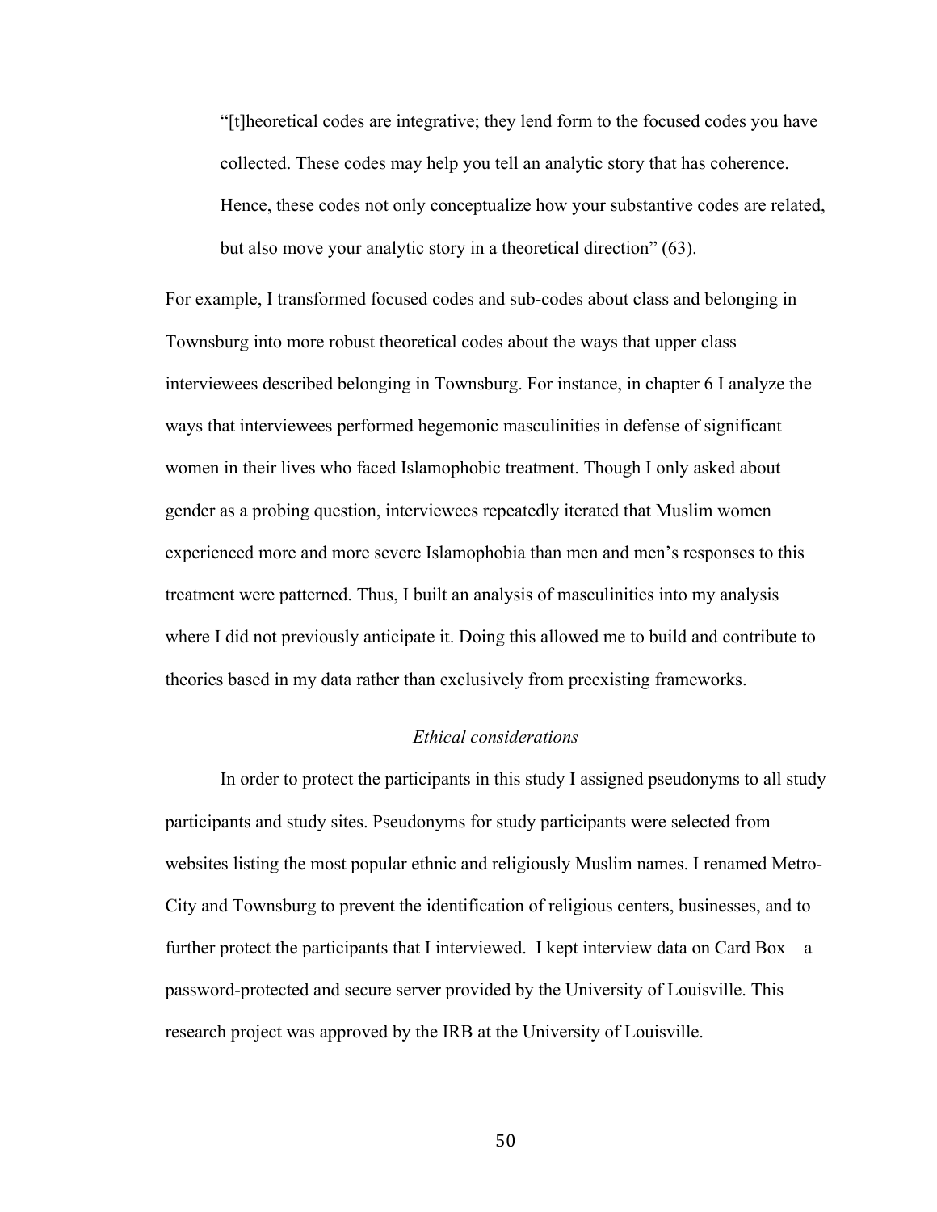> "[t]heoretical codes are integrative; they lend form to the focused codes you have collected. These codes may help you tell an analytic story that has coherence. Hence, these codes not only conceptualize how your substantive codes are related, but also move your analytic story in a theoretical direction" (63).

For example, I transformed focused codes and sub-codes about class and belonging in Townsburg into more robust theoretical codes about the ways that upper class interviewees described belonging in Townsburg. For instance, in chapter 6 I analyze the ways that interviewees performed hegemonic masculinities in defense of significant women in their lives who faced Islamophobic treatment. Though I only asked about gender as a probing question, interviewees repeatedly iterated that Muslim women experienced more and more severe Islamophobia than men and men's responses to this treatment were patterned. Thus, I built an analysis of masculinities into my analysis where I did not previously anticipate it. Doing this allowed me to build and contribute to theories based in my data rather than exclusively from preexisting frameworks.

### *Ethical considerations*

In order to protect the participants in this study I assigned pseudonyms to all study participants and study sites. Pseudonyms for study participants were selected from websites listing the most popular ethnic and religiously Muslim names. I renamed Metro-City and Townsburg to prevent the identification of religious centers, businesses, and to further protect the participants that I interviewed. I kept interview data on Card Box—a password-protected and secure server provided by the University of Louisville. This research project was approved by the IRB at the University of Louisville.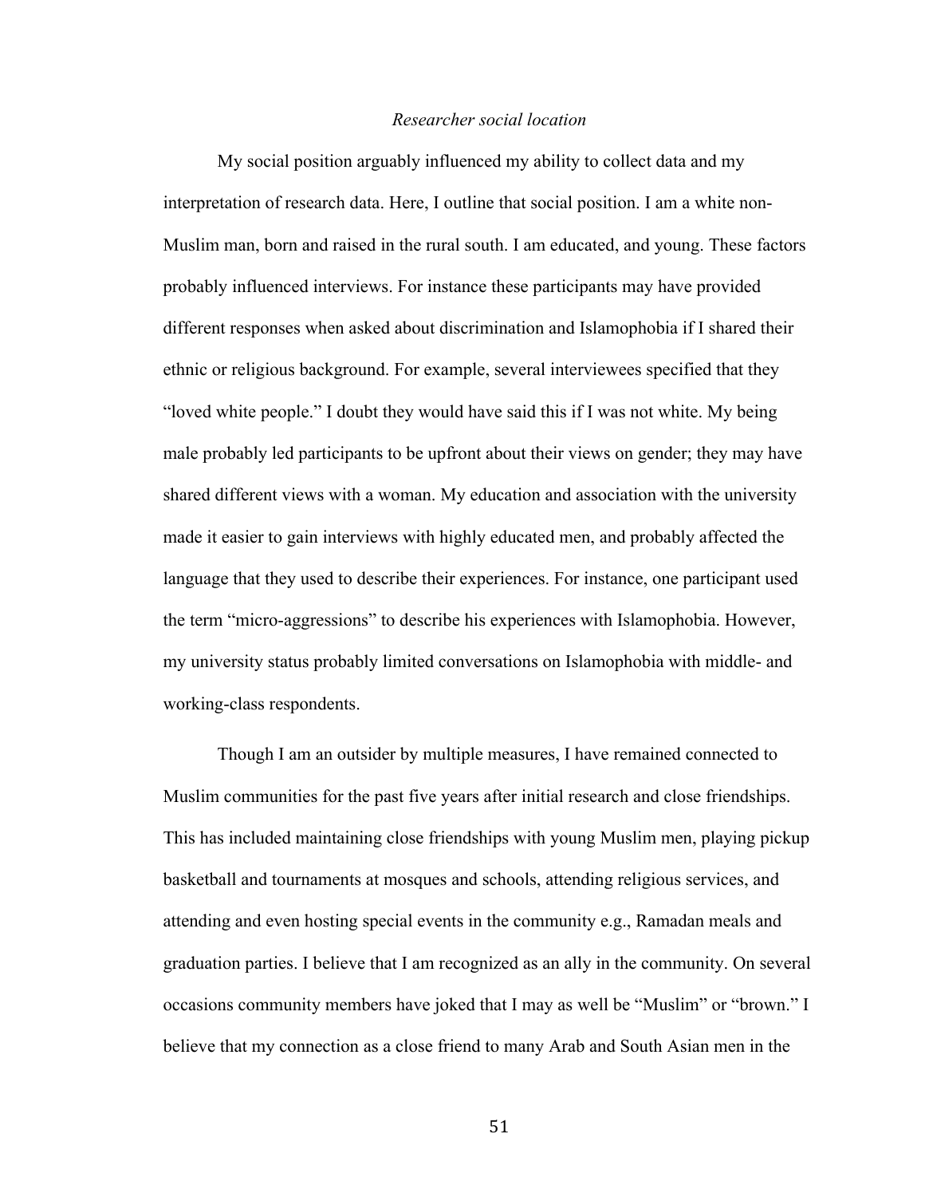### *Researcher social location*

My social position arguably influenced my ability to collect data and my interpretation of research data. Here, I outline that social position. I am a white non-Muslim man, born and raised in the rural south. I am educated, and young. These factors probably influenced interviews. For instance these participants may have provided different responses when asked about discrimination and Islamophobia if I shared their ethnic or religious background. For example, several interviewees specified that they "loved white people." I doubt they would have said this if I was not white. My being male probably led participants to be upfront about their views on gender; they may have shared different views with a woman. My education and association with the university made it easier to gain interviews with highly educated men, and probably affected the language that they used to describe their experiences. For instance, one participant used the term "micro-aggressions" to describe his experiences with Islamophobia. However, my university status probably limited conversations on Islamophobia with middle- and working-class respondents.

Though I am an outsider by multiple measures, I have remained connected to Muslim communities for the past five years after initial research and close friendships. This has included maintaining close friendships with young Muslim men, playing pickup basketball and tournaments at mosques and schools, attending religious services, and attending and even hosting special events in the community e.g., Ramadan meals and graduation parties. I believe that I am recognized as an ally in the community. On several occasions community members have joked that I may as well be "Muslim" or "brown." I believe that my connection as a close friend to many Arab and South Asian men in the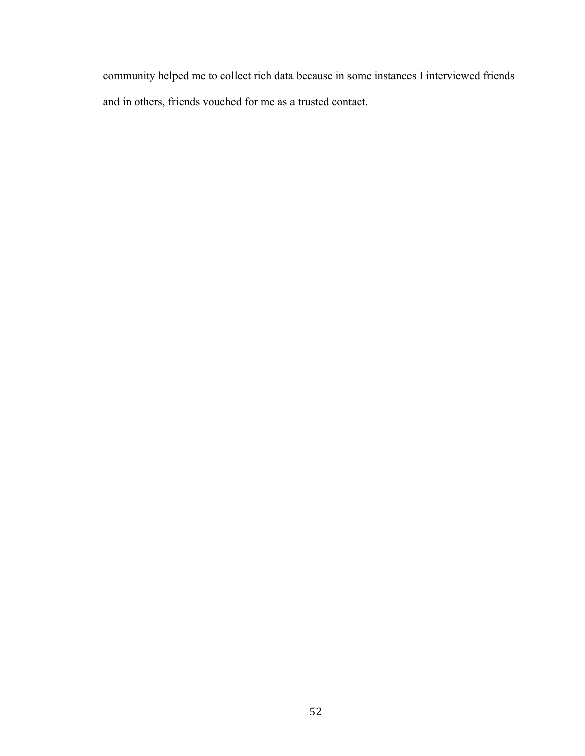community helped me to collect rich data because in some instances I interviewed friends and in others, friends vouched for me as a trusted contact.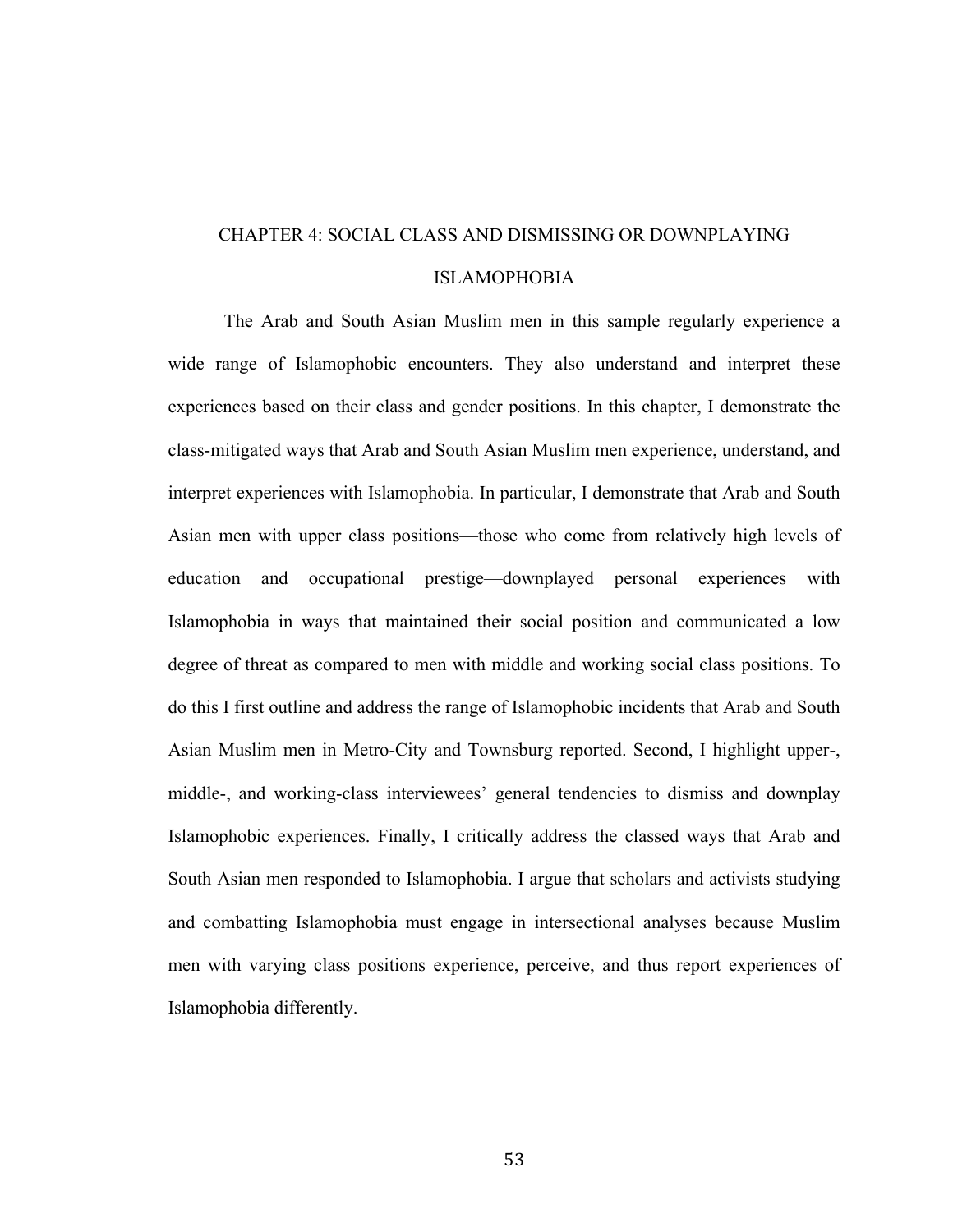# CHAPTER 4: SOCIAL CLASS AND DISMISSING OR DOWNPLAYING ISLAMOPHOBIA

The Arab and South Asian Muslim men in this sample regularly experience a wide range of Islamophobic encounters. They also understand and interpret these experiences based on their class and gender positions. In this chapter, I demonstrate the class-mitigated ways that Arab and South Asian Muslim men experience, understand, and interpret experiences with Islamophobia. In particular, I demonstrate that Arab and South Asian men with upper class positions—those who come from relatively high levels of education and occupational prestige—downplayed personal experiences with Islamophobia in ways that maintained their social position and communicated a low degree of threat as compared to men with middle and working social class positions. To do this I first outline and address the range of Islamophobic incidents that Arab and South Asian Muslim men in Metro-City and Townsburg reported. Second, I highlight upper-, middle-, and working-class interviewees' general tendencies to dismiss and downplay Islamophobic experiences. Finally, I critically address the classed ways that Arab and South Asian men responded to Islamophobia. I argue that scholars and activists studying and combatting Islamophobia must engage in intersectional analyses because Muslim men with varying class positions experience, perceive, and thus report experiences of Islamophobia differently.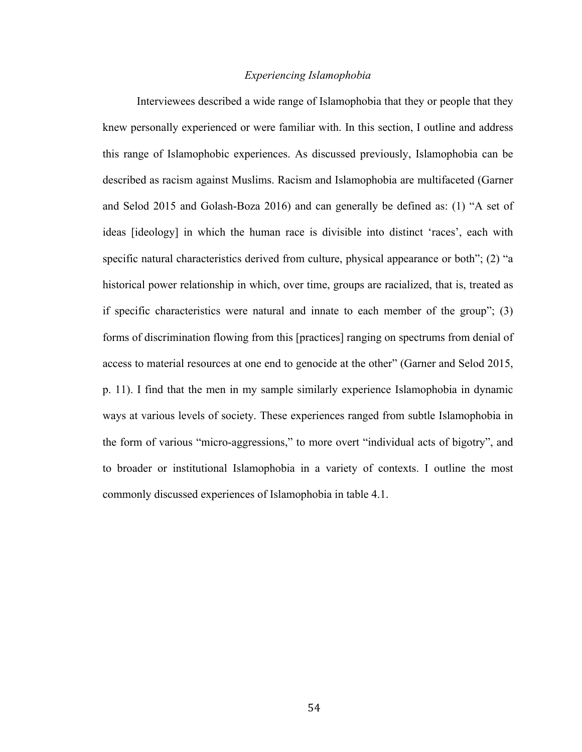*Experiencing Islamophobia*

Interviewees described a wide range of Islamophobia that they or people that they knew personally experienced or were familiar with. In this section, I outline and address this range of Islamophobic experiences. As discussed previously, Islamophobia can be described as racism against Muslims. Racism and Islamophobia are multifaceted (Garner and Selod 2015 and Golash-Boza 2016) and can generally be defined as: (1) "A set of ideas [ideology] in which the human race is divisible into distinct 'races', each with specific natural characteristics derived from culture, physical appearance or both"; (2) "a historical power relationship in which, over time, groups are racialized, that is, treated as if specific characteristics were natural and innate to each member of the group"; (3) forms of discrimination flowing from this [practices] ranging on spectrums from denial of access to material resources at one end to genocide at the other" (Garner and Selod 2015, p. 11). I find that the men in my sample similarly experience Islamophobia in dynamic ways at various levels of society. These experiences ranged from subtle Islamophobia in the form of various "micro-aggressions," to more overt "individual acts of bigotry", and to broader or institutional Islamophobia in a variety of contexts. I outline the most commonly discussed experiences of Islamophobia in table 4.1.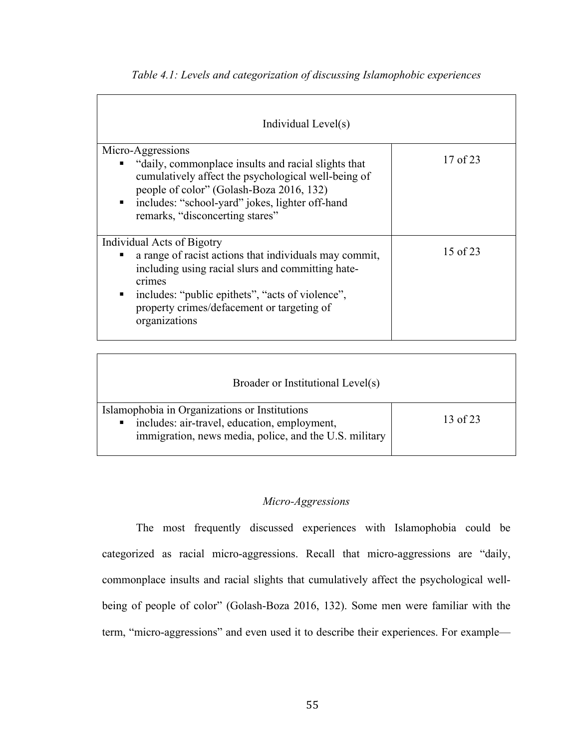*Table 4.1: Levels and categorization of discussing Islamophobic experiences*

| Individual Level(s) | |
|---|---|
| Micro-Aggressions<br>▪ "daily, commonplace insults and racial slights that cumulatively affect the psychological well-being of people of color" (Golash-Boza 2016, 132)<br>▪ includes: "school-yard" jokes, lighter off-hand remarks, "disconcerting stares" | 17 of 23 |
| Individual Acts of Bigotry<br>▪ a range of racist actions that individuals may commit, including using racial slurs and committing hate-crimes<br>▪ includes: "public epithets", "acts of violence", property crimes/defacement or targeting of organizations | 15 of 23 |
| **Broader or Institutional Level(s)** | |
| Islamophobia in Organizations or Institutions<br>▪ includes: air-travel, education, employment, immigration, news media, police, and the U.S. military | 13 of 23 |

*Micro-Aggressions*

The most frequently discussed experiences with Islamophobia could be categorized as racial micro-aggressions. Recall that micro-aggressions are "daily, commonplace insults and racial slights that cumulatively affect the psychological well-being of people of color" (Golash-Boza 2016, 132). Some men were familiar with the term, "micro-aggressions" and even used it to describe their experiences. For example—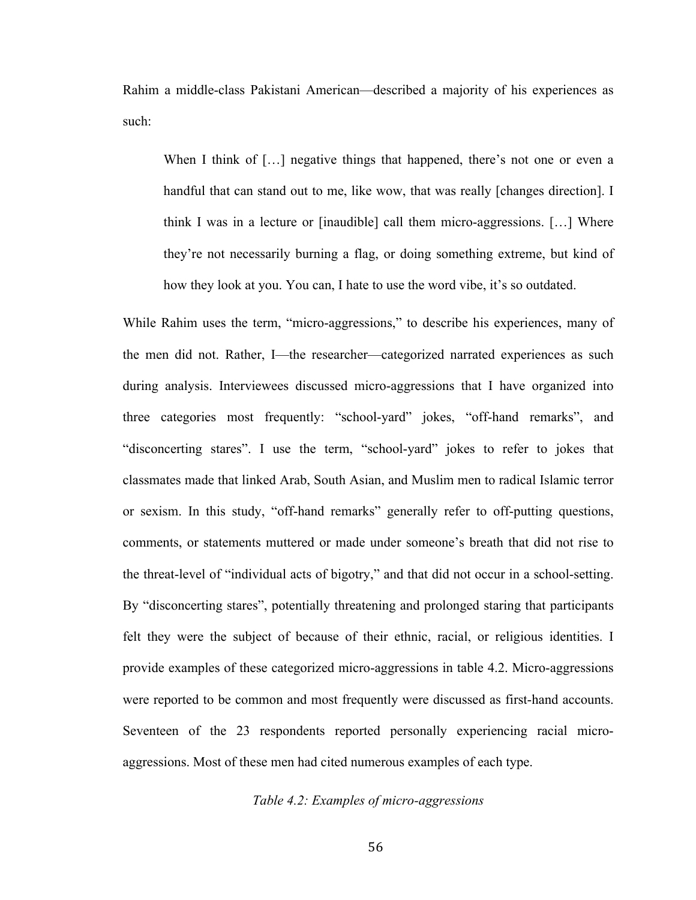Rahim a middle-class Pakistani American—described a majority of his experiences as such:

> When I think of […] negative things that happened, there's not one or even a handful that can stand out to me, like wow, that was really [changes direction]. I think I was in a lecture or [inaudible] call them micro-aggressions. […] Where they're not necessarily burning a flag, or doing something extreme, but kind of how they look at you. You can, I hate to use the word vibe, it's so outdated.

While Rahim uses the term, "micro-aggressions," to describe his experiences, many of the men did not. Rather, I—the researcher—categorized narrated experiences as such during analysis. Interviewees discussed micro-aggressions that I have organized into three categories most frequently: "school-yard" jokes, "off-hand remarks", and "disconcerting stares". I use the term, "school-yard" jokes to refer to jokes that classmates made that linked Arab, South Asian, and Muslim men to radical Islamic terror or sexism. In this study, "off-hand remarks" generally refer to off-putting questions, comments, or statements muttered or made under someone's breath that did not rise to the threat-level of "individual acts of bigotry," and that did not occur in a school-setting. By "disconcerting stares", potentially threatening and prolonged staring that participants felt they were the subject of because of their ethnic, racial, or religious identities. I provide examples of these categorized micro-aggressions in table 4.2. Micro-aggressions were reported to be common and most frequently were discussed as first-hand accounts. Seventeen of the 23 respondents reported personally experiencing racial micro-aggressions. Most of these men had cited numerous examples of each type.

*Table 4.2: Examples of micro-aggressions*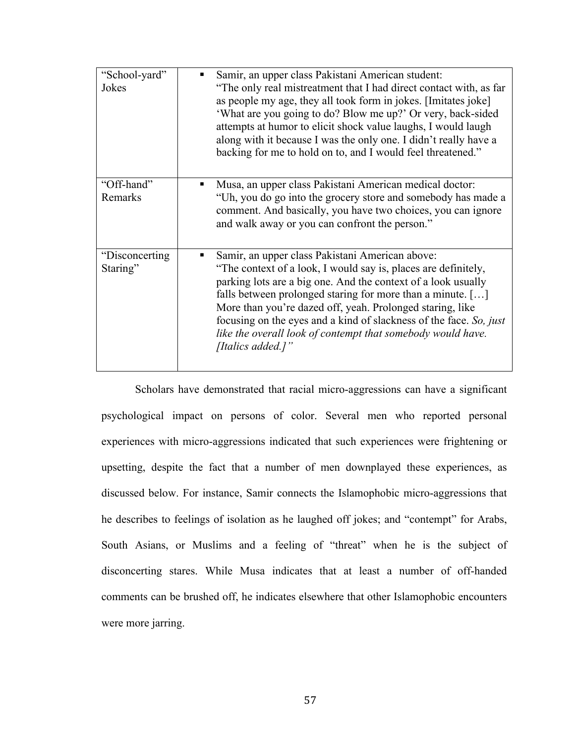| | |
|---|---|
| "School-yard" Jokes | ▪ Samir, an upper class Pakistani American student: "The only real mistreatment that I had direct contact with, as far as people my age, they all took form in jokes. [Imitates joke] 'What are you going to do? Blow me up?' Or very, back-sided attempts at humor to elicit shock value laughs, I would laugh along with it because I was the only one. I didn't really have a backing for me to hold on to, and I would feel threatened." |
| "Off-hand" Remarks | ▪ Musa, an upper class Pakistani American medical doctor: "Uh, you do go into the grocery store and somebody has made a comment. And basically, you have two choices, you can ignore and walk away or you can confront the person." |
| "Disconcerting Staring" | ▪ Samir, an upper class Pakistani American above: "The context of a look, I would say is, places are definitely, parking lots are a big one. And the context of a look usually falls between prolonged staring for more than a minute. […] More than you're dazed off, yeah. Prolonged staring, like focusing on the eyes and a kind of slackness of the face. *So, just like the overall look of contempt that somebody would have. [Italics added.]"* |

Scholars have demonstrated that racial micro-aggressions can have a significant psychological impact on persons of color. Several men who reported personal experiences with micro-aggressions indicated that such experiences were frightening or upsetting, despite the fact that a number of men downplayed these experiences, as discussed below. For instance, Samir connects the Islamophobic micro-aggressions that he describes to feelings of isolation as he laughed off jokes; and "contempt" for Arabs, South Asians, or Muslims and a feeling of "threat" when he is the subject of disconcerting stares. While Musa indicates that at least a number of off-handed comments can be brushed off, he indicates elsewhere that other Islamophobic encounters were more jarring.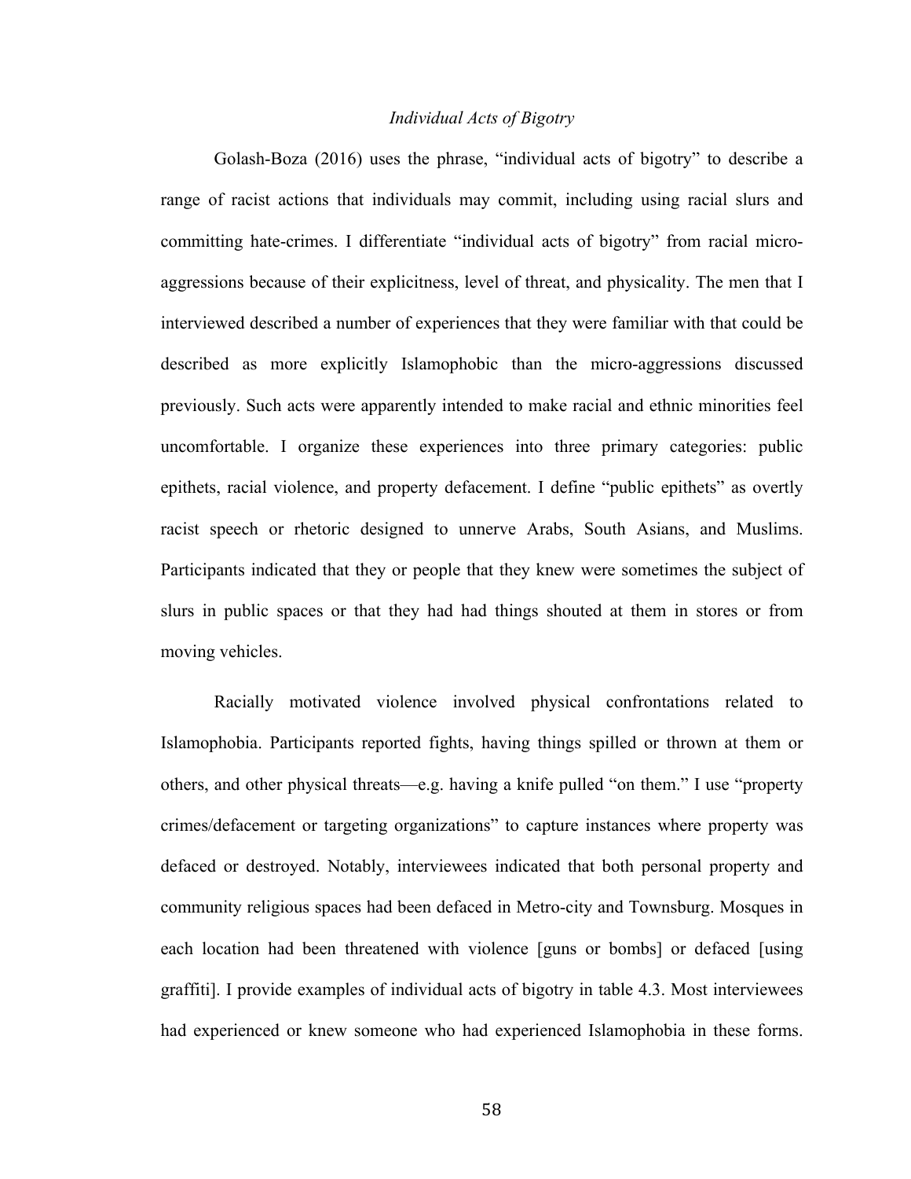### *Individual Acts of Bigotry*

Golash-Boza (2016) uses the phrase, "individual acts of bigotry" to describe a range of racist actions that individuals may commit, including using racial slurs and committing hate-crimes. I differentiate "individual acts of bigotry" from racial micro-aggressions because of their explicitness, level of threat, and physicality. The men that I interviewed described a number of experiences that they were familiar with that could be described as more explicitly Islamophobic than the micro-aggressions discussed previously. Such acts were apparently intended to make racial and ethnic minorities feel uncomfortable. I organize these experiences into three primary categories: public epithets, racial violence, and property defacement. I define "public epithets" as overtly racist speech or rhetoric designed to unnerve Arabs, South Asians, and Muslims. Participants indicated that they or people that they knew were sometimes the subject of slurs in public spaces or that they had had things shouted at them in stores or from moving vehicles.

Racially motivated violence involved physical confrontations related to Islamophobia. Participants reported fights, having things spilled or thrown at them or others, and other physical threats—e.g. having a knife pulled "on them." I use "property crimes/defacement or targeting organizations" to capture instances where property was defaced or destroyed. Notably, interviewees indicated that both personal property and community religious spaces had been defaced in Metro-city and Townsburg. Mosques in each location had been threatened with violence [guns or bombs] or defaced [using graffiti]. I provide examples of individual acts of bigotry in table 4.3. Most interviewees had experienced or knew someone who had experienced Islamophobia in these forms.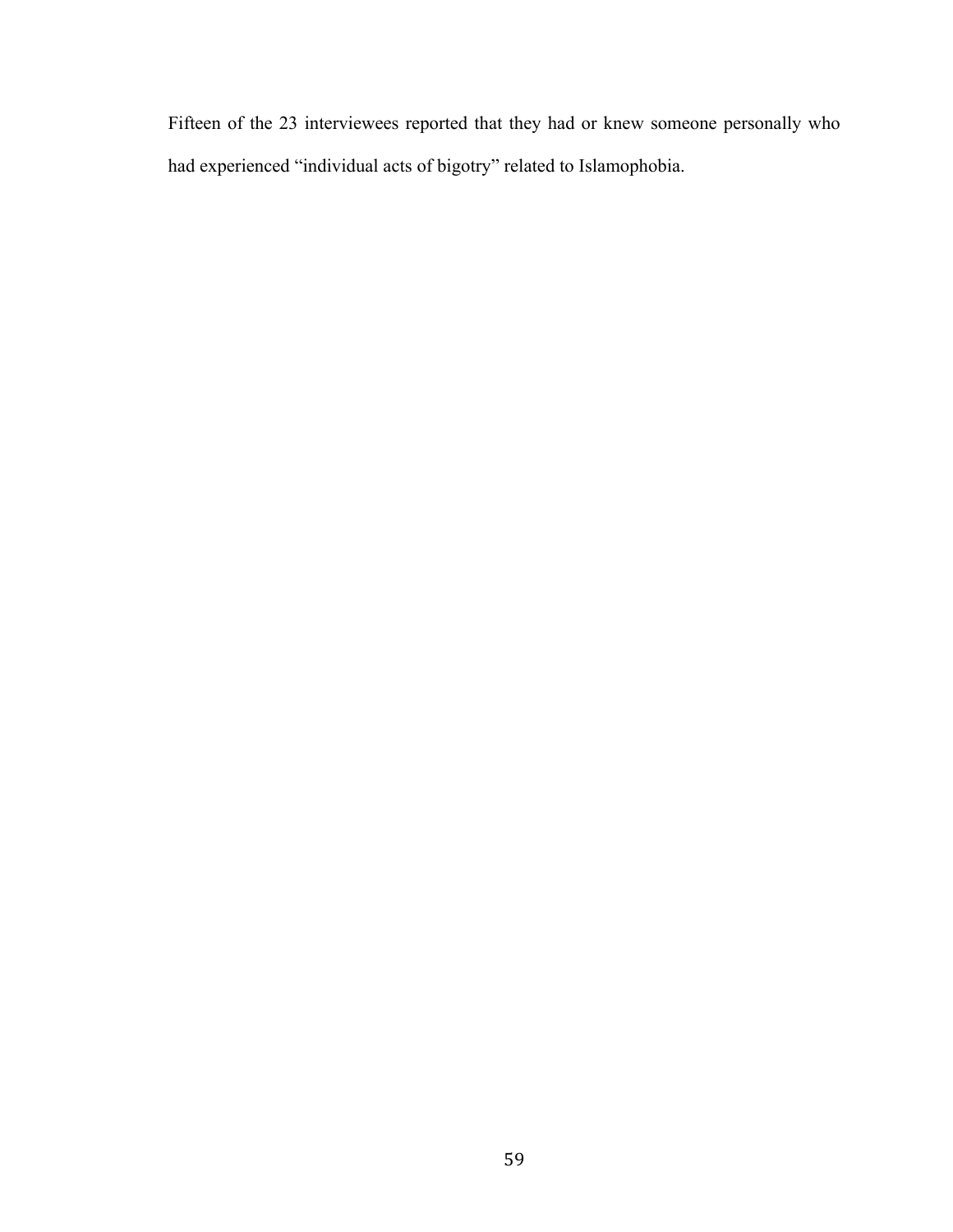Fifteen of the 23 interviewees reported that they had or knew someone personally who had experienced “individual acts of bigotry” related to Islamophobia.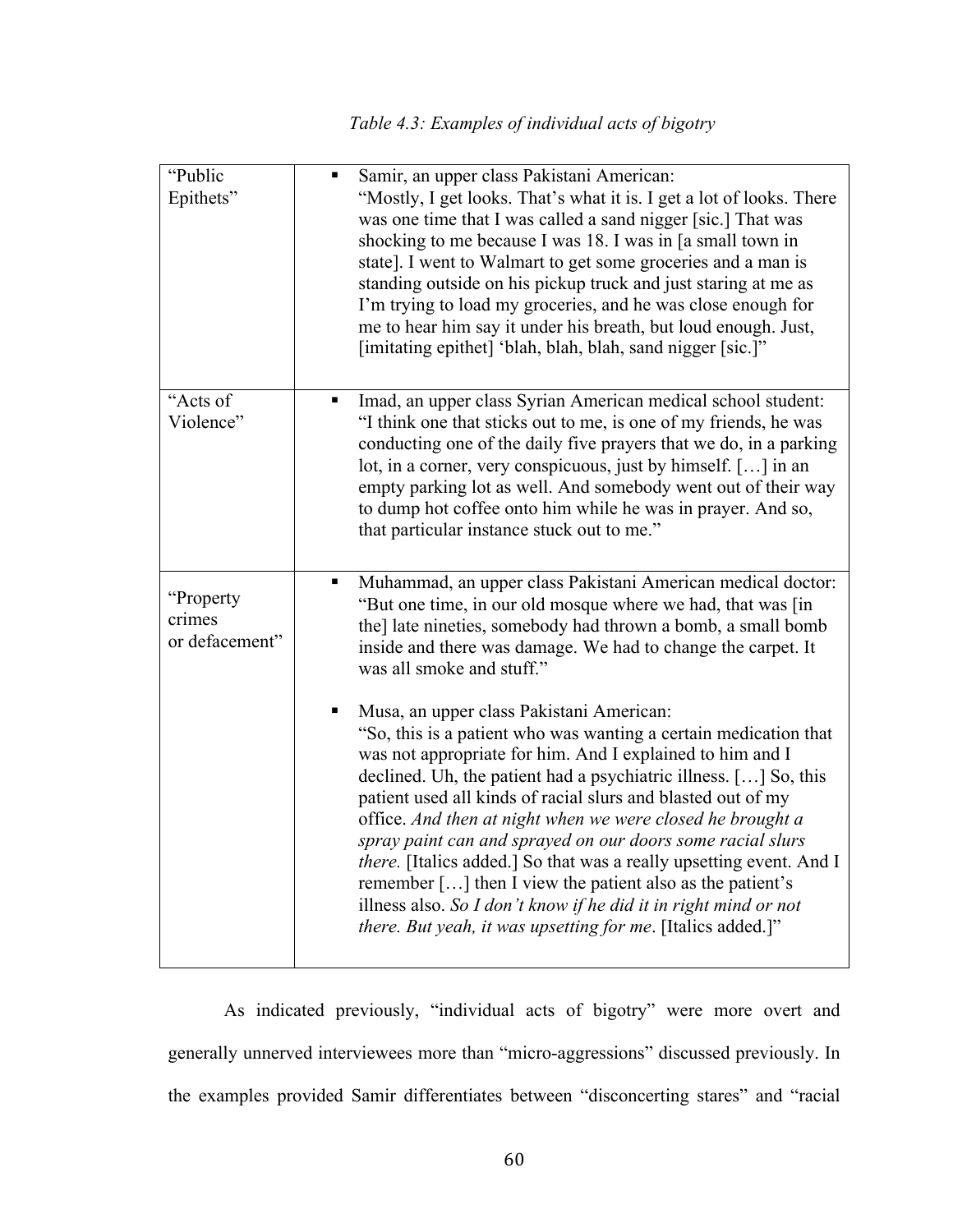*Table 4.3: Examples of individual acts of bigotry*

| | |
|---|---|
| "Public Epithets" | ▪ Samir, an upper class Pakistani American: "Mostly, I get looks. That's what it is. I get a lot of looks. There was one time that I was called a sand nigger [sic.] That was shocking to me because I was 18. I was in [a small town in state]. I went to Walmart to get some groceries and a man is standing outside on his pickup truck and just staring at me as I'm trying to load my groceries, and he was close enough for me to hear him say it under his breath, but loud enough. Just, [imitating epithet] 'blah, blah, blah, sand nigger [sic.]" |
| "Acts of Violence" | ▪ Imad, an upper class Syrian American medical school student: "I think one that sticks out to me, is one of my friends, he was conducting one of the daily five prayers that we do, in a parking lot, in a corner, very conspicuous, just by himself. […] in an empty parking lot as well. And somebody went out of their way to dump hot coffee onto him while he was in prayer. And so, that particular instance stuck out to me." |
| "Property crimes or defacement" | ▪ Muhammad, an upper class Pakistani American medical doctor: "But one time, in our old mosque where we had, that was [in the] late nineties, somebody had thrown a bomb, a small bomb inside and there was damage. We had to change the carpet. It was all smoke and stuff."<br><br>▪ Musa, an upper class Pakistani American: "So, this is a patient who was wanting a certain medication that was not appropriate for him. And I explained to him and I declined. Uh, the patient had a psychiatric illness. […] So, this patient used all kinds of racial slurs and blasted out of my office. *And then at night when we were closed he brought a spray paint can and sprayed on our doors some racial slurs there.* [Italics added.] So that was a really upsetting event. And I remember […] then I view the patient also as the patient's illness also. *So I don't know if he did it in right mind or not there. But yeah, it was upsetting for me*. [Italics added.]" |

As indicated previously, "individual acts of bigotry" were more overt and generally unnerved interviewees more than "micro-aggressions" discussed previously. In the examples provided Samir differentiates between "disconcerting stares" and "racial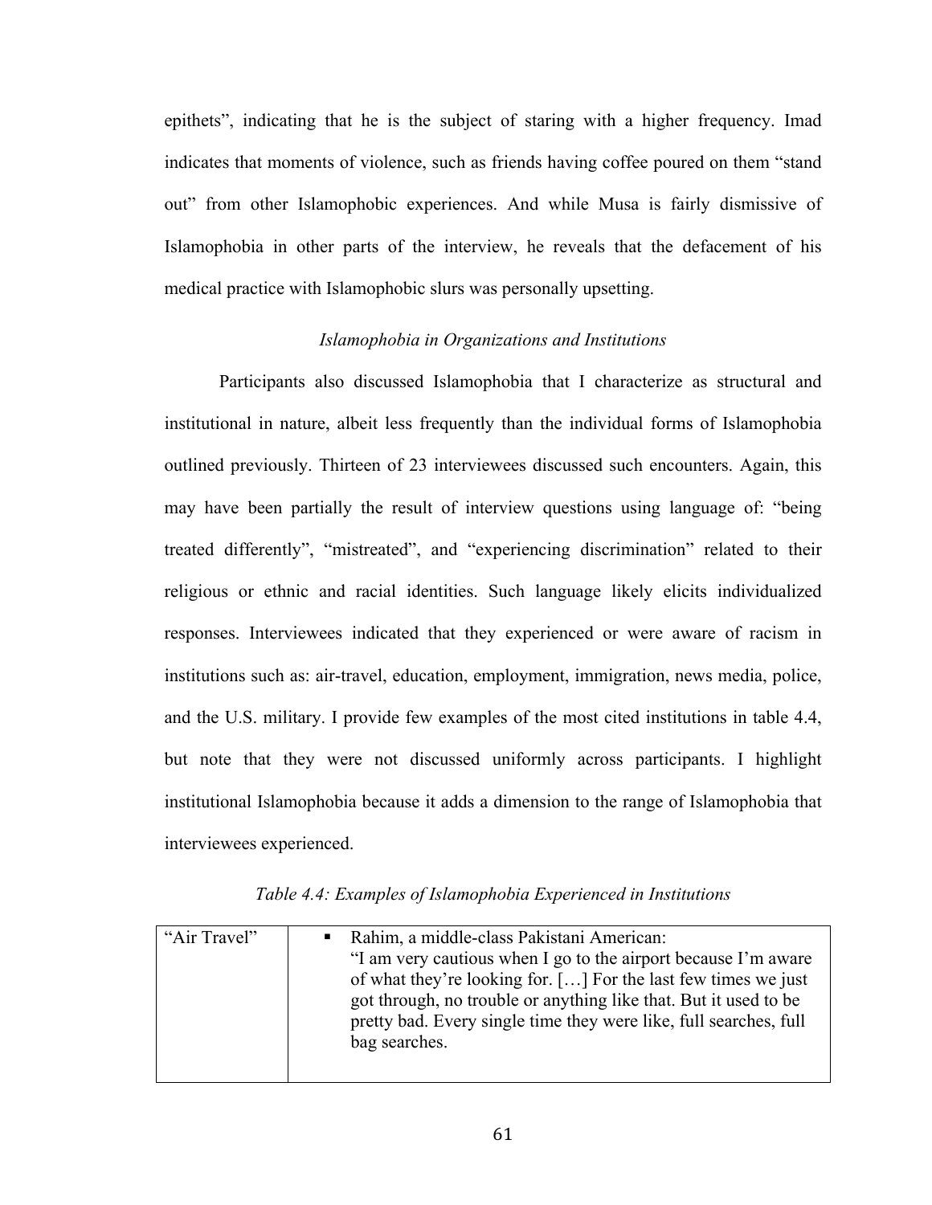epithets", indicating that he is the subject of staring with a higher frequency. Imad indicates that moments of violence, such as friends having coffee poured on them "stand out" from other Islamophobic experiences. And while Musa is fairly dismissive of Islamophobia in other parts of the interview, he reveals that the defacement of his medical practice with Islamophobic slurs was personally upsetting.

*Islamophobia in Organizations and Institutions*

Participants also discussed Islamophobia that I characterize as structural and institutional in nature, albeit less frequently than the individual forms of Islamophobia outlined previously. Thirteen of 23 interviewees discussed such encounters. Again, this may have been partially the result of interview questions using language of: "being treated differently", "mistreated", and "experiencing discrimination" related to their religious or ethnic and racial identities. Such language likely elicits individualized responses. Interviewees indicated that they experienced or were aware of racism in institutions such as: air-travel, education, employment, immigration, news media, police, and the U.S. military. I provide few examples of the most cited institutions in table 4.4, but note that they were not discussed uniformly across participants. I highlight institutional Islamophobia because it adds a dimension to the range of Islamophobia that interviewees experienced.

*Table 4.4: Examples of Islamophobia Experienced in Institutions*

| | |
|---|---|
| "Air Travel" | ▪ Rahim, a middle-class Pakistani American: "I am very cautious when I go to the airport because I'm aware of what they're looking for. […] For the last few times we just got through, no trouble or anything like that. But it used to be pretty bad. Every single time they were like, full searches, full bag searches. |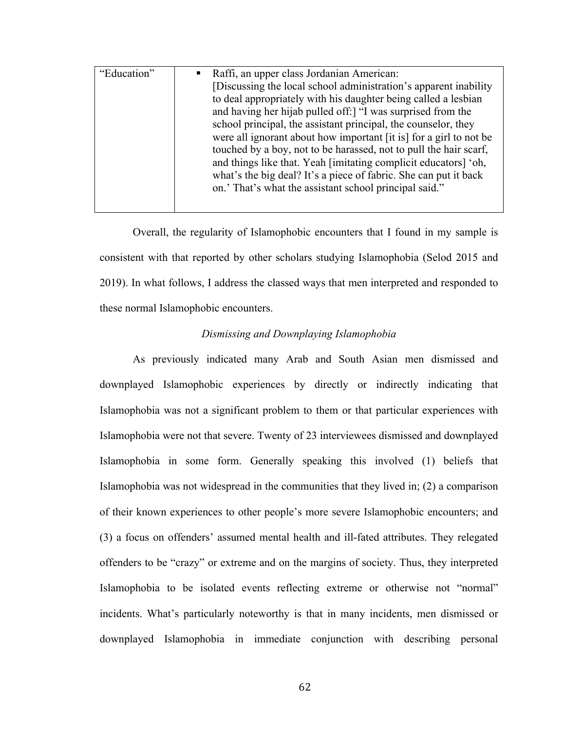| "Education" | ▪ Raffi, an upper class Jordanian American: [Discussing the local school administration's apparent inability to deal appropriately with his daughter being called a lesbian and having her hijab pulled off:] "I was surprised from the school principal, the assistant principal, the counselor, they were all ignorant about how important [it is] for a girl to not be touched by a boy, not to be harassed, not to pull the hair scarf, and things like that. Yeah [imitating complicit educators] 'oh, what's the big deal? It's a piece of fabric. She can put it back on.' That's what the assistant school principal said." |
|---|---|

Overall, the regularity of Islamophobic encounters that I found in my sample is consistent with that reported by other scholars studying Islamophobia (Selod 2015 and 2019). In what follows, I address the classed ways that men interpreted and responded to these normal Islamophobic encounters.

*Dismissing and Downplaying Islamophobia*

As previously indicated many Arab and South Asian men dismissed and downplayed Islamophobic experiences by directly or indirectly indicating that Islamophobia was not a significant problem to them or that particular experiences with Islamophobia were not that severe. Twenty of 23 interviewees dismissed and downplayed Islamophobia in some form. Generally speaking this involved (1) beliefs that Islamophobia was not widespread in the communities that they lived in; (2) a comparison of their known experiences to other people's more severe Islamophobic encounters; and (3) a focus on offenders' assumed mental health and ill-fated attributes. They relegated offenders to be "crazy" or extreme and on the margins of society. Thus, they interpreted Islamophobia to be isolated events reflecting extreme or otherwise not "normal" incidents. What's particularly noteworthy is that in many incidents, men dismissed or downplayed Islamophobia in immediate conjunction with describing personal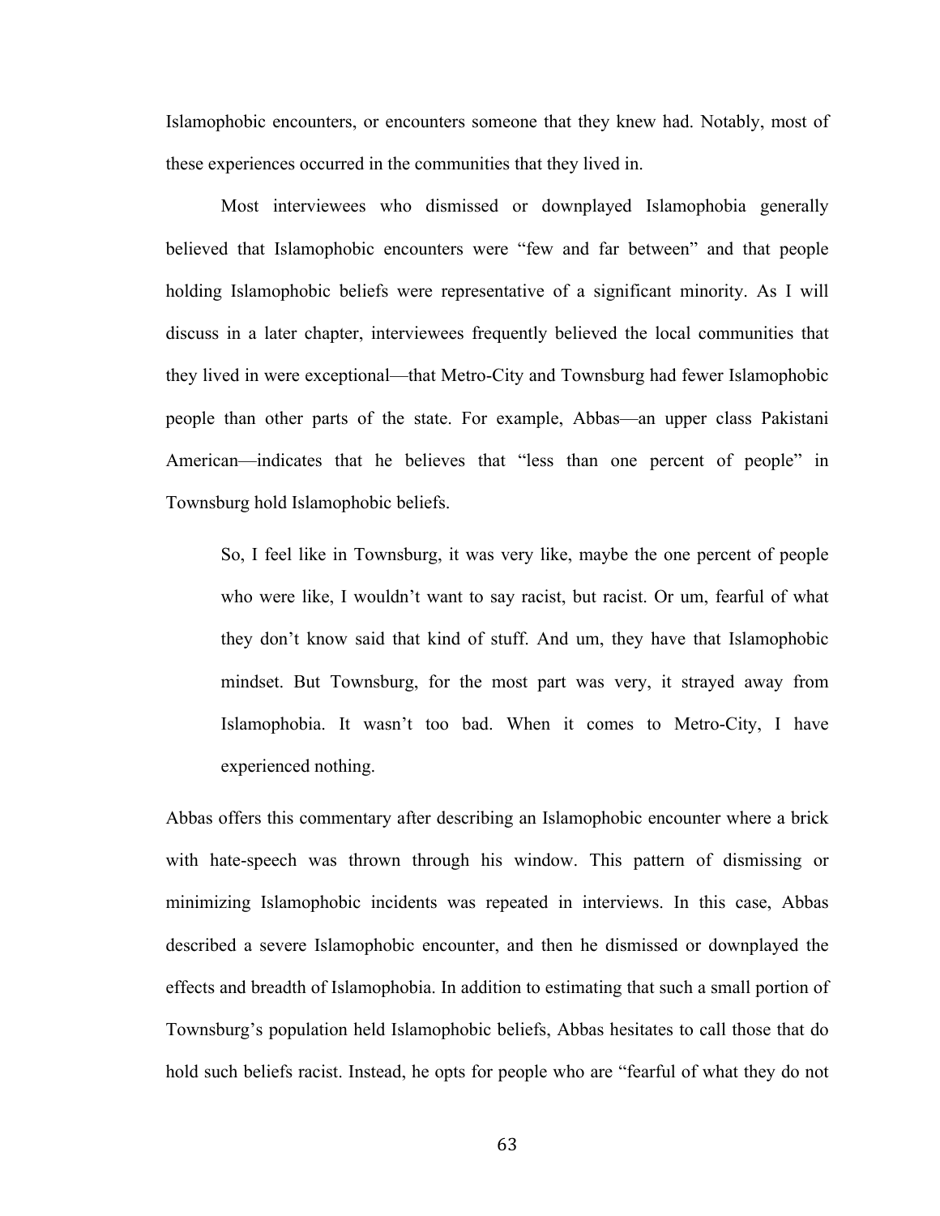Islamophobic encounters, or encounters someone that they knew had. Notably, most of these experiences occurred in the communities that they lived in.

Most interviewees who dismissed or downplayed Islamophobia generally believed that Islamophobic encounters were "few and far between" and that people holding Islamophobic beliefs were representative of a significant minority. As I will discuss in a later chapter, interviewees frequently believed the local communities that they lived in were exceptional—that Metro-City and Townsburg had fewer Islamophobic people than other parts of the state. For example, Abbas—an upper class Pakistani American—indicates that he believes that "less than one percent of people" in Townsburg hold Islamophobic beliefs.

> So, I feel like in Townsburg, it was very like, maybe the one percent of people who were like, I wouldn't want to say racist, but racist. Or um, fearful of what they don't know said that kind of stuff. And um, they have that Islamophobic mindset. But Townsburg, for the most part was very, it strayed away from Islamophobia. It wasn't too bad. When it comes to Metro-City, I have experienced nothing.

Abbas offers this commentary after describing an Islamophobic encounter where a brick with hate-speech was thrown through his window. This pattern of dismissing or minimizing Islamophobic incidents was repeated in interviews. In this case, Abbas described a severe Islamophobic encounter, and then he dismissed or downplayed the effects and breadth of Islamophobia. In addition to estimating that such a small portion of Townsburg's population held Islamophobic beliefs, Abbas hesitates to call those that do hold such beliefs racist. Instead, he opts for people who are "fearful of what they do not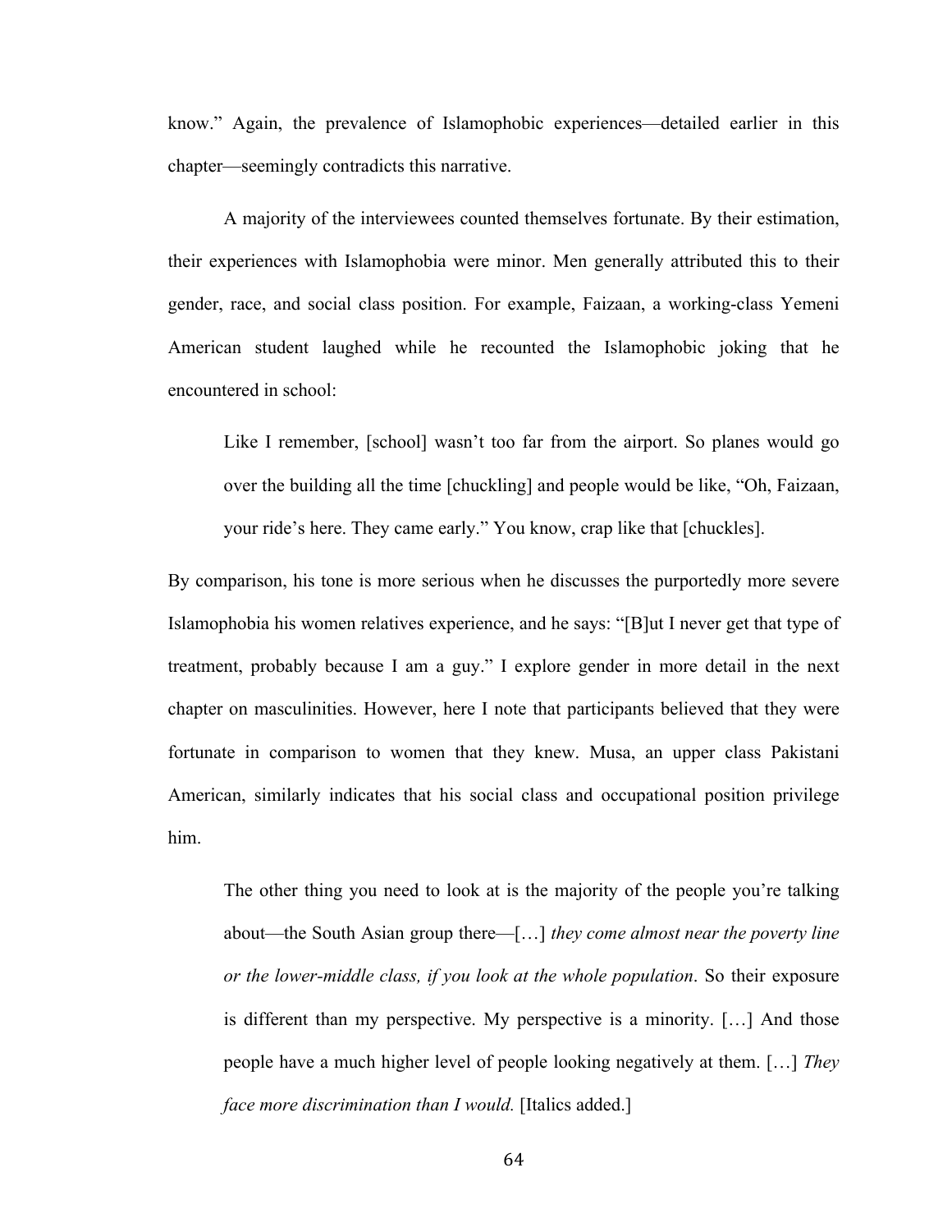know." Again, the prevalence of Islamophobic experiences—detailed earlier in this chapter—seemingly contradicts this narrative.

A majority of the interviewees counted themselves fortunate. By their estimation, their experiences with Islamophobia were minor. Men generally attributed this to their gender, race, and social class position. For example, Faizaan, a working-class Yemeni American student laughed while he recounted the Islamophobic joking that he encountered in school:

> Like I remember, [school] wasn't too far from the airport. So planes would go over the building all the time [chuckling] and people would be like, "Oh, Faizaan, your ride's here. They came early." You know, crap like that [chuckles].

By comparison, his tone is more serious when he discusses the purportedly more severe Islamophobia his women relatives experience, and he says: "[B]ut I never get that type of treatment, probably because I am a guy." I explore gender in more detail in the next chapter on masculinities. However, here I note that participants believed that they were fortunate in comparison to women that they knew. Musa, an upper class Pakistani American, similarly indicates that his social class and occupational position privilege him.

> The other thing you need to look at is the majority of the people you're talking about—the South Asian group there—[…] *they come almost near the poverty line or the lower-middle class, if you look at the whole population*. So their exposure is different than my perspective. My perspective is a minority. […] And those people have a much higher level of people looking negatively at them. […] *They face more discrimination than I would.* [Italics added.]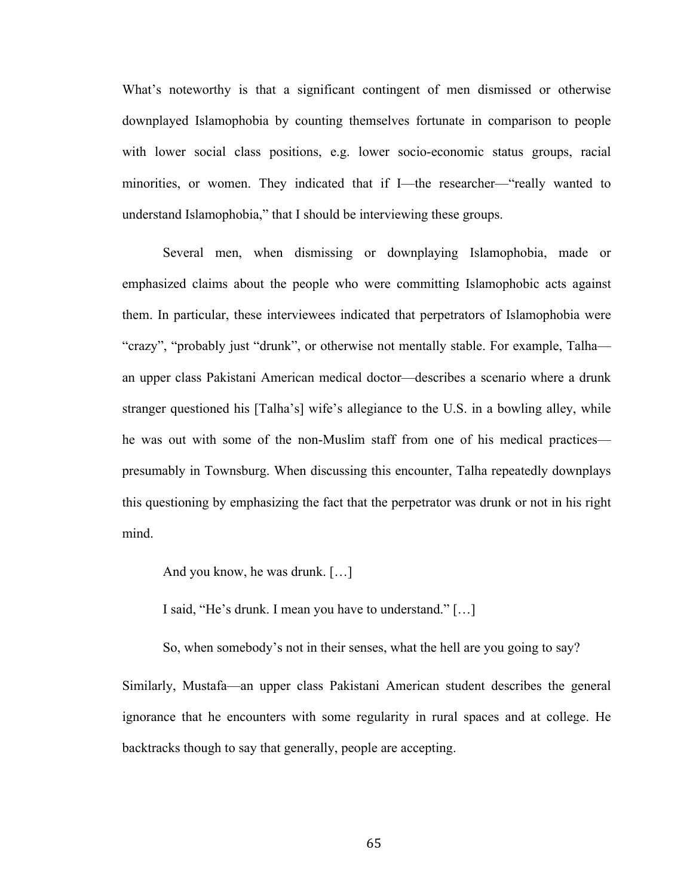What's noteworthy is that a significant contingent of men dismissed or otherwise downplayed Islamophobia by counting themselves fortunate in comparison to people with lower social class positions, e.g. lower socio-economic status groups, racial minorities, or women. They indicated that if I—the researcher—"really wanted to understand Islamophobia," that I should be interviewing these groups.

Several men, when dismissing or downplaying Islamophobia, made or emphasized claims about the people who were committing Islamophobic acts against them. In particular, these interviewees indicated that perpetrators of Islamophobia were "crazy", "probably just "drunk", or otherwise not mentally stable. For example, Talha—an upper class Pakistani American medical doctor—describes a scenario where a drunk stranger questioned his [Talha's] wife's allegiance to the U.S. in a bowling alley, while he was out with some of the non-Muslim staff from one of his medical practices—presumably in Townsburg. When discussing this encounter, Talha repeatedly downplays this questioning by emphasizing the fact that the perpetrator was drunk or not in his right mind.

> And you know, he was drunk. […]
>
> I said, "He's drunk. I mean you have to understand." […]
>
> So, when somebody's not in their senses, what the hell are you going to say?

Similarly, Mustafa—an upper class Pakistani American student describes the general ignorance that he encounters with some regularity in rural spaces and at college. He backtracks though to say that generally, people are accepting.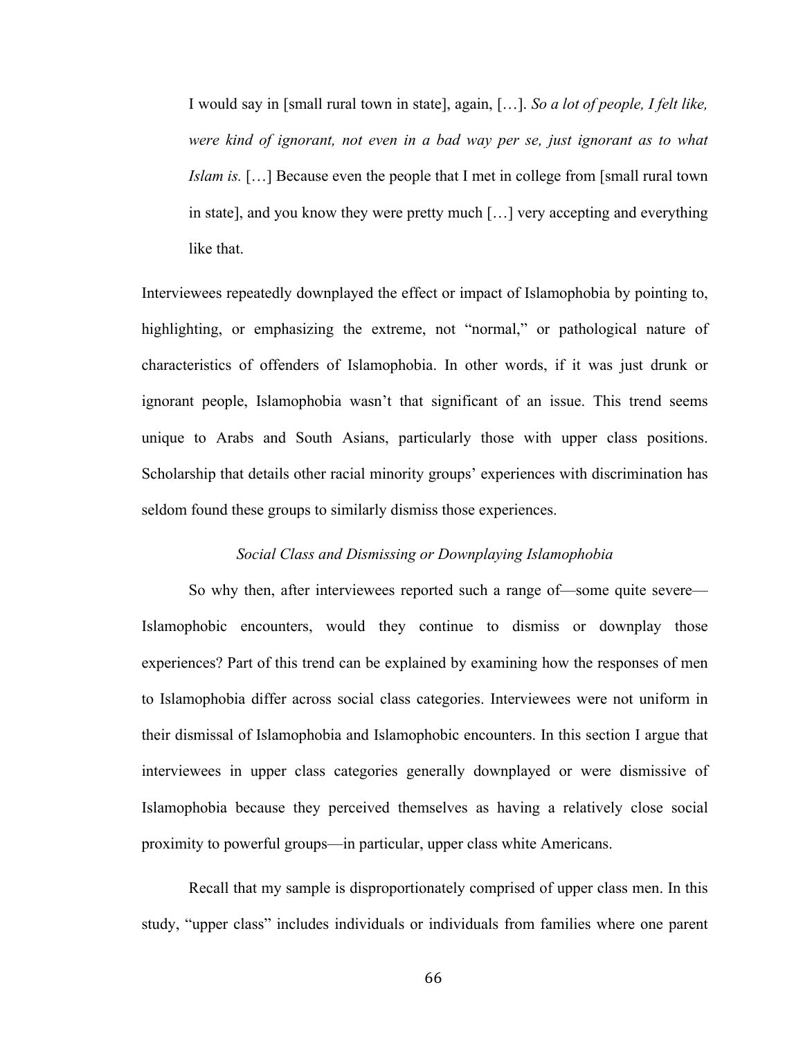> I would say in [small rural town in state], again, […]. *So a lot of people, I felt like, were kind of ignorant, not even in a bad way per se, just ignorant as to what Islam is.* […] Because even the people that I met in college from [small rural town in state], and you know they were pretty much […] very accepting and everything like that.

Interviewees repeatedly downplayed the effect or impact of Islamophobia by pointing to, highlighting, or emphasizing the extreme, not "normal," or pathological nature of characteristics of offenders of Islamophobia. In other words, if it was just drunk or ignorant people, Islamophobia wasn't that significant of an issue. This trend seems unique to Arabs and South Asians, particularly those with upper class positions. Scholarship that details other racial minority groups' experiences with discrimination has seldom found these groups to similarly dismiss those experiences.

### *Social Class and Dismissing or Downplaying Islamophobia*

So why then, after interviewees reported such a range of—some quite severe—Islamophobic encounters, would they continue to dismiss or downplay those experiences? Part of this trend can be explained by examining how the responses of men to Islamophobia differ across social class categories. Interviewees were not uniform in their dismissal of Islamophobia and Islamophobic encounters. In this section I argue that interviewees in upper class categories generally downplayed or were dismissive of Islamophobia because they perceived themselves as having a relatively close social proximity to powerful groups—in particular, upper class white Americans.

Recall that my sample is disproportionately comprised of upper class men. In this study, "upper class" includes individuals or individuals from families where one parent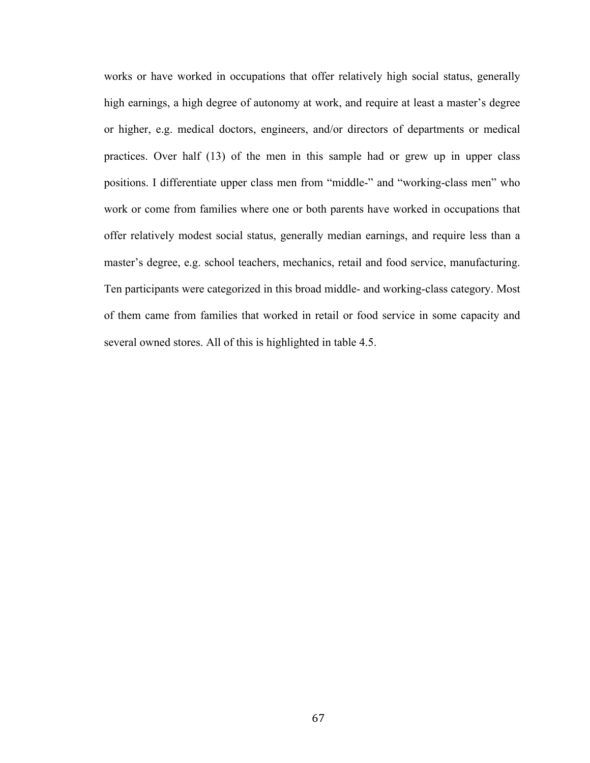works or have worked in occupations that offer relatively high social status, generally high earnings, a high degree of autonomy at work, and require at least a master's degree or higher, e.g. medical doctors, engineers, and/or directors of departments or medical practices. Over half (13) of the men in this sample had or grew up in upper class positions. I differentiate upper class men from "middle-" and "working-class men" who work or come from families where one or both parents have worked in occupations that offer relatively modest social status, generally median earnings, and require less than a master's degree, e.g. school teachers, mechanics, retail and food service, manufacturing. Ten participants were categorized in this broad middle- and working-class category. Most of them came from families that worked in retail or food service in some capacity and several owned stores. All of this is highlighted in table 4.5.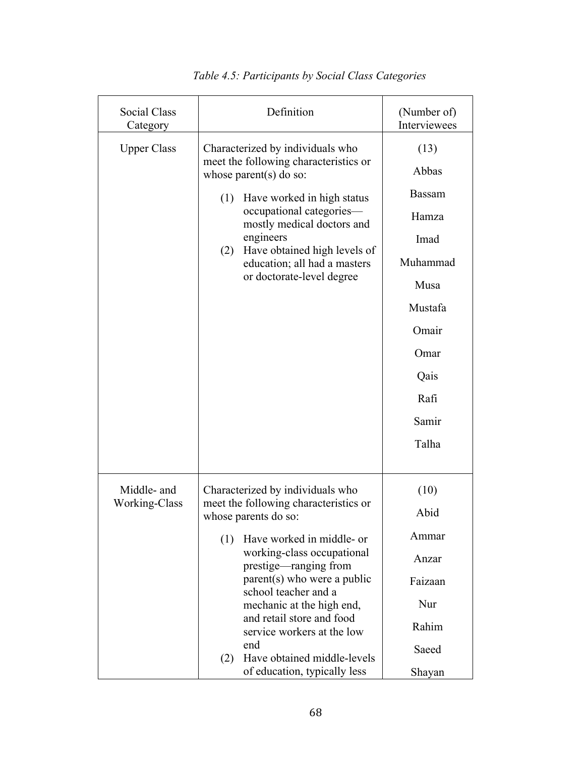*Table 4.5: Participants by Social Class Categories*

| Social Class Category | Definition | (Number of) Interviewees |
| --- | --- | --- |
| Upper Class | Characterized by individuals who meet the following characteristics or whose parent(s) do so: (1) Have worked in high status occupational categories—mostly medical doctors and engineers (2) Have obtained high levels of education; all had a masters or doctorate-level degree | (13) Abbas, Bassam, Hamza, Imad, Muhammad, Musa, Mustafa, Omair, Omar, Qais, Rafi, Samir, Talha |
| Middle- and Working-Class | Characterized by individuals who meet the following characteristics or whose parents do so: (1) Have worked in middle- or working-class occupational prestige—ranging from parent(s) who were a public school teacher and a mechanic at the high end, and retail store and food service workers at the low end (2) Have obtained middle-levels of education, typically less | (10) Abid, Ammar, Anzar, Faizaan, Nur, Rahim, Saeed, Shayan |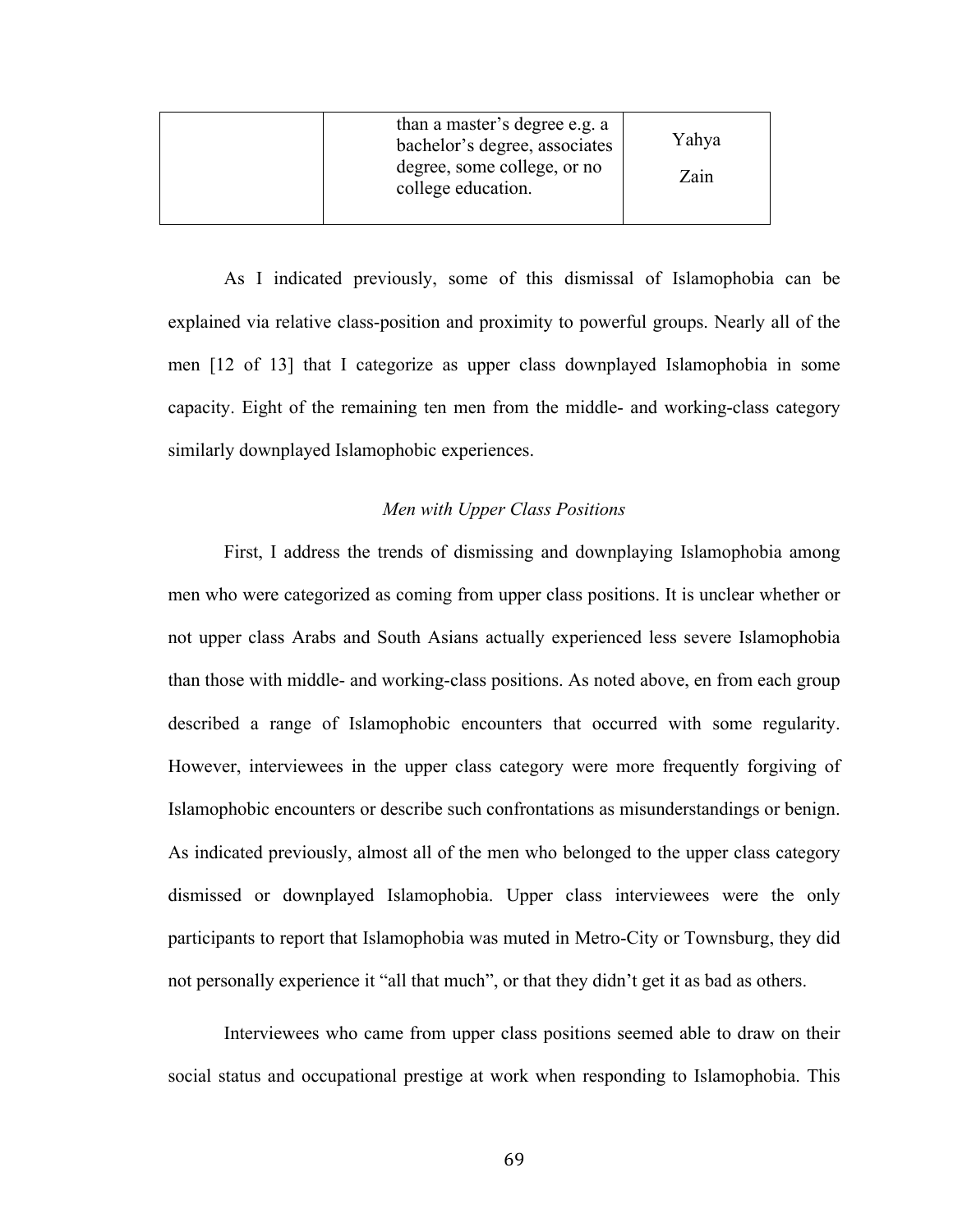| | than a master's degree e.g. a bachelor's degree, associates degree, some college, or no college education. | Yahya<br>Zain |
|---|---|---|

As I indicated previously, some of this dismissal of Islamophobia can be explained via relative class-position and proximity to powerful groups. Nearly all of the men [12 of 13] that I categorize as upper class downplayed Islamophobia in some capacity. Eight of the remaining ten men from the middle- and working-class category similarly downplayed Islamophobic experiences.

### *Men with Upper Class Positions*

First, I address the trends of dismissing and downplaying Islamophobia among men who were categorized as coming from upper class positions. It is unclear whether or not upper class Arabs and South Asians actually experienced less severe Islamophobia than those with middle- and working-class positions. As noted above, en from each group described a range of Islamophobic encounters that occurred with some regularity. However, interviewees in the upper class category were more frequently forgiving of Islamophobic encounters or describe such confrontations as misunderstandings or benign. As indicated previously, almost all of the men who belonged to the upper class category dismissed or downplayed Islamophobia. Upper class interviewees were the only participants to report that Islamophobia was muted in Metro-City or Townsburg, they did not personally experience it "all that much", or that they didn't get it as bad as others.

Interviewees who came from upper class positions seemed able to draw on their social status and occupational prestige at work when responding to Islamophobia. This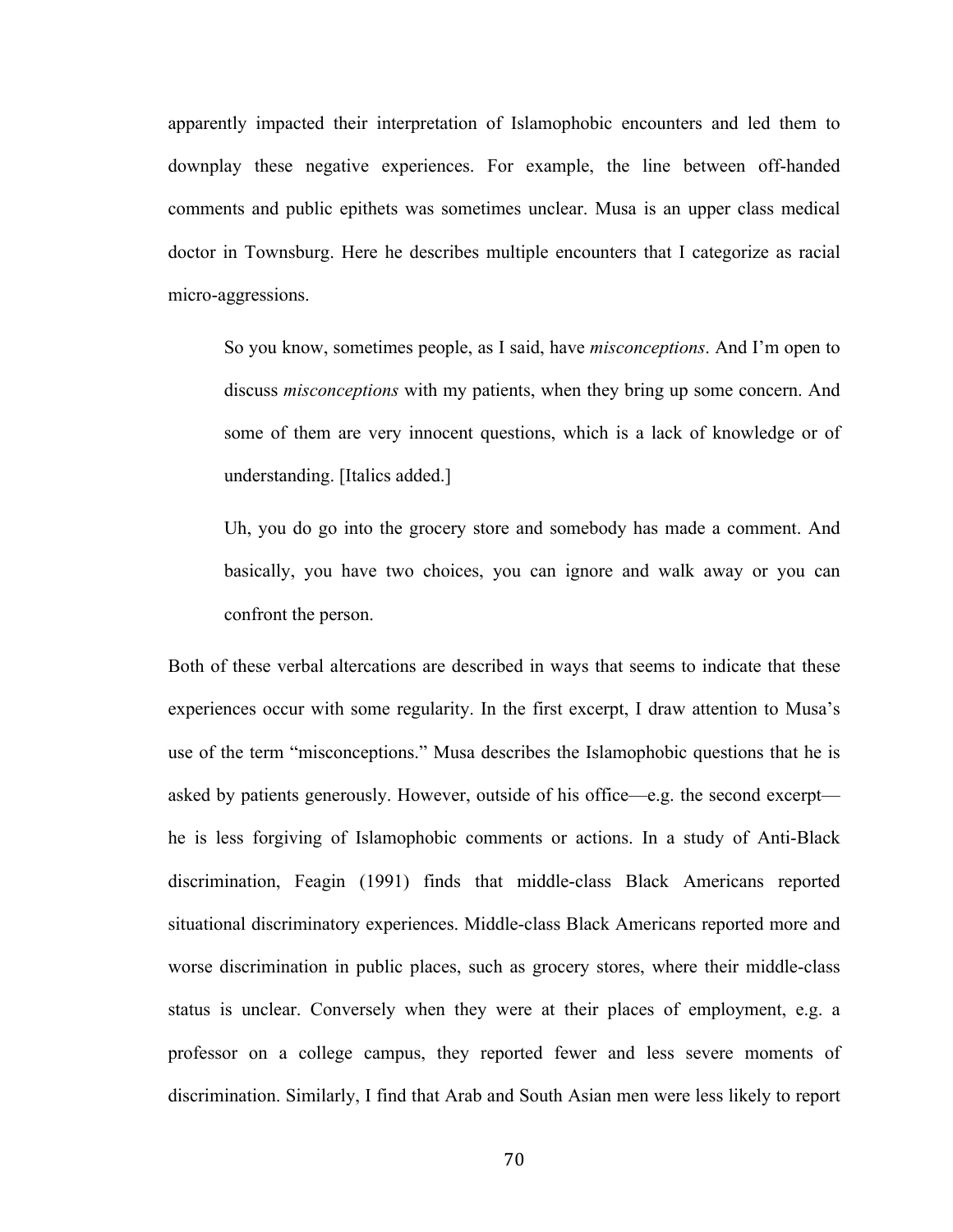apparently impacted their interpretation of Islamophobic encounters and led them to downplay these negative experiences. For example, the line between off-handed comments and public epithets was sometimes unclear. Musa is an upper class medical doctor in Townsburg. Here he describes multiple encounters that I categorize as racial micro-aggressions.

> So you know, sometimes people, as I said, have *misconceptions*. And I'm open to discuss *misconceptions* with my patients, when they bring up some concern. And some of them are very innocent questions, which is a lack of knowledge or of understanding. [Italics added.]
>
> Uh, you do go into the grocery store and somebody has made a comment. And basically, you have two choices, you can ignore and walk away or you can confront the person.

Both of these verbal altercations are described in ways that seems to indicate that these experiences occur with some regularity. In the first excerpt, I draw attention to Musa's use of the term "misconceptions." Musa describes the Islamophobic questions that he is asked by patients generously. However, outside of his office—e.g. the second excerpt—he is less forgiving of Islamophobic comments or actions. In a study of Anti-Black discrimination, Feagin (1991) finds that middle-class Black Americans reported situational discriminatory experiences. Middle-class Black Americans reported more and worse discrimination in public places, such as grocery stores, where their middle-class status is unclear. Conversely when they were at their places of employment, e.g. a professor on a college campus, they reported fewer and less severe moments of discrimination. Similarly, I find that Arab and South Asian men were less likely to report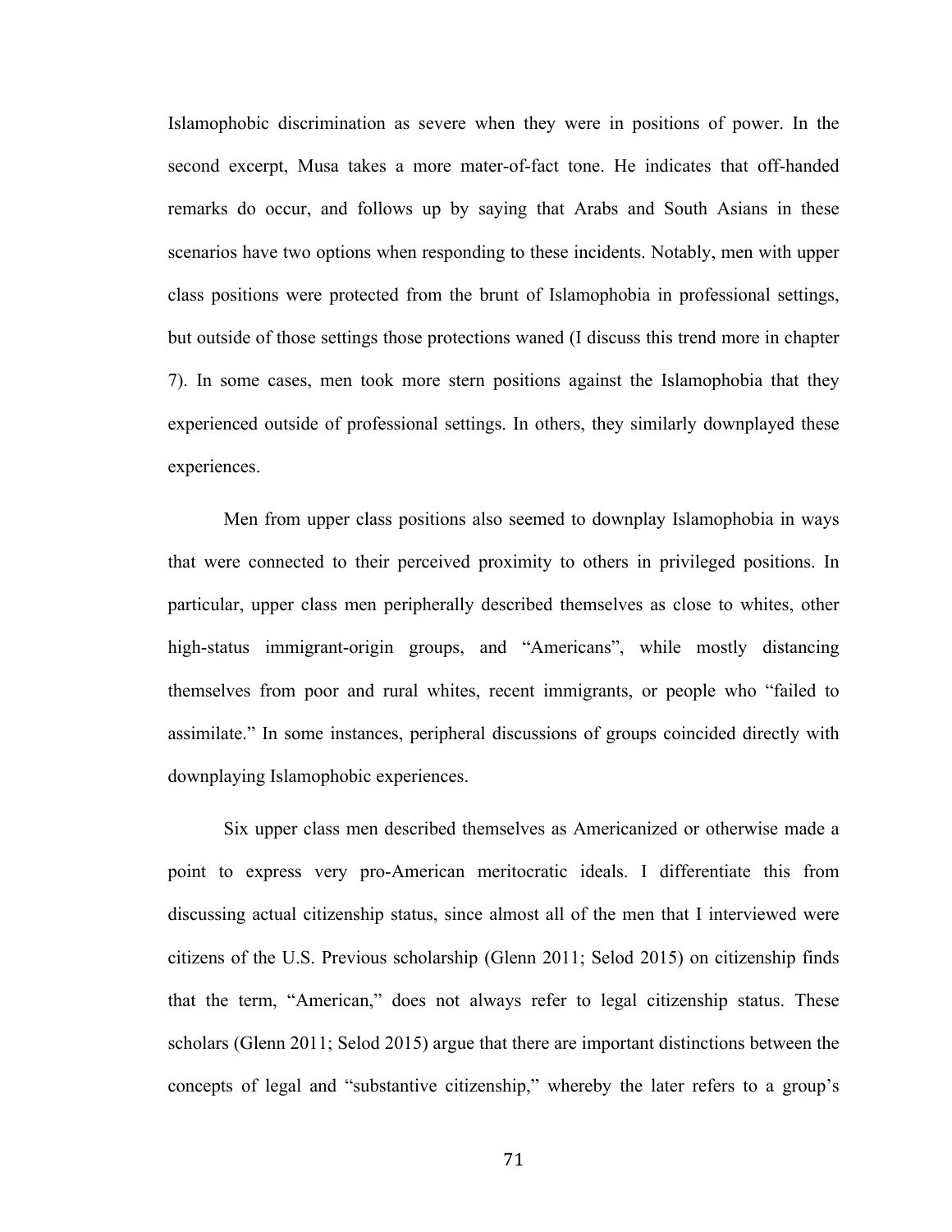Islamophobic discrimination as severe when they were in positions of power. In the second excerpt, Musa takes a more mater-of-fact tone. He indicates that off-handed remarks do occur, and follows up by saying that Arabs and South Asians in these scenarios have two options when responding to these incidents. Notably, men with upper class positions were protected from the brunt of Islamophobia in professional settings, but outside of those settings those protections waned (I discuss this trend more in chapter 7). In some cases, men took more stern positions against the Islamophobia that they experienced outside of professional settings. In others, they similarly downplayed these experiences.

Men from upper class positions also seemed to downplay Islamophobia in ways that were connected to their perceived proximity to others in privileged positions. In particular, upper class men peripherally described themselves as close to whites, other high-status immigrant-origin groups, and "Americans", while mostly distancing themselves from poor and rural whites, recent immigrants, or people who "failed to assimilate." In some instances, peripheral discussions of groups coincided directly with downplaying Islamophobic experiences.

Six upper class men described themselves as Americanized or otherwise made a point to express very pro-American meritocratic ideals. I differentiate this from discussing actual citizenship status, since almost all of the men that I interviewed were citizens of the U.S. Previous scholarship (Glenn 2011; Selod 2015) on citizenship finds that the term, "American," does not always refer to legal citizenship status. These scholars (Glenn 2011; Selod 2015) argue that there are important distinctions between the concepts of legal and "substantive citizenship," whereby the later refers to a group's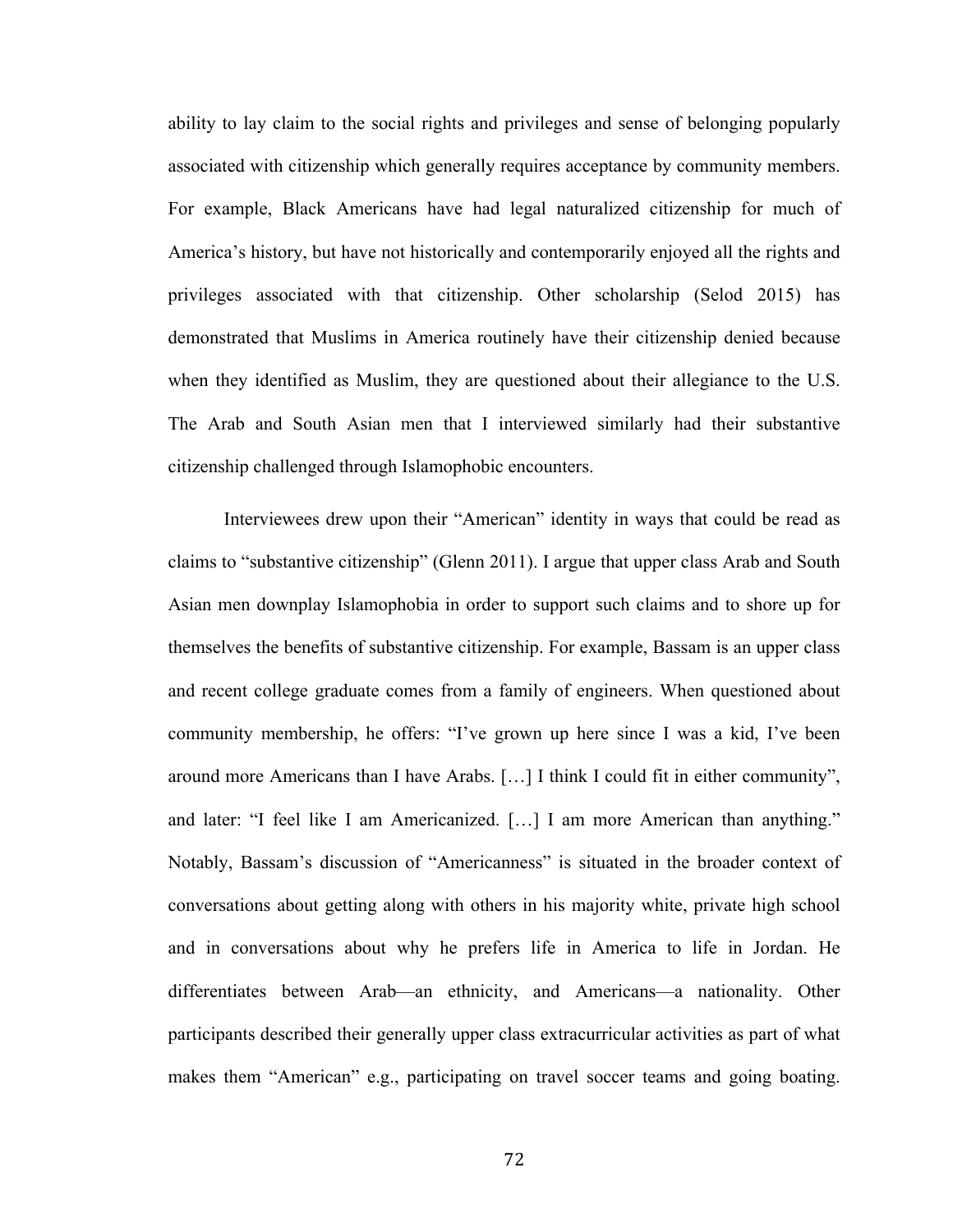ability to lay claim to the social rights and privileges and sense of belonging popularly associated with citizenship which generally requires acceptance by community members. For example, Black Americans have had legal naturalized citizenship for much of America's history, but have not historically and contemporarily enjoyed all the rights and privileges associated with that citizenship. Other scholarship (Selod 2015) has demonstrated that Muslims in America routinely have their citizenship denied because when they identified as Muslim, they are questioned about their allegiance to the U.S. The Arab and South Asian men that I interviewed similarly had their substantive citizenship challenged through Islamophobic encounters.

Interviewees drew upon their "American" identity in ways that could be read as claims to "substantive citizenship" (Glenn 2011). I argue that upper class Arab and South Asian men downplay Islamophobia in order to support such claims and to shore up for themselves the benefits of substantive citizenship. For example, Bassam is an upper class and recent college graduate comes from a family of engineers. When questioned about community membership, he offers: "I've grown up here since I was a kid, I've been around more Americans than I have Arabs. […] I think I could fit in either community", and later: "I feel like I am Americanized. […] I am more American than anything." Notably, Bassam's discussion of "Americanness" is situated in the broader context of conversations about getting along with others in his majority white, private high school and in conversations about why he prefers life in America to life in Jordan. He differentiates between Arab—an ethnicity, and Americans—a nationality. Other participants described their generally upper class extracurricular activities as part of what makes them "American" e.g., participating on travel soccer teams and going boating.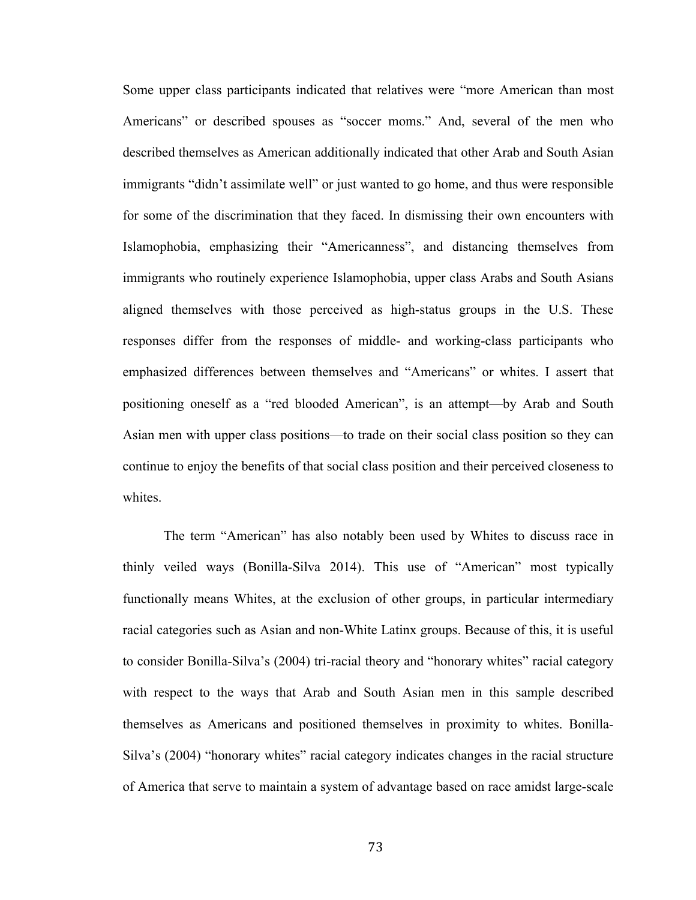Some upper class participants indicated that relatives were "more American than most Americans" or described spouses as "soccer moms." And, several of the men who described themselves as American additionally indicated that other Arab and South Asian immigrants "didn't assimilate well" or just wanted to go home, and thus were responsible for some of the discrimination that they faced. In dismissing their own encounters with Islamophobia, emphasizing their "Americanness", and distancing themselves from immigrants who routinely experience Islamophobia, upper class Arabs and South Asians aligned themselves with those perceived as high-status groups in the U.S. These responses differ from the responses of middle- and working-class participants who emphasized differences between themselves and "Americans" or whites. I assert that positioning oneself as a "red blooded American", is an attempt—by Arab and South Asian men with upper class positions—to trade on their social class position so they can continue to enjoy the benefits of that social class position and their perceived closeness to whites.

The term "American" has also notably been used by Whites to discuss race in thinly veiled ways (Bonilla-Silva 2014). This use of "American" most typically functionally means Whites, at the exclusion of other groups, in particular intermediary racial categories such as Asian and non-White Latinx groups. Because of this, it is useful to consider Bonilla-Silva's (2004) tri-racial theory and "honorary whites" racial category with respect to the ways that Arab and South Asian men in this sample described themselves as Americans and positioned themselves in proximity to whites. Bonilla-Silva's (2004) "honorary whites" racial category indicates changes in the racial structure of America that serve to maintain a system of advantage based on race amidst large-scale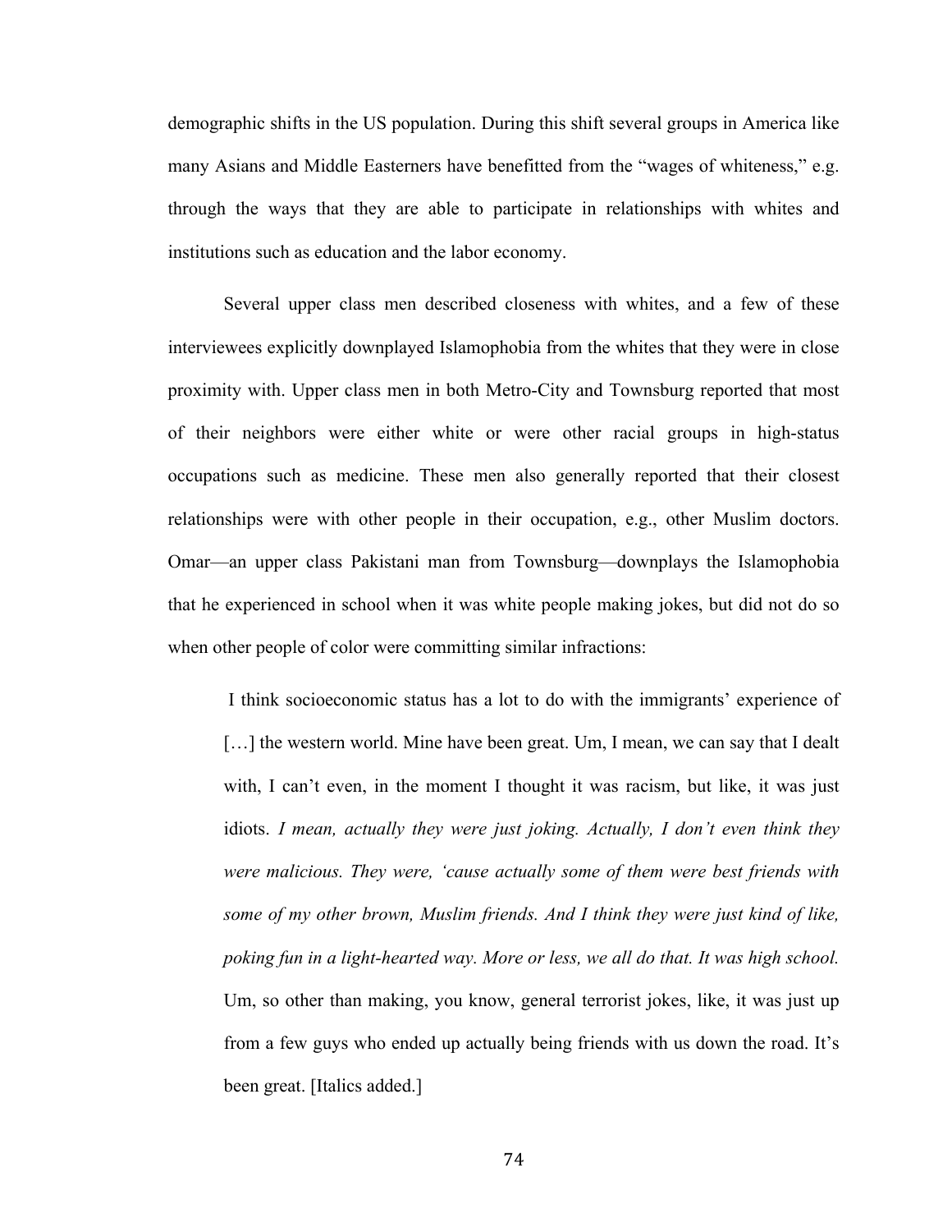demographic shifts in the US population. During this shift several groups in America like many Asians and Middle Easterners have benefitted from the "wages of whiteness," e.g. through the ways that they are able to participate in relationships with whites and institutions such as education and the labor economy.

Several upper class men described closeness with whites, and a few of these interviewees explicitly downplayed Islamophobia from the whites that they were in close proximity with. Upper class men in both Metro-City and Townsburg reported that most of their neighbors were either white or were other racial groups in high-status occupations such as medicine. These men also generally reported that their closest relationships were with other people in their occupation, e.g., other Muslim doctors. Omar—an upper class Pakistani man from Townsburg—downplays the Islamophobia that he experienced in school when it was white people making jokes, but did not do so when other people of color were committing similar infractions:

> I think socioeconomic status has a lot to do with the immigrants' experience of […] the western world. Mine have been great. Um, I mean, we can say that I dealt with, I can't even, in the moment I thought it was racism, but like, it was just idiots. *I mean, actually they were just joking. Actually, I don't even think they were malicious. They were, 'cause actually some of them were best friends with some of my other brown, Muslim friends. And I think they were just kind of like, poking fun in a light-hearted way. More or less, we all do that. It was high school.* Um, so other than making, you know, general terrorist jokes, like, it was just up from a few guys who ended up actually being friends with us down the road. It's been great. [Italics added.]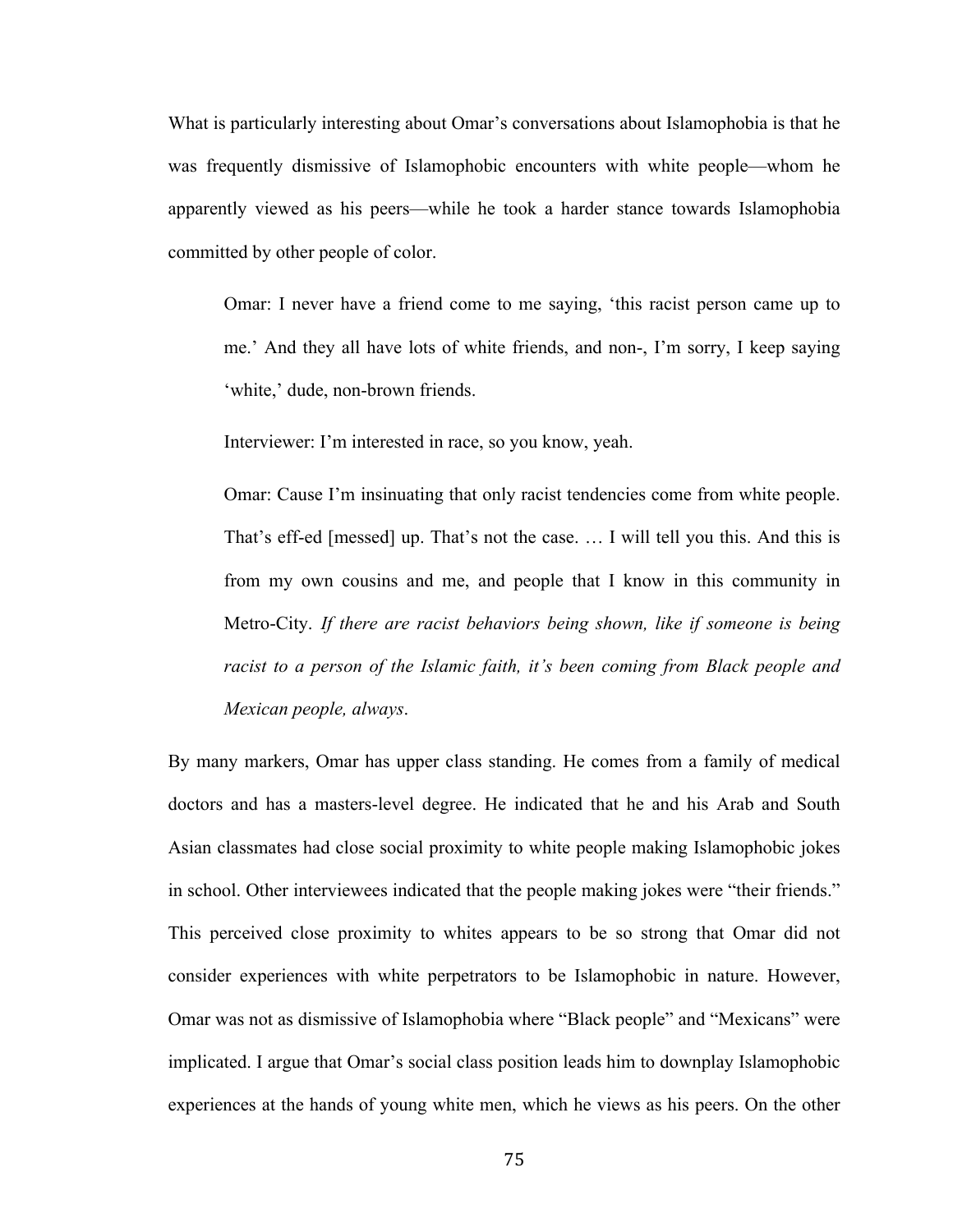What is particularly interesting about Omar's conversations about Islamophobia is that he was frequently dismissive of Islamophobic encounters with white people—whom he apparently viewed as his peers—while he took a harder stance towards Islamophobia committed by other people of color.

> Omar: I never have a friend come to me saying, 'this racist person came up to me.' And they all have lots of white friends, and non-, I'm sorry, I keep saying 'white,' dude, non-brown friends.
>
> Interviewer: I'm interested in race, so you know, yeah.
>
> Omar: Cause I'm insinuating that only racist tendencies come from white people. That's eff-ed [messed] up. That's not the case. … I will tell you this. And this is from my own cousins and me, and people that I know in this community in Metro-City. *If there are racist behaviors being shown, like if someone is being racist to a person of the Islamic faith, it's been coming from Black people and Mexican people, always*.

By many markers, Omar has upper class standing. He comes from a family of medical doctors and has a masters-level degree. He indicated that he and his Arab and South Asian classmates had close social proximity to white people making Islamophobic jokes in school. Other interviewees indicated that the people making jokes were "their friends." This perceived close proximity to whites appears to be so strong that Omar did not consider experiences with white perpetrators to be Islamophobic in nature. However, Omar was not as dismissive of Islamophobia where "Black people" and "Mexicans" were implicated. I argue that Omar's social class position leads him to downplay Islamophobic experiences at the hands of young white men, which he views as his peers. On the other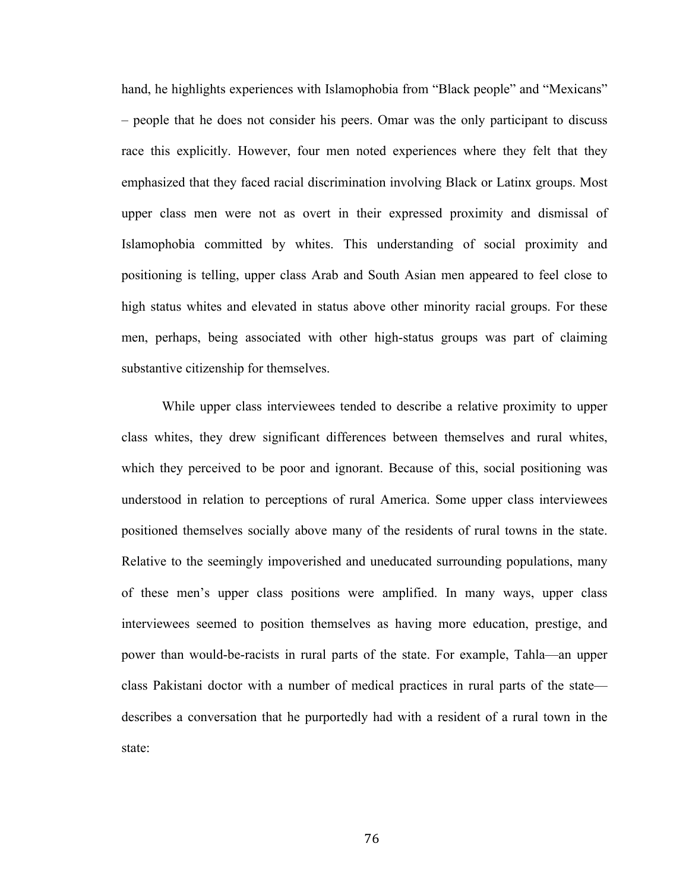hand, he highlights experiences with Islamophobia from "Black people" and "Mexicans" – people that he does not consider his peers. Omar was the only participant to discuss race this explicitly. However, four men noted experiences where they felt that they emphasized that they faced racial discrimination involving Black or Latinx groups. Most upper class men were not as overt in their expressed proximity and dismissal of Islamophobia committed by whites. This understanding of social proximity and positioning is telling, upper class Arab and South Asian men appeared to feel close to high status whites and elevated in status above other minority racial groups. For these men, perhaps, being associated with other high-status groups was part of claiming substantive citizenship for themselves.

While upper class interviewees tended to describe a relative proximity to upper class whites, they drew significant differences between themselves and rural whites, which they perceived to be poor and ignorant. Because of this, social positioning was understood in relation to perceptions of rural America. Some upper class interviewees positioned themselves socially above many of the residents of rural towns in the state. Relative to the seemingly impoverished and uneducated surrounding populations, many of these men's upper class positions were amplified. In many ways, upper class interviewees seemed to position themselves as having more education, prestige, and power than would-be-racists in rural parts of the state. For example, Tahla—an upper class Pakistani doctor with a number of medical practices in rural parts of the state—describes a conversation that he purportedly had with a resident of a rural town in the state: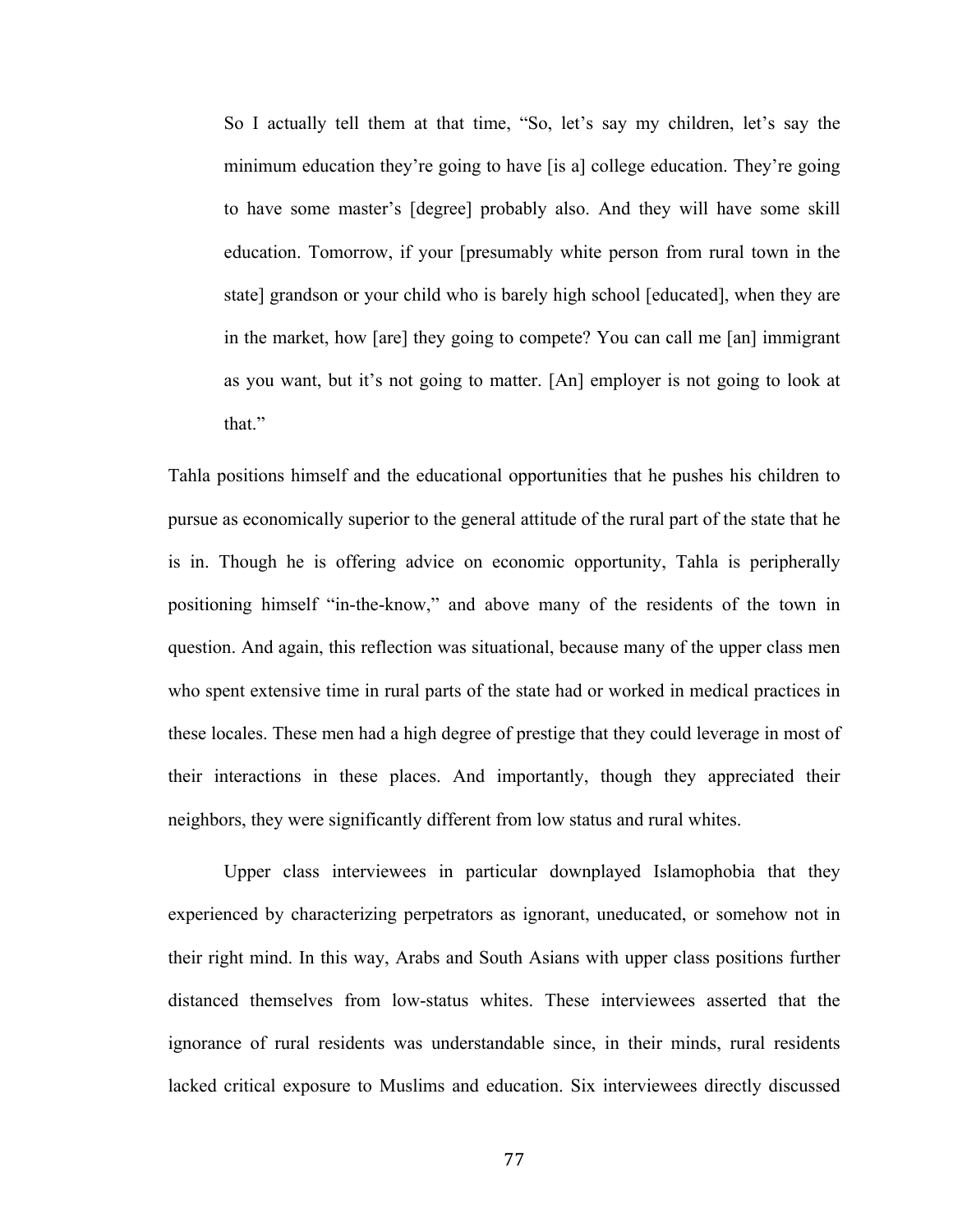> So I actually tell them at that time, "So, let's say my children, let's say the minimum education they're going to have [is a] college education. They're going to have some master's [degree] probably also. And they will have some skill education. Tomorrow, if your [presumably white person from rural town in the state] grandson or your child who is barely high school [educated], when they are in the market, how [are] they going to compete? You can call me [an] immigrant as you want, but it's not going to matter. [An] employer is not going to look at that."

Tahla positions himself and the educational opportunities that he pushes his children to pursue as economically superior to the general attitude of the rural part of the state that he is in. Though he is offering advice on economic opportunity, Tahla is peripherally positioning himself "in-the-know," and above many of the residents of the town in question. And again, this reflection was situational, because many of the upper class men who spent extensive time in rural parts of the state had or worked in medical practices in these locales. These men had a high degree of prestige that they could leverage in most of their interactions in these places. And importantly, though they appreciated their neighbors, they were significantly different from low status and rural whites.

Upper class interviewees in particular downplayed Islamophobia that they experienced by characterizing perpetrators as ignorant, uneducated, or somehow not in their right mind. In this way, Arabs and South Asians with upper class positions further distanced themselves from low-status whites. These interviewees asserted that the ignorance of rural residents was understandable since, in their minds, rural residents lacked critical exposure to Muslims and education. Six interviewees directly discussed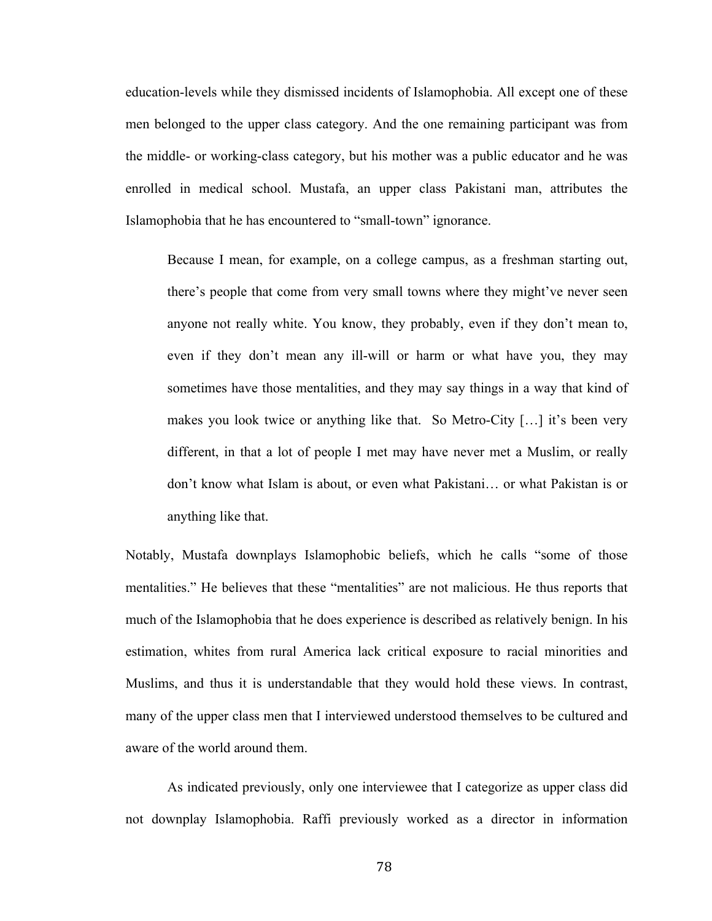education-levels while they dismissed incidents of Islamophobia. All except one of these men belonged to the upper class category. And the one remaining participant was from the middle- or working-class category, but his mother was a public educator and he was enrolled in medical school. Mustafa, an upper class Pakistani man, attributes the Islamophobia that he has encountered to "small-town" ignorance.

> Because I mean, for example, on a college campus, as a freshman starting out, there's people that come from very small towns where they might've never seen anyone not really white. You know, they probably, even if they don't mean to, even if they don't mean any ill-will or harm or what have you, they may sometimes have those mentalities, and they may say things in a way that kind of makes you look twice or anything like that. So Metro-City […] it's been very different, in that a lot of people I met may have never met a Muslim, or really don't know what Islam is about, or even what Pakistani… or what Pakistan is or anything like that.

Notably, Mustafa downplays Islamophobic beliefs, which he calls "some of those mentalities." He believes that these "mentalities" are not malicious. He thus reports that much of the Islamophobia that he does experience is described as relatively benign. In his estimation, whites from rural America lack critical exposure to racial minorities and Muslims, and thus it is understandable that they would hold these views. In contrast, many of the upper class men that I interviewed understood themselves to be cultured and aware of the world around them.

As indicated previously, only one interviewee that I categorize as upper class did not downplay Islamophobia. Raffi previously worked as a director in information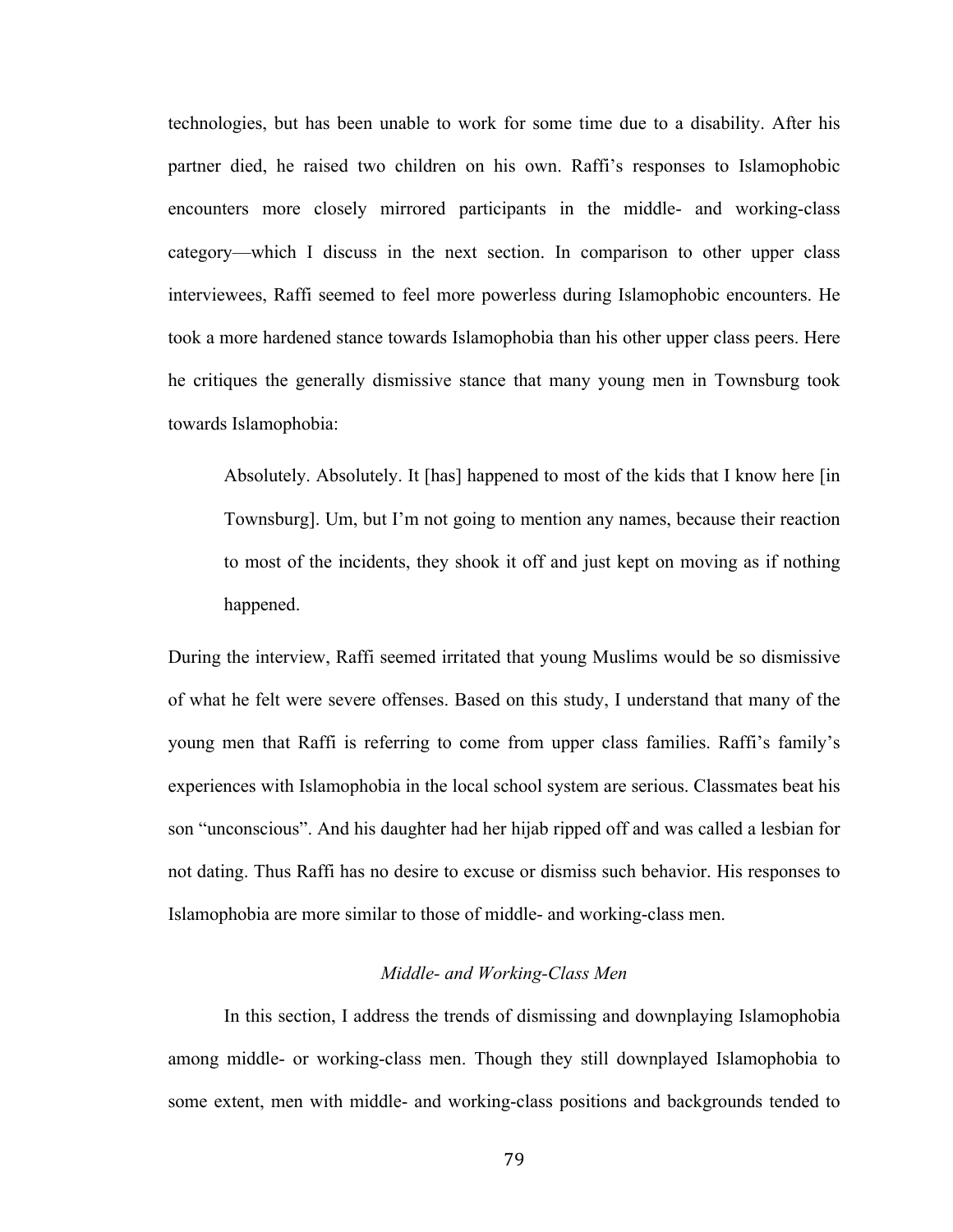technologies, but has been unable to work for some time due to a disability. After his partner died, he raised two children on his own. Raffi's responses to Islamophobic encounters more closely mirrored participants in the middle- and working-class category—which I discuss in the next section. In comparison to other upper class interviewees, Raffi seemed to feel more powerless during Islamophobic encounters. He took a more hardened stance towards Islamophobia than his other upper class peers. Here he critiques the generally dismissive stance that many young men in Townsburg took towards Islamophobia:

> Absolutely. Absolutely. It [has] happened to most of the kids that I know here [in Townsburg]. Um, but I'm not going to mention any names, because their reaction to most of the incidents, they shook it off and just kept on moving as if nothing happened.

During the interview, Raffi seemed irritated that young Muslims would be so dismissive of what he felt were severe offenses. Based on this study, I understand that many of the young men that Raffi is referring to come from upper class families. Raffi's family's experiences with Islamophobia in the local school system are serious. Classmates beat his son "unconscious". And his daughter had her hijab ripped off and was called a lesbian for not dating. Thus Raffi has no desire to excuse or dismiss such behavior. His responses to Islamophobia are more similar to those of middle- and working-class men.

### *Middle- and Working-Class Men*

In this section, I address the trends of dismissing and downplaying Islamophobia among middle- or working-class men. Though they still downplayed Islamophobia to some extent, men with middle- and working-class positions and backgrounds tended to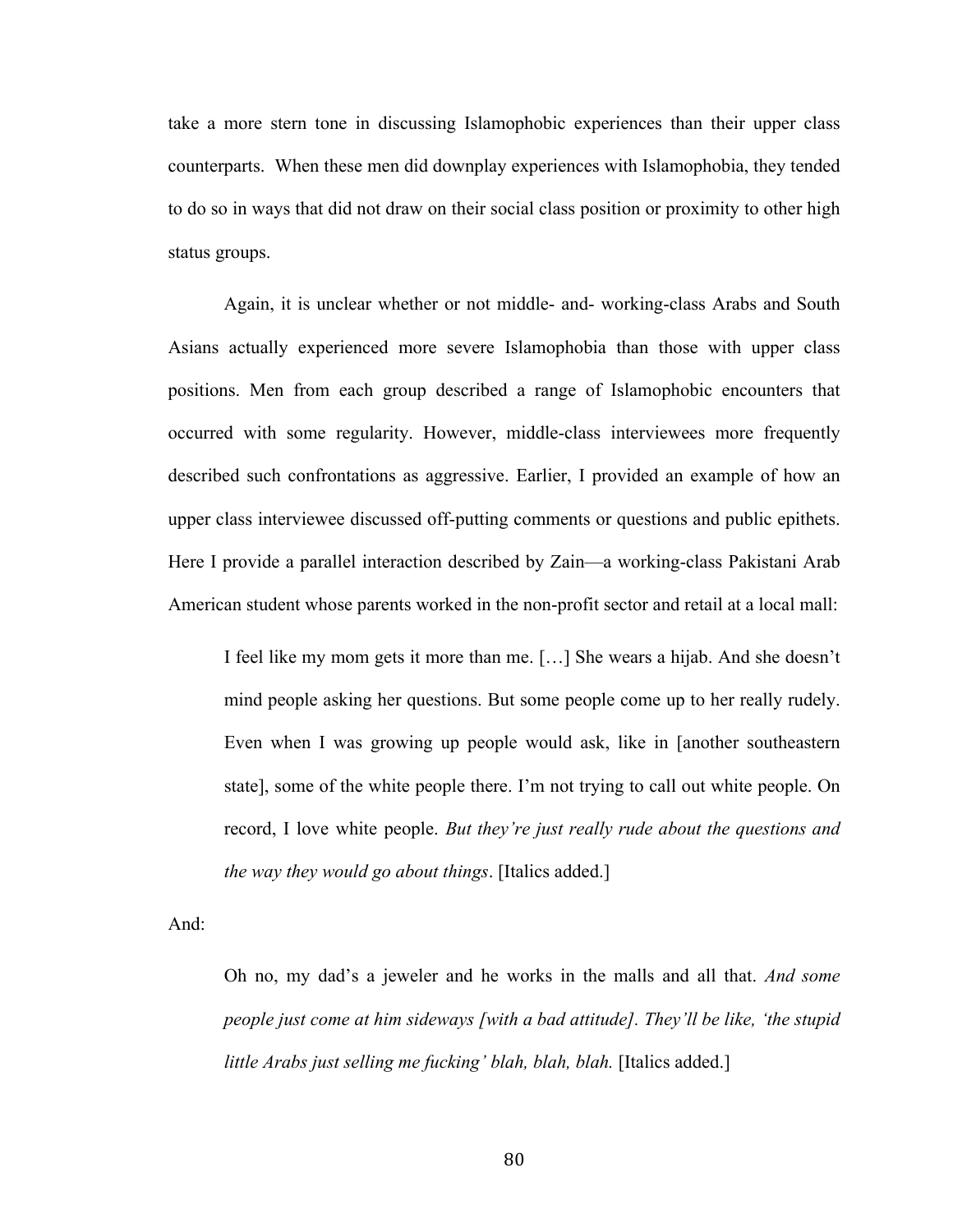take a more stern tone in discussing Islamophobic experiences than their upper class counterparts. When these men did downplay experiences with Islamophobia, they tended to do so in ways that did not draw on their social class position or proximity to other high status groups.

Again, it is unclear whether or not middle- and- working-class Arabs and South Asians actually experienced more severe Islamophobia than those with upper class positions. Men from each group described a range of Islamophobic encounters that occurred with some regularity. However, middle-class interviewees more frequently described such confrontations as aggressive. Earlier, I provided an example of how an upper class interviewee discussed off-putting comments or questions and public epithets. Here I provide a parallel interaction described by Zain—a working-class Pakistani Arab American student whose parents worked in the non-profit sector and retail at a local mall:

> I feel like my mom gets it more than me. […] She wears a hijab. And she doesn't mind people asking her questions. But some people come up to her really rudely. Even when I was growing up people would ask, like in [another southeastern state], some of the white people there. I'm not trying to call out white people. On record, I love white people. *But they're just really rude about the questions and the way they would go about things*. [Italics added.]

And:

> Oh no, my dad's a jeweler and he works in the malls and all that. *And some people just come at him sideways [with a bad attitude]. They'll be like, 'the stupid little Arabs just selling me fucking' blah, blah, blah.* [Italics added.]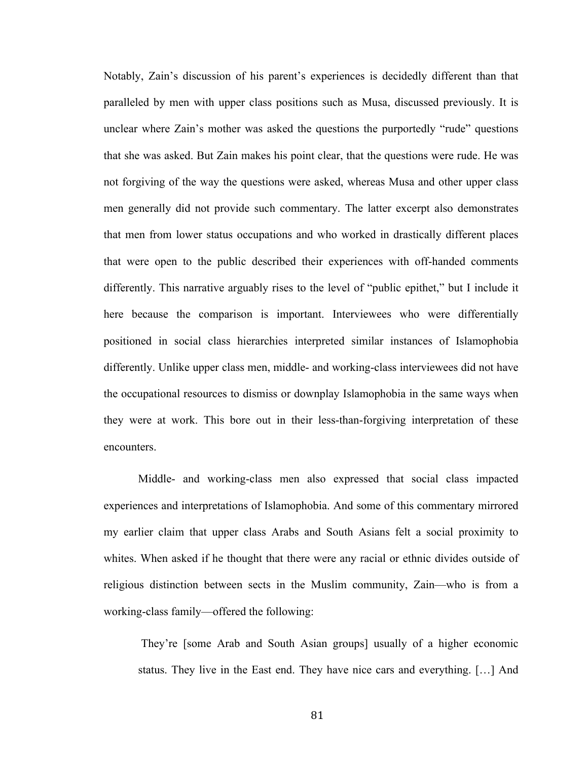Notably, Zain's discussion of his parent's experiences is decidedly different than that paralleled by men with upper class positions such as Musa, discussed previously. It is unclear where Zain's mother was asked the questions the purportedly "rude" questions that she was asked. But Zain makes his point clear, that the questions were rude. He was not forgiving of the way the questions were asked, whereas Musa and other upper class men generally did not provide such commentary. The latter excerpt also demonstrates that men from lower status occupations and who worked in drastically different places that were open to the public described their experiences with off-handed comments differently. This narrative arguably rises to the level of "public epithet," but I include it here because the comparison is important. Interviewees who were differentially positioned in social class hierarchies interpreted similar instances of Islamophobia differently. Unlike upper class men, middle- and working-class interviewees did not have the occupational resources to dismiss or downplay Islamophobia in the same ways when they were at work. This bore out in their less-than-forgiving interpretation of these encounters.

Middle- and working-class men also expressed that social class impacted experiences and interpretations of Islamophobia. And some of this commentary mirrored my earlier claim that upper class Arabs and South Asians felt a social proximity to whites. When asked if he thought that there were any racial or ethnic divides outside of religious distinction between sects in the Muslim community, Zain—who is from a working-class family—offered the following:

> They're [some Arab and South Asian groups] usually of a higher economic status. They live in the East end. They have nice cars and everything. […] And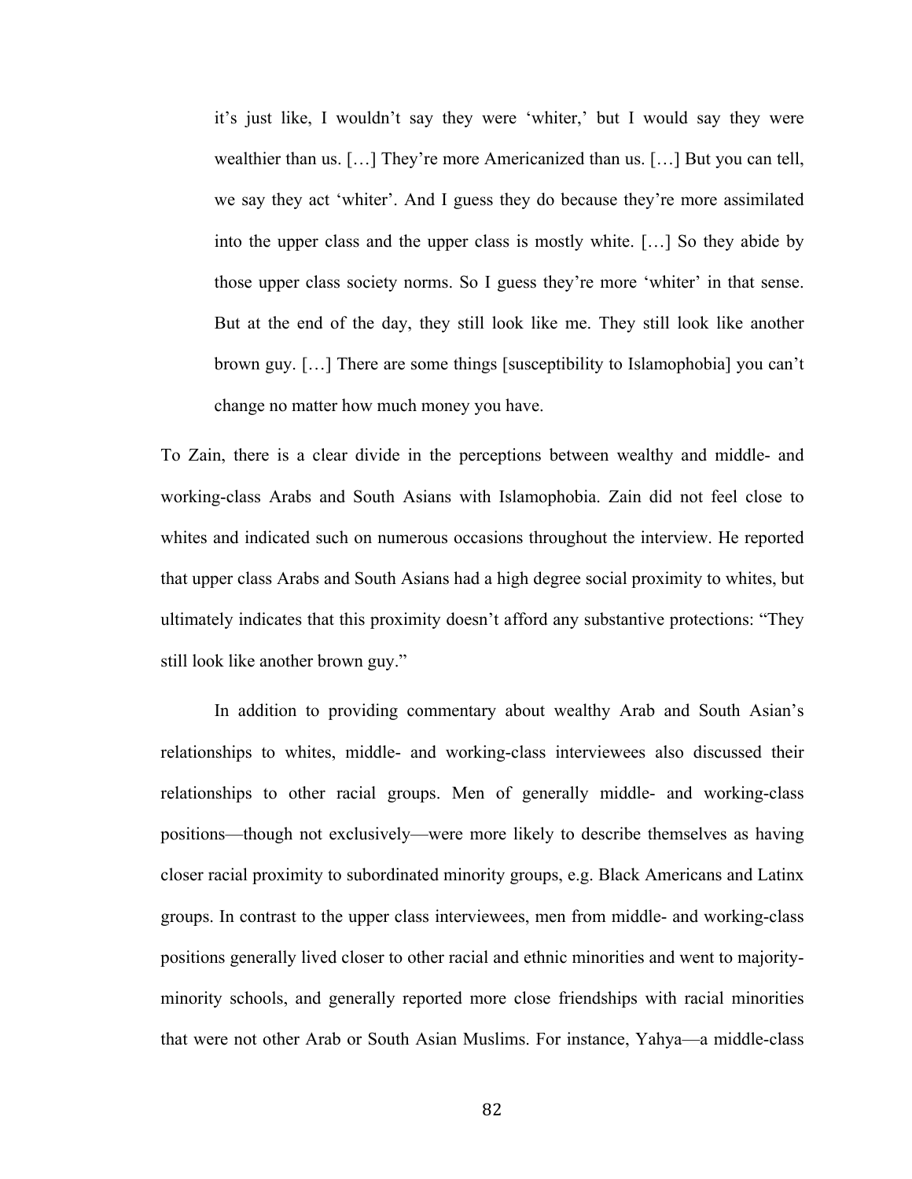> it's just like, I wouldn't say they were 'whiter,' but I would say they were wealthier than us. […] They're more Americanized than us. […] But you can tell, we say they act 'whiter'. And I guess they do because they're more assimilated into the upper class and the upper class is mostly white. […] So they abide by those upper class society norms. So I guess they're more 'whiter' in that sense. But at the end of the day, they still look like me. They still look like another brown guy. […] There are some things [susceptibility to Islamophobia] you can't change no matter how much money you have.

To Zain, there is a clear divide in the perceptions between wealthy and middle- and working-class Arabs and South Asians with Islamophobia. Zain did not feel close to whites and indicated such on numerous occasions throughout the interview. He reported that upper class Arabs and South Asians had a high degree social proximity to whites, but ultimately indicates that this proximity doesn't afford any substantive protections: "They still look like another brown guy."

In addition to providing commentary about wealthy Arab and South Asian's relationships to whites, middle- and working-class interviewees also discussed their relationships to other racial groups. Men of generally middle- and working-class positions—though not exclusively—were more likely to describe themselves as having closer racial proximity to subordinated minority groups, e.g. Black Americans and Latinx groups. In contrast to the upper class interviewees, men from middle- and working-class positions generally lived closer to other racial and ethnic minorities and went to majority-minority schools, and generally reported more close friendships with racial minorities that were not other Arab or South Asian Muslims. For instance, Yahya—a middle-class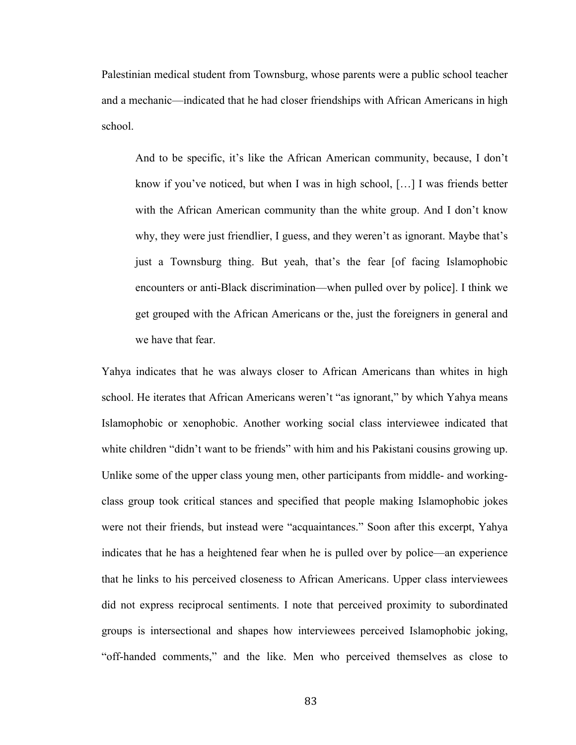Palestinian medical student from Townsburg, whose parents were a public school teacher and a mechanic—indicated that he had closer friendships with African Americans in high school.

> And to be specific, it's like the African American community, because, I don't know if you've noticed, but when I was in high school, […] I was friends better with the African American community than the white group. And I don't know why, they were just friendlier, I guess, and they weren't as ignorant. Maybe that's just a Townsburg thing. But yeah, that's the fear [of facing Islamophobic encounters or anti-Black discrimination—when pulled over by police]. I think we get grouped with the African Americans or the, just the foreigners in general and we have that fear.

Yahya indicates that he was always closer to African Americans than whites in high school. He iterates that African Americans weren't "as ignorant," by which Yahya means Islamophobic or xenophobic. Another working social class interviewee indicated that white children "didn't want to be friends" with him and his Pakistani cousins growing up. Unlike some of the upper class young men, other participants from middle- and working-class group took critical stances and specified that people making Islamophobic jokes were not their friends, but instead were "acquaintances." Soon after this excerpt, Yahya indicates that he has a heightened fear when he is pulled over by police—an experience that he links to his perceived closeness to African Americans. Upper class interviewees did not express reciprocal sentiments. I note that perceived proximity to subordinated groups is intersectional and shapes how interviewees perceived Islamophobic joking, "off-handed comments," and the like. Men who perceived themselves as close to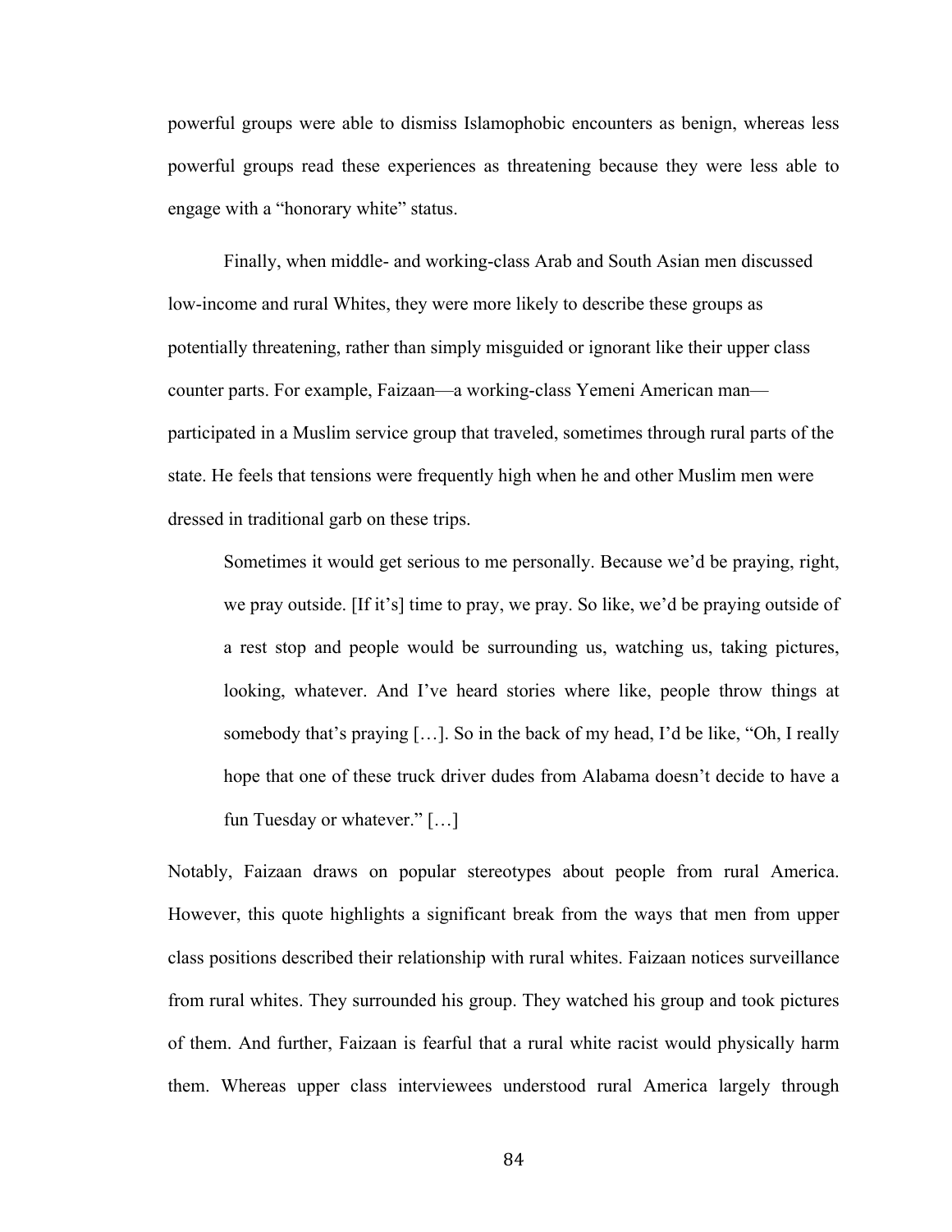powerful groups were able to dismiss Islamophobic encounters as benign, whereas less powerful groups read these experiences as threatening because they were less able to engage with a "honorary white" status.

Finally, when middle- and working-class Arab and South Asian men discussed low-income and rural Whites, they were more likely to describe these groups as potentially threatening, rather than simply misguided or ignorant like their upper class counter parts. For example, Faizaan—a working-class Yemeni American man—participated in a Muslim service group that traveled, sometimes through rural parts of the state. He feels that tensions were frequently high when he and other Muslim men were dressed in traditional garb on these trips.

> Sometimes it would get serious to me personally. Because we'd be praying, right, we pray outside. [If it's] time to pray, we pray. So like, we'd be praying outside of a rest stop and people would be surrounding us, watching us, taking pictures, looking, whatever. And I've heard stories where like, people throw things at somebody that's praying […]. So in the back of my head, I'd be like, "Oh, I really hope that one of these truck driver dudes from Alabama doesn't decide to have a fun Tuesday or whatever." […]

Notably, Faizaan draws on popular stereotypes about people from rural America. However, this quote highlights a significant break from the ways that men from upper class positions described their relationship with rural whites. Faizaan notices surveillance from rural whites. They surrounded his group. They watched his group and took pictures of them. And further, Faizaan is fearful that a rural white racist would physically harm them. Whereas upper class interviewees understood rural America largely through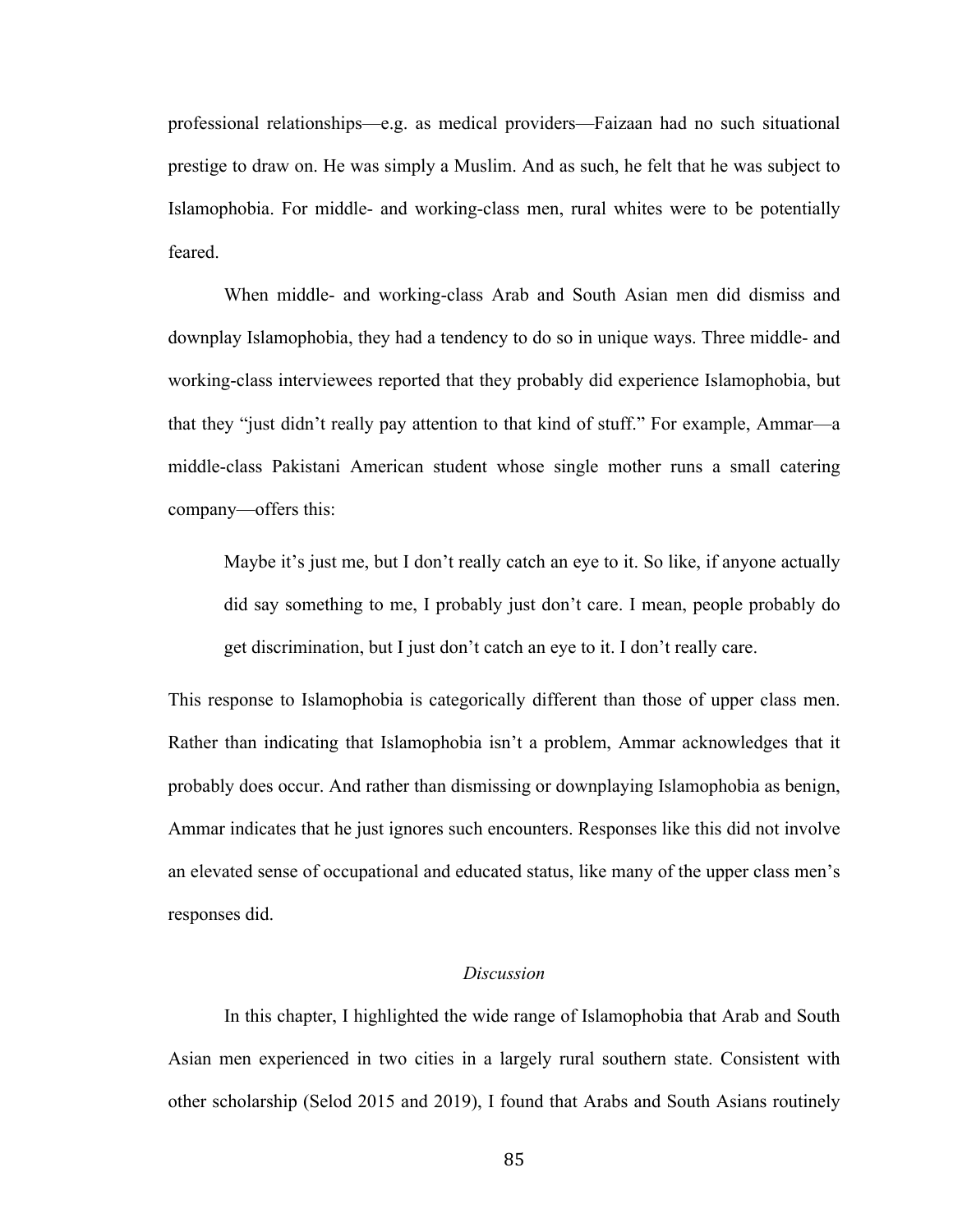professional relationships—e.g. as medical providers—Faizaan had no such situational prestige to draw on. He was simply a Muslim. And as such, he felt that he was subject to Islamophobia. For middle- and working-class men, rural whites were to be potentially feared.

When middle- and working-class Arab and South Asian men did dismiss and downplay Islamophobia, they had a tendency to do so in unique ways. Three middle- and working-class interviewees reported that they probably did experience Islamophobia, but that they "just didn't really pay attention to that kind of stuff." For example, Ammar—a middle-class Pakistani American student whose single mother runs a small catering company—offers this:

> Maybe it's just me, but I don't really catch an eye to it. So like, if anyone actually did say something to me, I probably just don't care. I mean, people probably do get discrimination, but I just don't catch an eye to it. I don't really care.

This response to Islamophobia is categorically different than those of upper class men. Rather than indicating that Islamophobia isn't a problem, Ammar acknowledges that it probably does occur. And rather than dismissing or downplaying Islamophobia as benign, Ammar indicates that he just ignores such encounters. Responses like this did not involve an elevated sense of occupational and educated status, like many of the upper class men's responses did.

### *Discussion*

In this chapter, I highlighted the wide range of Islamophobia that Arab and South Asian men experienced in two cities in a largely rural southern state. Consistent with other scholarship (Selod 2015 and 2019), I found that Arabs and South Asians routinely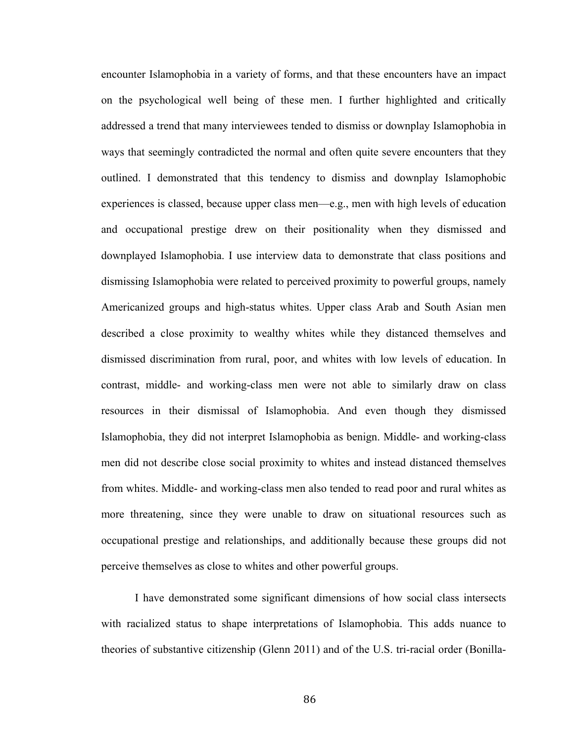encounter Islamophobia in a variety of forms, and that these encounters have an impact on the psychological well being of these men. I further highlighted and critically addressed a trend that many interviewees tended to dismiss or downplay Islamophobia in ways that seemingly contradicted the normal and often quite severe encounters that they outlined. I demonstrated that this tendency to dismiss and downplay Islamophobic experiences is classed, because upper class men—e.g., men with high levels of education and occupational prestige drew on their positionality when they dismissed and downplayed Islamophobia. I use interview data to demonstrate that class positions and dismissing Islamophobia were related to perceived proximity to powerful groups, namely Americanized groups and high-status whites. Upper class Arab and South Asian men described a close proximity to wealthy whites while they distanced themselves and dismissed discrimination from rural, poor, and whites with low levels of education. In contrast, middle- and working-class men were not able to similarly draw on class resources in their dismissal of Islamophobia. And even though they dismissed Islamophobia, they did not interpret Islamophobia as benign. Middle- and working-class men did not describe close social proximity to whites and instead distanced themselves from whites. Middle- and working-class men also tended to read poor and rural whites as more threatening, since they were unable to draw on situational resources such as occupational prestige and relationships, and additionally because these groups did not perceive themselves as close to whites and other powerful groups.

I have demonstrated some significant dimensions of how social class intersects with racialized status to shape interpretations of Islamophobia. This adds nuance to theories of substantive citizenship (Glenn 2011) and of the U.S. tri-racial order (Bonilla-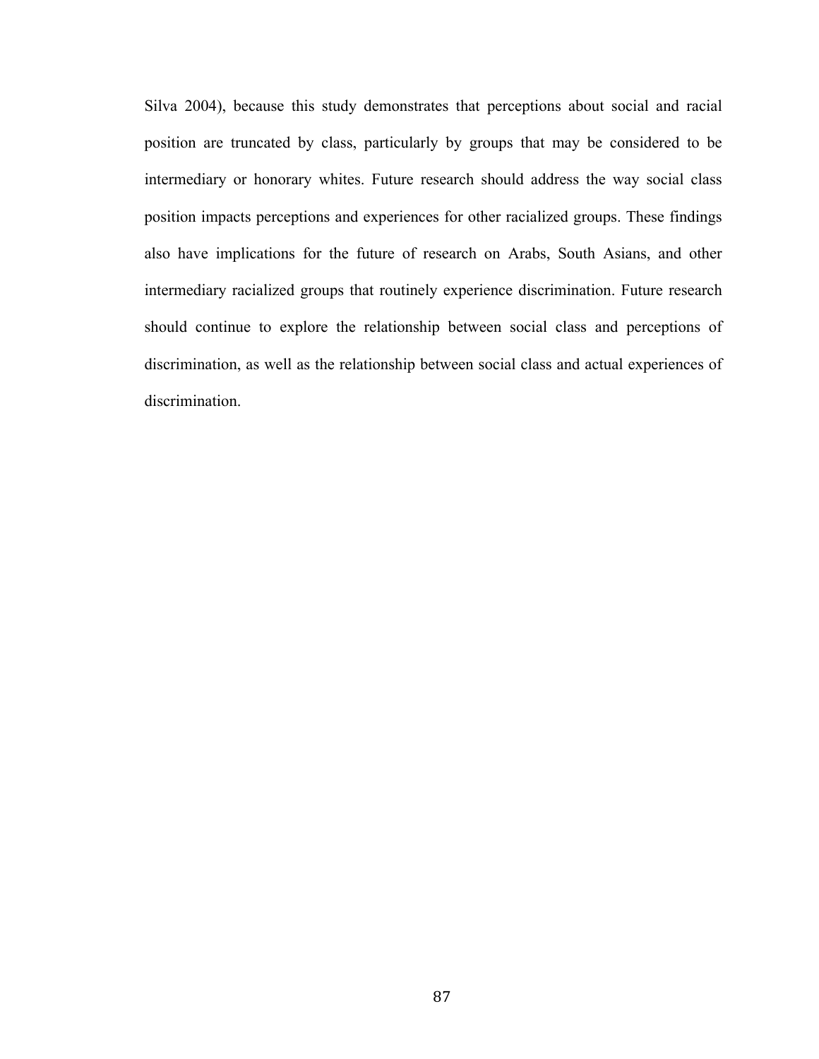Silva 2004), because this study demonstrates that perceptions about social and racial position are truncated by class, particularly by groups that may be considered to be intermediary or honorary whites. Future research should address the way social class position impacts perceptions and experiences for other racialized groups. These findings also have implications for the future of research on Arabs, South Asians, and other intermediary racialized groups that routinely experience discrimination. Future research should continue to explore the relationship between social class and perceptions of discrimination, as well as the relationship between social class and actual experiences of discrimination.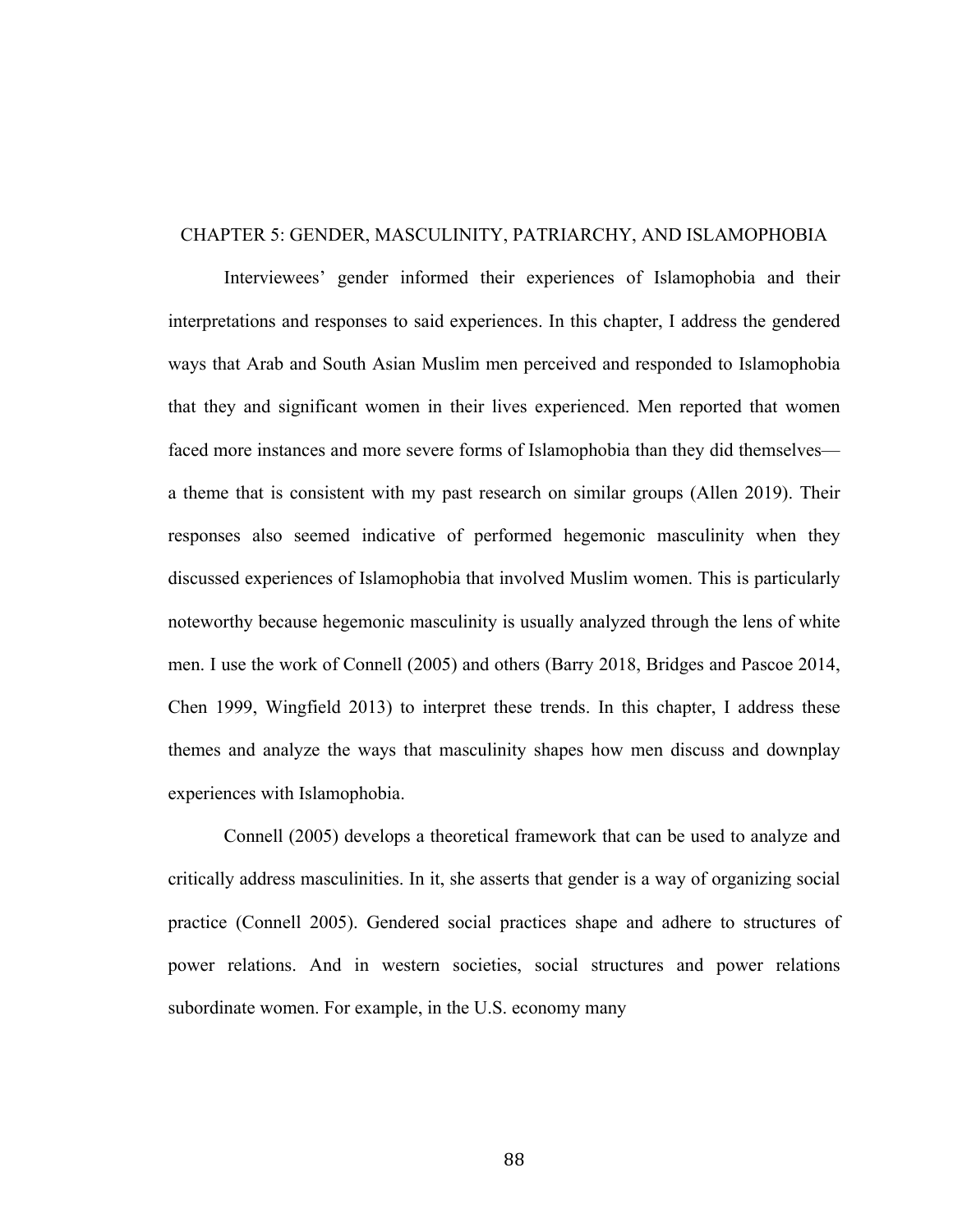# CHAPTER 5: GENDER, MASCULINITY, PATRIARCHY, AND ISLAMOPHOBIA

Interviewees' gender informed their experiences of Islamophobia and their interpretations and responses to said experiences. In this chapter, I address the gendered ways that Arab and South Asian Muslim men perceived and responded to Islamophobia that they and significant women in their lives experienced. Men reported that women faced more instances and more severe forms of Islamophobia than they did themselves—a theme that is consistent with my past research on similar groups (Allen 2019). Their responses also seemed indicative of performed hegemonic masculinity when they discussed experiences of Islamophobia that involved Muslim women. This is particularly noteworthy because hegemonic masculinity is usually analyzed through the lens of white men. I use the work of Connell (2005) and others (Barry 2018, Bridges and Pascoe 2014, Chen 1999, Wingfield 2013) to interpret these trends. In this chapter, I address these themes and analyze the ways that masculinity shapes how men discuss and downplay experiences with Islamophobia.

Connell (2005) develops a theoretical framework that can be used to analyze and critically address masculinities. In it, she asserts that gender is a way of organizing social practice (Connell 2005). Gendered social practices shape and adhere to structures of power relations. And in western societies, social structures and power relations subordinate women. For example, in the U.S. economy many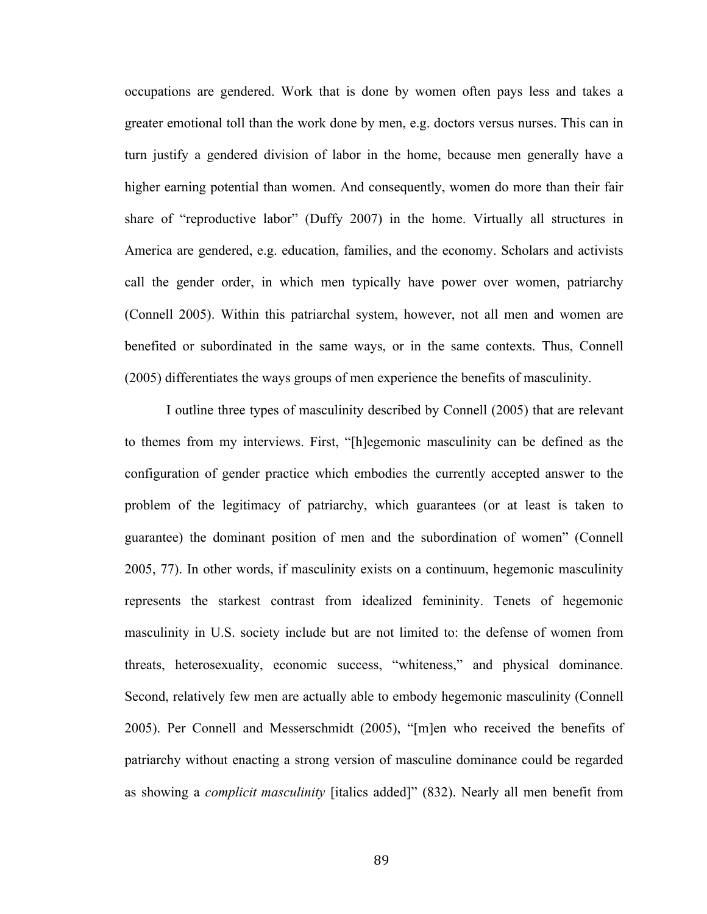occupations are gendered. Work that is done by women often pays less and takes a greater emotional toll than the work done by men, e.g. doctors versus nurses. This can in turn justify a gendered division of labor in the home, because men generally have a higher earning potential than women. And consequently, women do more than their fair share of "reproductive labor" (Duffy 2007) in the home. Virtually all structures in America are gendered, e.g. education, families, and the economy. Scholars and activists call the gender order, in which men typically have power over women, patriarchy (Connell 2005). Within this patriarchal system, however, not all men and women are benefited or subordinated in the same ways, or in the same contexts. Thus, Connell (2005) differentiates the ways groups of men experience the benefits of masculinity.

I outline three types of masculinity described by Connell (2005) that are relevant to themes from my interviews. First, "[h]egemonic masculinity can be defined as the configuration of gender practice which embodies the currently accepted answer to the problem of the legitimacy of patriarchy, which guarantees (or at least is taken to guarantee) the dominant position of men and the subordination of women" (Connell 2005, 77). In other words, if masculinity exists on a continuum, hegemonic masculinity represents the starkest contrast from idealized femininity. Tenets of hegemonic masculinity in U.S. society include but are not limited to: the defense of women from threats, heterosexuality, economic success, "whiteness," and physical dominance. Second, relatively few men are actually able to embody hegemonic masculinity (Connell 2005). Per Connell and Messerschmidt (2005), "[m]en who received the benefits of patriarchy without enacting a strong version of masculine dominance could be regarded as showing a *complicit masculinity* [italics added]" (832). Nearly all men benefit from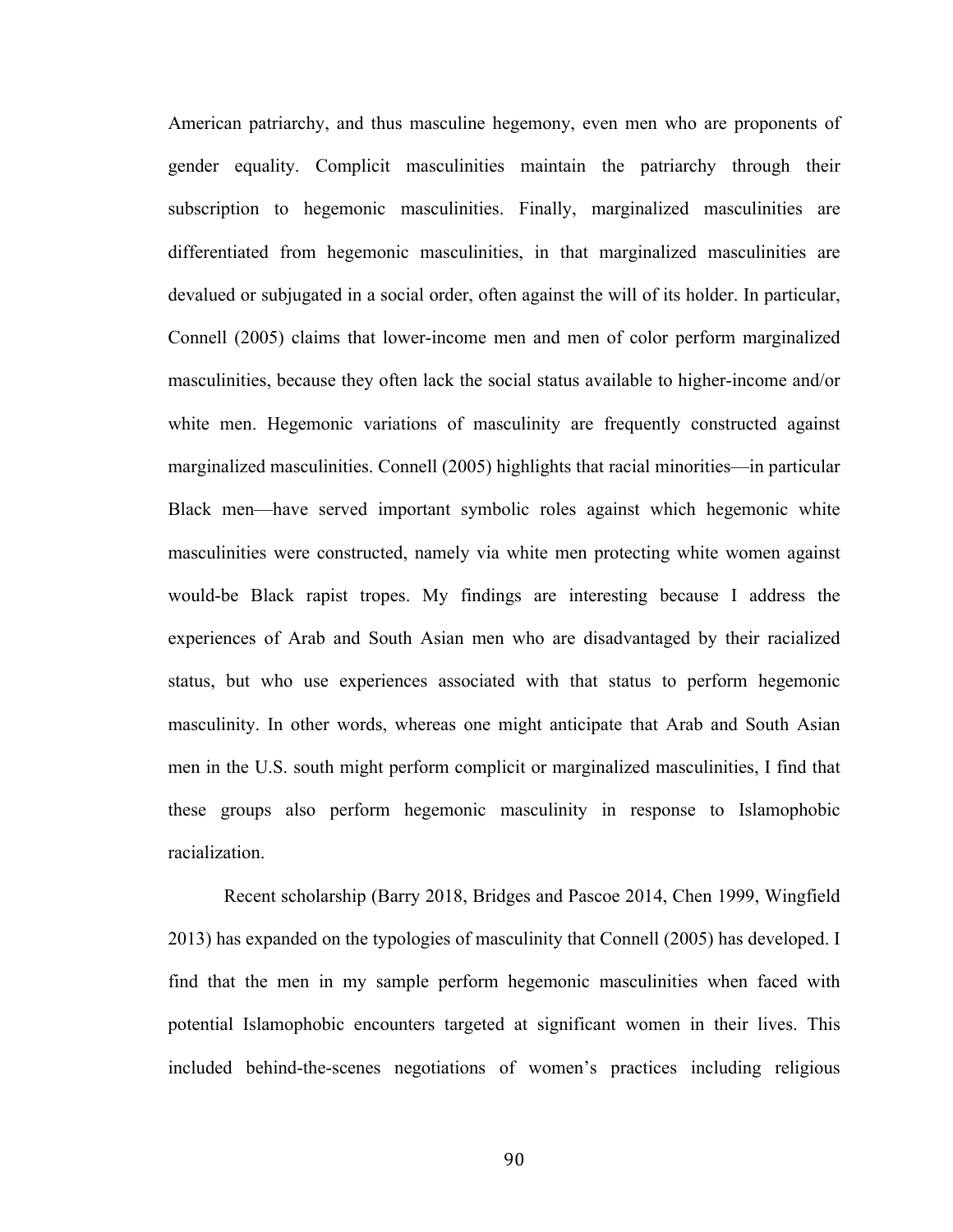American patriarchy, and thus masculine hegemony, even men who are proponents of gender equality. Complicit masculinities maintain the patriarchy through their subscription to hegemonic masculinities. Finally, marginalized masculinities are differentiated from hegemonic masculinities, in that marginalized masculinities are devalued or subjugated in a social order, often against the will of its holder. In particular, Connell (2005) claims that lower-income men and men of color perform marginalized masculinities, because they often lack the social status available to higher-income and/or white men. Hegemonic variations of masculinity are frequently constructed against marginalized masculinities. Connell (2005) highlights that racial minorities—in particular Black men—have served important symbolic roles against which hegemonic white masculinities were constructed, namely via white men protecting white women against would-be Black rapist tropes. My findings are interesting because I address the experiences of Arab and South Asian men who are disadvantaged by their racialized status, but who use experiences associated with that status to perform hegemonic masculinity. In other words, whereas one might anticipate that Arab and South Asian men in the U.S. south might perform complicit or marginalized masculinities, I find that these groups also perform hegemonic masculinity in response to Islamophobic racialization.

Recent scholarship (Barry 2018, Bridges and Pascoe 2014, Chen 1999, Wingfield 2013) has expanded on the typologies of masculinity that Connell (2005) has developed. I find that the men in my sample perform hegemonic masculinities when faced with potential Islamophobic encounters targeted at significant women in their lives. This included behind-the-scenes negotiations of women's practices including religious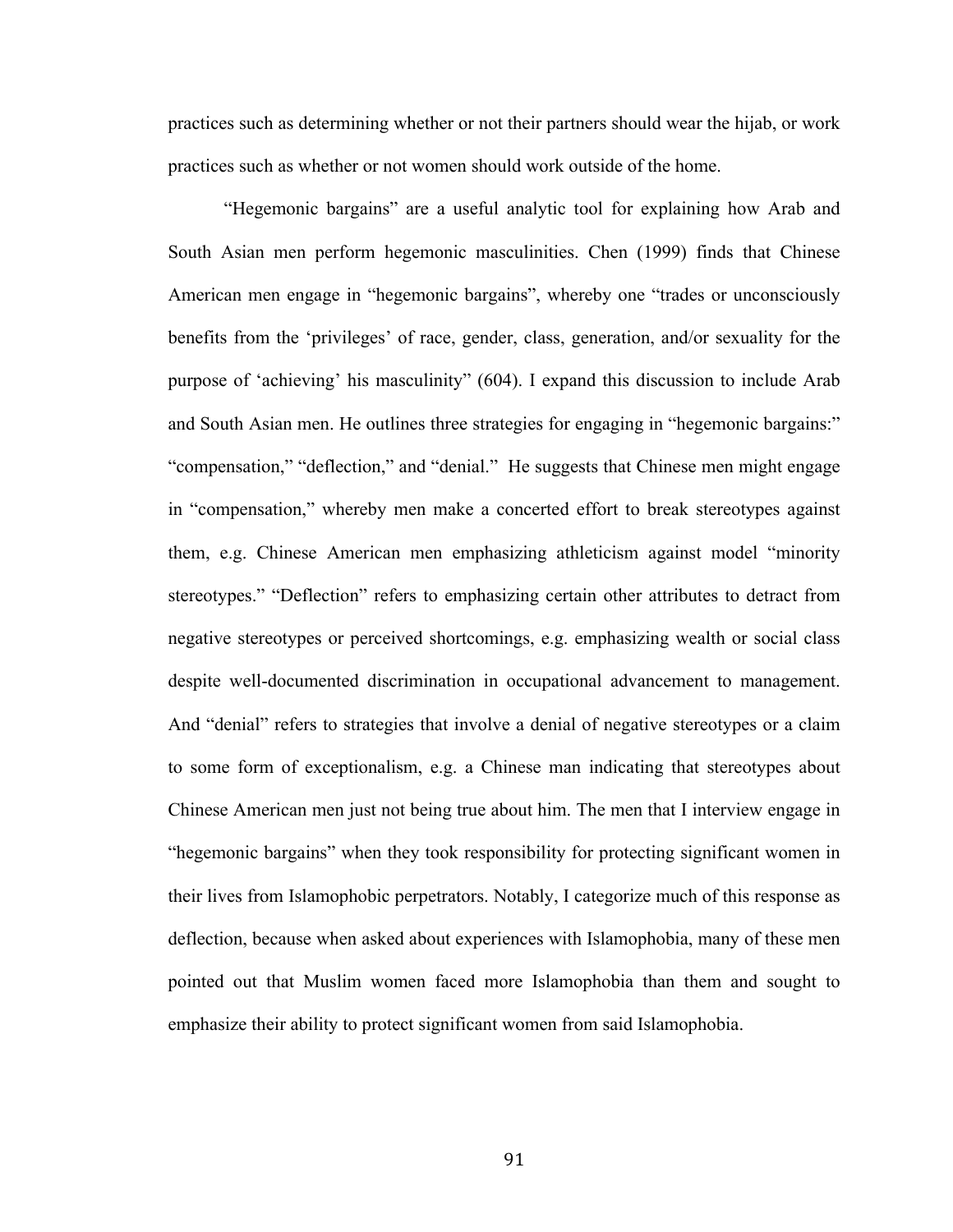practices such as determining whether or not their partners should wear the hijab, or work practices such as whether or not women should work outside of the home.

"Hegemonic bargains" are a useful analytic tool for explaining how Arab and South Asian men perform hegemonic masculinities. Chen (1999) finds that Chinese American men engage in "hegemonic bargains", whereby one "trades or unconsciously benefits from the 'privileges' of race, gender, class, generation, and/or sexuality for the purpose of 'achieving' his masculinity" (604). I expand this discussion to include Arab and South Asian men. He outlines three strategies for engaging in "hegemonic bargains:" "compensation," "deflection," and "denial." He suggests that Chinese men might engage in "compensation," whereby men make a concerted effort to break stereotypes against them, e.g. Chinese American men emphasizing athleticism against model "minority stereotypes." "Deflection" refers to emphasizing certain other attributes to detract from negative stereotypes or perceived shortcomings, e.g. emphasizing wealth or social class despite well-documented discrimination in occupational advancement to management. And "denial" refers to strategies that involve a denial of negative stereotypes or a claim to some form of exceptionalism, e.g. a Chinese man indicating that stereotypes about Chinese American men just not being true about him. The men that I interview engage in "hegemonic bargains" when they took responsibility for protecting significant women in their lives from Islamophobic perpetrators. Notably, I categorize much of this response as deflection, because when asked about experiences with Islamophobia, many of these men pointed out that Muslim women faced more Islamophobia than them and sought to emphasize their ability to protect significant women from said Islamophobia.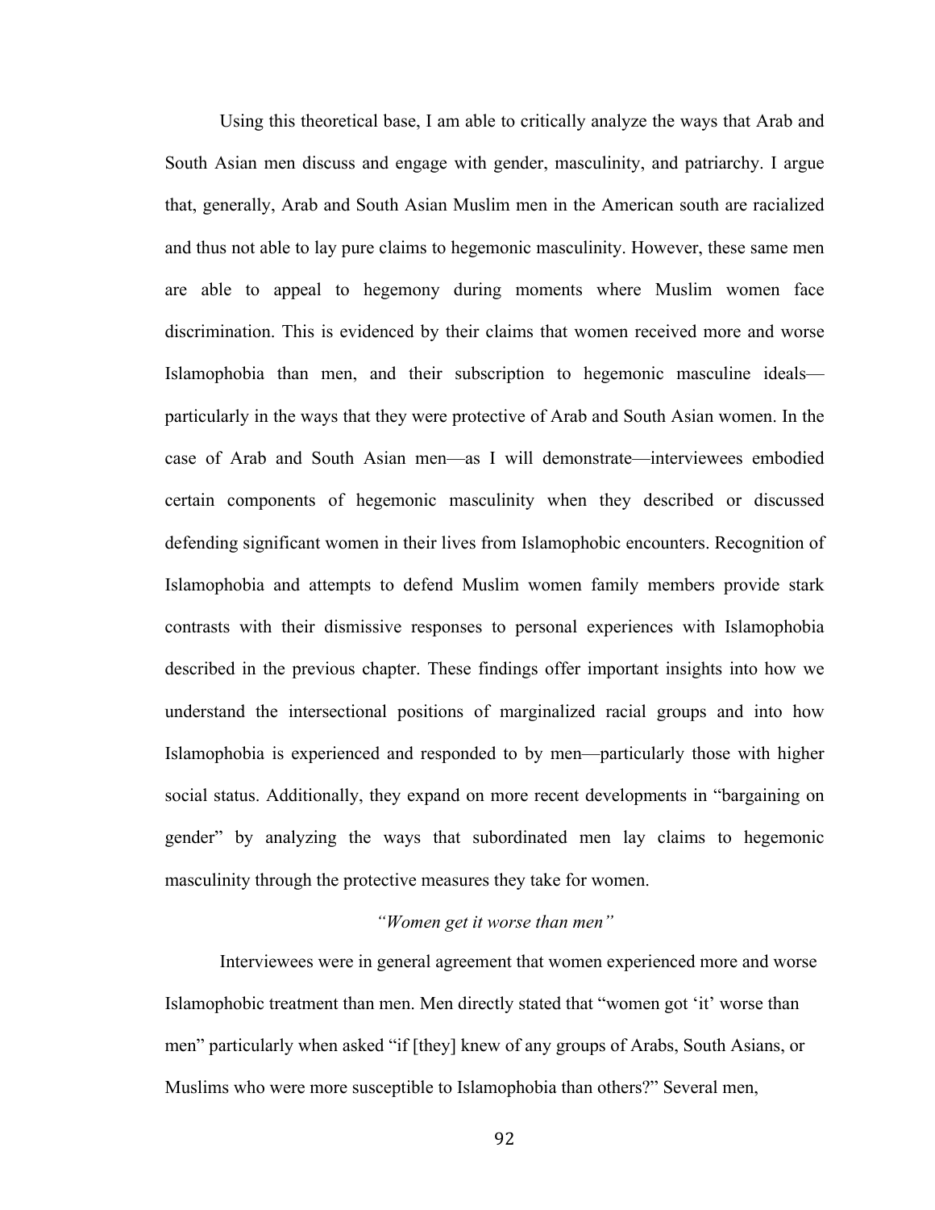Using this theoretical base, I am able to critically analyze the ways that Arab and South Asian men discuss and engage with gender, masculinity, and patriarchy. I argue that, generally, Arab and South Asian Muslim men in the American south are racialized and thus not able to lay pure claims to hegemonic masculinity. However, these same men are able to appeal to hegemony during moments where Muslim women face discrimination. This is evidenced by their claims that women received more and worse Islamophobia than men, and their subscription to hegemonic masculine ideals—particularly in the ways that they were protective of Arab and South Asian women. In the case of Arab and South Asian men—as I will demonstrate—interviewees embodied certain components of hegemonic masculinity when they described or discussed defending significant women in their lives from Islamophobic encounters. Recognition of Islamophobia and attempts to defend Muslim women family members provide stark contrasts with their dismissive responses to personal experiences with Islamophobia described in the previous chapter. These findings offer important insights into how we understand the intersectional positions of marginalized racial groups and into how Islamophobia is experienced and responded to by men—particularly those with higher social status. Additionally, they expand on more recent developments in "bargaining on gender" by analyzing the ways that subordinated men lay claims to hegemonic masculinity through the protective measures they take for women.

*"Women get it worse than men"*

Interviewees were in general agreement that women experienced more and worse Islamophobic treatment than men. Men directly stated that "women got 'it' worse than men" particularly when asked "if [they] knew of any groups of Arabs, South Asians, or Muslims who were more susceptible to Islamophobia than others?" Several men,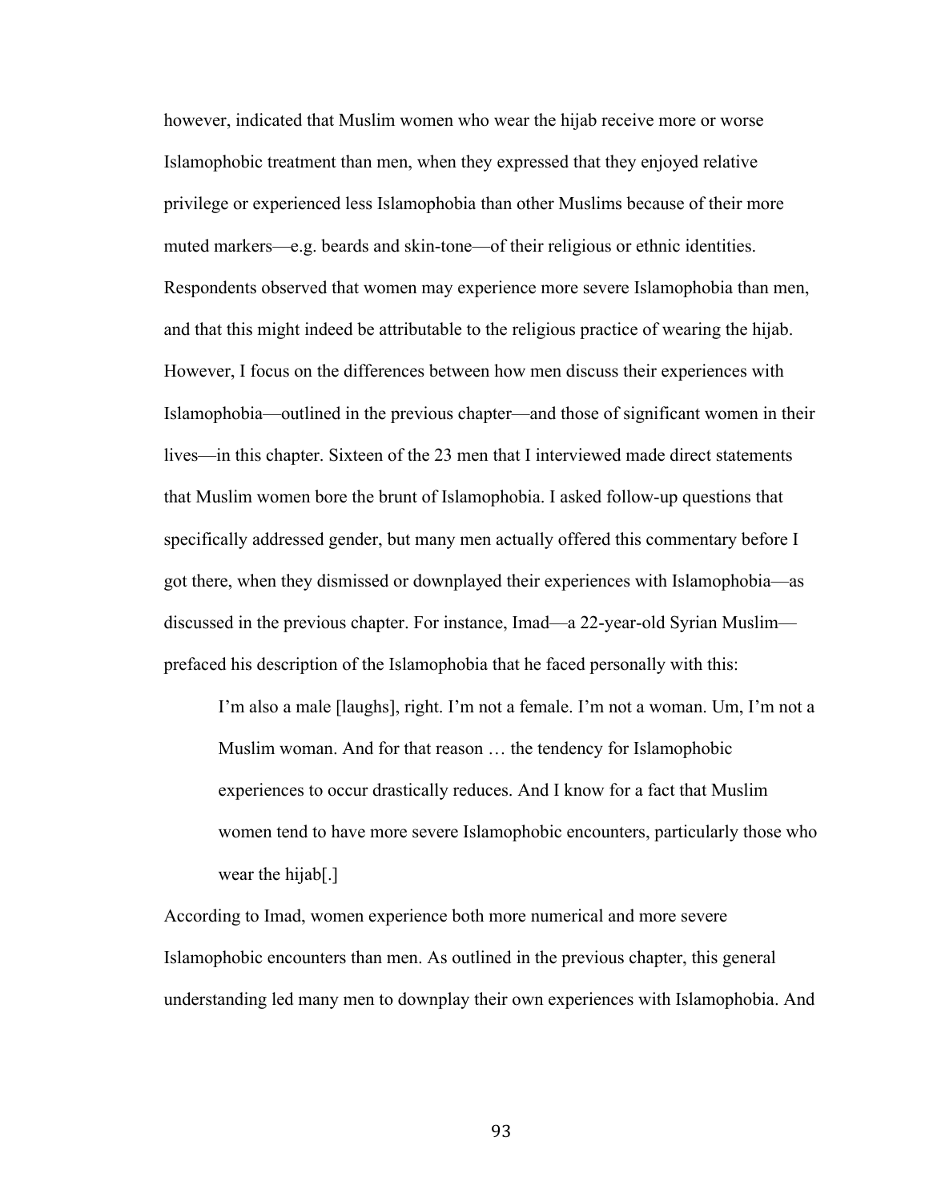however, indicated that Muslim women who wear the hijab receive more or worse Islamophobic treatment than men, when they expressed that they enjoyed relative privilege or experienced less Islamophobia than other Muslims because of their more muted markers—e.g. beards and skin-tone—of their religious or ethnic identities. Respondents observed that women may experience more severe Islamophobia than men, and that this might indeed be attributable to the religious practice of wearing the hijab. However, I focus on the differences between how men discuss their experiences with Islamophobia—outlined in the previous chapter—and those of significant women in their lives—in this chapter. Sixteen of the 23 men that I interviewed made direct statements that Muslim women bore the brunt of Islamophobia. I asked follow-up questions that specifically addressed gender, but many men actually offered this commentary before I got there, when they dismissed or downplayed their experiences with Islamophobia—as discussed in the previous chapter. For instance, Imad—a 22-year-old Syrian Muslim—prefaced his description of the Islamophobia that he faced personally with this:

> I'm also a male [laughs], right. I'm not a female. I'm not a woman. Um, I'm not a Muslim woman. And for that reason … the tendency for Islamophobic experiences to occur drastically reduces. And I know for a fact that Muslim women tend to have more severe Islamophobic encounters, particularly those who wear the hijab[.]

According to Imad, women experience both more numerical and more severe Islamophobic encounters than men. As outlined in the previous chapter, this general understanding led many men to downplay their own experiences with Islamophobia. And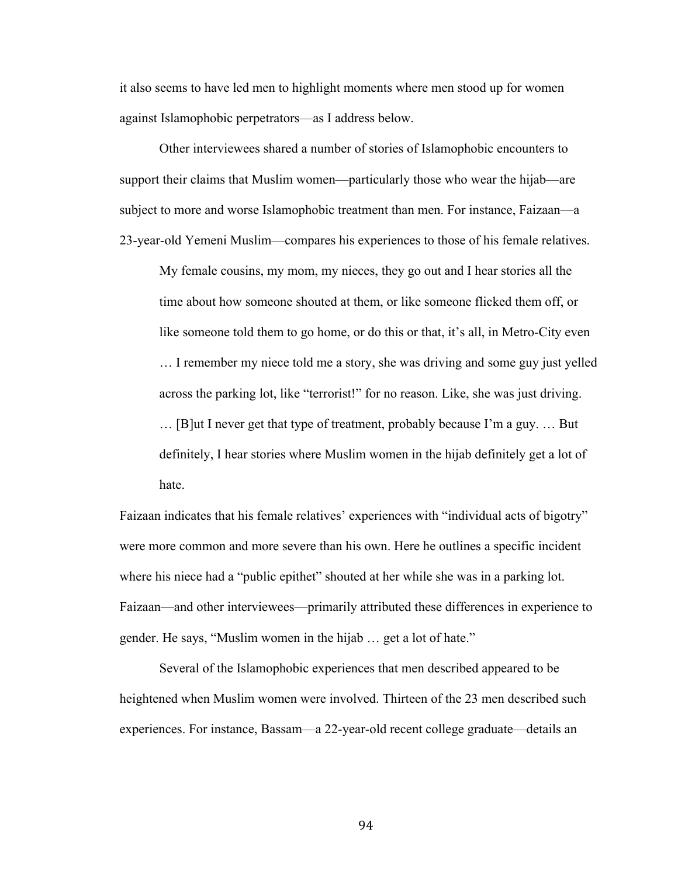it also seems to have led men to highlight moments where men stood up for women against Islamophobic perpetrators—as I address below.

Other interviewees shared a number of stories of Islamophobic encounters to support their claims that Muslim women—particularly those who wear the hijab—are subject to more and worse Islamophobic treatment than men. For instance, Faizaan—a 23-year-old Yemeni Muslim—compares his experiences to those of his female relatives.

> My female cousins, my mom, my nieces, they go out and I hear stories all the time about how someone shouted at them, or like someone flicked them off, or like someone told them to go home, or do this or that, it's all, in Metro-City even … I remember my niece told me a story, she was driving and some guy just yelled across the parking lot, like "terrorist!" for no reason. Like, she was just driving. … [B]ut I never get that type of treatment, probably because I'm a guy. … But definitely, I hear stories where Muslim women in the hijab definitely get a lot of hate.

Faizaan indicates that his female relatives' experiences with "individual acts of bigotry" were more common and more severe than his own. Here he outlines a specific incident where his niece had a "public epithet" shouted at her while she was in a parking lot. Faizaan—and other interviewees—primarily attributed these differences in experience to gender. He says, "Muslim women in the hijab … get a lot of hate."

Several of the Islamophobic experiences that men described appeared to be heightened when Muslim women were involved. Thirteen of the 23 men described such experiences. For instance, Bassam—a 22-year-old recent college graduate—details an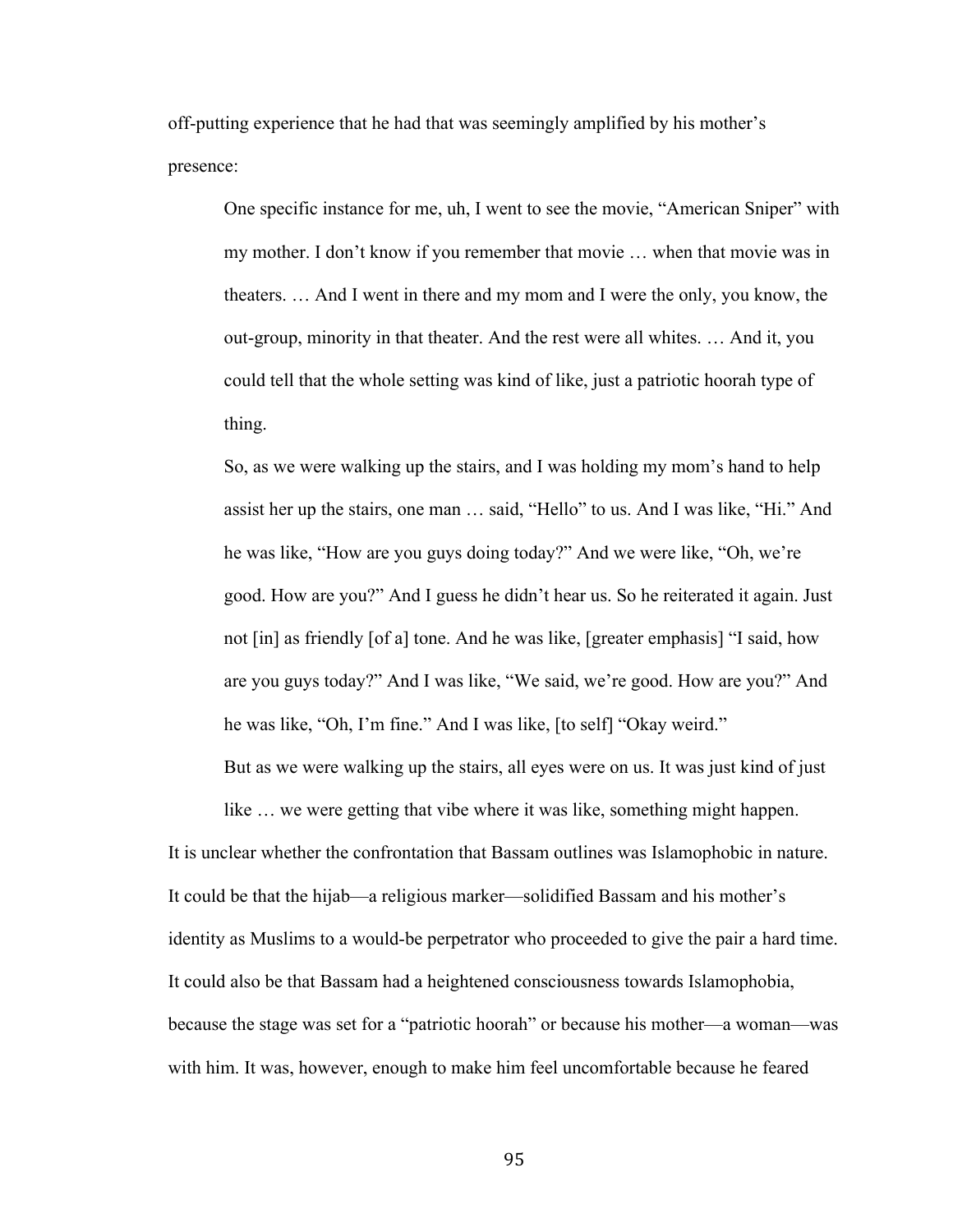off-putting experience that he had that was seemingly amplified by his mother's presence:

> One specific instance for me, uh, I went to see the movie, "American Sniper" with my mother. I don't know if you remember that movie … when that movie was in theaters. … And I went in there and my mom and I were the only, you know, the out-group, minority in that theater. And the rest were all whites. … And it, you could tell that the whole setting was kind of like, just a patriotic hoorah type of thing.
>
> So, as we were walking up the stairs, and I was holding my mom's hand to help assist her up the stairs, one man … said, "Hello" to us. And I was like, "Hi." And he was like, "How are you guys doing today?" And we were like, "Oh, we're good. How are you?" And I guess he didn't hear us. So he reiterated it again. Just not [in] as friendly [of a] tone. And he was like, [greater emphasis] "I said, how are you guys today?" And I was like, "We said, we're good. How are you?" And he was like, "Oh, I'm fine." And I was like, [to self] "Okay weird."
>
> But as we were walking up the stairs, all eyes were on us. It was just kind of just like … we were getting that vibe where it was like, something might happen.

It is unclear whether the confrontation that Bassam outlines was Islamophobic in nature. It could be that the hijab—a religious marker—solidified Bassam and his mother's identity as Muslims to a would-be perpetrator who proceeded to give the pair a hard time. It could also be that Bassam had a heightened consciousness towards Islamophobia, because the stage was set for a "patriotic hoorah" or because his mother—a woman—was with him. It was, however, enough to make him feel uncomfortable because he feared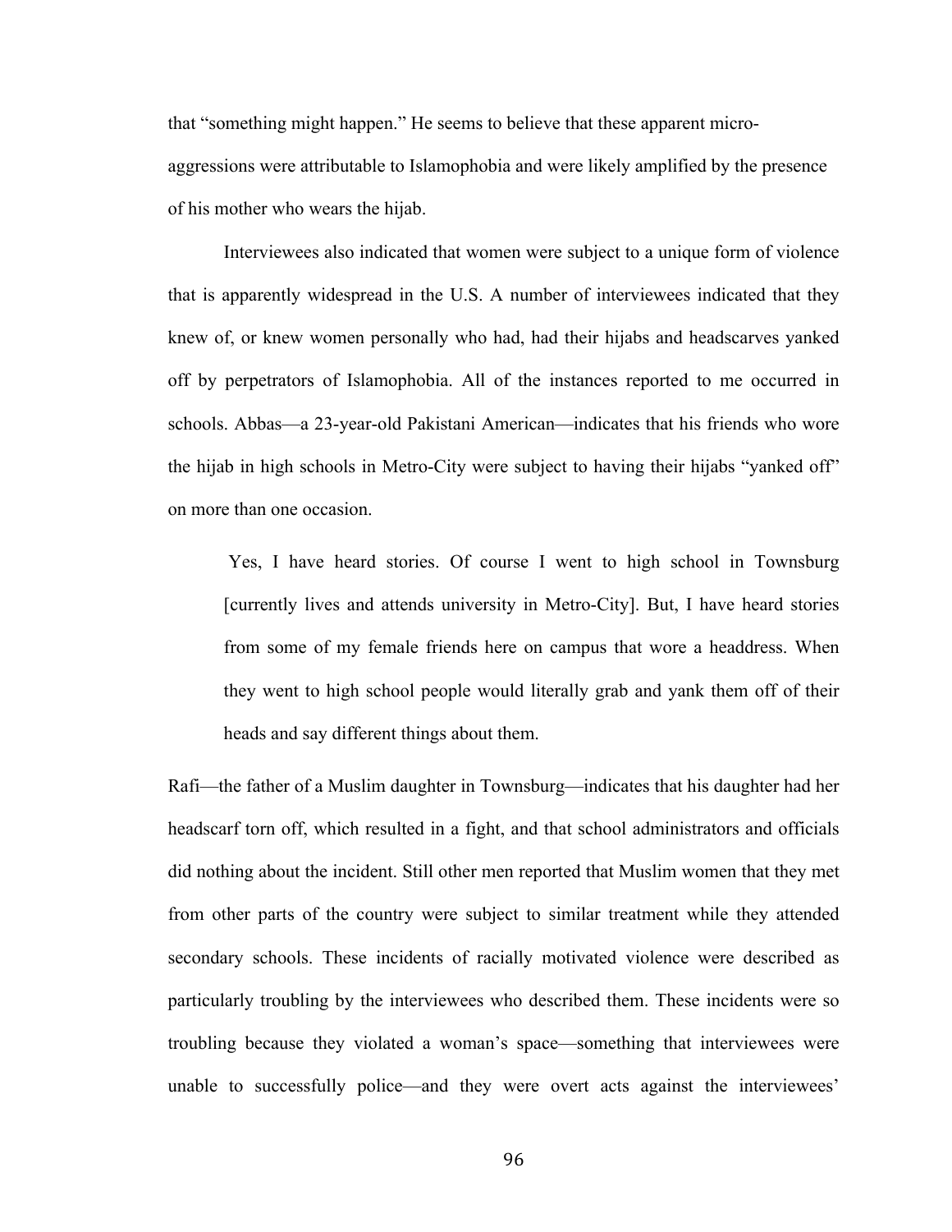that "something might happen." He seems to believe that these apparent micro-aggressions were attributable to Islamophobia and were likely amplified by the presence of his mother who wears the hijab.

Interviewees also indicated that women were subject to a unique form of violence that is apparently widespread in the U.S. A number of interviewees indicated that they knew of, or knew women personally who had, had their hijabs and headscarves yanked off by perpetrators of Islamophobia. All of the instances reported to me occurred in schools. Abbas—a 23-year-old Pakistani American—indicates that his friends who wore the hijab in high schools in Metro-City were subject to having their hijabs "yanked off" on more than one occasion.

> Yes, I have heard stories. Of course I went to high school in Townsburg [currently lives and attends university in Metro-City]. But, I have heard stories from some of my female friends here on campus that wore a headdress. When they went to high school people would literally grab and yank them off of their heads and say different things about them.

Rafi—the father of a Muslim daughter in Townsburg—indicates that his daughter had her headscarf torn off, which resulted in a fight, and that school administrators and officials did nothing about the incident. Still other men reported that Muslim women that they met from other parts of the country were subject to similar treatment while they attended secondary schools. These incidents of racially motivated violence were described as particularly troubling by the interviewees who described them. These incidents were so troubling because they violated a woman's space—something that interviewees were unable to successfully police—and they were overt acts against the interviewees'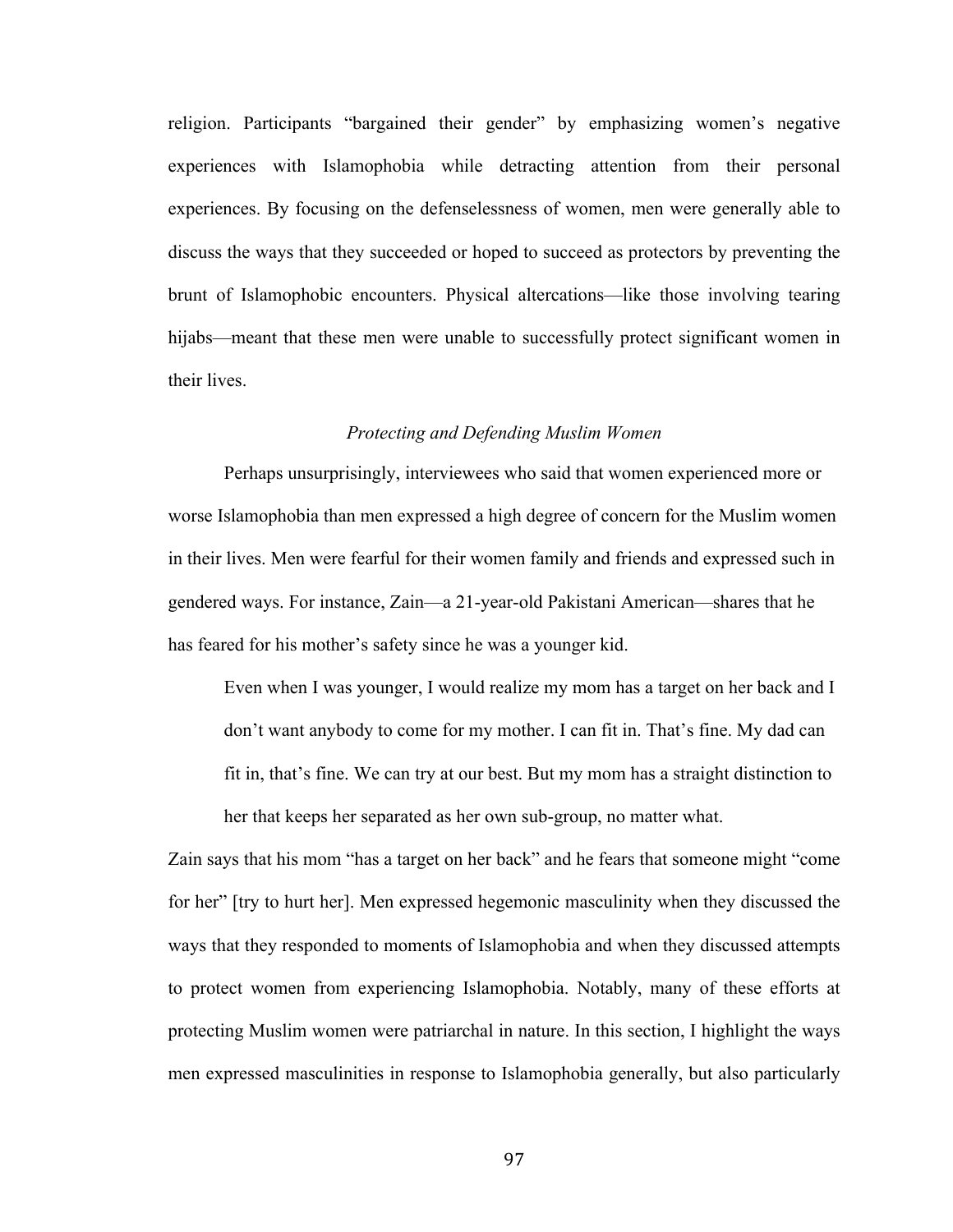religion. Participants "bargained their gender" by emphasizing women's negative experiences with Islamophobia while detracting attention from their personal experiences. By focusing on the defenselessness of women, men were generally able to discuss the ways that they succeeded or hoped to succeed as protectors by preventing the brunt of Islamophobic encounters. Physical altercations—like those involving tearing hijabs—meant that these men were unable to successfully protect significant women in their lives.

### *Protecting and Defending Muslim Women*

Perhaps unsurprisingly, interviewees who said that women experienced more or worse Islamophobia than men expressed a high degree of concern for the Muslim women in their lives. Men were fearful for their women family and friends and expressed such in gendered ways. For instance, Zain—a 21-year-old Pakistani American—shares that he has feared for his mother's safety since he was a younger kid.

> Even when I was younger, I would realize my mom has a target on her back and I don't want anybody to come for my mother. I can fit in. That's fine. My dad can fit in, that's fine. We can try at our best. But my mom has a straight distinction to her that keeps her separated as her own sub-group, no matter what.

Zain says that his mom "has a target on her back" and he fears that someone might "come for her" [try to hurt her]. Men expressed hegemonic masculinity when they discussed the ways that they responded to moments of Islamophobia and when they discussed attempts to protect women from experiencing Islamophobia. Notably, many of these efforts at protecting Muslim women were patriarchal in nature. In this section, I highlight the ways men expressed masculinities in response to Islamophobia generally, but also particularly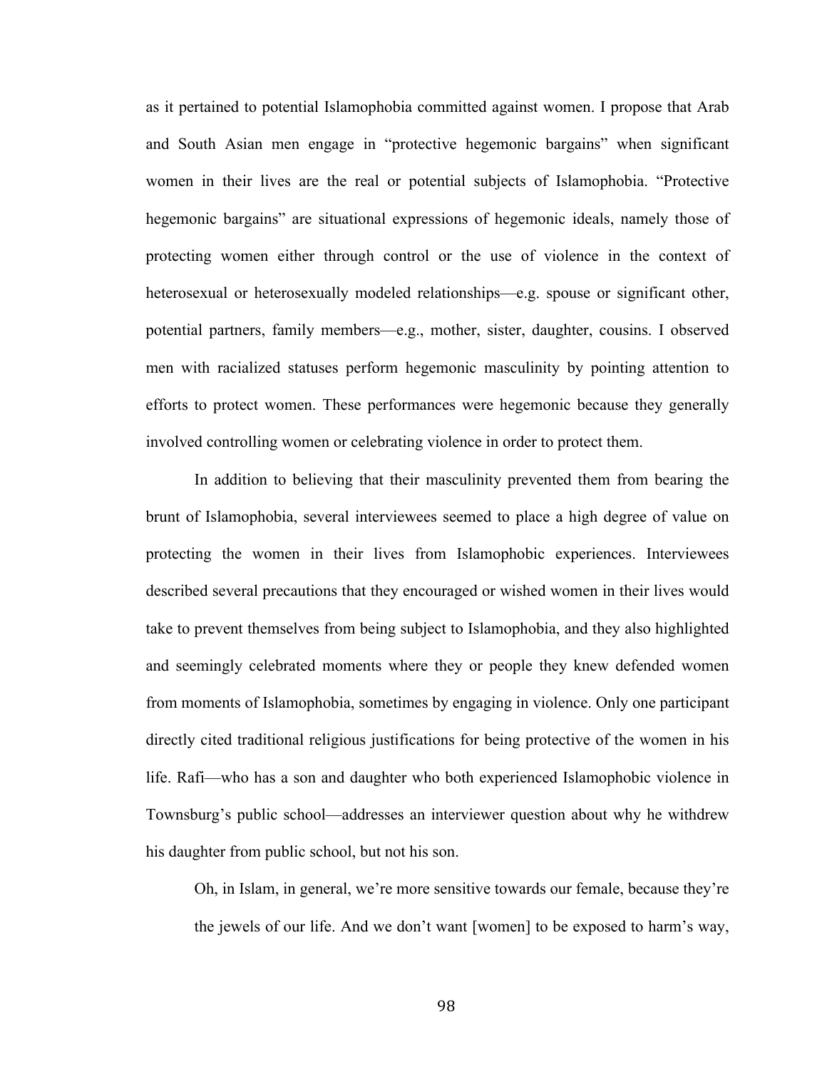as it pertained to potential Islamophobia committed against women. I propose that Arab and South Asian men engage in "protective hegemonic bargains" when significant women in their lives are the real or potential subjects of Islamophobia. "Protective hegemonic bargains" are situational expressions of hegemonic ideals, namely those of protecting women either through control or the use of violence in the context of heterosexual or heterosexually modeled relationships—e.g. spouse or significant other, potential partners, family members—e.g., mother, sister, daughter, cousins. I observed men with racialized statuses perform hegemonic masculinity by pointing attention to efforts to protect women. These performances were hegemonic because they generally involved controlling women or celebrating violence in order to protect them.

In addition to believing that their masculinity prevented them from bearing the brunt of Islamophobia, several interviewees seemed to place a high degree of value on protecting the women in their lives from Islamophobic experiences. Interviewees described several precautions that they encouraged or wished women in their lives would take to prevent themselves from being subject to Islamophobia, and they also highlighted and seemingly celebrated moments where they or people they knew defended women from moments of Islamophobia, sometimes by engaging in violence. Only one participant directly cited traditional religious justifications for being protective of the women in his life. Rafi—who has a son and daughter who both experienced Islamophobic violence in Townsburg's public school—addresses an interviewer question about why he withdrew his daughter from public school, but not his son.

> Oh, in Islam, in general, we're more sensitive towards our female, because they're the jewels of our life. And we don't want [women] to be exposed to harm's way,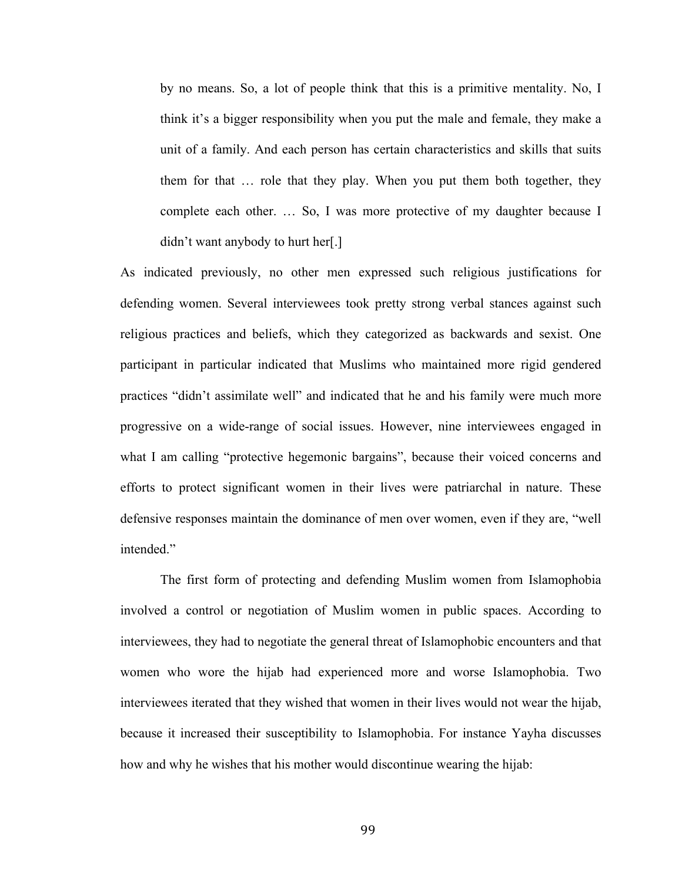> by no means. So, a lot of people think that this is a primitive mentality. No, I think it's a bigger responsibility when you put the male and female, they make a unit of a family. And each person has certain characteristics and skills that suits them for that … role that they play. When you put them both together, they complete each other. … So, I was more protective of my daughter because I didn't want anybody to hurt her[.]

As indicated previously, no other men expressed such religious justifications for defending women. Several interviewees took pretty strong verbal stances against such religious practices and beliefs, which they categorized as backwards and sexist. One participant in particular indicated that Muslims who maintained more rigid gendered practices "didn't assimilate well" and indicated that he and his family were much more progressive on a wide-range of social issues. However, nine interviewees engaged in what I am calling "protective hegemonic bargains", because their voiced concerns and efforts to protect significant women in their lives were patriarchal in nature. These defensive responses maintain the dominance of men over women, even if they are, "well intended."

The first form of protecting and defending Muslim women from Islamophobia involved a control or negotiation of Muslim women in public spaces. According to interviewees, they had to negotiate the general threat of Islamophobic encounters and that women who wore the hijab had experienced more and worse Islamophobia. Two interviewees iterated that they wished that women in their lives would not wear the hijab, because it increased their susceptibility to Islamophobia. For instance Yayha discusses how and why he wishes that his mother would discontinue wearing the hijab: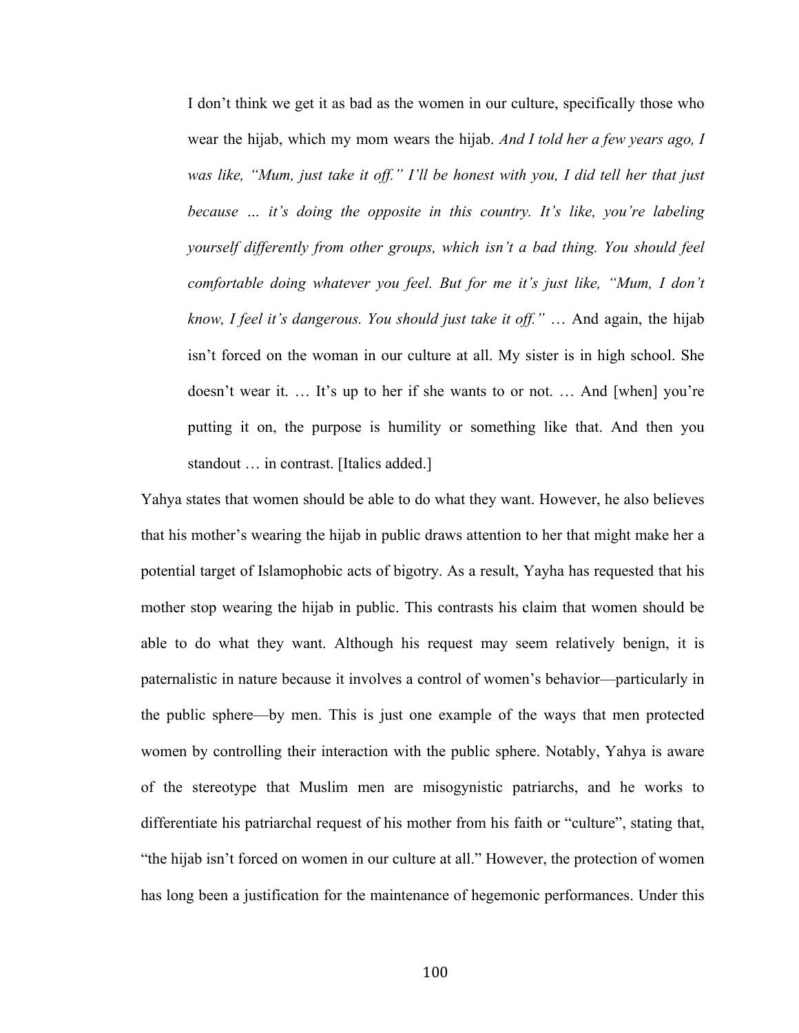> I don't think we get it as bad as the women in our culture, specifically those who wear the hijab, which my mom wears the hijab. *And I told her a few years ago, I was like, "Mum, just take it off." I'll be honest with you, I did tell her that just because ... it's doing the opposite in this country. It's like, you're labeling yourself differently from other groups, which isn't a bad thing. You should feel comfortable doing whatever you feel. But for me it's just like, "Mum, I don't know, I feel it's dangerous. You should just take it off."* … And again, the hijab isn't forced on the woman in our culture at all. My sister is in high school. She doesn't wear it. … It's up to her if she wants to or not. … And [when] you're putting it on, the purpose is humility or something like that. And then you standout … in contrast. [Italics added.]

Yahya states that women should be able to do what they want. However, he also believes that his mother's wearing the hijab in public draws attention to her that might make her a potential target of Islamophobic acts of bigotry. As a result, Yayha has requested that his mother stop wearing the hijab in public. This contrasts his claim that women should be able to do what they want. Although his request may seem relatively benign, it is paternalistic in nature because it involves a control of women's behavior—particularly in the public sphere—by men. This is just one example of the ways that men protected women by controlling their interaction with the public sphere. Notably, Yahya is aware of the stereotype that Muslim men are misogynistic patriarchs, and he works to differentiate his patriarchal request of his mother from his faith or "culture", stating that, "the hijab isn't forced on women in our culture at all." However, the protection of women has long been a justification for the maintenance of hegemonic performances. Under this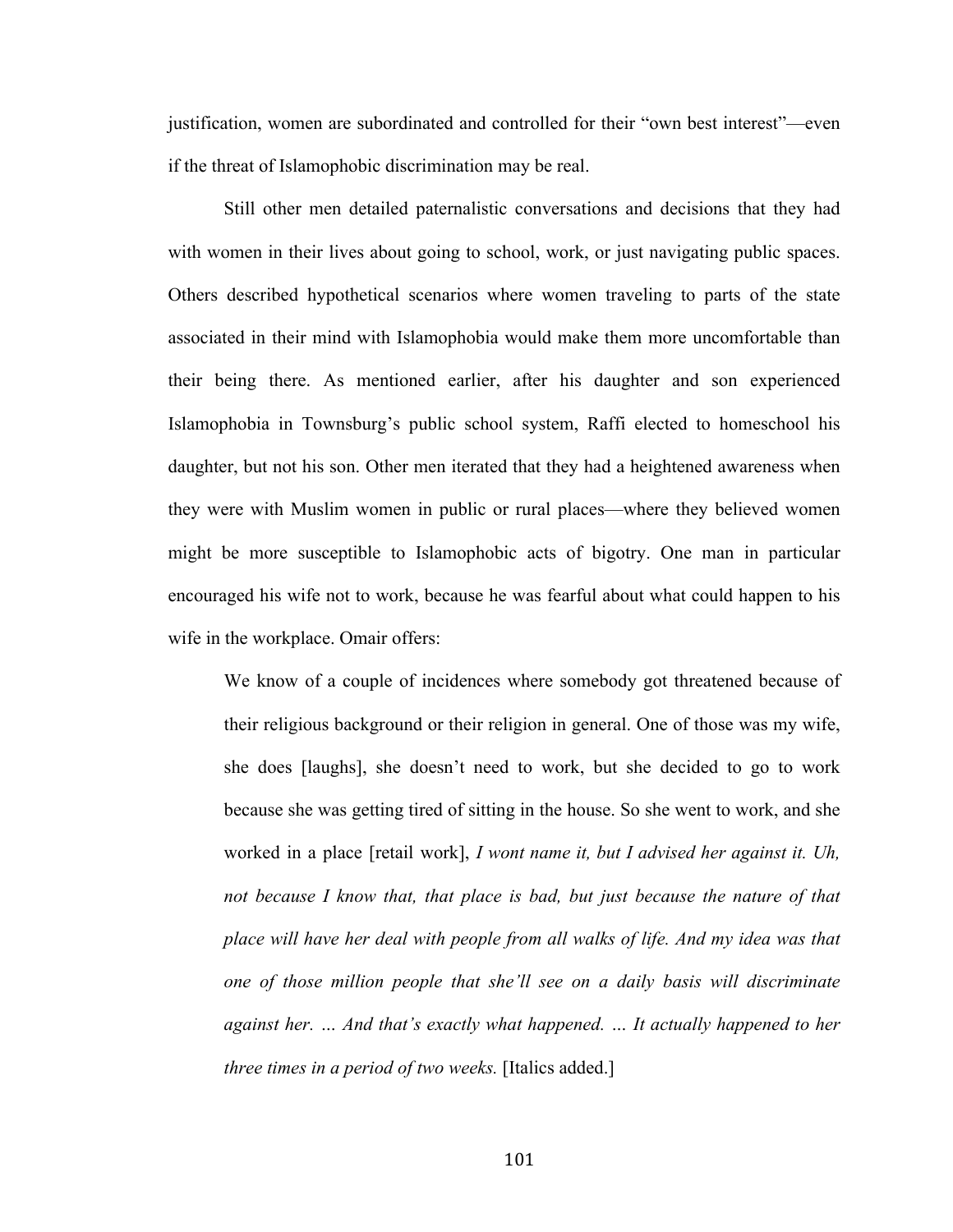justification, women are subordinated and controlled for their "own best interest"—even if the threat of Islamophobic discrimination may be real.

Still other men detailed paternalistic conversations and decisions that they had with women in their lives about going to school, work, or just navigating public spaces. Others described hypothetical scenarios where women traveling to parts of the state associated in their mind with Islamophobia would make them more uncomfortable than their being there. As mentioned earlier, after his daughter and son experienced Islamophobia in Townsburg's public school system, Raffi elected to homeschool his daughter, but not his son. Other men iterated that they had a heightened awareness when they were with Muslim women in public or rural places—where they believed women might be more susceptible to Islamophobic acts of bigotry. One man in particular encouraged his wife not to work, because he was fearful about what could happen to his wife in the workplace. Omair offers:

> We know of a couple of incidences where somebody got threatened because of their religious background or their religion in general. One of those was my wife, she does [laughs], she doesn't need to work, but she decided to go to work because she was getting tired of sitting in the house. So she went to work, and she worked in a place [retail work], *I wont name it, but I advised her against it. Uh, not because I know that, that place is bad, but just because the nature of that place will have her deal with people from all walks of life. And my idea was that one of those million people that she'll see on a daily basis will discriminate against her. … And that's exactly what happened. … It actually happened to her three times in a period of two weeks.* [Italics added.]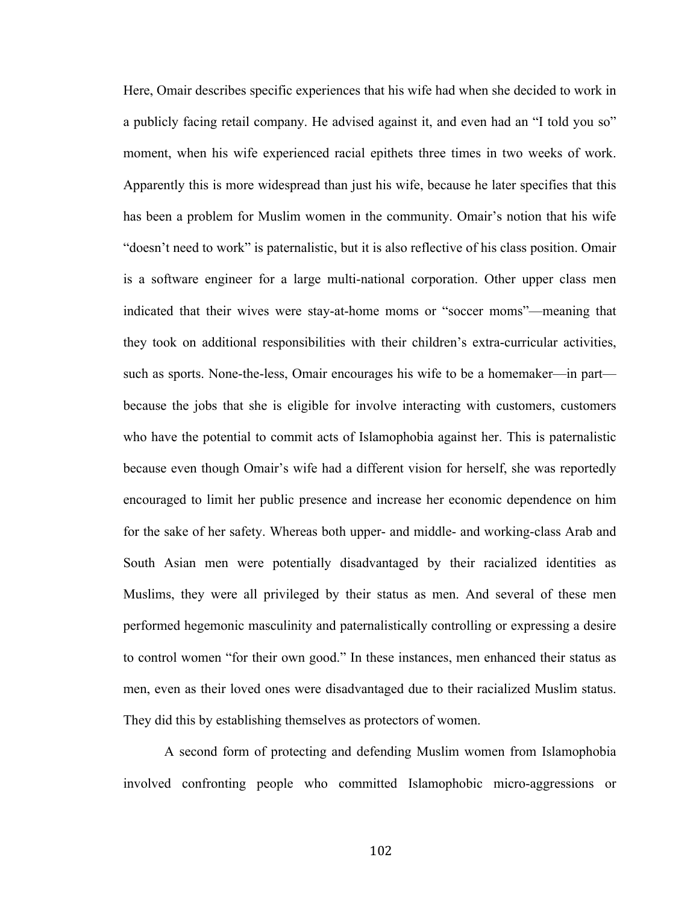Here, Omair describes specific experiences that his wife had when she decided to work in a publicly facing retail company. He advised against it, and even had an "I told you so" moment, when his wife experienced racial epithets three times in two weeks of work. Apparently this is more widespread than just his wife, because he later specifies that this has been a problem for Muslim women in the community. Omair's notion that his wife "doesn't need to work" is paternalistic, but it is also reflective of his class position. Omair is a software engineer for a large multi-national corporation. Other upper class men indicated that their wives were stay-at-home moms or "soccer moms"—meaning that they took on additional responsibilities with their children's extra-curricular activities, such as sports. None-the-less, Omair encourages his wife to be a homemaker—in part—because the jobs that she is eligible for involve interacting with customers, customers who have the potential to commit acts of Islamophobia against her. This is paternalistic because even though Omair's wife had a different vision for herself, she was reportedly encouraged to limit her public presence and increase her economic dependence on him for the sake of her safety. Whereas both upper- and middle- and working-class Arab and South Asian men were potentially disadvantaged by their racialized identities as Muslims, they were all privileged by their status as men. And several of these men performed hegemonic masculinity and paternalistically controlling or expressing a desire to control women "for their own good." In these instances, men enhanced their status as men, even as their loved ones were disadvantaged due to their racialized Muslim status. They did this by establishing themselves as protectors of women.

A second form of protecting and defending Muslim women from Islamophobia involved confronting people who committed Islamophobic micro-aggressions or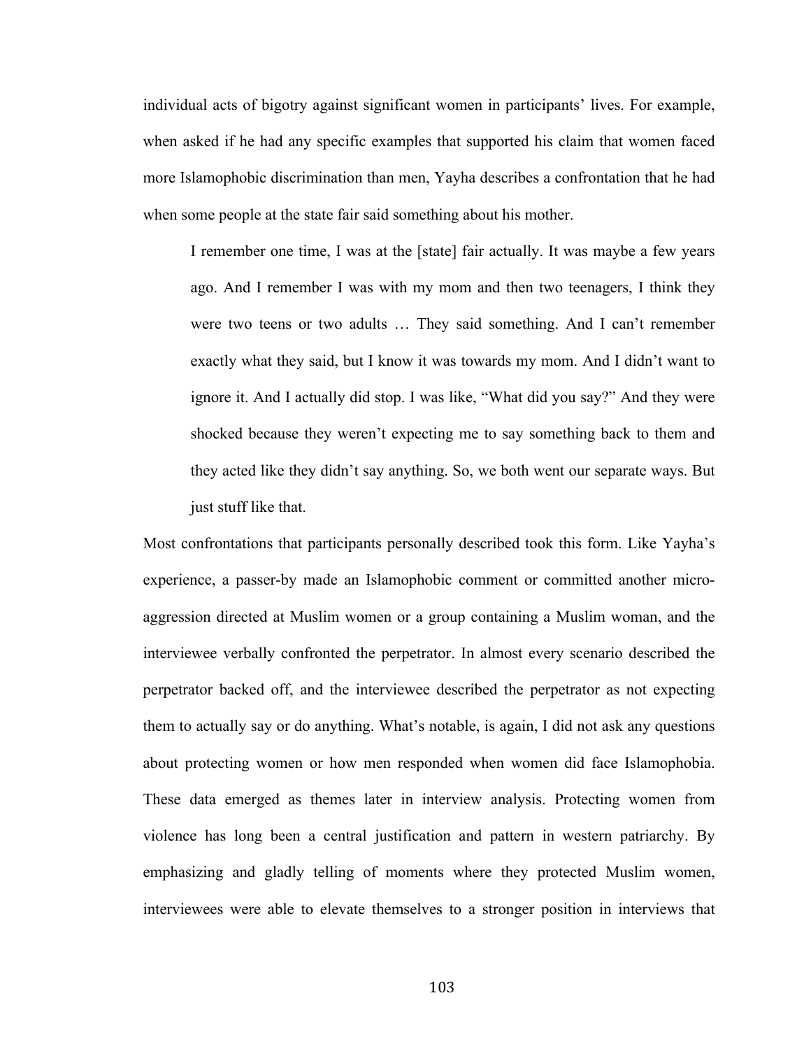individual acts of bigotry against significant women in participants' lives. For example, when asked if he had any specific examples that supported his claim that women faced more Islamophobic discrimination than men, Yayha describes a confrontation that he had when some people at the state fair said something about his mother.

> I remember one time, I was at the [state] fair actually. It was maybe a few years ago. And I remember I was with my mom and then two teenagers, I think they were two teens or two adults … They said something. And I can't remember exactly what they said, but I know it was towards my mom. And I didn't want to ignore it. And I actually did stop. I was like, "What did you say?" And they were shocked because they weren't expecting me to say something back to them and they acted like they didn't say anything. So, we both went our separate ways. But just stuff like that.

Most confrontations that participants personally described took this form. Like Yayha's experience, a passer-by made an Islamophobic comment or committed another micro-aggression directed at Muslim women or a group containing a Muslim woman, and the interviewee verbally confronted the perpetrator. In almost every scenario described the perpetrator backed off, and the interviewee described the perpetrator as not expecting them to actually say or do anything. What's notable, is again, I did not ask any questions about protecting women or how men responded when women did face Islamophobia. These data emerged as themes later in interview analysis. Protecting women from violence has long been a central justification and pattern in western patriarchy. By emphasizing and gladly telling of moments where they protected Muslim women, interviewees were able to elevate themselves to a stronger position in interviews that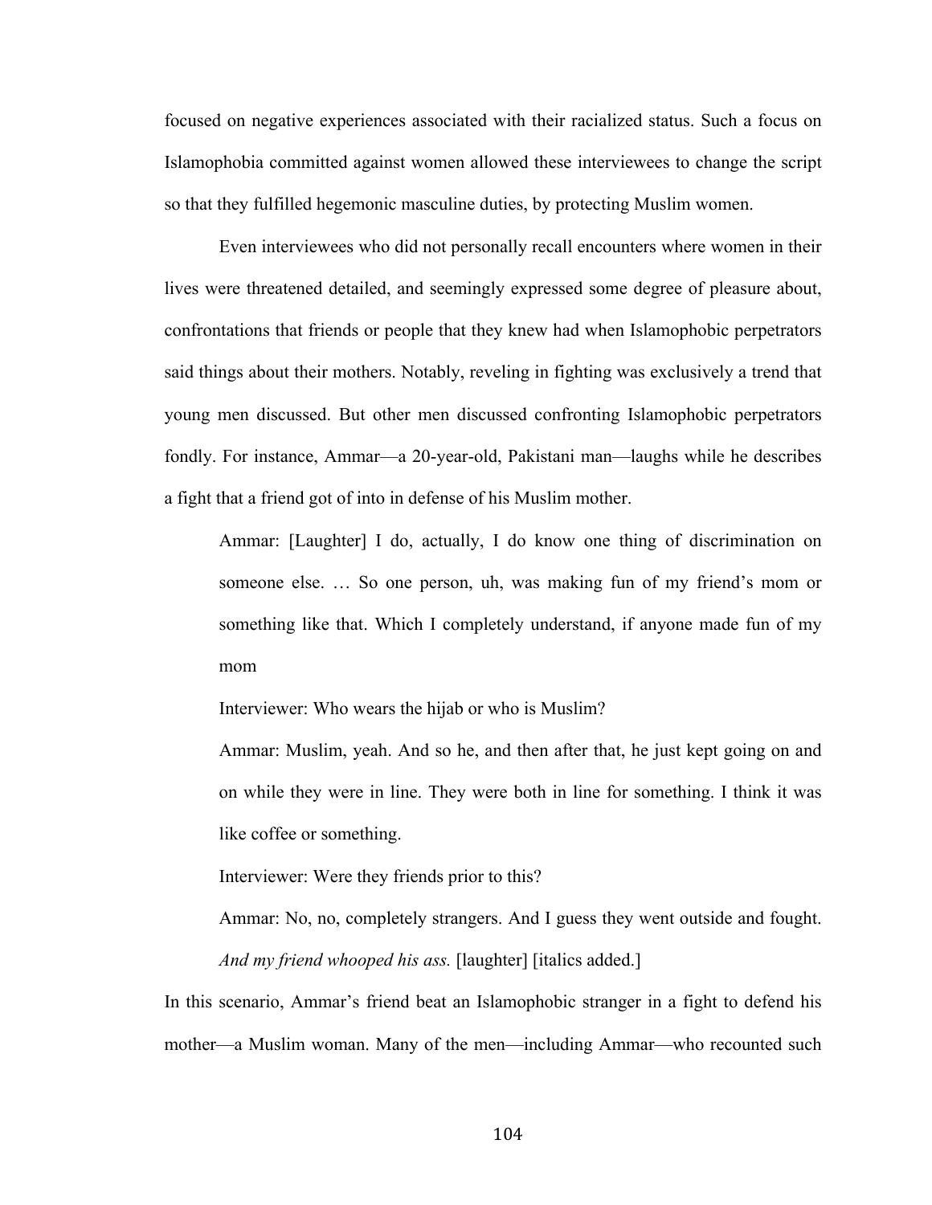focused on negative experiences associated with their racialized status. Such a focus on Islamophobia committed against women allowed these interviewees to change the script so that they fulfilled hegemonic masculine duties, by protecting Muslim women.

Even interviewees who did not personally recall encounters where women in their lives were threatened detailed, and seemingly expressed some degree of pleasure about, confrontations that friends or people that they knew had when Islamophobic perpetrators said things about their mothers. Notably, reveling in fighting was exclusively a trend that young men discussed. But other men discussed confronting Islamophobic perpetrators fondly. For instance, Ammar—a 20-year-old, Pakistani man—laughs while he describes a fight that a friend got of into in defense of his Muslim mother.

> Ammar: [Laughter] I do, actually, I do know one thing of discrimination on someone else. … So one person, uh, was making fun of my friend's mom or something like that. Which I completely understand, if anyone made fun of my mom
>
> Interviewer: Who wears the hijab or who is Muslim?
>
> Ammar: Muslim, yeah. And so he, and then after that, he just kept going on and on while they were in line. They were both in line for something. I think it was like coffee or something.
>
> Interviewer: Were they friends prior to this?
>
> Ammar: No, no, completely strangers. And I guess they went outside and fought. *And my friend whooped his ass.* [laughter] [italics added.]

In this scenario, Ammar's friend beat an Islamophobic stranger in a fight to defend his mother—a Muslim woman. Many of the men—including Ammar—who recounted such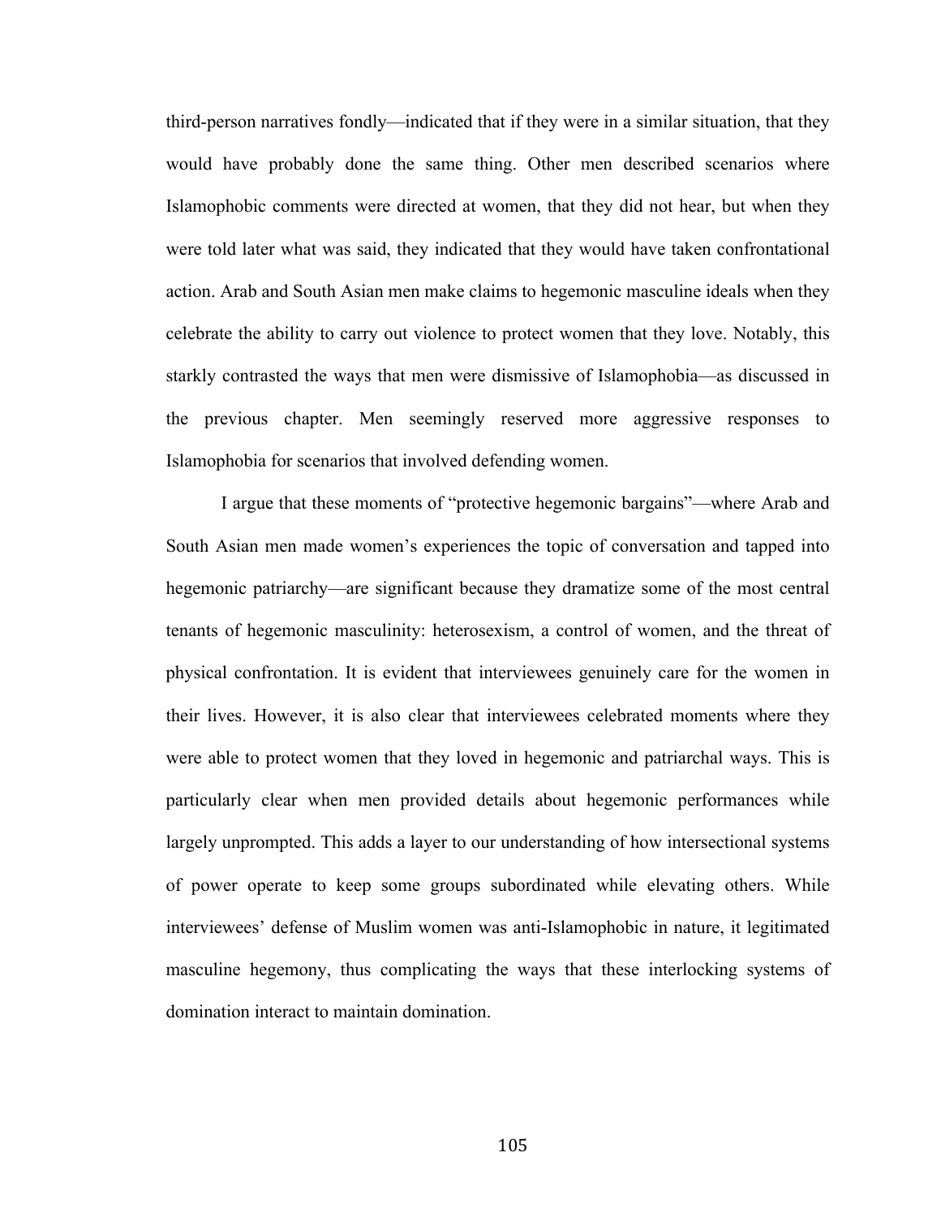third-person narratives fondly—indicated that if they were in a similar situation, that they would have probably done the same thing. Other men described scenarios where Islamophobic comments were directed at women, that they did not hear, but when they were told later what was said, they indicated that they would have taken confrontational action. Arab and South Asian men make claims to hegemonic masculine ideals when they celebrate the ability to carry out violence to protect women that they love. Notably, this starkly contrasted the ways that men were dismissive of Islamophobia—as discussed in the previous chapter. Men seemingly reserved more aggressive responses to Islamophobia for scenarios that involved defending women.

I argue that these moments of "protective hegemonic bargains"—where Arab and South Asian men made women's experiences the topic of conversation and tapped into hegemonic patriarchy—are significant because they dramatize some of the most central tenants of hegemonic masculinity: heterosexism, a control of women, and the threat of physical confrontation. It is evident that interviewees genuinely care for the women in their lives. However, it is also clear that interviewees celebrated moments where they were able to protect women that they loved in hegemonic and patriarchal ways. This is particularly clear when men provided details about hegemonic performances while largely unprompted. This adds a layer to our understanding of how intersectional systems of power operate to keep some groups subordinated while elevating others. While interviewees' defense of Muslim women was anti-Islamophobic in nature, it legitimated masculine hegemony, thus complicating the ways that these interlocking systems of domination interact to maintain domination.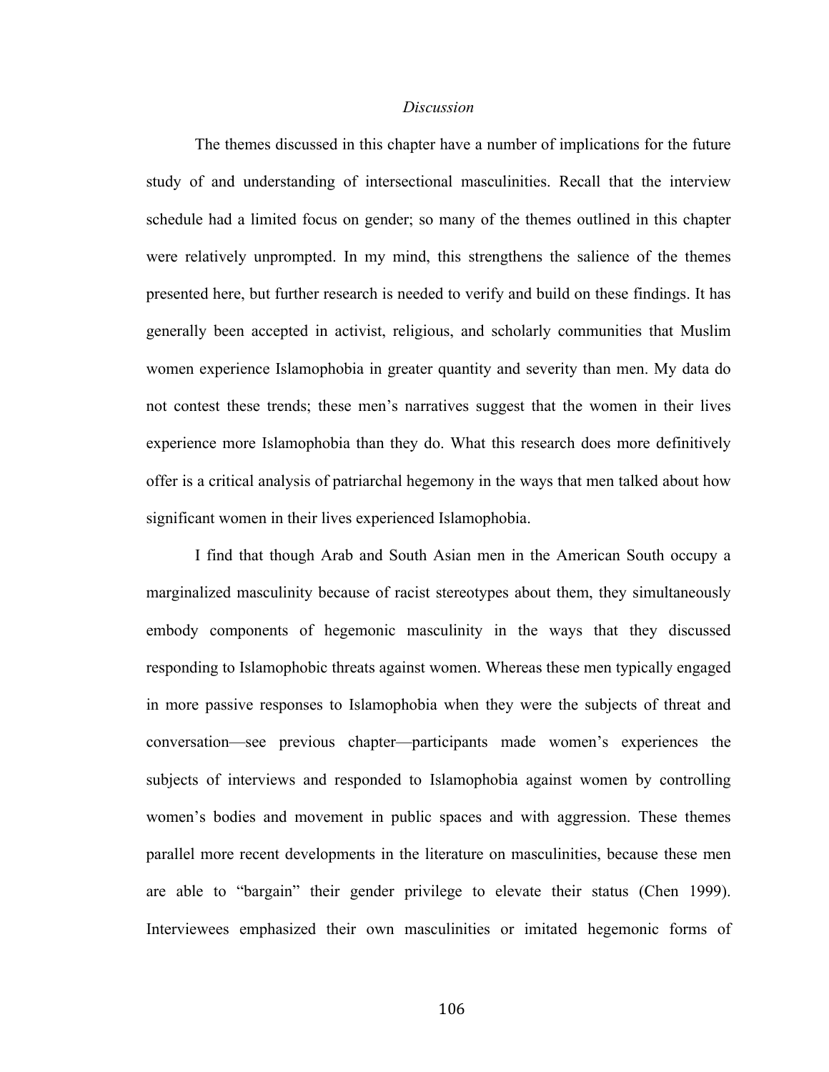*Discussion*

The themes discussed in this chapter have a number of implications for the future study of and understanding of intersectional masculinities. Recall that the interview schedule had a limited focus on gender; so many of the themes outlined in this chapter were relatively unprompted. In my mind, this strengthens the salience of the themes presented here, but further research is needed to verify and build on these findings. It has generally been accepted in activist, religious, and scholarly communities that Muslim women experience Islamophobia in greater quantity and severity than men. My data do not contest these trends; these men's narratives suggest that the women in their lives experience more Islamophobia than they do. What this research does more definitively offer is a critical analysis of patriarchal hegemony in the ways that men talked about how significant women in their lives experienced Islamophobia.

I find that though Arab and South Asian men in the American South occupy a marginalized masculinity because of racist stereotypes about them, they simultaneously embody components of hegemonic masculinity in the ways that they discussed responding to Islamophobic threats against women. Whereas these men typically engaged in more passive responses to Islamophobia when they were the subjects of threat and conversation—see previous chapter—participants made women's experiences the subjects of interviews and responded to Islamophobia against women by controlling women's bodies and movement in public spaces and with aggression. These themes parallel more recent developments in the literature on masculinities, because these men are able to "bargain" their gender privilege to elevate their status (Chen 1999). Interviewees emphasized their own masculinities or imitated hegemonic forms of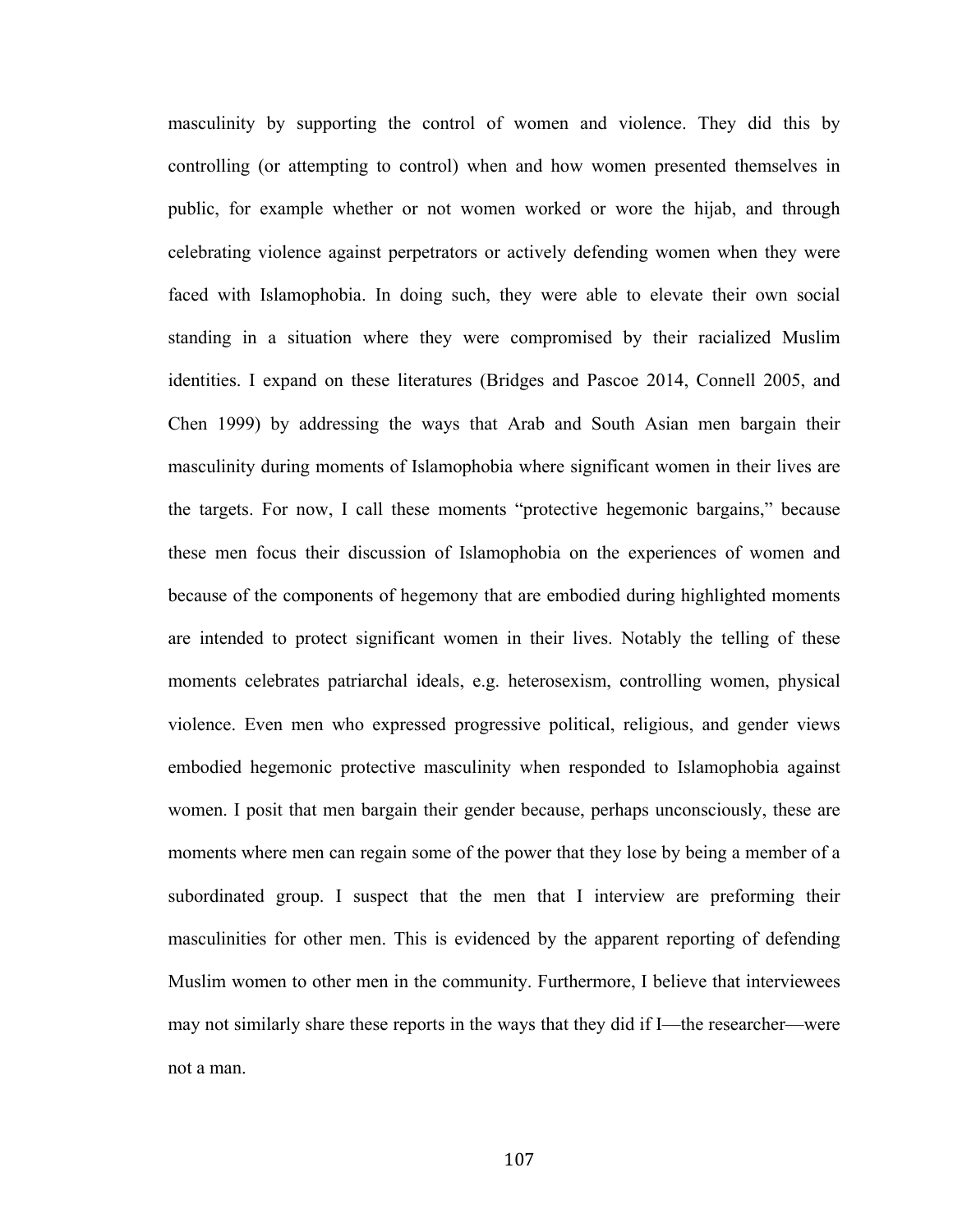masculinity by supporting the control of women and violence. They did this by controlling (or attempting to control) when and how women presented themselves in public, for example whether or not women worked or wore the hijab, and through celebrating violence against perpetrators or actively defending women when they were faced with Islamophobia. In doing such, they were able to elevate their own social standing in a situation where they were compromised by their racialized Muslim identities. I expand on these literatures (Bridges and Pascoe 2014, Connell 2005, and Chen 1999) by addressing the ways that Arab and South Asian men bargain their masculinity during moments of Islamophobia where significant women in their lives are the targets. For now, I call these moments "protective hegemonic bargains," because these men focus their discussion of Islamophobia on the experiences of women and because of the components of hegemony that are embodied during highlighted moments are intended to protect significant women in their lives. Notably the telling of these moments celebrates patriarchal ideals, e.g. heterosexism, controlling women, physical violence. Even men who expressed progressive political, religious, and gender views embodied hegemonic protective masculinity when responded to Islamophobia against women. I posit that men bargain their gender because, perhaps unconsciously, these are moments where men can regain some of the power that they lose by being a member of a subordinated group. I suspect that the men that I interview are preforming their masculinities for other men. This is evidenced by the apparent reporting of defending Muslim women to other men in the community. Furthermore, I believe that interviewees may not similarly share these reports in the ways that they did if I—the researcher—were not a man.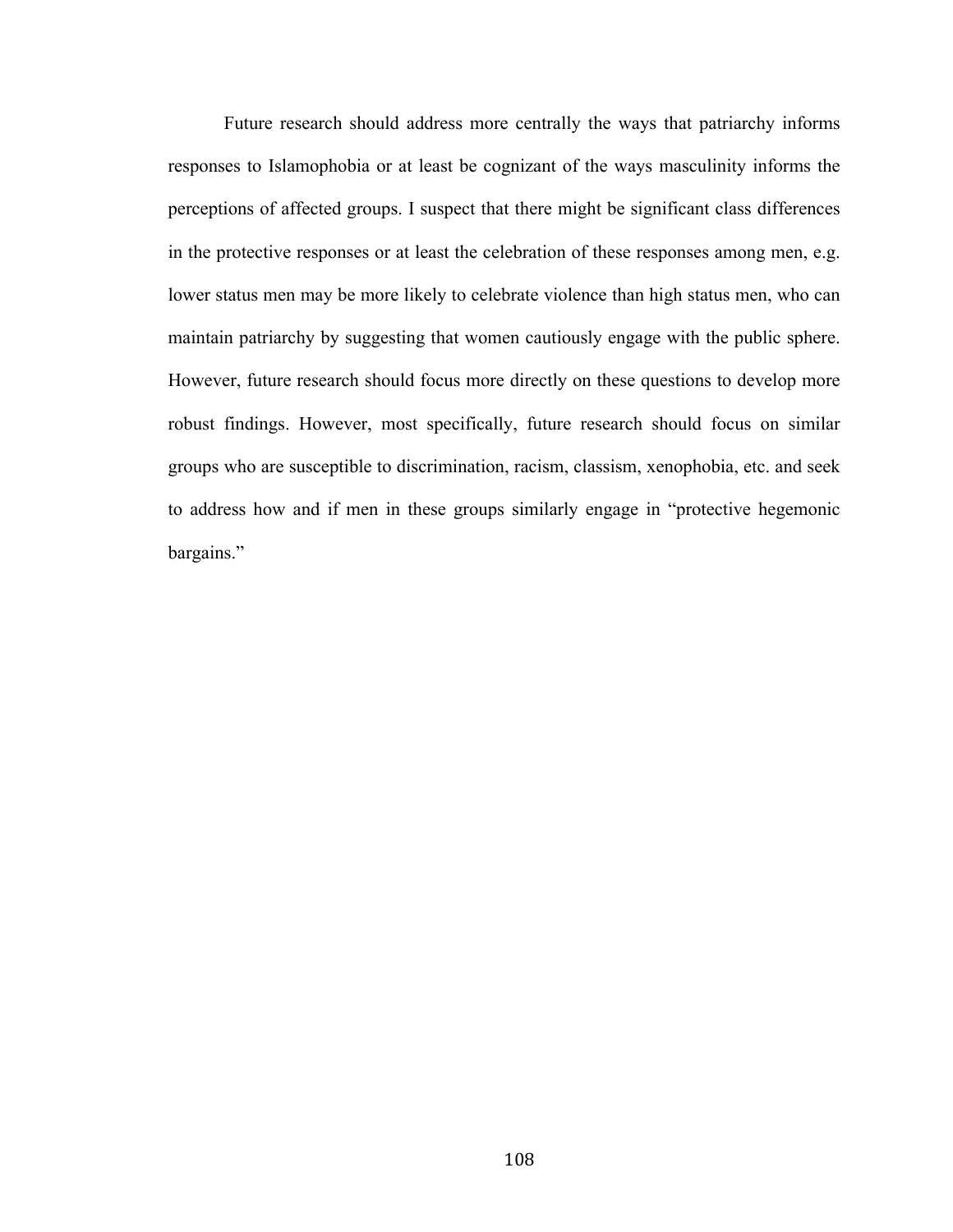Future research should address more centrally the ways that patriarchy informs responses to Islamophobia or at least be cognizant of the ways masculinity informs the perceptions of affected groups. I suspect that there might be significant class differences in the protective responses or at least the celebration of these responses among men, e.g. lower status men may be more likely to celebrate violence than high status men, who can maintain patriarchy by suggesting that women cautiously engage with the public sphere. However, future research should focus more directly on these questions to develop more robust findings. However, most specifically, future research should focus on similar groups who are susceptible to discrimination, racism, classism, xenophobia, etc. and seek to address how and if men in these groups similarly engage in "protective hegemonic bargains."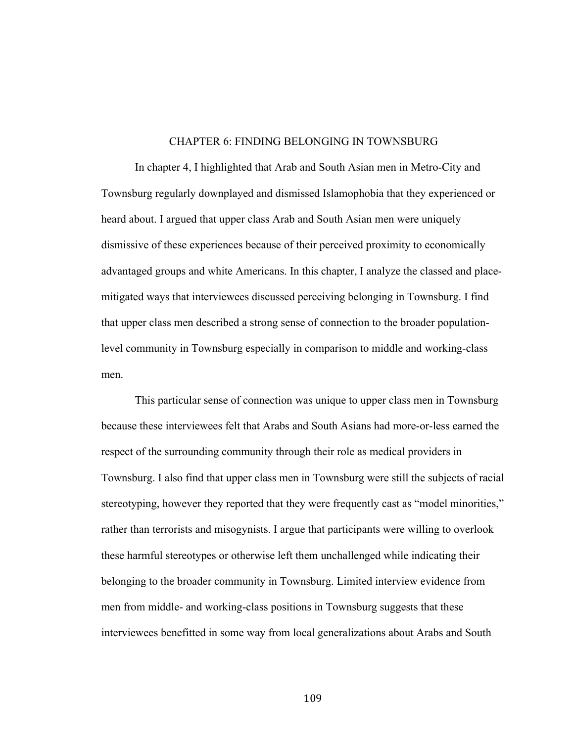# CHAPTER 6: FINDING BELONGING IN TOWNSBURG

In chapter 4, I highlighted that Arab and South Asian men in Metro-City and Townsburg regularly downplayed and dismissed Islamophobia that they experienced or heard about. I argued that upper class Arab and South Asian men were uniquely dismissive of these experiences because of their perceived proximity to economically advantaged groups and white Americans. In this chapter, I analyze the classed and place-mitigated ways that interviewees discussed perceiving belonging in Townsburg. I find that upper class men described a strong sense of connection to the broader population-level community in Townsburg especially in comparison to middle and working-class men.

This particular sense of connection was unique to upper class men in Townsburg because these interviewees felt that Arabs and South Asians had more-or-less earned the respect of the surrounding community through their role as medical providers in Townsburg. I also find that upper class men in Townsburg were still the subjects of racial stereotyping, however they reported that they were frequently cast as "model minorities," rather than terrorists and misogynists. I argue that participants were willing to overlook these harmful stereotypes or otherwise left them unchallenged while indicating their belonging to the broader community in Townsburg. Limited interview evidence from men from middle- and working-class positions in Townsburg suggests that these interviewees benefitted in some way from local generalizations about Arabs and South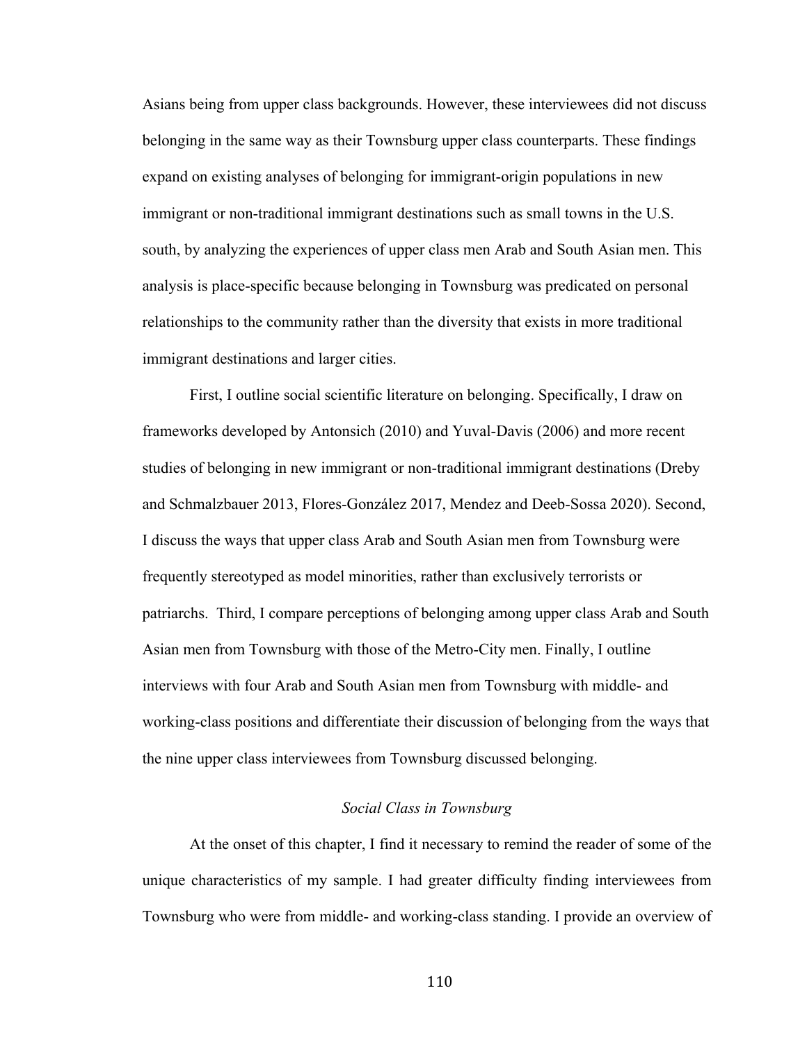Asians being from upper class backgrounds. However, these interviewees did not discuss belonging in the same way as their Townsburg upper class counterparts. These findings expand on existing analyses of belonging for immigrant-origin populations in new immigrant or non-traditional immigrant destinations such as small towns in the U.S. south, by analyzing the experiences of upper class men Arab and South Asian men. This analysis is place-specific because belonging in Townsburg was predicated on personal relationships to the community rather than the diversity that exists in more traditional immigrant destinations and larger cities.

First, I outline social scientific literature on belonging. Specifically, I draw on frameworks developed by Antonsich (2010) and Yuval-Davis (2006) and more recent studies of belonging in new immigrant or non-traditional immigrant destinations (Dreby and Schmalzbauer 2013, Flores-González 2017, Mendez and Deeb-Sossa 2020). Second, I discuss the ways that upper class Arab and South Asian men from Townsburg were frequently stereotyped as model minorities, rather than exclusively terrorists or patriarchs. Third, I compare perceptions of belonging among upper class Arab and South Asian men from Townsburg with those of the Metro-City men. Finally, I outline interviews with four Arab and South Asian men from Townsburg with middle- and working-class positions and differentiate their discussion of belonging from the ways that the nine upper class interviewees from Townsburg discussed belonging.

### *Social Class in Townsburg*

At the onset of this chapter, I find it necessary to remind the reader of some of the unique characteristics of my sample. I had greater difficulty finding interviewees from Townsburg who were from middle- and working-class standing. I provide an overview of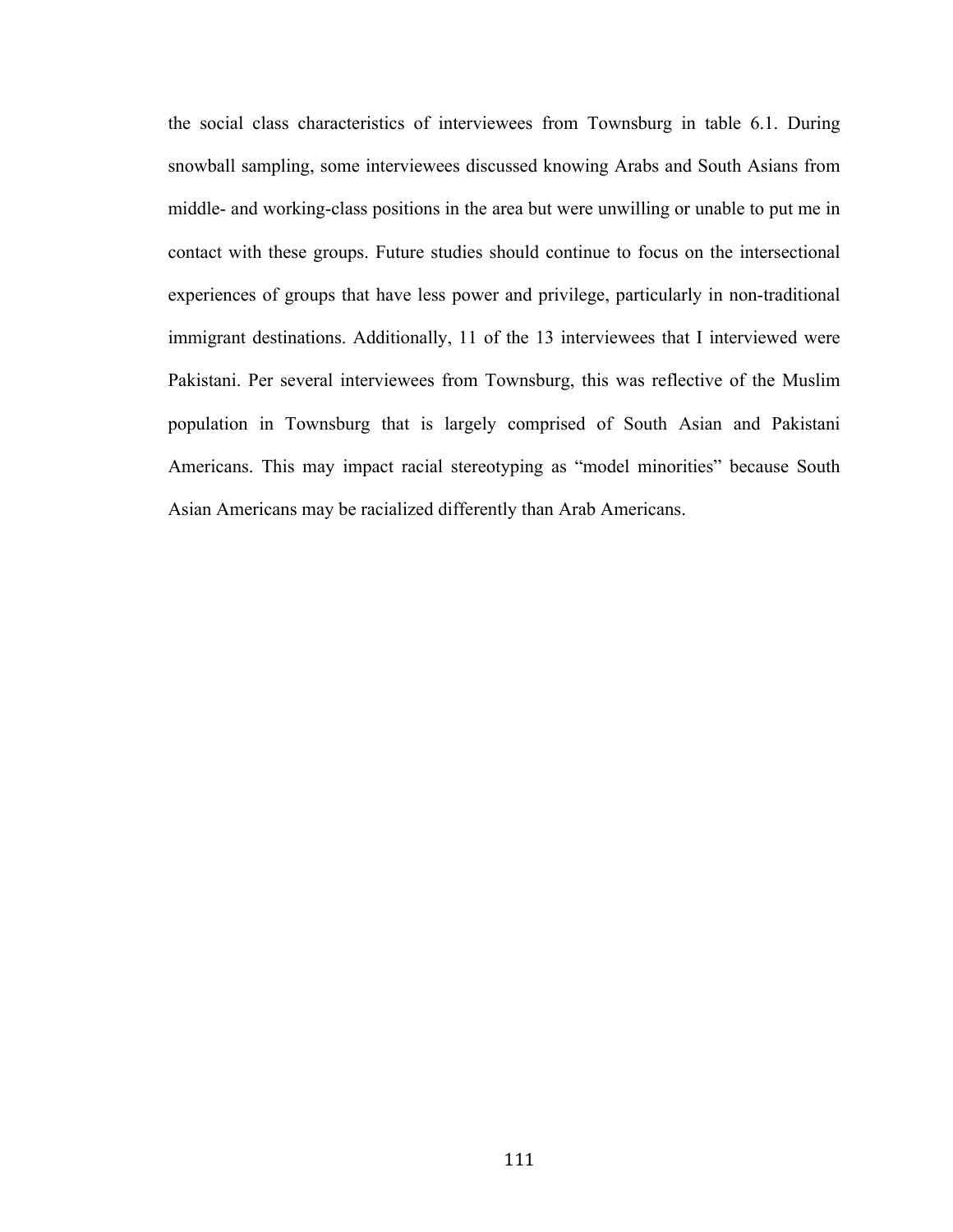the social class characteristics of interviewees from Townsburg in table 6.1. During snowball sampling, some interviewees discussed knowing Arabs and South Asians from middle- and working-class positions in the area but were unwilling or unable to put me in contact with these groups. Future studies should continue to focus on the intersectional experiences of groups that have less power and privilege, particularly in non-traditional immigrant destinations. Additionally, 11 of the 13 interviewees that I interviewed were Pakistani. Per several interviewees from Townsburg, this was reflective of the Muslim population in Townsburg that is largely comprised of South Asian and Pakistani Americans. This may impact racial stereotyping as "model minorities" because South Asian Americans may be racialized differently than Arab Americans.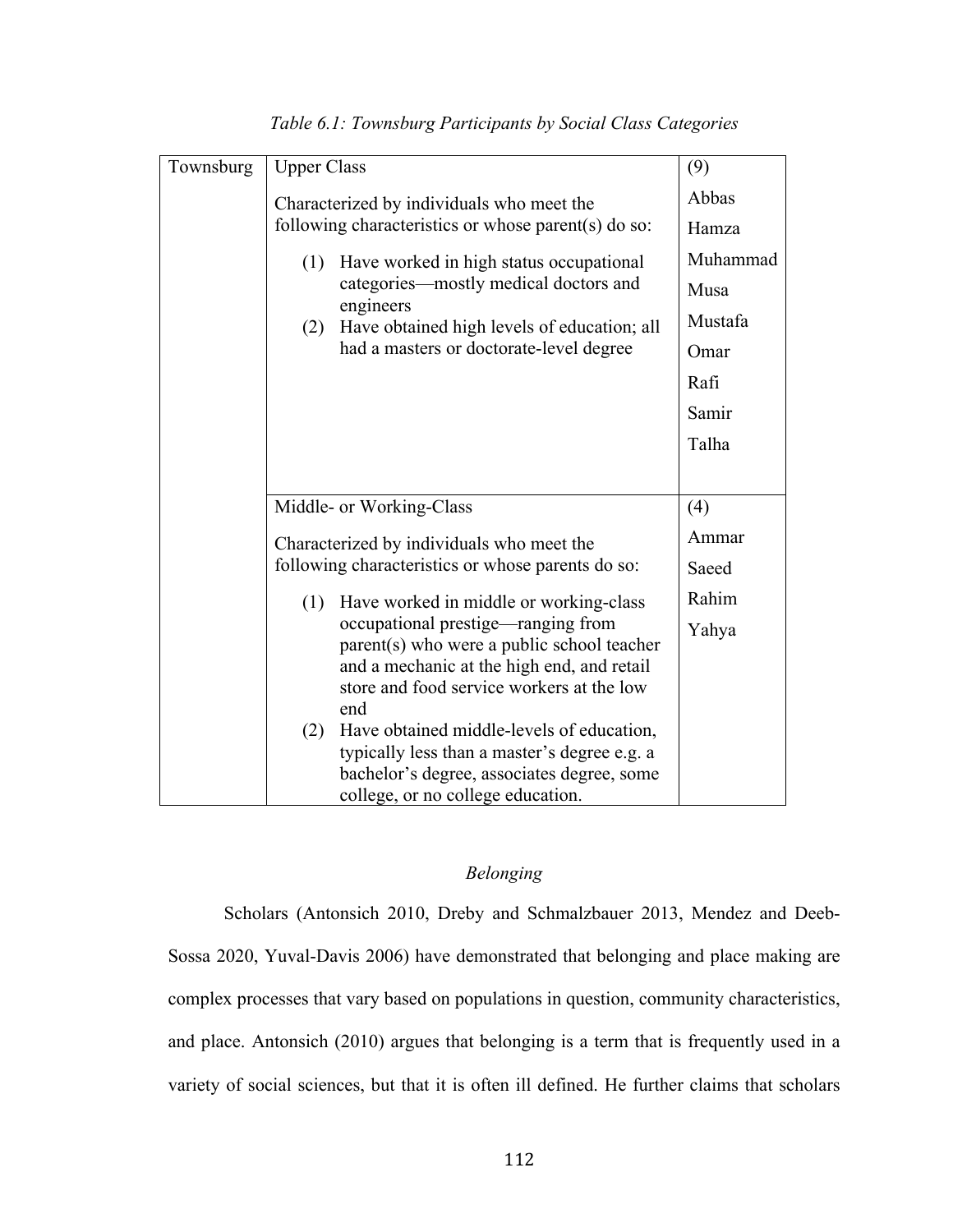*Table 6.1: Townsburg Participants by Social Class Categories*

| Townsburg | Upper Class<br><br>Characterized by individuals who meet the following characteristics or whose parent(s) do so:<br><br>(1) Have worked in high status occupational categories—mostly medical doctors and engineers<br>(2) Have obtained high levels of education; all had a masters or doctorate-level degree | (9)<br>Abbas<br>Hamza<br>Muhammad<br>Musa<br>Mustafa<br>Omar<br>Rafi<br>Samir<br>Talha |
|---|---|---|
| | Middle- or Working-Class<br><br>Characterized by individuals who meet the following characteristics or whose parents do so:<br><br>(1) Have worked in middle or working-class occupational prestige—ranging from parent(s) who were a public school teacher and a mechanic at the high end, and retail store and food service workers at the low end<br>(2) Have obtained middle-levels of education, typically less than a master's degree e.g. a bachelor's degree, associates degree, some college, or no college education. | (4)<br>Ammar<br>Saeed<br>Rahim<br>Yahya |

*Belonging*

Scholars (Antonsich 2010, Dreby and Schmalzbauer 2013, Mendez and Deeb-Sossa 2020, Yuval-Davis 2006) have demonstrated that belonging and place making are complex processes that vary based on populations in question, community characteristics, and place. Antonsich (2010) argues that belonging is a term that is frequently used in a variety of social sciences, but that it is often ill defined. He further claims that scholars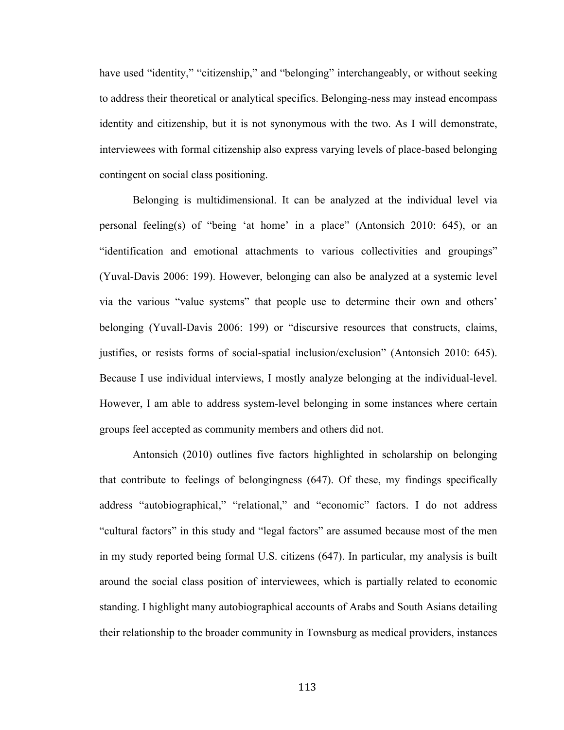have used "identity," "citizenship," and "belonging" interchangeably, or without seeking to address their theoretical or analytical specifics. Belonging-ness may instead encompass identity and citizenship, but it is not synonymous with the two. As I will demonstrate, interviewees with formal citizenship also express varying levels of place-based belonging contingent on social class positioning.

Belonging is multidimensional. It can be analyzed at the individual level via personal feeling(s) of "being 'at home' in a place" (Antonsich 2010: 645), or an "identification and emotional attachments to various collectivities and groupings" (Yuval-Davis 2006: 199). However, belonging can also be analyzed at a systemic level via the various "value systems" that people use to determine their own and others' belonging (Yuvall-Davis 2006: 199) or "discursive resources that constructs, claims, justifies, or resists forms of social-spatial inclusion/exclusion" (Antonsich 2010: 645). Because I use individual interviews, I mostly analyze belonging at the individual-level. However, I am able to address system-level belonging in some instances where certain groups feel accepted as community members and others did not.

Antonsich (2010) outlines five factors highlighted in scholarship on belonging that contribute to feelings of belongingness (647). Of these, my findings specifically address "autobiographical," "relational," and "economic" factors. I do not address "cultural factors" in this study and "legal factors" are assumed because most of the men in my study reported being formal U.S. citizens (647). In particular, my analysis is built around the social class position of interviewees, which is partially related to economic standing. I highlight many autobiographical accounts of Arabs and South Asians detailing their relationship to the broader community in Townsburg as medical providers, instances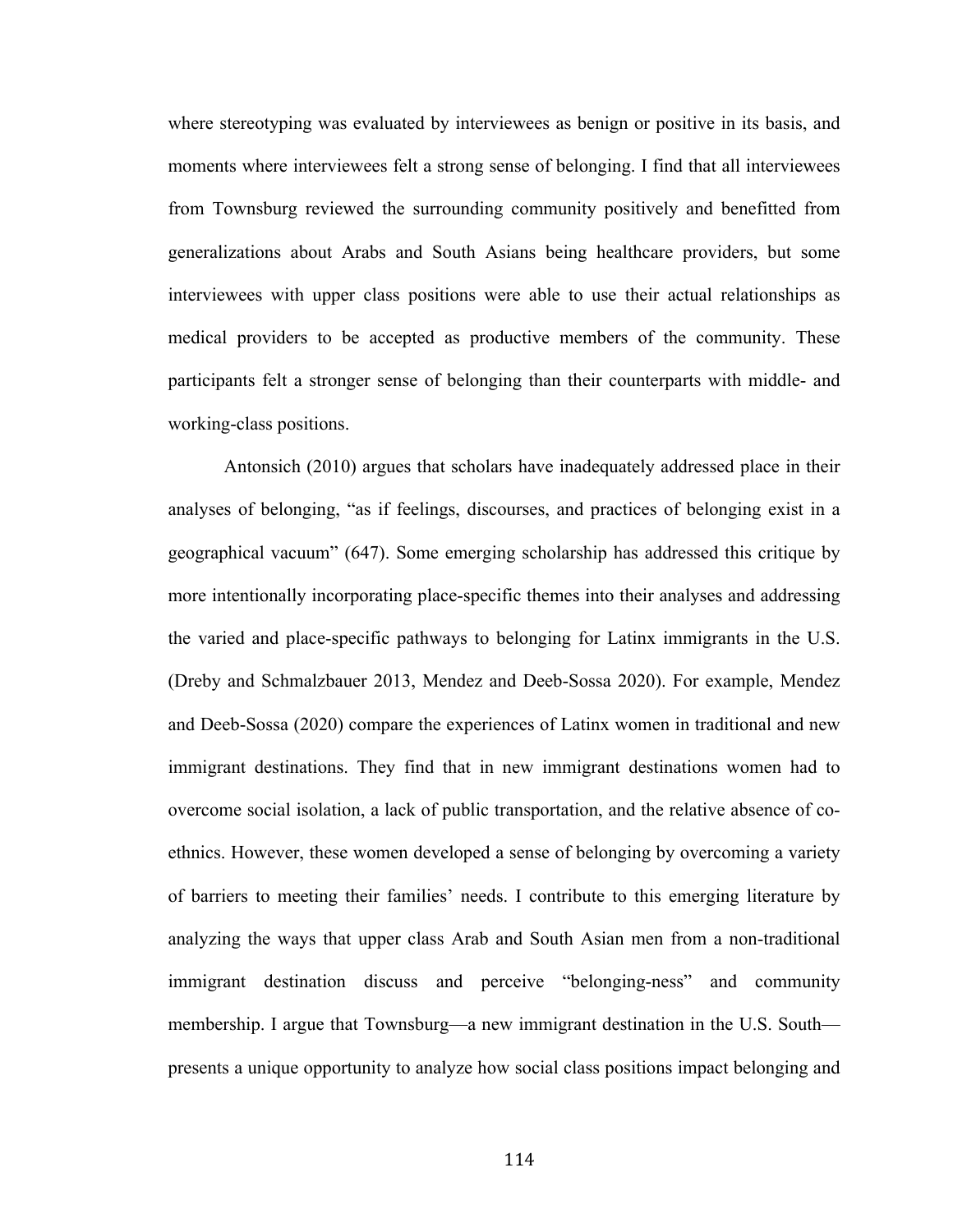where stereotyping was evaluated by interviewees as benign or positive in its basis, and moments where interviewees felt a strong sense of belonging. I find that all interviewees from Townsburg reviewed the surrounding community positively and benefitted from generalizations about Arabs and South Asians being healthcare providers, but some interviewees with upper class positions were able to use their actual relationships as medical providers to be accepted as productive members of the community. These participants felt a stronger sense of belonging than their counterparts with middle- and working-class positions.

Antonsich (2010) argues that scholars have inadequately addressed place in their analyses of belonging, "as if feelings, discourses, and practices of belonging exist in a geographical vacuum" (647). Some emerging scholarship has addressed this critique by more intentionally incorporating place-specific themes into their analyses and addressing the varied and place-specific pathways to belonging for Latinx immigrants in the U.S. (Dreby and Schmalzbauer 2013, Mendez and Deeb-Sossa 2020). For example, Mendez and Deeb-Sossa (2020) compare the experiences of Latinx women in traditional and new immigrant destinations. They find that in new immigrant destinations women had to overcome social isolation, a lack of public transportation, and the relative absence of co-ethnics. However, these women developed a sense of belonging by overcoming a variety of barriers to meeting their families' needs. I contribute to this emerging literature by analyzing the ways that upper class Arab and South Asian men from a non-traditional immigrant destination discuss and perceive "belonging-ness" and community membership. I argue that Townsburg—a new immigrant destination in the U.S. South—presents a unique opportunity to analyze how social class positions impact belonging and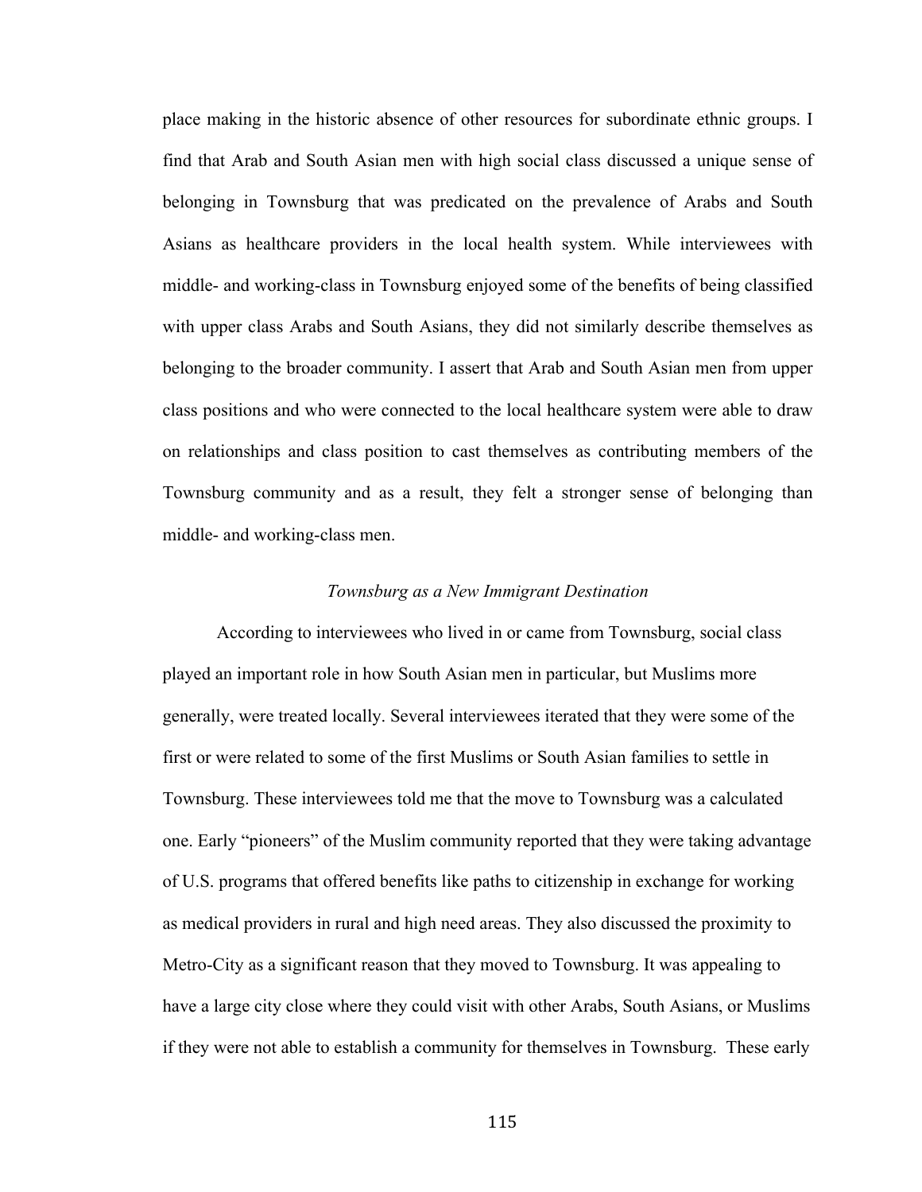place making in the historic absence of other resources for subordinate ethnic groups. I find that Arab and South Asian men with high social class discussed a unique sense of belonging in Townsburg that was predicated on the prevalence of Arabs and South Asians as healthcare providers in the local health system. While interviewees with middle- and working-class in Townsburg enjoyed some of the benefits of being classified with upper class Arabs and South Asians, they did not similarly describe themselves as belonging to the broader community. I assert that Arab and South Asian men from upper class positions and who were connected to the local healthcare system were able to draw on relationships and class position to cast themselves as contributing members of the Townsburg community and as a result, they felt a stronger sense of belonging than middle- and working-class men.

### *Townsburg as a New Immigrant Destination*

According to interviewees who lived in or came from Townsburg, social class played an important role in how South Asian men in particular, but Muslims more generally, were treated locally. Several interviewees iterated that they were some of the first or were related to some of the first Muslims or South Asian families to settle in Townsburg. These interviewees told me that the move to Townsburg was a calculated one. Early "pioneers" of the Muslim community reported that they were taking advantage of U.S. programs that offered benefits like paths to citizenship in exchange for working as medical providers in rural and high need areas. They also discussed the proximity to Metro-City as a significant reason that they moved to Townsburg. It was appealing to have a large city close where they could visit with other Arabs, South Asians, or Muslims if they were not able to establish a community for themselves in Townsburg. These early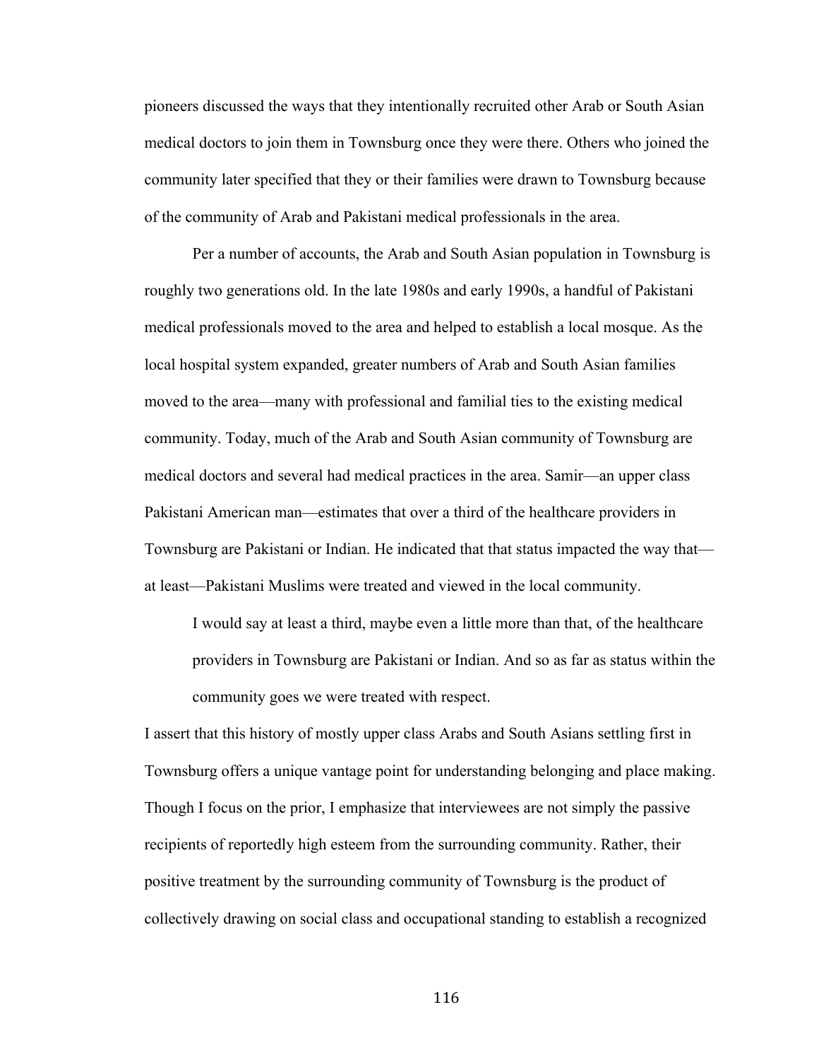pioneers discussed the ways that they intentionally recruited other Arab or South Asian medical doctors to join them in Townsburg once they were there. Others who joined the community later specified that they or their families were drawn to Townsburg because of the community of Arab and Pakistani medical professionals in the area.

Per a number of accounts, the Arab and South Asian population in Townsburg is roughly two generations old. In the late 1980s and early 1990s, a handful of Pakistani medical professionals moved to the area and helped to establish a local mosque. As the local hospital system expanded, greater numbers of Arab and South Asian families moved to the area—many with professional and familial ties to the existing medical community. Today, much of the Arab and South Asian community of Townsburg are medical doctors and several had medical practices in the area. Samir—an upper class Pakistani American man—estimates that over a third of the healthcare providers in Townsburg are Pakistani or Indian. He indicated that that status impacted the way that—at least—Pakistani Muslims were treated and viewed in the local community.

> I would say at least a third, maybe even a little more than that, of the healthcare providers in Townsburg are Pakistani or Indian. And so as far as status within the community goes we were treated with respect.

I assert that this history of mostly upper class Arabs and South Asians settling first in Townsburg offers a unique vantage point for understanding belonging and place making. Though I focus on the prior, I emphasize that interviewees are not simply the passive recipients of reportedly high esteem from the surrounding community. Rather, their positive treatment by the surrounding community of Townsburg is the product of collectively drawing on social class and occupational standing to establish a recognized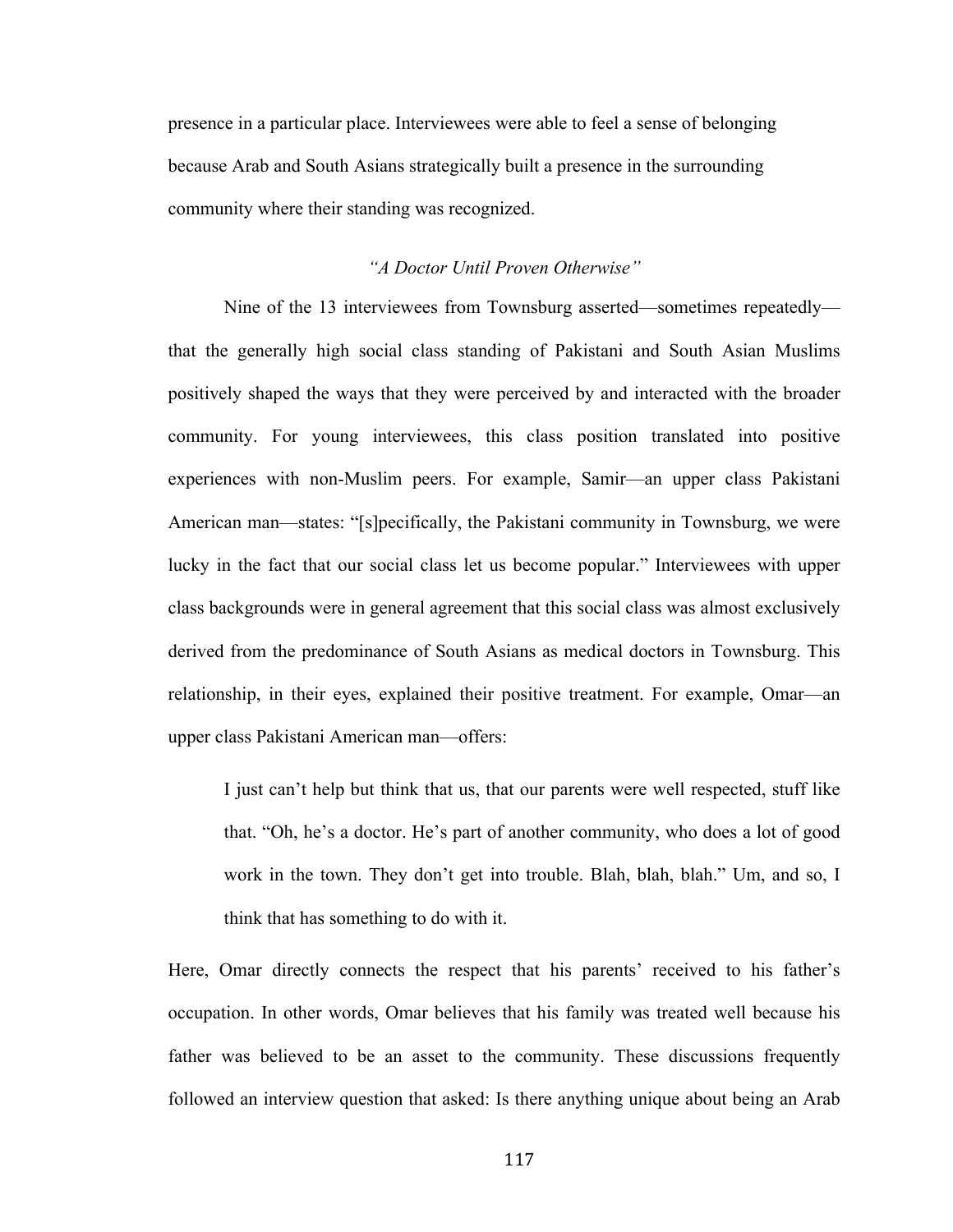presence in a particular place. Interviewees were able to feel a sense of belonging because Arab and South Asians strategically built a presence in the surrounding community where their standing was recognized.

### *"A Doctor Until Proven Otherwise"*

Nine of the 13 interviewees from Townsburg asserted—sometimes repeatedly—that the generally high social class standing of Pakistani and South Asian Muslims positively shaped the ways that they were perceived by and interacted with the broader community. For young interviewees, this class position translated into positive experiences with non-Muslim peers. For example, Samir—an upper class Pakistani American man—states: "[s]pecifically, the Pakistani community in Townsburg, we were lucky in the fact that our social class let us become popular." Interviewees with upper class backgrounds were in general agreement that this social class was almost exclusively derived from the predominance of South Asians as medical doctors in Townsburg. This relationship, in their eyes, explained their positive treatment. For example, Omar—an upper class Pakistani American man—offers:

> I just can't help but think that us, that our parents were well respected, stuff like that. "Oh, he's a doctor. He's part of another community, who does a lot of good work in the town. They don't get into trouble. Blah, blah, blah." Um, and so, I think that has something to do with it.

Here, Omar directly connects the respect that his parents' received to his father's occupation. In other words, Omar believes that his family was treated well because his father was believed to be an asset to the community. These discussions frequently followed an interview question that asked: Is there anything unique about being an Arab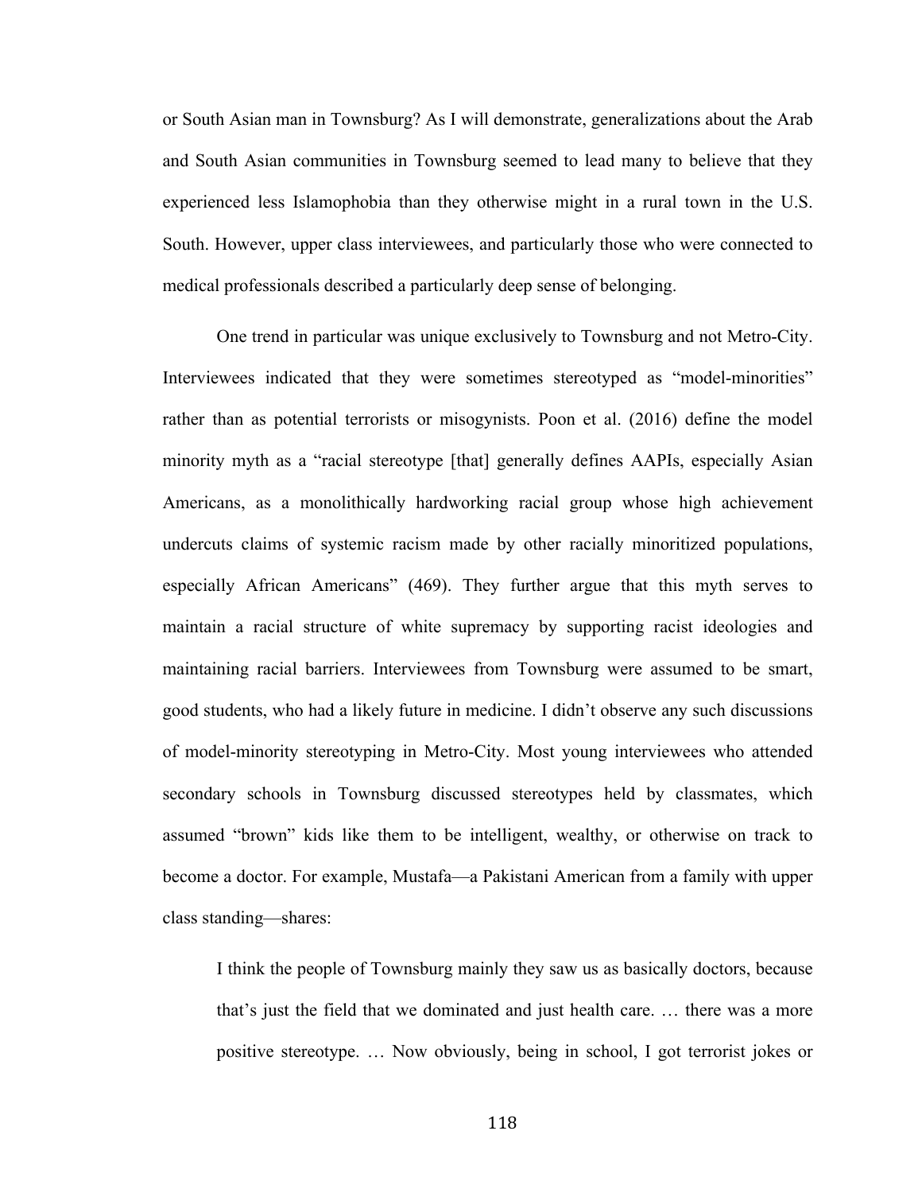or South Asian man in Townsburg? As I will demonstrate, generalizations about the Arab and South Asian communities in Townsburg seemed to lead many to believe that they experienced less Islamophobia than they otherwise might in a rural town in the U.S. South. However, upper class interviewees, and particularly those who were connected to medical professionals described a particularly deep sense of belonging.

One trend in particular was unique exclusively to Townsburg and not Metro-City. Interviewees indicated that they were sometimes stereotyped as "model-minorities" rather than as potential terrorists or misogynists. Poon et al. (2016) define the model minority myth as a "racial stereotype [that] generally defines AAPIs, especially Asian Americans, as a monolithically hardworking racial group whose high achievement undercuts claims of systemic racism made by other racially minoritized populations, especially African Americans" (469). They further argue that this myth serves to maintain a racial structure of white supremacy by supporting racist ideologies and maintaining racial barriers. Interviewees from Townsburg were assumed to be smart, good students, who had a likely future in medicine. I didn't observe any such discussions of model-minority stereotyping in Metro-City. Most young interviewees who attended secondary schools in Townsburg discussed stereotypes held by classmates, which assumed "brown" kids like them to be intelligent, wealthy, or otherwise on track to become a doctor. For example, Mustafa—a Pakistani American from a family with upper class standing—shares:

> I think the people of Townsburg mainly they saw us as basically doctors, because that's just the field that we dominated and just health care. … there was a more positive stereotype. … Now obviously, being in school, I got terrorist jokes or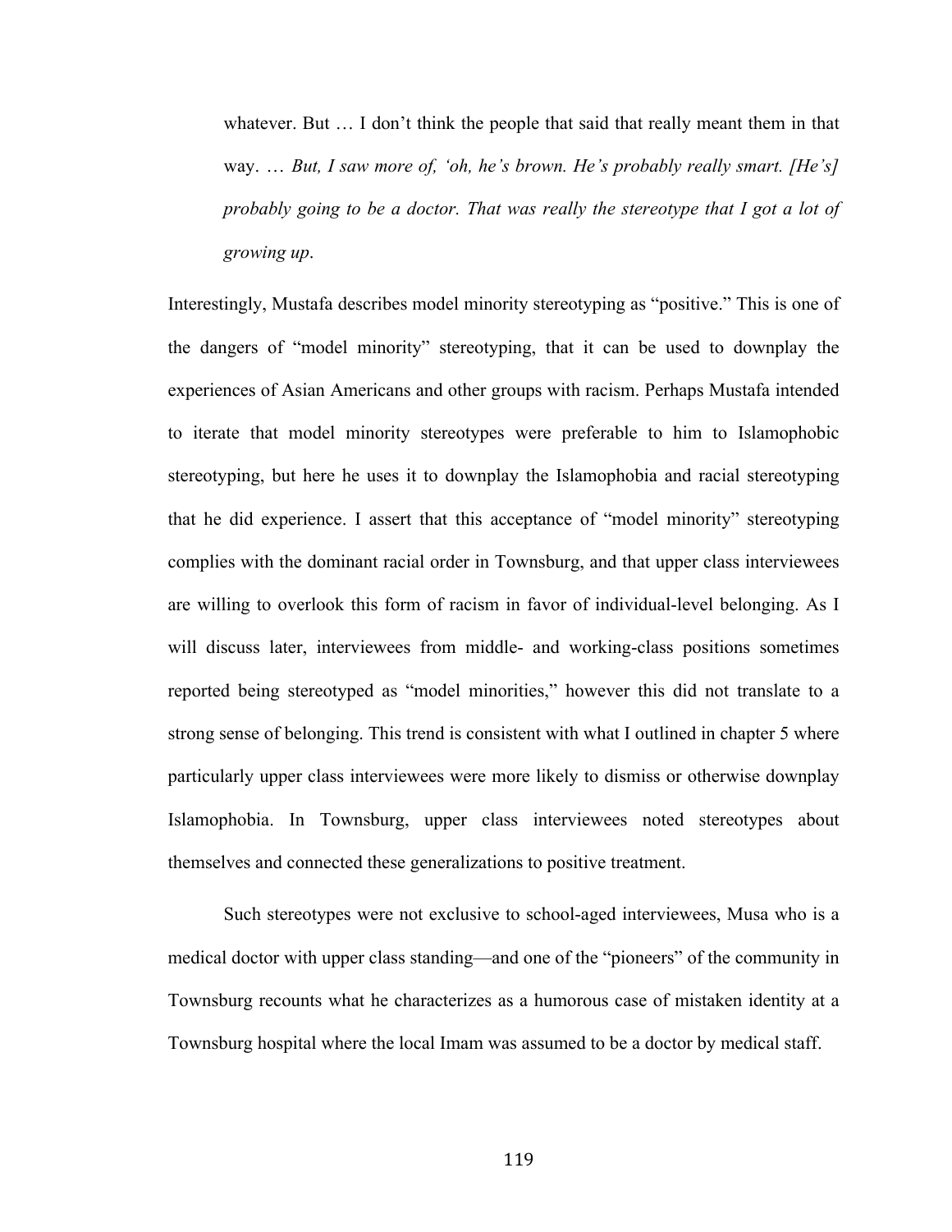whatever. But … I don't think the people that said that really meant them in that way. … *But, I saw more of, 'oh, he's brown. He's probably really smart. [He's] probably going to be a doctor. That was really the stereotype that I got a lot of growing up*.

Interestingly, Mustafa describes model minority stereotyping as "positive." This is one of the dangers of "model minority" stereotyping, that it can be used to downplay the experiences of Asian Americans and other groups with racism. Perhaps Mustafa intended to iterate that model minority stereotypes were preferable to him to Islamophobic stereotyping, but here he uses it to downplay the Islamophobia and racial stereotyping that he did experience. I assert that this acceptance of "model minority" stereotyping complies with the dominant racial order in Townsburg, and that upper class interviewees are willing to overlook this form of racism in favor of individual-level belonging. As I will discuss later, interviewees from middle- and working-class positions sometimes reported being stereotyped as "model minorities," however this did not translate to a strong sense of belonging. This trend is consistent with what I outlined in chapter 5 where particularly upper class interviewees were more likely to dismiss or otherwise downplay Islamophobia. In Townsburg, upper class interviewees noted stereotypes about themselves and connected these generalizations to positive treatment.

Such stereotypes were not exclusive to school-aged interviewees, Musa who is a medical doctor with upper class standing—and one of the "pioneers" of the community in Townsburg recounts what he characterizes as a humorous case of mistaken identity at a Townsburg hospital where the local Imam was assumed to be a doctor by medical staff.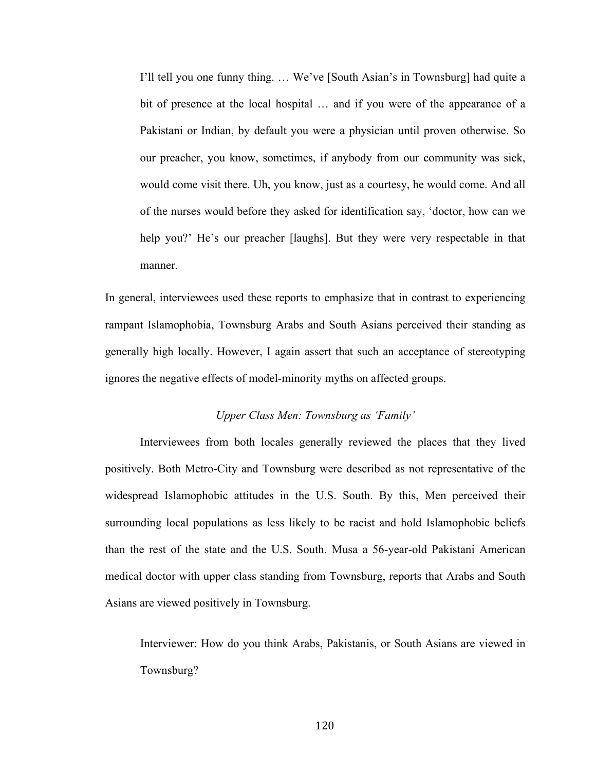> I'll tell you one funny thing. … We've [South Asian's in Townsburg] had quite a bit of presence at the local hospital … and if you were of the appearance of a Pakistani or Indian, by default you were a physician until proven otherwise. So our preacher, you know, sometimes, if anybody from our community was sick, would come visit there. Uh, you know, just as a courtesy, he would come. And all of the nurses would before they asked for identification say, 'doctor, how can we help you?' He's our preacher [laughs]. But they were very respectable in that manner.

In general, interviewees used these reports to emphasize that in contrast to experiencing rampant Islamophobia, Townsburg Arabs and South Asians perceived their standing as generally high locally. However, I again assert that such an acceptance of stereotyping ignores the negative effects of model-minority myths on affected groups.

### *Upper Class Men: Townsburg as 'Family'*

Interviewees from both locales generally reviewed the places that they lived positively. Both Metro-City and Townsburg were described as not representative of the widespread Islamophobic attitudes in the U.S. South. By this, Men perceived their surrounding local populations as less likely to be racist and hold Islamophobic beliefs than the rest of the state and the U.S. South. Musa a 56-year-old Pakistani American medical doctor with upper class standing from Townsburg, reports that Arabs and South Asians are viewed positively in Townsburg.

> Interviewer: How do you think Arabs, Pakistanis, or South Asians are viewed in Townsburg?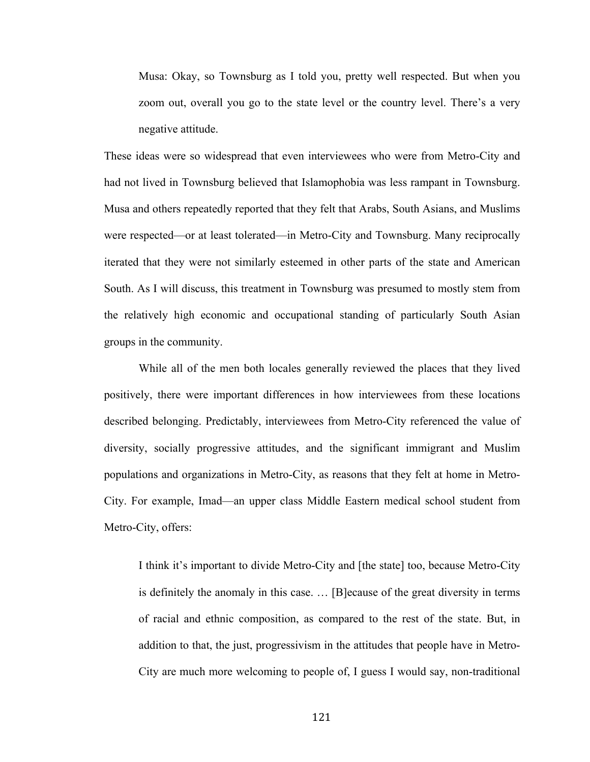> Musa: Okay, so Townsburg as I told you, pretty well respected. But when you zoom out, overall you go to the state level or the country level. There's a very negative attitude.

These ideas were so widespread that even interviewees who were from Metro-City and had not lived in Townsburg believed that Islamophobia was less rampant in Townsburg. Musa and others repeatedly reported that they felt that Arabs, South Asians, and Muslims were respected—or at least tolerated—in Metro-City and Townsburg. Many reciprocally iterated that they were not similarly esteemed in other parts of the state and American South. As I will discuss, this treatment in Townsburg was presumed to mostly stem from the relatively high economic and occupational standing of particularly South Asian groups in the community.

While all of the men both locales generally reviewed the places that they lived positively, there were important differences in how interviewees from these locations described belonging. Predictably, interviewees from Metro-City referenced the value of diversity, socially progressive attitudes, and the significant immigrant and Muslim populations and organizations in Metro-City, as reasons that they felt at home in Metro-City. For example, Imad—an upper class Middle Eastern medical school student from Metro-City, offers:

> I think it's important to divide Metro-City and [the state] too, because Metro-City is definitely the anomaly in this case. … [B]ecause of the great diversity in terms of racial and ethnic composition, as compared to the rest of the state. But, in addition to that, the just, progressivism in the attitudes that people have in Metro-City are much more welcoming to people of, I guess I would say, non-traditional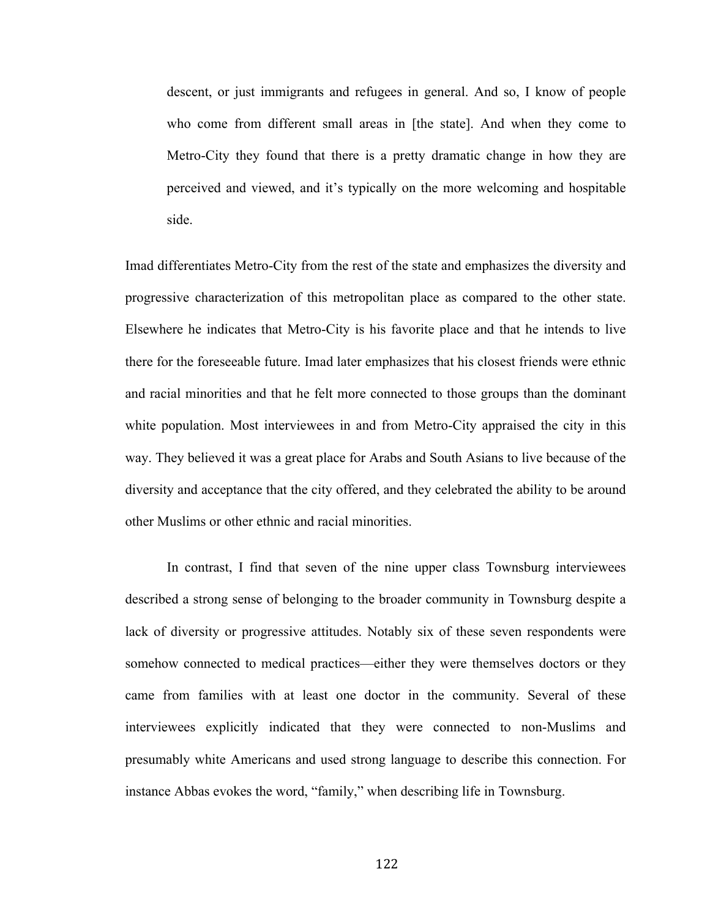> descent, or just immigrants and refugees in general. And so, I know of people who come from different small areas in [the state]. And when they come to Metro-City they found that there is a pretty dramatic change in how they are perceived and viewed, and it's typically on the more welcoming and hospitable side.

Imad differentiates Metro-City from the rest of the state and emphasizes the diversity and progressive characterization of this metropolitan place as compared to the other state. Elsewhere he indicates that Metro-City is his favorite place and that he intends to live there for the foreseeable future. Imad later emphasizes that his closest friends were ethnic and racial minorities and that he felt more connected to those groups than the dominant white population. Most interviewees in and from Metro-City appraised the city in this way. They believed it was a great place for Arabs and South Asians to live because of the diversity and acceptance that the city offered, and they celebrated the ability to be around other Muslims or other ethnic and racial minorities.

In contrast, I find that seven of the nine upper class Townsburg interviewees described a strong sense of belonging to the broader community in Townsburg despite a lack of diversity or progressive attitudes. Notably six of these seven respondents were somehow connected to medical practices—either they were themselves doctors or they came from families with at least one doctor in the community. Several of these interviewees explicitly indicated that they were connected to non-Muslims and presumably white Americans and used strong language to describe this connection. For instance Abbas evokes the word, "family," when describing life in Townsburg.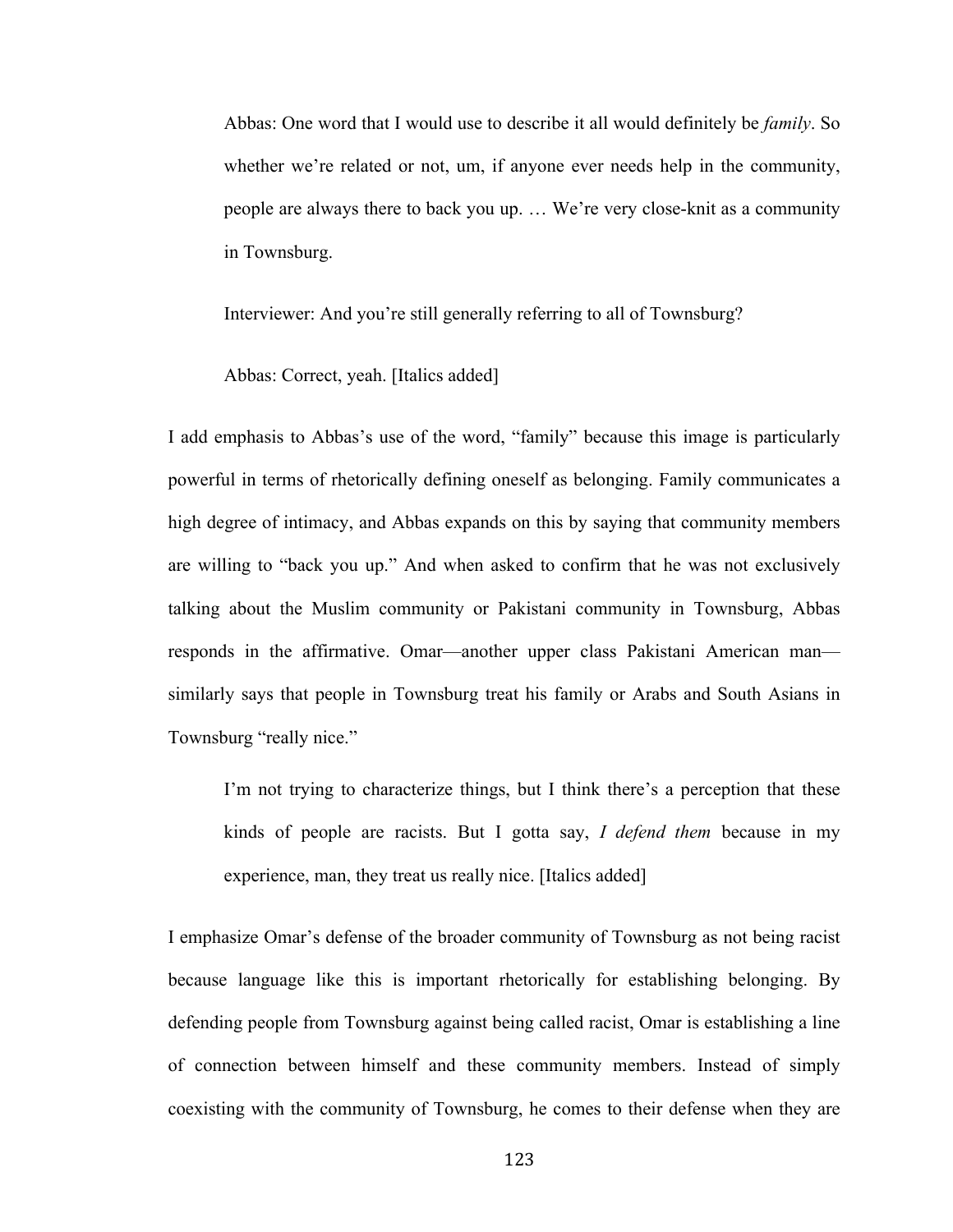> Abbas: One word that I would use to describe it all would definitely be *family*. So whether we're related or not, um, if anyone ever needs help in the community, people are always there to back you up. … We're very close-knit as a community in Townsburg.
>
> Interviewer: And you're still generally referring to all of Townsburg?
>
> Abbas: Correct, yeah. [Italics added]

I add emphasis to Abbas's use of the word, "family" because this image is particularly powerful in terms of rhetorically defining oneself as belonging. Family communicates a high degree of intimacy, and Abbas expands on this by saying that community members are willing to "back you up." And when asked to confirm that he was not exclusively talking about the Muslim community or Pakistani community in Townsburg, Abbas responds in the affirmative. Omar—another upper class Pakistani American man—similarly says that people in Townsburg treat his family or Arabs and South Asians in Townsburg "really nice."

> I'm not trying to characterize things, but I think there's a perception that these kinds of people are racists. But I gotta say, *I defend them* because in my experience, man, they treat us really nice. [Italics added]

I emphasize Omar's defense of the broader community of Townsburg as not being racist because language like this is important rhetorically for establishing belonging. By defending people from Townsburg against being called racist, Omar is establishing a line of connection between himself and these community members. Instead of simply coexisting with the community of Townsburg, he comes to their defense when they are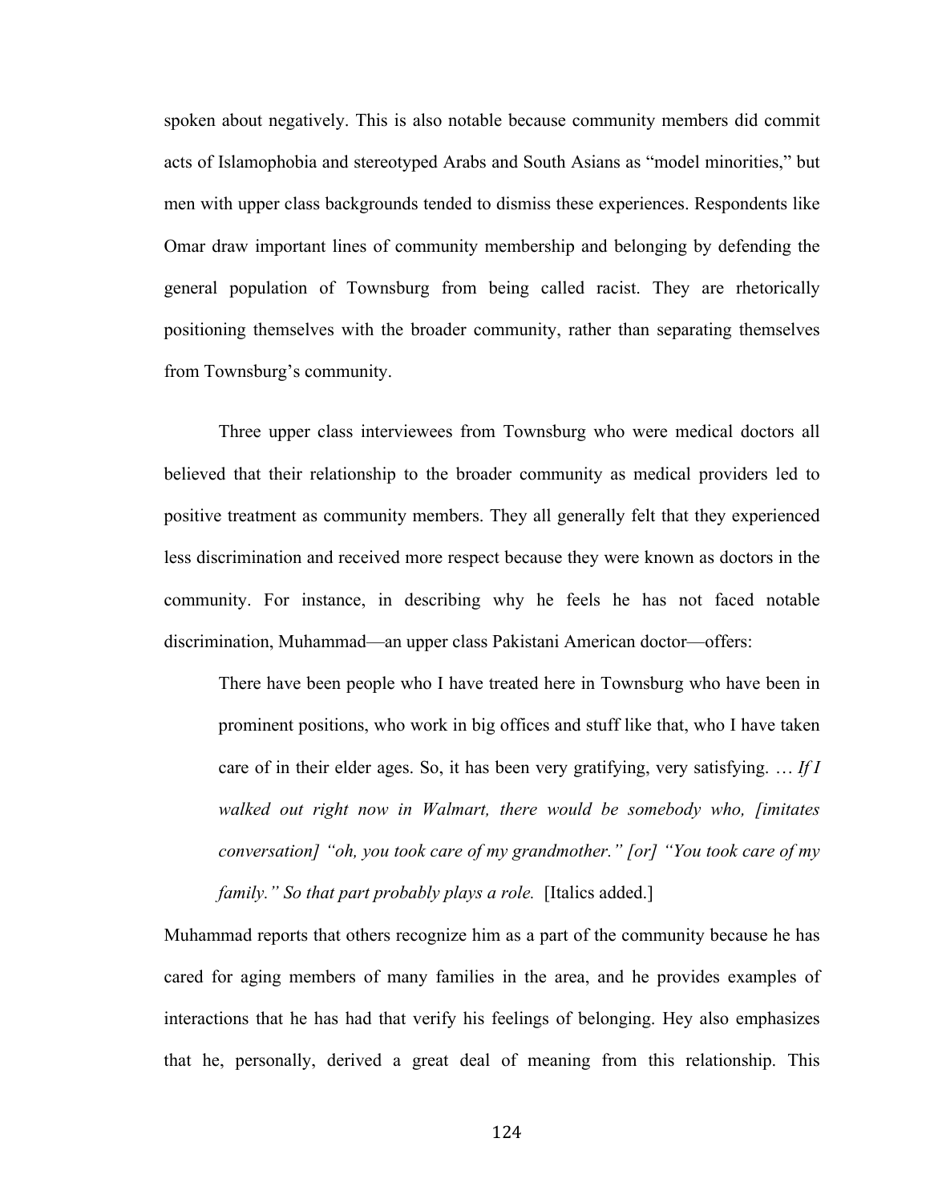spoken about negatively. This is also notable because community members did commit acts of Islamophobia and stereotyped Arabs and South Asians as "model minorities," but men with upper class backgrounds tended to dismiss these experiences. Respondents like Omar draw important lines of community membership and belonging by defending the general population of Townsburg from being called racist. They are rhetorically positioning themselves with the broader community, rather than separating themselves from Townsburg's community.

Three upper class interviewees from Townsburg who were medical doctors all believed that their relationship to the broader community as medical providers led to positive treatment as community members. They all generally felt that they experienced less discrimination and received more respect because they were known as doctors in the community. For instance, in describing why he feels he has not faced notable discrimination, Muhammad—an upper class Pakistani American doctor—offers:

> There have been people who I have treated here in Townsburg who have been in prominent positions, who work in big offices and stuff like that, who I have taken care of in their elder ages. So, it has been very gratifying, very satisfying. … *If I walked out right now in Walmart, there would be somebody who, [imitates conversation] "oh, you took care of my grandmother." [or] "You took care of my family." So that part probably plays a role.* [Italics added.]

Muhammad reports that others recognize him as a part of the community because he has cared for aging members of many families in the area, and he provides examples of interactions that he has had that verify his feelings of belonging. Hey also emphasizes that he, personally, derived a great deal of meaning from this relationship. This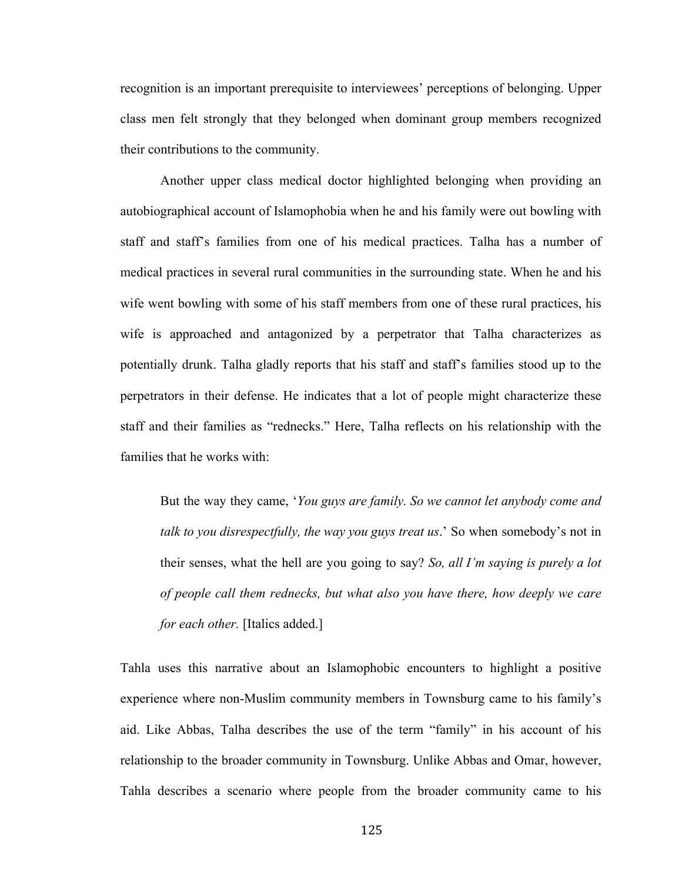recognition is an important prerequisite to interviewees' perceptions of belonging. Upper class men felt strongly that they belonged when dominant group members recognized their contributions to the community.

Another upper class medical doctor highlighted belonging when providing an autobiographical account of Islamophobia when he and his family were out bowling with staff and staff's families from one of his medical practices. Talha has a number of medical practices in several rural communities in the surrounding state. When he and his wife went bowling with some of his staff members from one of these rural practices, his wife is approached and antagonized by a perpetrator that Talha characterizes as potentially drunk. Talha gladly reports that his staff and staff's families stood up to the perpetrators in their defense. He indicates that a lot of people might characterize these staff and their families as "rednecks." Here, Talha reflects on his relationship with the families that he works with:

> But the way they came, '*You guys are family. So we cannot let anybody come and talk to you disrespectfully, the way you guys treat us*.' So when somebody's not in their senses, what the hell are you going to say? *So, all I'm saying is purely a lot of people call them rednecks, but what also you have there, how deeply we care for each other.* [Italics added.]

Tahla uses this narrative about an Islamophobic encounters to highlight a positive experience where non-Muslim community members in Townsburg came to his family's aid. Like Abbas, Talha describes the use of the term "family" in his account of his relationship to the broader community in Townsburg. Unlike Abbas and Omar, however, Tahla describes a scenario where people from the broader community came to his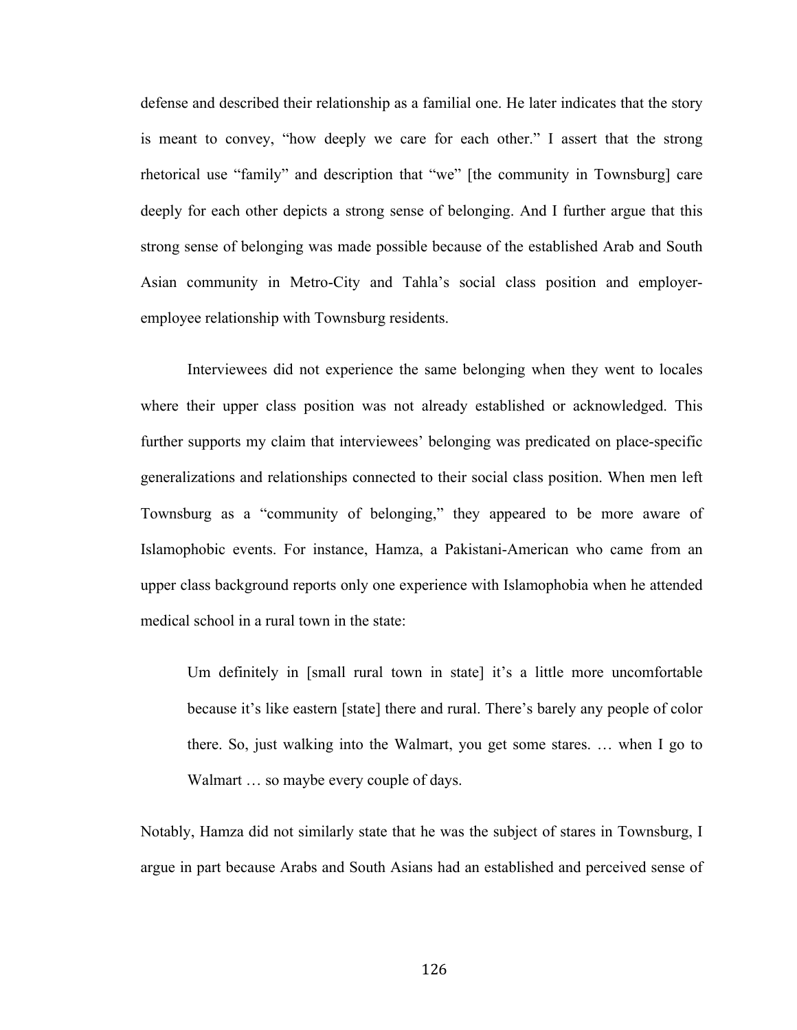defense and described their relationship as a familial one. He later indicates that the story is meant to convey, "how deeply we care for each other." I assert that the strong rhetorical use "family" and description that "we" [the community in Townsburg] care deeply for each other depicts a strong sense of belonging. And I further argue that this strong sense of belonging was made possible because of the established Arab and South Asian community in Metro-City and Tahla's social class position and employer-employee relationship with Townsburg residents.

Interviewees did not experience the same belonging when they went to locales where their upper class position was not already established or acknowledged. This further supports my claim that interviewees' belonging was predicated on place-specific generalizations and relationships connected to their social class position. When men left Townsburg as a "community of belonging," they appeared to be more aware of Islamophobic events. For instance, Hamza, a Pakistani-American who came from an upper class background reports only one experience with Islamophobia when he attended medical school in a rural town in the state:

> Um definitely in [small rural town in state] it's a little more uncomfortable because it's like eastern [state] there and rural. There's barely any people of color there. So, just walking into the Walmart, you get some stares. … when I go to Walmart … so maybe every couple of days.

Notably, Hamza did not similarly state that he was the subject of stares in Townsburg, I argue in part because Arabs and South Asians had an established and perceived sense of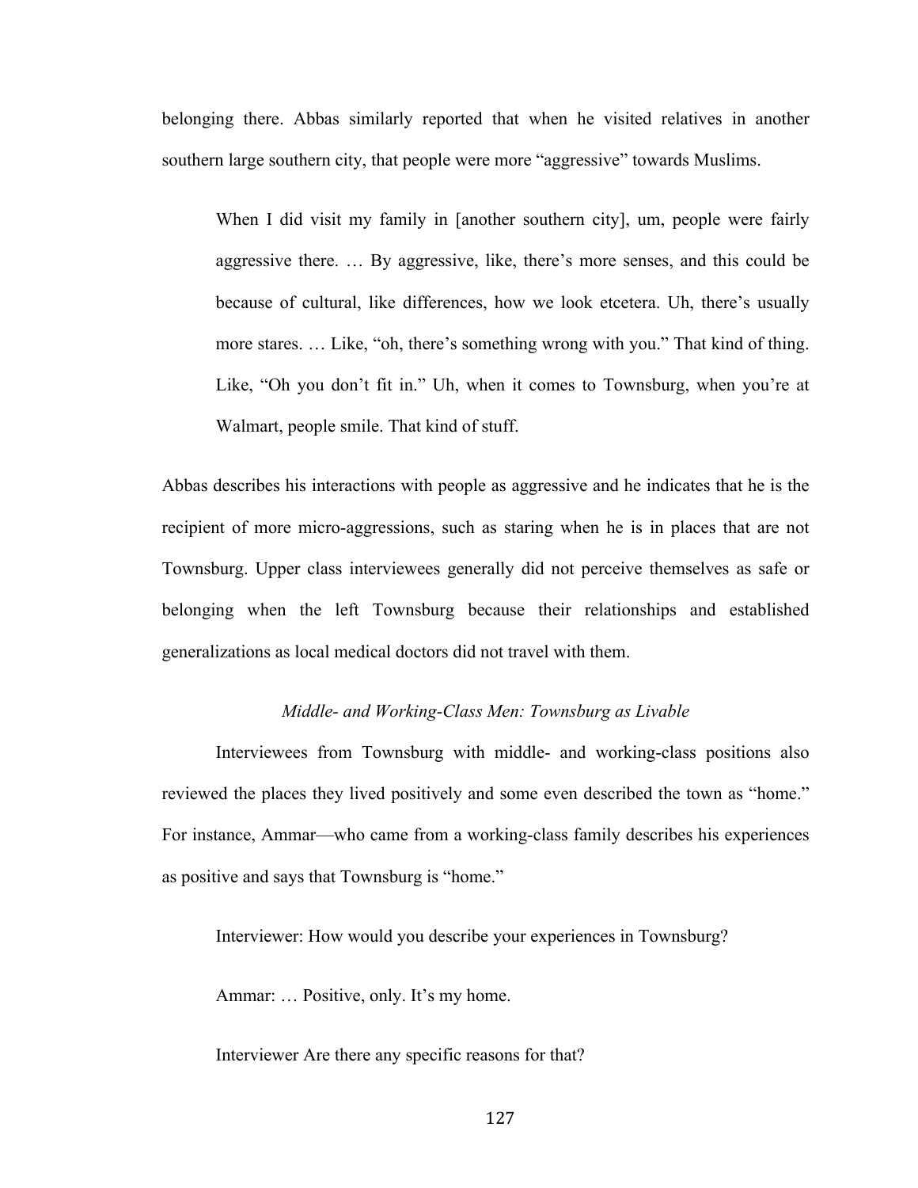belonging there. Abbas similarly reported that when he visited relatives in another southern large southern city, that people were more "aggressive" towards Muslims.

> When I did visit my family in [another southern city], um, people were fairly aggressive there. … By aggressive, like, there's more senses, and this could be because of cultural, like differences, how we look etcetera. Uh, there's usually more stares. … Like, "oh, there's something wrong with you." That kind of thing. Like, "Oh you don't fit in." Uh, when it comes to Townsburg, when you're at Walmart, people smile. That kind of stuff.

Abbas describes his interactions with people as aggressive and he indicates that he is the recipient of more micro-aggressions, such as staring when he is in places that are not Townsburg. Upper class interviewees generally did not perceive themselves as safe or belonging when the left Townsburg because their relationships and established generalizations as local medical doctors did not travel with them.

### *Middle- and Working-Class Men: Townsburg as Livable*

Interviewees from Townsburg with middle- and working-class positions also reviewed the places they lived positively and some even described the town as "home." For instance, Ammar—who came from a working-class family describes his experiences as positive and says that Townsburg is "home."

> Interviewer: How would you describe your experiences in Townsburg?
>
> Ammar: … Positive, only. It's my home.
>
> Interviewer Are there any specific reasons for that?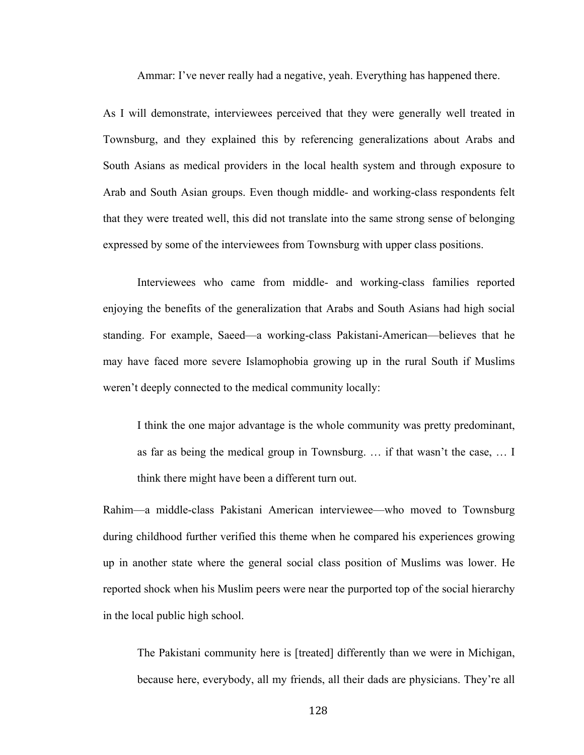> Ammar: I've never really had a negative, yeah. Everything has happened there.

As I will demonstrate, interviewees perceived that they were generally well treated in Townsburg, and they explained this by referencing generalizations about Arabs and South Asians as medical providers in the local health system and through exposure to Arab and South Asian groups. Even though middle- and working-class respondents felt that they were treated well, this did not translate into the same strong sense of belonging expressed by some of the interviewees from Townsburg with upper class positions.

Interviewees who came from middle- and working-class families reported enjoying the benefits of the generalization that Arabs and South Asians had high social standing. For example, Saeed—a working-class Pakistani-American—believes that he may have faced more severe Islamophobia growing up in the rural South if Muslims weren't deeply connected to the medical community locally:

> I think the one major advantage is the whole community was pretty predominant, as far as being the medical group in Townsburg. … if that wasn't the case, … I think there might have been a different turn out.

Rahim—a middle-class Pakistani American interviewee—who moved to Townsburg during childhood further verified this theme when he compared his experiences growing up in another state where the general social class position of Muslims was lower. He reported shock when his Muslim peers were near the purported top of the social hierarchy in the local public high school.

> The Pakistani community here is [treated] differently than we were in Michigan, because here, everybody, all my friends, all their dads are physicians. They're all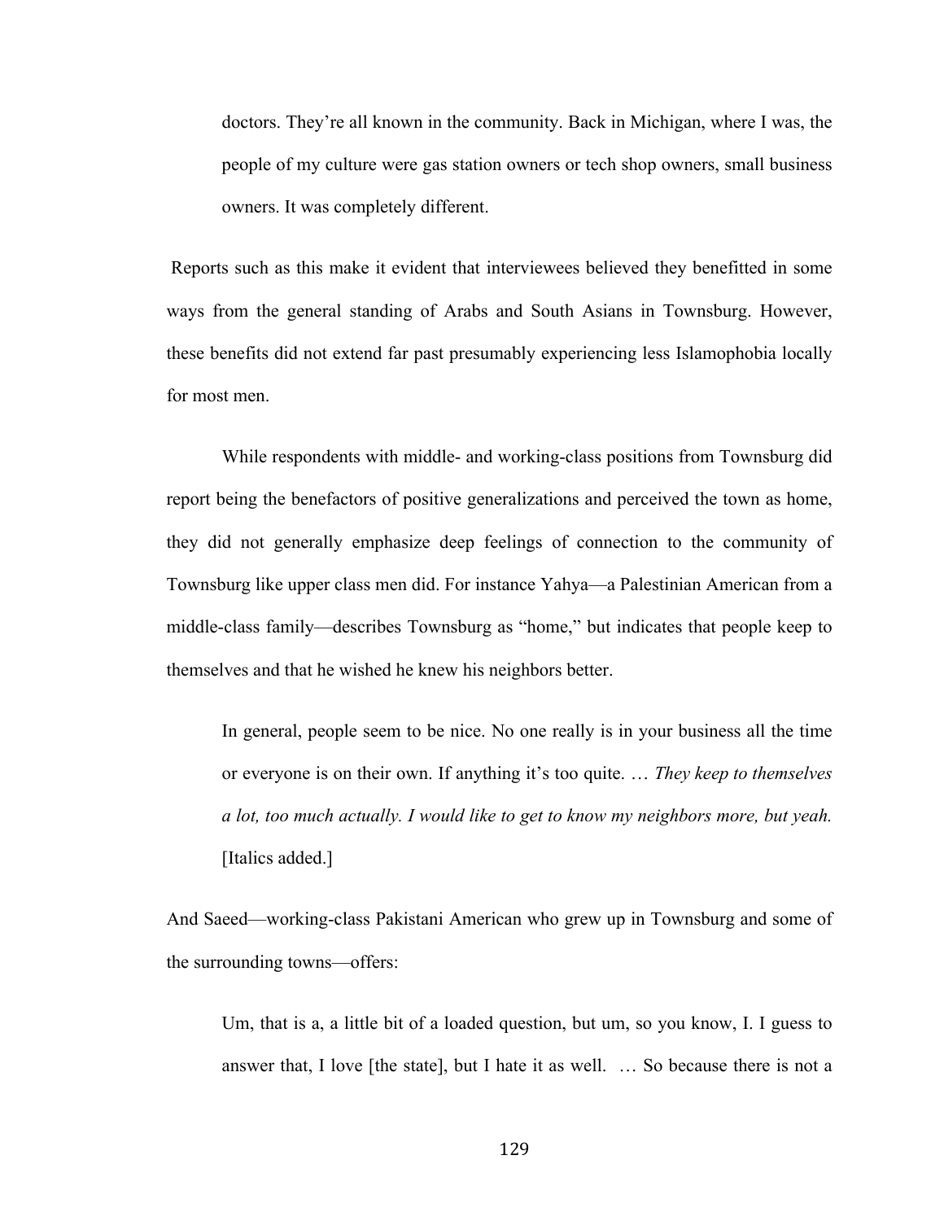> doctors. They're all known in the community. Back in Michigan, where I was, the people of my culture were gas station owners or tech shop owners, small business owners. It was completely different.

Reports such as this make it evident that interviewees believed they benefitted in some ways from the general standing of Arabs and South Asians in Townsburg. However, these benefits did not extend far past presumably experiencing less Islamophobia locally for most men.

While respondents with middle- and working-class positions from Townsburg did report being the benefactors of positive generalizations and perceived the town as home, they did not generally emphasize deep feelings of connection to the community of Townsburg like upper class men did. For instance Yahya—a Palestinian American from a middle-class family—describes Townsburg as "home," but indicates that people keep to themselves and that he wished he knew his neighbors better.

> In general, people seem to be nice. No one really is in your business all the time or everyone is on their own. If anything it's too quite. … *They keep to themselves a lot, too much actually. I would like to get to know my neighbors more, but yeah.* [Italics added.]

And Saeed—working-class Pakistani American who grew up in Townsburg and some of the surrounding towns—offers:

> Um, that is a, a little bit of a loaded question, but um, so you know, I. I guess to answer that, I love [the state], but I hate it as well. … So because there is not a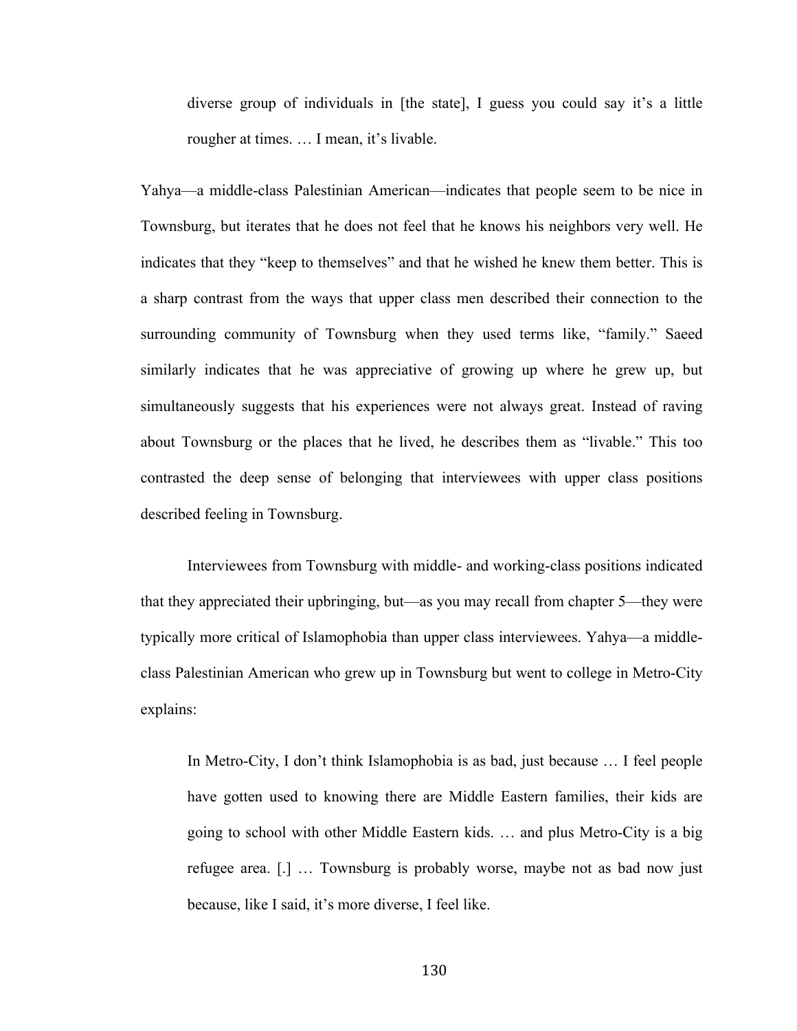> diverse group of individuals in [the state], I guess you could say it's a little rougher at times. … I mean, it's livable.

Yahya—a middle-class Palestinian American—indicates that people seem to be nice in Townsburg, but iterates that he does not feel that he knows his neighbors very well. He indicates that they "keep to themselves" and that he wished he knew them better. This is a sharp contrast from the ways that upper class men described their connection to the surrounding community of Townsburg when they used terms like, "family." Saeed similarly indicates that he was appreciative of growing up where he grew up, but simultaneously suggests that his experiences were not always great. Instead of raving about Townsburg or the places that he lived, he describes them as "livable." This too contrasted the deep sense of belonging that interviewees with upper class positions described feeling in Townsburg.

Interviewees from Townsburg with middle- and working-class positions indicated that they appreciated their upbringing, but—as you may recall from chapter 5—they were typically more critical of Islamophobia than upper class interviewees. Yahya—a middle-class Palestinian American who grew up in Townsburg but went to college in Metro-City explains:

> In Metro-City, I don't think Islamophobia is as bad, just because … I feel people have gotten used to knowing there are Middle Eastern families, their kids are going to school with other Middle Eastern kids. … and plus Metro-City is a big refugee area. [.] … Townsburg is probably worse, maybe not as bad now just because, like I said, it's more diverse, I feel like.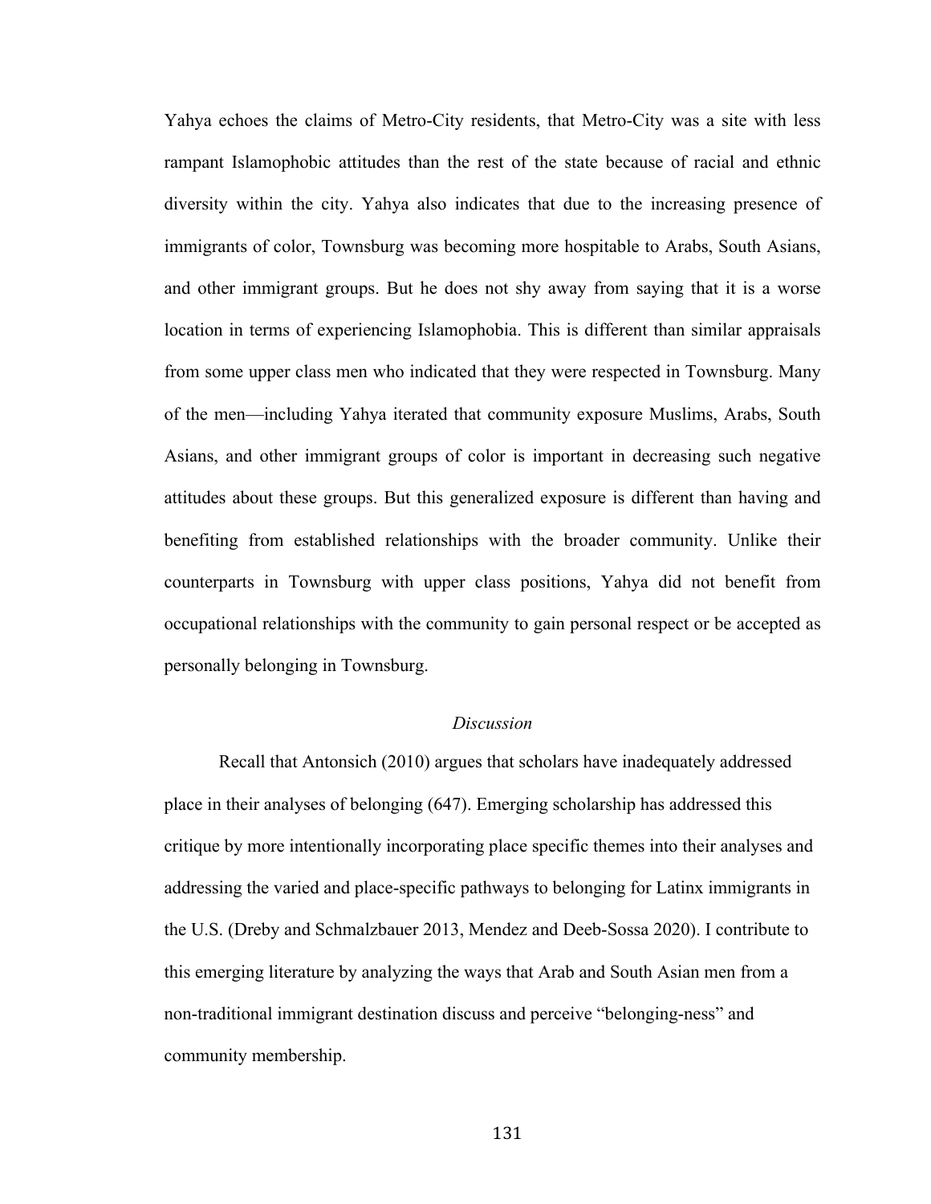Yahya echoes the claims of Metro-City residents, that Metro-City was a site with less rampant Islamophobic attitudes than the rest of the state because of racial and ethnic diversity within the city. Yahya also indicates that due to the increasing presence of immigrants of color, Townsburg was becoming more hospitable to Arabs, South Asians, and other immigrant groups. But he does not shy away from saying that it is a worse location in terms of experiencing Islamophobia. This is different than similar appraisals from some upper class men who indicated that they were respected in Townsburg. Many of the men—including Yahya iterated that community exposure Muslims, Arabs, South Asians, and other immigrant groups of color is important in decreasing such negative attitudes about these groups. But this generalized exposure is different than having and benefiting from established relationships with the broader community. Unlike their counterparts in Townsburg with upper class positions, Yahya did not benefit from occupational relationships with the community to gain personal respect or be accepted as personally belonging in Townsburg.

### *Discussion*

Recall that Antonsich (2010) argues that scholars have inadequately addressed place in their analyses of belonging (647). Emerging scholarship has addressed this critique by more intentionally incorporating place specific themes into their analyses and addressing the varied and place-specific pathways to belonging for Latinx immigrants in the U.S. (Dreby and Schmalzbauer 2013, Mendez and Deeb-Sossa 2020). I contribute to this emerging literature by analyzing the ways that Arab and South Asian men from a non-traditional immigrant destination discuss and perceive "belonging-ness" and community membership.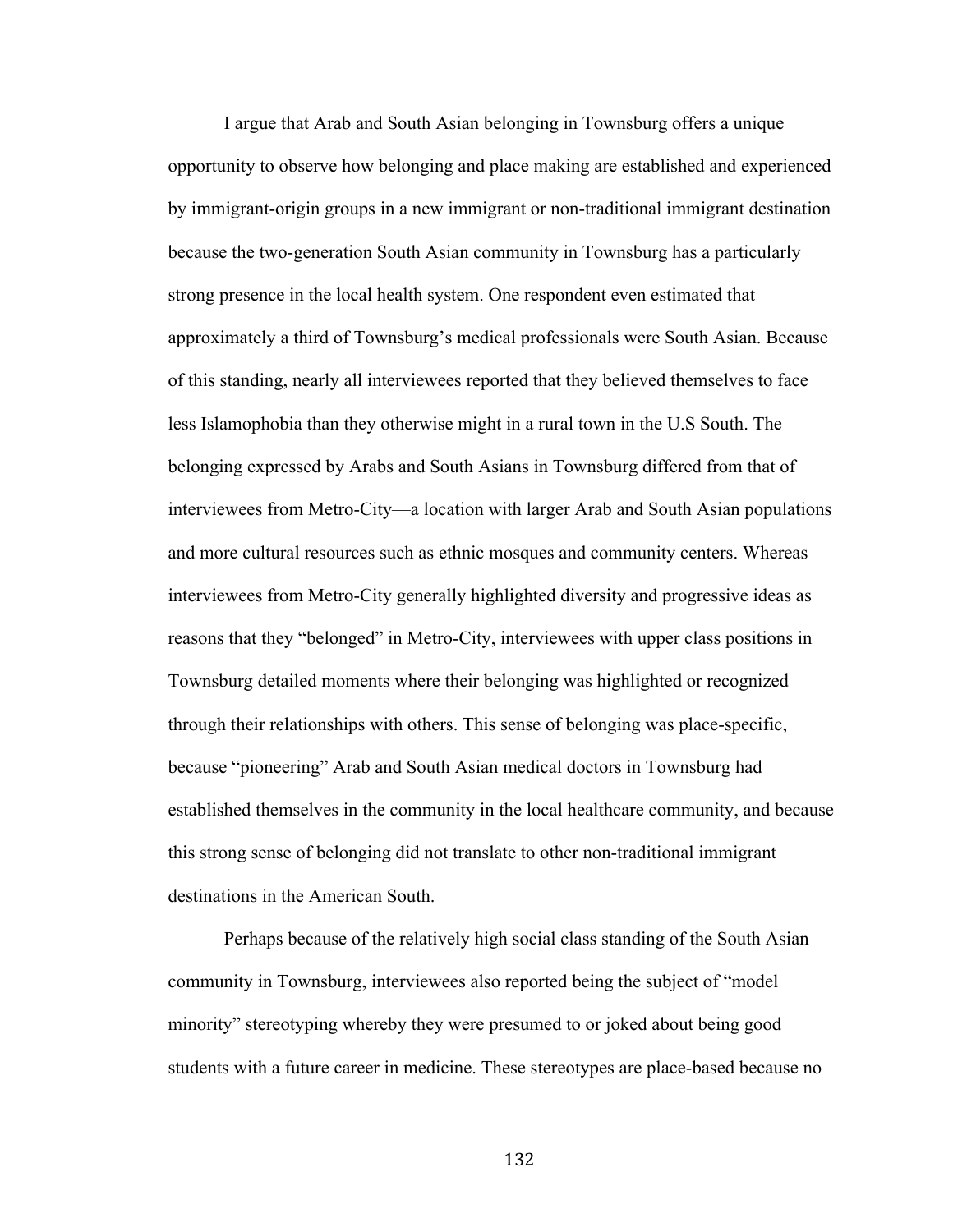I argue that Arab and South Asian belonging in Townsburg offers a unique opportunity to observe how belonging and place making are established and experienced by immigrant-origin groups in a new immigrant or non-traditional immigrant destination because the two-generation South Asian community in Townsburg has a particularly strong presence in the local health system. One respondent even estimated that approximately a third of Townsburg's medical professionals were South Asian. Because of this standing, nearly all interviewees reported that they believed themselves to face less Islamophobia than they otherwise might in a rural town in the U.S South. The belonging expressed by Arabs and South Asians in Townsburg differed from that of interviewees from Metro-City—a location with larger Arab and South Asian populations and more cultural resources such as ethnic mosques and community centers. Whereas interviewees from Metro-City generally highlighted diversity and progressive ideas as reasons that they "belonged" in Metro-City, interviewees with upper class positions in Townsburg detailed moments where their belonging was highlighted or recognized through their relationships with others. This sense of belonging was place-specific, because "pioneering" Arab and South Asian medical doctors in Townsburg had established themselves in the community in the local healthcare community, and because this strong sense of belonging did not translate to other non-traditional immigrant destinations in the American South.

Perhaps because of the relatively high social class standing of the South Asian community in Townsburg, interviewees also reported being the subject of "model minority" stereotyping whereby they were presumed to or joked about being good students with a future career in medicine. These stereotypes are place-based because no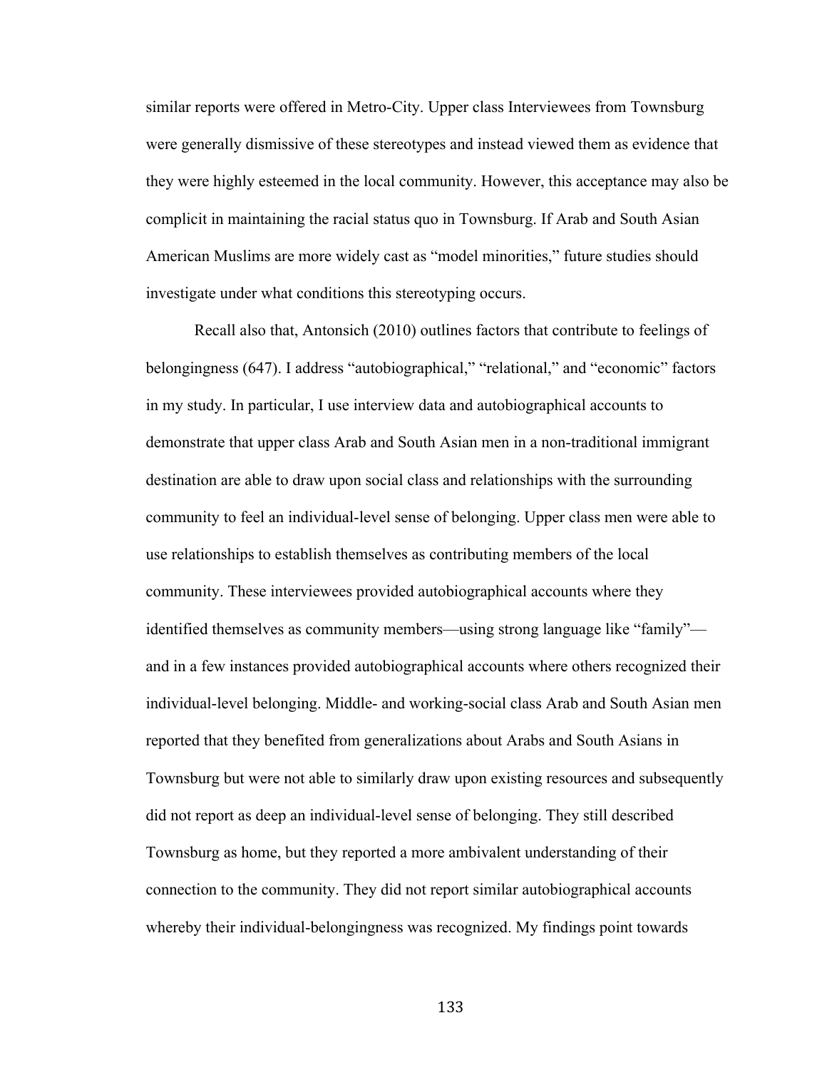similar reports were offered in Metro-City. Upper class Interviewees from Townsburg were generally dismissive of these stereotypes and instead viewed them as evidence that they were highly esteemed in the local community. However, this acceptance may also be complicit in maintaining the racial status quo in Townsburg. If Arab and South Asian American Muslims are more widely cast as "model minorities," future studies should investigate under what conditions this stereotyping occurs.

Recall also that, Antonsich (2010) outlines factors that contribute to feelings of belongingness (647). I address "autobiographical," "relational," and "economic" factors in my study. In particular, I use interview data and autobiographical accounts to demonstrate that upper class Arab and South Asian men in a non-traditional immigrant destination are able to draw upon social class and relationships with the surrounding community to feel an individual-level sense of belonging. Upper class men were able to use relationships to establish themselves as contributing members of the local community. These interviewees provided autobiographical accounts where they identified themselves as community members—using strong language like "family"—and in a few instances provided autobiographical accounts where others recognized their individual-level belonging. Middle- and working-social class Arab and South Asian men reported that they benefited from generalizations about Arabs and South Asians in Townsburg but were not able to similarly draw upon existing resources and subsequently did not report as deep an individual-level sense of belonging. They still described Townsburg as home, but they reported a more ambivalent understanding of their connection to the community. They did not report similar autobiographical accounts whereby their individual-belongingness was recognized. My findings point towards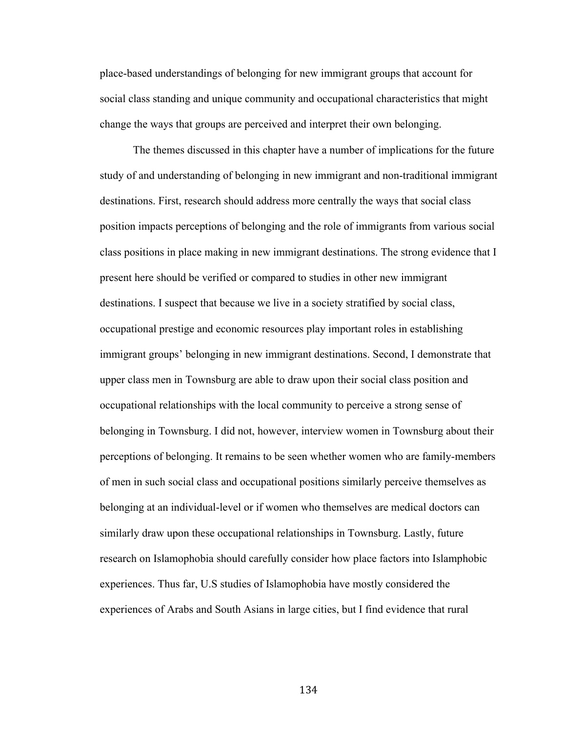place-based understandings of belonging for new immigrant groups that account for social class standing and unique community and occupational characteristics that might change the ways that groups are perceived and interpret their own belonging.

The themes discussed in this chapter have a number of implications for the future study of and understanding of belonging in new immigrant and non-traditional immigrant destinations. First, research should address more centrally the ways that social class position impacts perceptions of belonging and the role of immigrants from various social class positions in place making in new immigrant destinations. The strong evidence that I present here should be verified or compared to studies in other new immigrant destinations. I suspect that because we live in a society stratified by social class, occupational prestige and economic resources play important roles in establishing immigrant groups' belonging in new immigrant destinations. Second, I demonstrate that upper class men in Townsburg are able to draw upon their social class position and occupational relationships with the local community to perceive a strong sense of belonging in Townsburg. I did not, however, interview women in Townsburg about their perceptions of belonging. It remains to be seen whether women who are family-members of men in such social class and occupational positions similarly perceive themselves as belonging at an individual-level or if women who themselves are medical doctors can similarly draw upon these occupational relationships in Townsburg. Lastly, future research on Islamophobia should carefully consider how place factors into Islamphobic experiences. Thus far, U.S studies of Islamophobia have mostly considered the experiences of Arabs and South Asians in large cities, but I find evidence that rural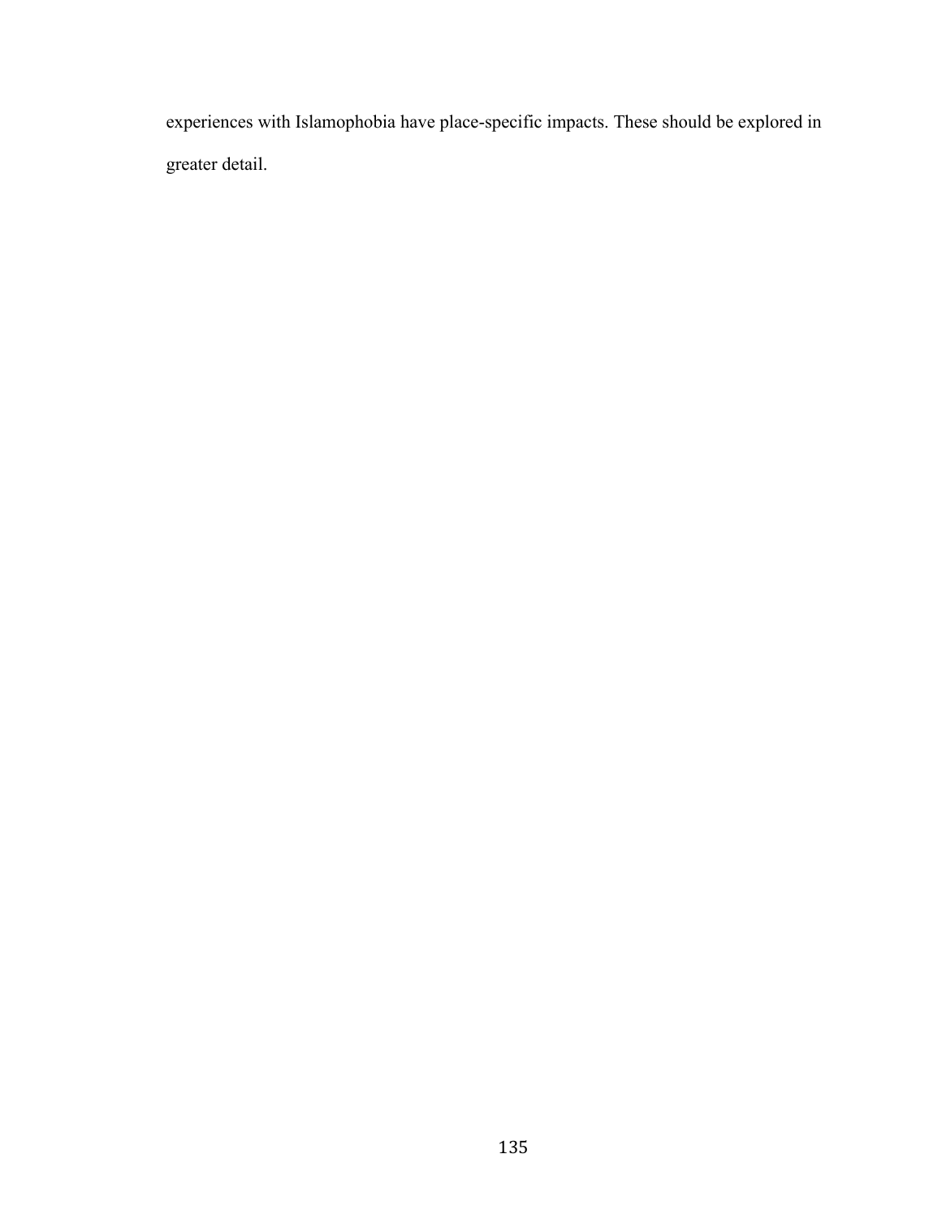experiences with Islamophobia have place-specific impacts. These should be explored in greater detail.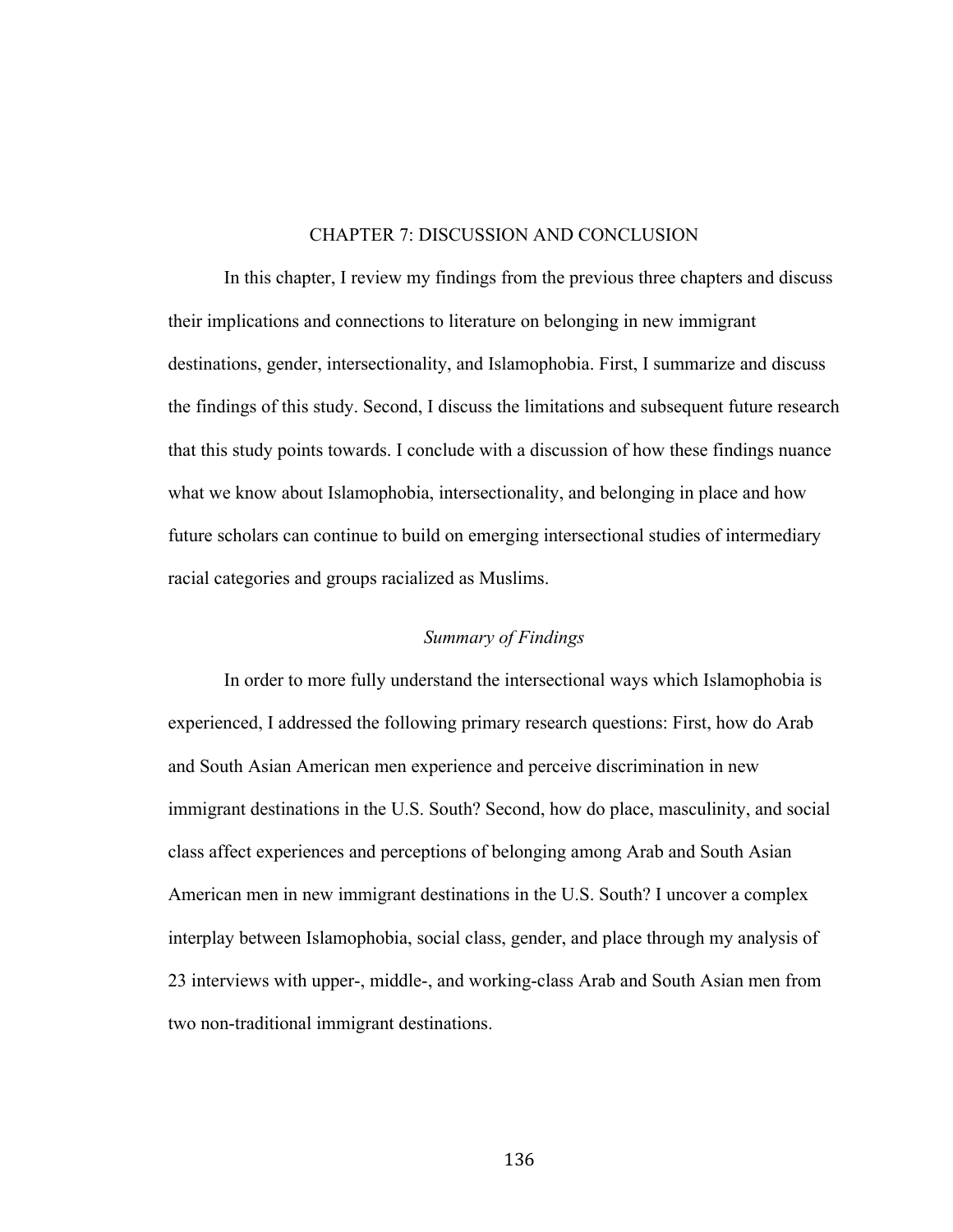# CHAPTER 7: DISCUSSION AND CONCLUSION

In this chapter, I review my findings from the previous three chapters and discuss their implications and connections to literature on belonging in new immigrant destinations, gender, intersectionality, and Islamophobia. First, I summarize and discuss the findings of this study. Second, I discuss the limitations and subsequent future research that this study points towards. I conclude with a discussion of how these findings nuance what we know about Islamophobia, intersectionality, and belonging in place and how future scholars can continue to build on emerging intersectional studies of intermediary racial categories and groups racialized as Muslims.

## *Summary of Findings*

In order to more fully understand the intersectional ways which Islamophobia is experienced, I addressed the following primary research questions: First, how do Arab and South Asian American men experience and perceive discrimination in new immigrant destinations in the U.S. South? Second, how do place, masculinity, and social class affect experiences and perceptions of belonging among Arab and South Asian American men in new immigrant destinations in the U.S. South? I uncover a complex interplay between Islamophobia, social class, gender, and place through my analysis of 23 interviews with upper-, middle-, and working-class Arab and South Asian men from two non-traditional immigrant destinations.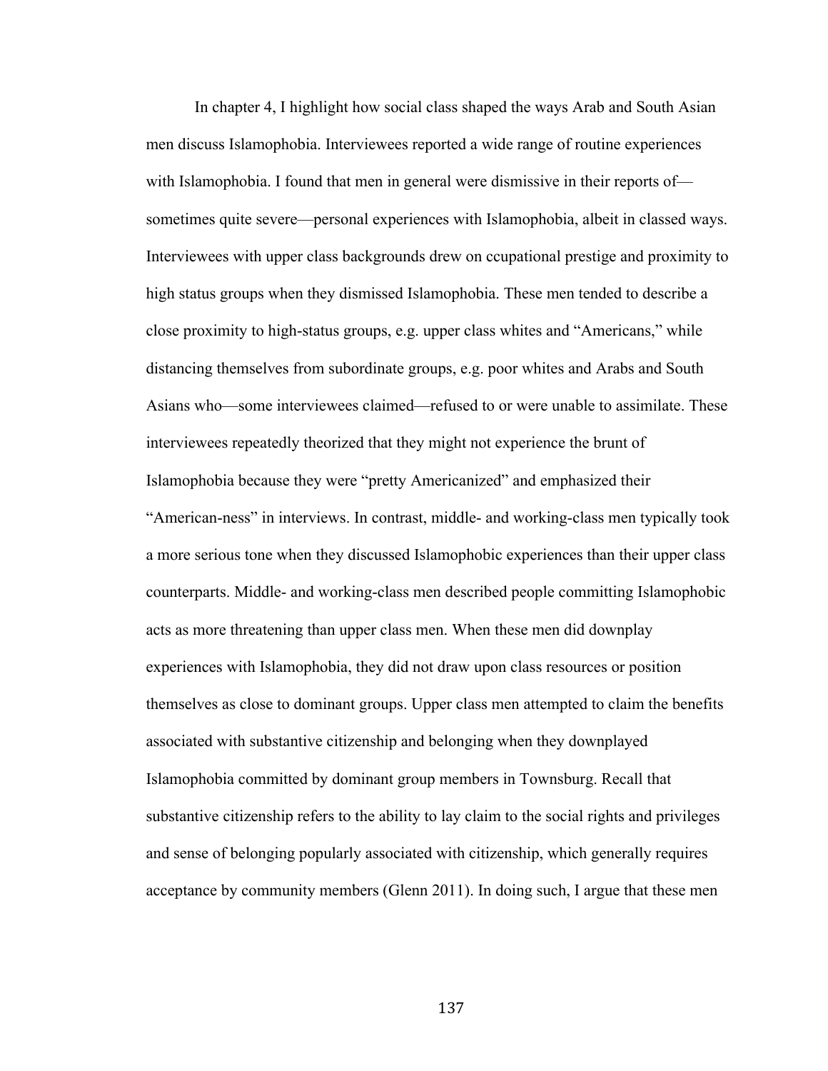In chapter 4, I highlight how social class shaped the ways Arab and South Asian men discuss Islamophobia. Interviewees reported a wide range of routine experiences with Islamophobia. I found that men in general were dismissive in their reports of—sometimes quite severe—personal experiences with Islamophobia, albeit in classed ways. Interviewees with upper class backgrounds drew on ccupational prestige and proximity to high status groups when they dismissed Islamophobia. These men tended to describe a close proximity to high-status groups, e.g. upper class whites and "Americans," while distancing themselves from subordinate groups, e.g. poor whites and Arabs and South Asians who—some interviewees claimed—refused to or were unable to assimilate. These interviewees repeatedly theorized that they might not experience the brunt of Islamophobia because they were "pretty Americanized" and emphasized their "American-ness" in interviews. In contrast, middle- and working-class men typically took a more serious tone when they discussed Islamophobic experiences than their upper class counterparts. Middle- and working-class men described people committing Islamophobic acts as more threatening than upper class men. When these men did downplay experiences with Islamophobia, they did not draw upon class resources or position themselves as close to dominant groups. Upper class men attempted to claim the benefits associated with substantive citizenship and belonging when they downplayed Islamophobia committed by dominant group members in Townsburg. Recall that substantive citizenship refers to the ability to lay claim to the social rights and privileges and sense of belonging popularly associated with citizenship, which generally requires acceptance by community members (Glenn 2011). In doing such, I argue that these men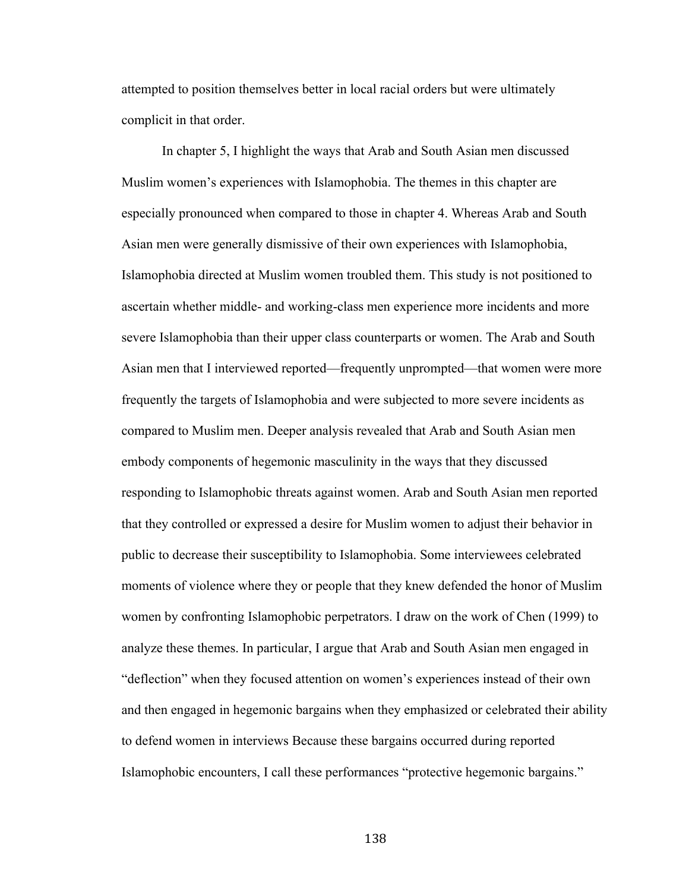attempted to position themselves better in local racial orders but were ultimately complicit in that order.

In chapter 5, I highlight the ways that Arab and South Asian men discussed Muslim women's experiences with Islamophobia. The themes in this chapter are especially pronounced when compared to those in chapter 4. Whereas Arab and South Asian men were generally dismissive of their own experiences with Islamophobia, Islamophobia directed at Muslim women troubled them. This study is not positioned to ascertain whether middle- and working-class men experience more incidents and more severe Islamophobia than their upper class counterparts or women. The Arab and South Asian men that I interviewed reported—frequently unprompted—that women were more frequently the targets of Islamophobia and were subjected to more severe incidents as compared to Muslim men. Deeper analysis revealed that Arab and South Asian men embody components of hegemonic masculinity in the ways that they discussed responding to Islamophobic threats against women. Arab and South Asian men reported that they controlled or expressed a desire for Muslim women to adjust their behavior in public to decrease their susceptibility to Islamophobia. Some interviewees celebrated moments of violence where they or people that they knew defended the honor of Muslim women by confronting Islamophobic perpetrators. I draw on the work of Chen (1999) to analyze these themes. In particular, I argue that Arab and South Asian men engaged in "deflection" when they focused attention on women's experiences instead of their own and then engaged in hegemonic bargains when they emphasized or celebrated their ability to defend women in interviews Because these bargains occurred during reported Islamophobic encounters, I call these performances "protective hegemonic bargains."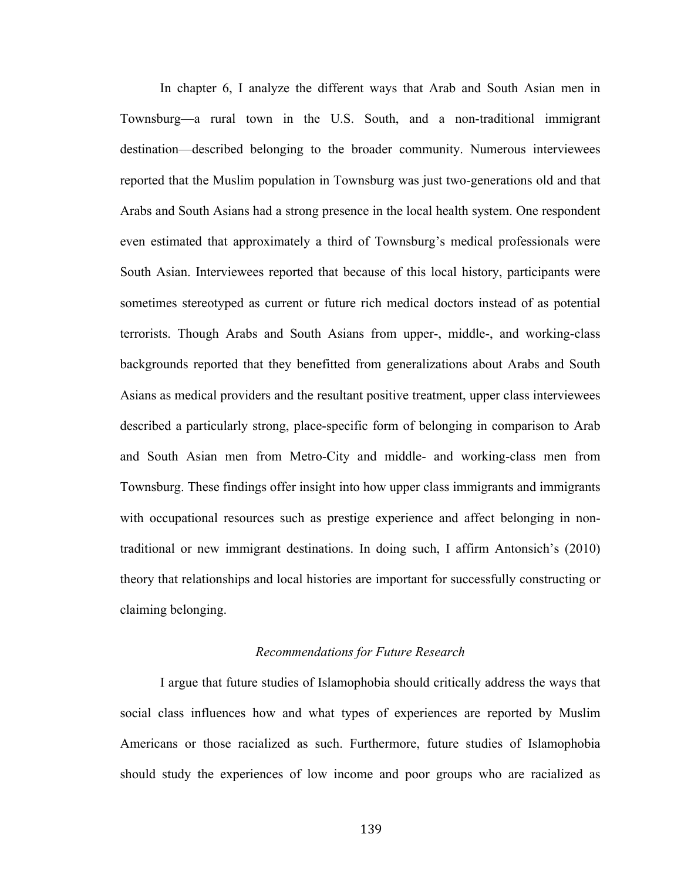In chapter 6, I analyze the different ways that Arab and South Asian men in Townsburg—a rural town in the U.S. South, and a non-traditional immigrant destination—described belonging to the broader community. Numerous interviewees reported that the Muslim population in Townsburg was just two-generations old and that Arabs and South Asians had a strong presence in the local health system. One respondent even estimated that approximately a third of Townsburg's medical professionals were South Asian. Interviewees reported that because of this local history, participants were sometimes stereotyped as current or future rich medical doctors instead of as potential terrorists. Though Arabs and South Asians from upper-, middle-, and working-class backgrounds reported that they benefitted from generalizations about Arabs and South Asians as medical providers and the resultant positive treatment, upper class interviewees described a particularly strong, place-specific form of belonging in comparison to Arab and South Asian men from Metro-City and middle- and working-class men from Townsburg. These findings offer insight into how upper class immigrants and immigrants with occupational resources such as prestige experience and affect belonging in non-traditional or new immigrant destinations. In doing such, I affirm Antonsich's (2010) theory that relationships and local histories are important for successfully constructing or claiming belonging.

### *Recommendations for Future Research*

I argue that future studies of Islamophobia should critically address the ways that social class influences how and what types of experiences are reported by Muslim Americans or those racialized as such. Furthermore, future studies of Islamophobia should study the experiences of low income and poor groups who are racialized as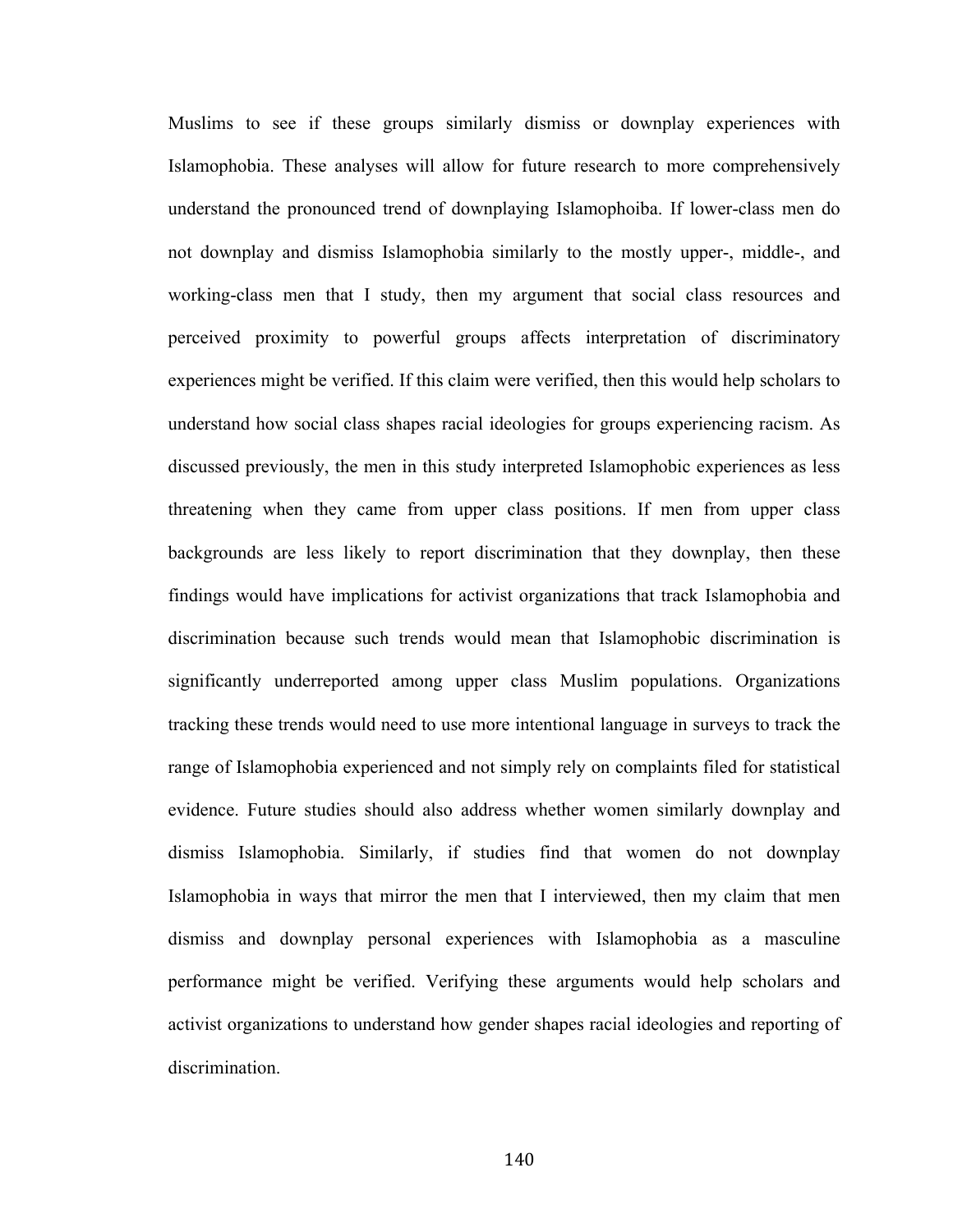Muslims to see if these groups similarly dismiss or downplay experiences with Islamophobia. These analyses will allow for future research to more comprehensively understand the pronounced trend of downplaying Islamophoiba. If lower-class men do not downplay and dismiss Islamophobia similarly to the mostly upper-, middle-, and working-class men that I study, then my argument that social class resources and perceived proximity to powerful groups affects interpretation of discriminatory experiences might be verified. If this claim were verified, then this would help scholars to understand how social class shapes racial ideologies for groups experiencing racism. As discussed previously, the men in this study interpreted Islamophobic experiences as less threatening when they came from upper class positions. If men from upper class backgrounds are less likely to report discrimination that they downplay, then these findings would have implications for activist organizations that track Islamophobia and discrimination because such trends would mean that Islamophobic discrimination is significantly underreported among upper class Muslim populations. Organizations tracking these trends would need to use more intentional language in surveys to track the range of Islamophobia experienced and not simply rely on complaints filed for statistical evidence. Future studies should also address whether women similarly downplay and dismiss Islamophobia. Similarly, if studies find that women do not downplay Islamophobia in ways that mirror the men that I interviewed, then my claim that men dismiss and downplay personal experiences with Islamophobia as a masculine performance might be verified. Verifying these arguments would help scholars and activist organizations to understand how gender shapes racial ideologies and reporting of discrimination.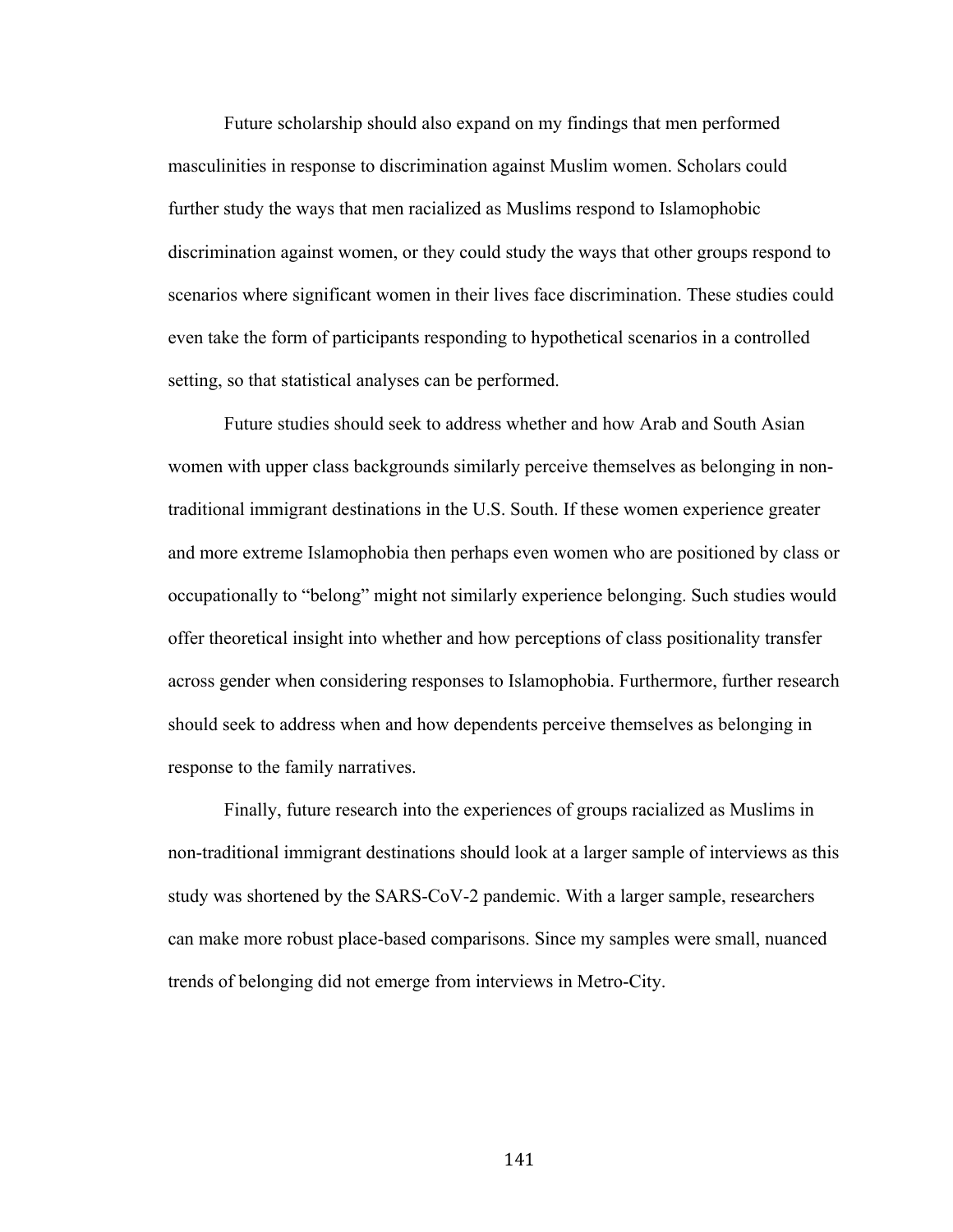Future scholarship should also expand on my findings that men performed masculinities in response to discrimination against Muslim women. Scholars could further study the ways that men racialized as Muslims respond to Islamophobic discrimination against women, or they could study the ways that other groups respond to scenarios where significant women in their lives face discrimination. These studies could even take the form of participants responding to hypothetical scenarios in a controlled setting, so that statistical analyses can be performed.

Future studies should seek to address whether and how Arab and South Asian women with upper class backgrounds similarly perceive themselves as belonging in non-traditional immigrant destinations in the U.S. South. If these women experience greater and more extreme Islamophobia then perhaps even women who are positioned by class or occupationally to "belong" might not similarly experience belonging. Such studies would offer theoretical insight into whether and how perceptions of class positionality transfer across gender when considering responses to Islamophobia. Furthermore, further research should seek to address when and how dependents perceive themselves as belonging in response to the family narratives.

Finally, future research into the experiences of groups racialized as Muslims in non-traditional immigrant destinations should look at a larger sample of interviews as this study was shortened by the SARS-CoV-2 pandemic. With a larger sample, researchers can make more robust place-based comparisons. Since my samples were small, nuanced trends of belonging did not emerge from interviews in Metro-City.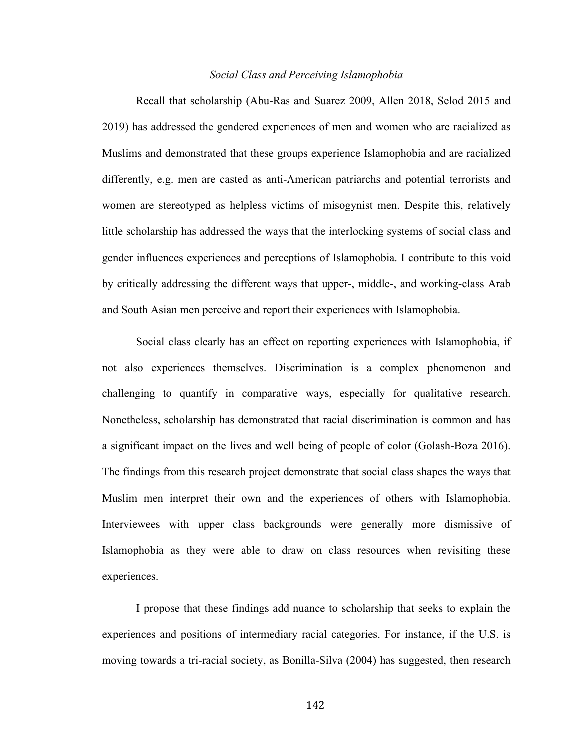*Social Class and Perceiving Islamophobia*

Recall that scholarship (Abu-Ras and Suarez 2009, Allen 2018, Selod 2015 and 2019) has addressed the gendered experiences of men and women who are racialized as Muslims and demonstrated that these groups experience Islamophobia and are racialized differently, e.g. men are casted as anti-American patriarchs and potential terrorists and women are stereotyped as helpless victims of misogynist men. Despite this, relatively little scholarship has addressed the ways that the interlocking systems of social class and gender influences experiences and perceptions of Islamophobia. I contribute to this void by critically addressing the different ways that upper-, middle-, and working-class Arab and South Asian men perceive and report their experiences with Islamophobia.

Social class clearly has an effect on reporting experiences with Islamophobia, if not also experiences themselves. Discrimination is a complex phenomenon and challenging to quantify in comparative ways, especially for qualitative research. Nonetheless, scholarship has demonstrated that racial discrimination is common and has a significant impact on the lives and well being of people of color (Golash-Boza 2016). The findings from this research project demonstrate that social class shapes the ways that Muslim men interpret their own and the experiences of others with Islamophobia. Interviewees with upper class backgrounds were generally more dismissive of Islamophobia as they were able to draw on class resources when revisiting these experiences.

I propose that these findings add nuance to scholarship that seeks to explain the experiences and positions of intermediary racial categories. For instance, if the U.S. is moving towards a tri-racial society, as Bonilla-Silva (2004) has suggested, then research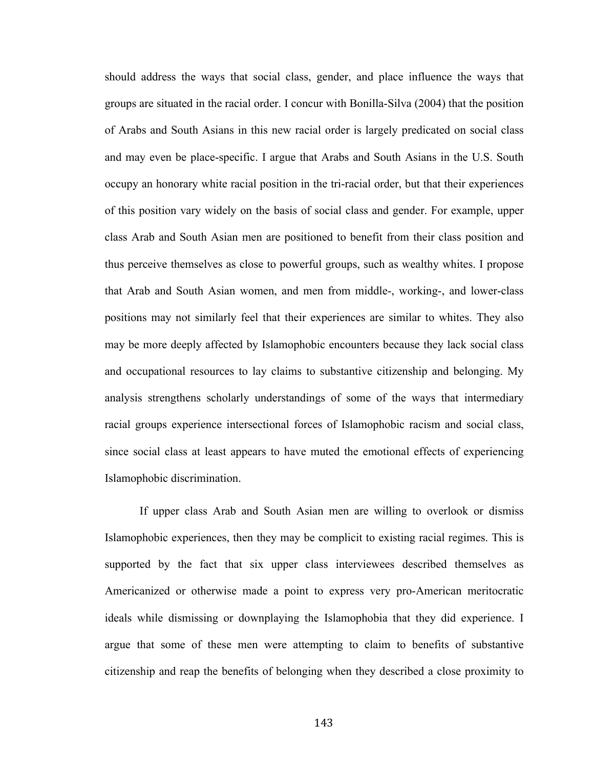should address the ways that social class, gender, and place influence the ways that groups are situated in the racial order. I concur with Bonilla-Silva (2004) that the position of Arabs and South Asians in this new racial order is largely predicated on social class and may even be place-specific. I argue that Arabs and South Asians in the U.S. South occupy an honorary white racial position in the tri-racial order, but that their experiences of this position vary widely on the basis of social class and gender. For example, upper class Arab and South Asian men are positioned to benefit from their class position and thus perceive themselves as close to powerful groups, such as wealthy whites. I propose that Arab and South Asian women, and men from middle-, working-, and lower-class positions may not similarly feel that their experiences are similar to whites. They also may be more deeply affected by Islamophobic encounters because they lack social class and occupational resources to lay claims to substantive citizenship and belonging. My analysis strengthens scholarly understandings of some of the ways that intermediary racial groups experience intersectional forces of Islamophobic racism and social class, since social class at least appears to have muted the emotional effects of experiencing Islamophobic discrimination.

If upper class Arab and South Asian men are willing to overlook or dismiss Islamophobic experiences, then they may be complicit to existing racial regimes. This is supported by the fact that six upper class interviewees described themselves as Americanized or otherwise made a point to express very pro-American meritocratic ideals while dismissing or downplaying the Islamophobia that they did experience. I argue that some of these men were attempting to claim to benefits of substantive citizenship and reap the benefits of belonging when they described a close proximity to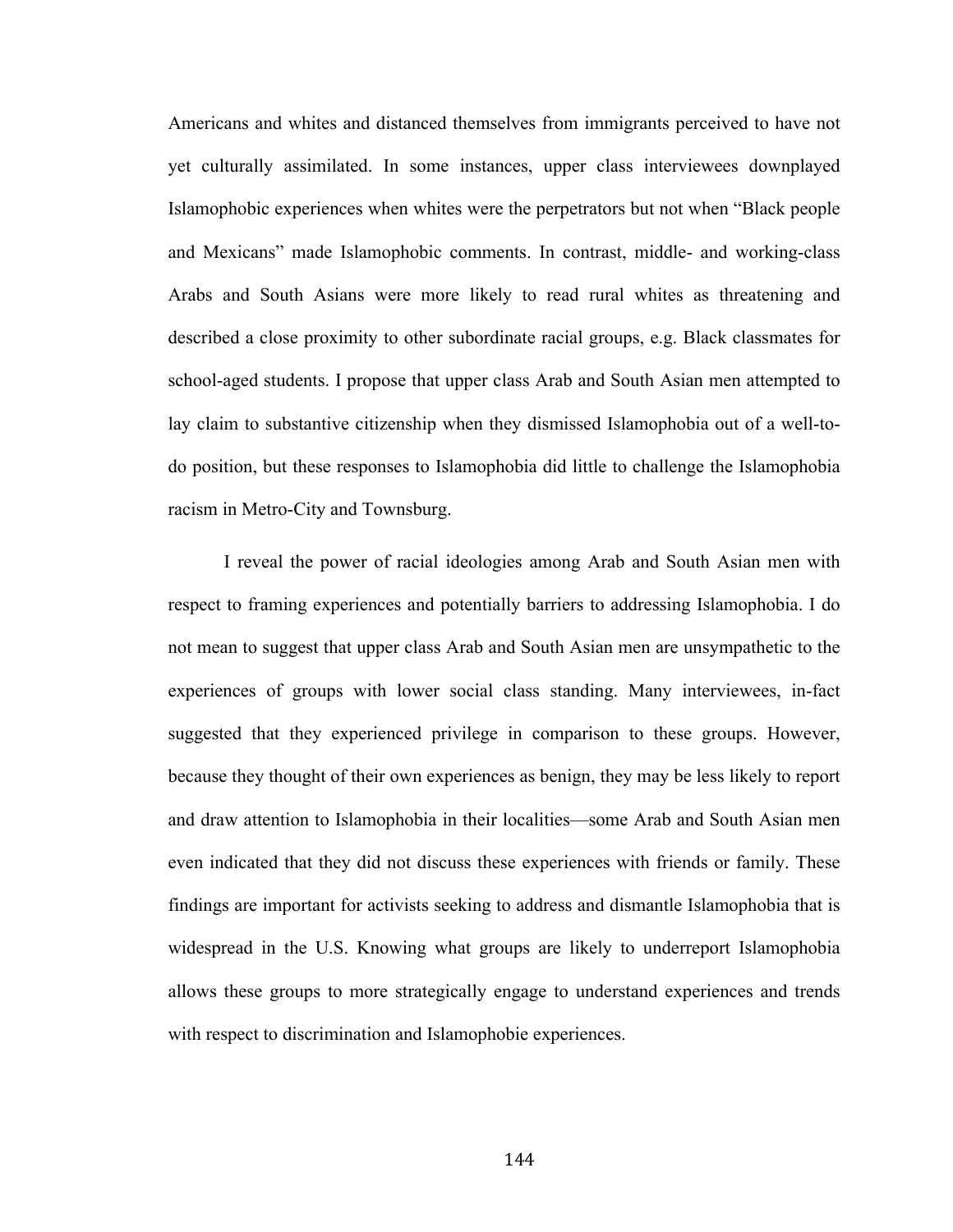Americans and whites and distanced themselves from immigrants perceived to have not yet culturally assimilated. In some instances, upper class interviewees downplayed Islamophobic experiences when whites were the perpetrators but not when "Black people and Mexicans" made Islamophobic comments. In contrast, middle- and working-class Arabs and South Asians were more likely to read rural whites as threatening and described a close proximity to other subordinate racial groups, e.g. Black classmates for school-aged students. I propose that upper class Arab and South Asian men attempted to lay claim to substantive citizenship when they dismissed Islamophobia out of a well-to-do position, but these responses to Islamophobia did little to challenge the Islamophobia racism in Metro-City and Townsburg.

I reveal the power of racial ideologies among Arab and South Asian men with respect to framing experiences and potentially barriers to addressing Islamophobia. I do not mean to suggest that upper class Arab and South Asian men are unsympathetic to the experiences of groups with lower social class standing. Many interviewees, in-fact suggested that they experienced privilege in comparison to these groups. However, because they thought of their own experiences as benign, they may be less likely to report and draw attention to Islamophobia in their localities—some Arab and South Asian men even indicated that they did not discuss these experiences with friends or family. These findings are important for activists seeking to address and dismantle Islamophobia that is widespread in the U.S. Knowing what groups are likely to underreport Islamophobia allows these groups to more strategically engage to understand experiences and trends with respect to discrimination and Islamophobie experiences.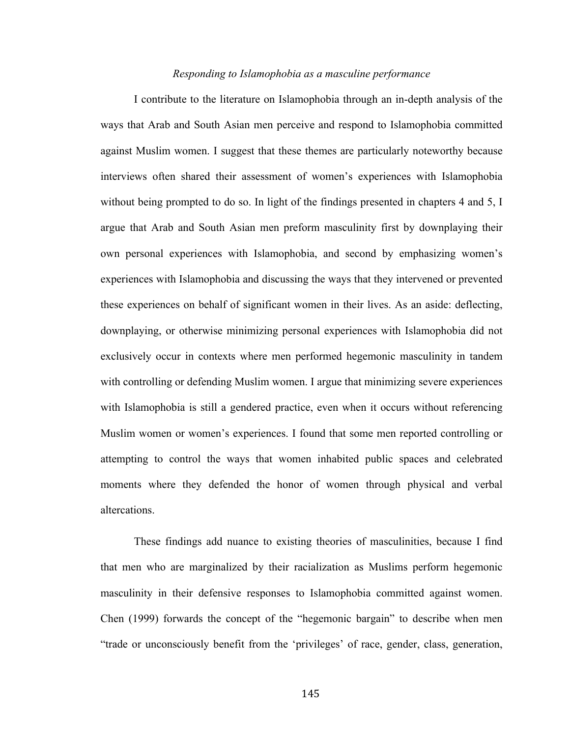*Responding to Islamophobia as a masculine performance*

I contribute to the literature on Islamophobia through an in-depth analysis of the ways that Arab and South Asian men perceive and respond to Islamophobia committed against Muslim women. I suggest that these themes are particularly noteworthy because interviews often shared their assessment of women's experiences with Islamophobia without being prompted to do so. In light of the findings presented in chapters 4 and 5, I argue that Arab and South Asian men preform masculinity first by downplaying their own personal experiences with Islamophobia, and second by emphasizing women's experiences with Islamophobia and discussing the ways that they intervened or prevented these experiences on behalf of significant women in their lives. As an aside: deflecting, downplaying, or otherwise minimizing personal experiences with Islamophobia did not exclusively occur in contexts where men performed hegemonic masculinity in tandem with controlling or defending Muslim women. I argue that minimizing severe experiences with Islamophobia is still a gendered practice, even when it occurs without referencing Muslim women or women's experiences. I found that some men reported controlling or attempting to control the ways that women inhabited public spaces and celebrated moments where they defended the honor of women through physical and verbal altercations.

These findings add nuance to existing theories of masculinities, because I find that men who are marginalized by their racialization as Muslims perform hegemonic masculinity in their defensive responses to Islamophobia committed against women. Chen (1999) forwards the concept of the "hegemonic bargain" to describe when men "trade or unconsciously benefit from the 'privileges' of race, gender, class, generation,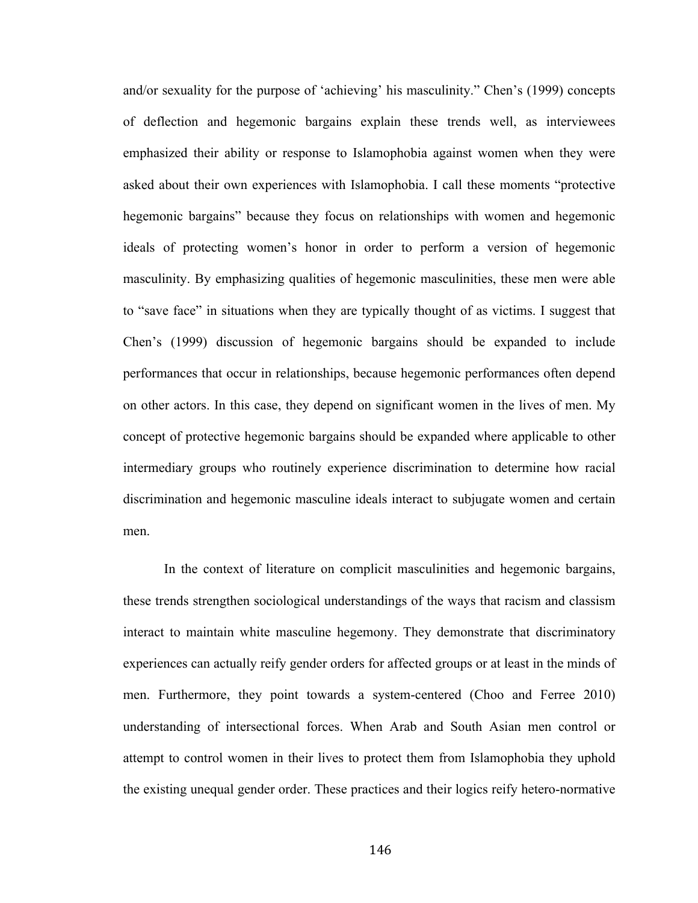and/or sexuality for the purpose of 'achieving' his masculinity." Chen's (1999) concepts of deflection and hegemonic bargains explain these trends well, as interviewees emphasized their ability or response to Islamophobia against women when they were asked about their own experiences with Islamophobia. I call these moments "protective hegemonic bargains" because they focus on relationships with women and hegemonic ideals of protecting women's honor in order to perform a version of hegemonic masculinity. By emphasizing qualities of hegemonic masculinities, these men were able to "save face" in situations when they are typically thought of as victims. I suggest that Chen's (1999) discussion of hegemonic bargains should be expanded to include performances that occur in relationships, because hegemonic performances often depend on other actors. In this case, they depend on significant women in the lives of men. My concept of protective hegemonic bargains should be expanded where applicable to other intermediary groups who routinely experience discrimination to determine how racial discrimination and hegemonic masculine ideals interact to subjugate women and certain men.

In the context of literature on complicit masculinities and hegemonic bargains, these trends strengthen sociological understandings of the ways that racism and classism interact to maintain white masculine hegemony. They demonstrate that discriminatory experiences can actually reify gender orders for affected groups or at least in the minds of men. Furthermore, they point towards a system-centered (Choo and Ferree 2010) understanding of intersectional forces. When Arab and South Asian men control or attempt to control women in their lives to protect them from Islamophobia they uphold the existing unequal gender order. These practices and their logics reify hetero-normative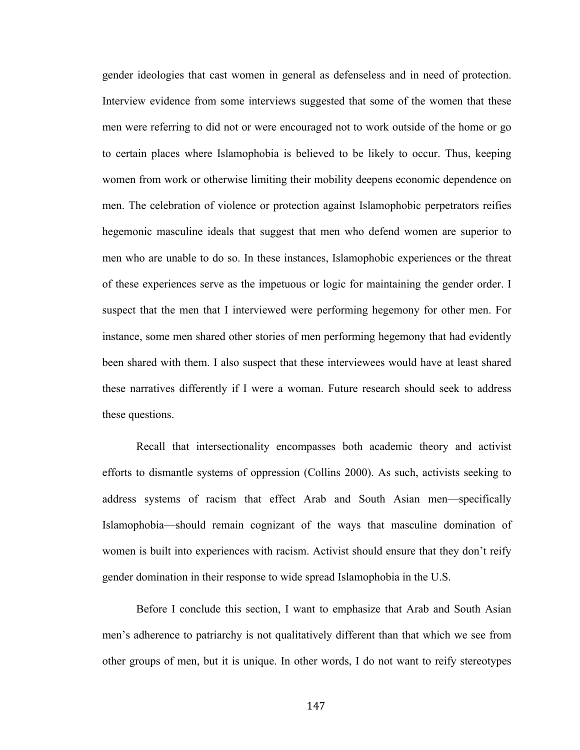gender ideologies that cast women in general as defenseless and in need of protection. Interview evidence from some interviews suggested that some of the women that these men were referring to did not or were encouraged not to work outside of the home or go to certain places where Islamophobia is believed to be likely to occur. Thus, keeping women from work or otherwise limiting their mobility deepens economic dependence on men. The celebration of violence or protection against Islamophobic perpetrators reifies hegemonic masculine ideals that suggest that men who defend women are superior to men who are unable to do so. In these instances, Islamophobic experiences or the threat of these experiences serve as the impetuous or logic for maintaining the gender order. I suspect that the men that I interviewed were performing hegemony for other men. For instance, some men shared other stories of men performing hegemony that had evidently been shared with them. I also suspect that these interviewees would have at least shared these narratives differently if I were a woman. Future research should seek to address these questions.

Recall that intersectionality encompasses both academic theory and activist efforts to dismantle systems of oppression (Collins 2000). As such, activists seeking to address systems of racism that effect Arab and South Asian men—specifically Islamophobia—should remain cognizant of the ways that masculine domination of women is built into experiences with racism. Activist should ensure that they don't reify gender domination in their response to wide spread Islamophobia in the U.S.

Before I conclude this section, I want to emphasize that Arab and South Asian men's adherence to patriarchy is not qualitatively different than that which we see from other groups of men, but it is unique. In other words, I do not want to reify stereotypes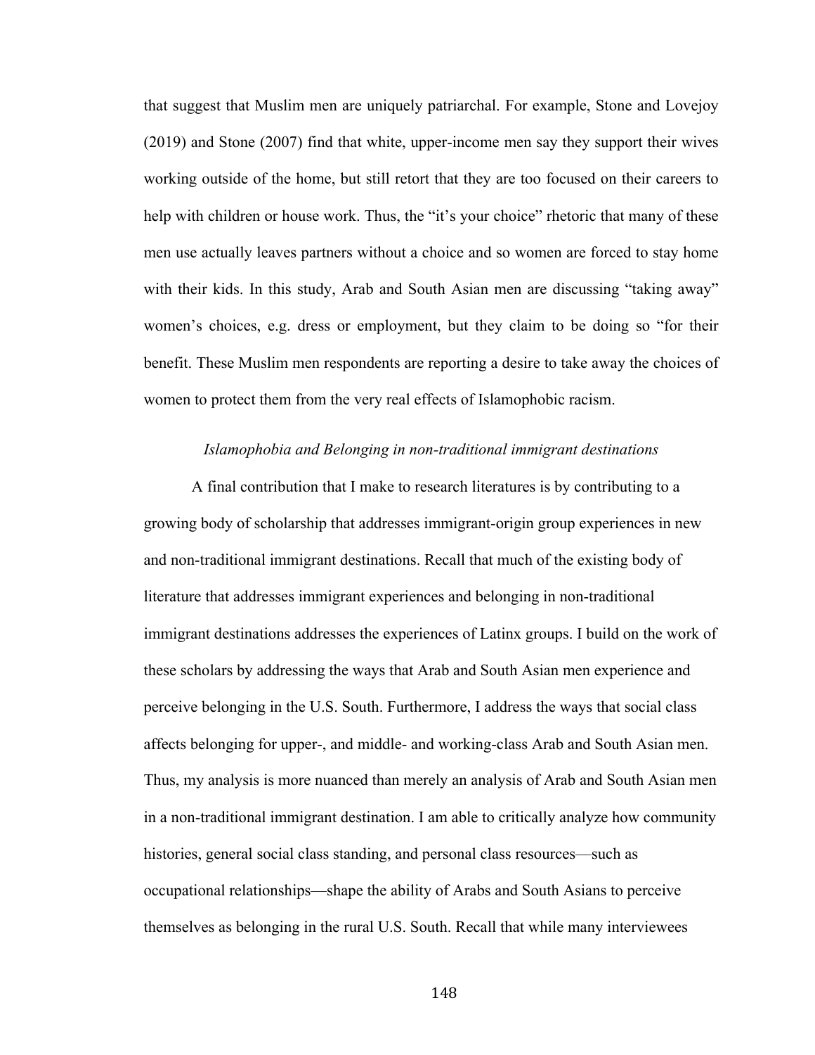that suggest that Muslim men are uniquely patriarchal. For example, Stone and Lovejoy (2019) and Stone (2007) find that white, upper-income men say they support their wives working outside of the home, but still retort that they are too focused on their careers to help with children or house work. Thus, the "it's your choice" rhetoric that many of these men use actually leaves partners without a choice and so women are forced to stay home with their kids. In this study, Arab and South Asian men are discussing "taking away" women's choices, e.g. dress or employment, but they claim to be doing so "for their benefit. These Muslim men respondents are reporting a desire to take away the choices of women to protect them from the very real effects of Islamophobic racism.

*Islamophobia and Belonging in non-traditional immigrant destinations*

A final contribution that I make to research literatures is by contributing to a growing body of scholarship that addresses immigrant-origin group experiences in new and non-traditional immigrant destinations. Recall that much of the existing body of literature that addresses immigrant experiences and belonging in non-traditional immigrant destinations addresses the experiences of Latinx groups. I build on the work of these scholars by addressing the ways that Arab and South Asian men experience and perceive belonging in the U.S. South. Furthermore, I address the ways that social class affects belonging for upper-, and middle- and working-class Arab and South Asian men. Thus, my analysis is more nuanced than merely an analysis of Arab and South Asian men in a non-traditional immigrant destination. I am able to critically analyze how community histories, general social class standing, and personal class resources—such as occupational relationships—shape the ability of Arabs and South Asians to perceive themselves as belonging in the rural U.S. South. Recall that while many interviewees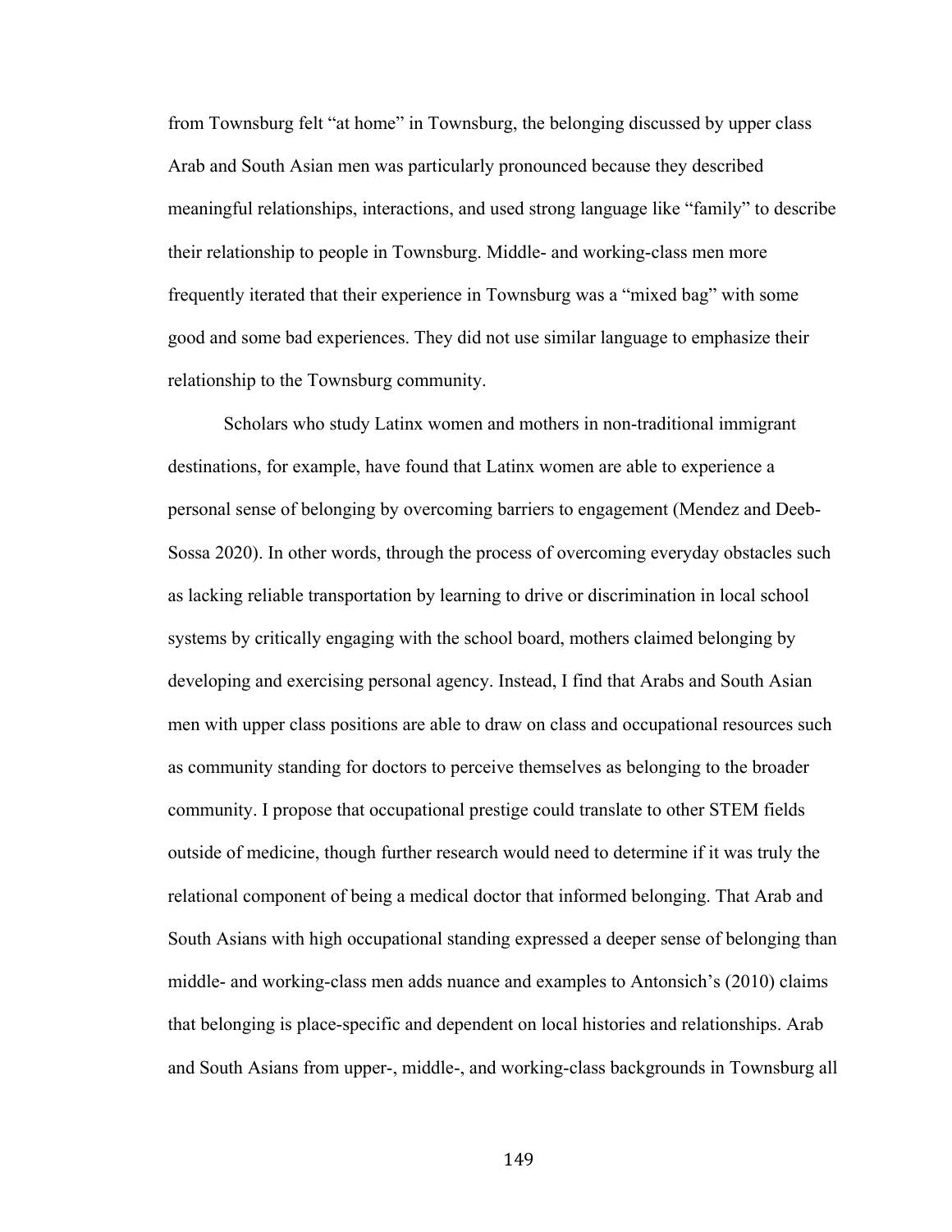from Townsburg felt "at home" in Townsburg, the belonging discussed by upper class Arab and South Asian men was particularly pronounced because they described meaningful relationships, interactions, and used strong language like "family" to describe their relationship to people in Townsburg. Middle- and working-class men more frequently iterated that their experience in Townsburg was a "mixed bag" with some good and some bad experiences. They did not use similar language to emphasize their relationship to the Townsburg community.

Scholars who study Latinx women and mothers in non-traditional immigrant destinations, for example, have found that Latinx women are able to experience a personal sense of belonging by overcoming barriers to engagement (Mendez and Deeb-Sossa 2020). In other words, through the process of overcoming everyday obstacles such as lacking reliable transportation by learning to drive or discrimination in local school systems by critically engaging with the school board, mothers claimed belonging by developing and exercising personal agency. Instead, I find that Arabs and South Asian men with upper class positions are able to draw on class and occupational resources such as community standing for doctors to perceive themselves as belonging to the broader community. I propose that occupational prestige could translate to other STEM fields outside of medicine, though further research would need to determine if it was truly the relational component of being a medical doctor that informed belonging. That Arab and South Asians with high occupational standing expressed a deeper sense of belonging than middle- and working-class men adds nuance and examples to Antonsich's (2010) claims that belonging is place-specific and dependent on local histories and relationships. Arab and South Asians from upper-, middle-, and working-class backgrounds in Townsburg all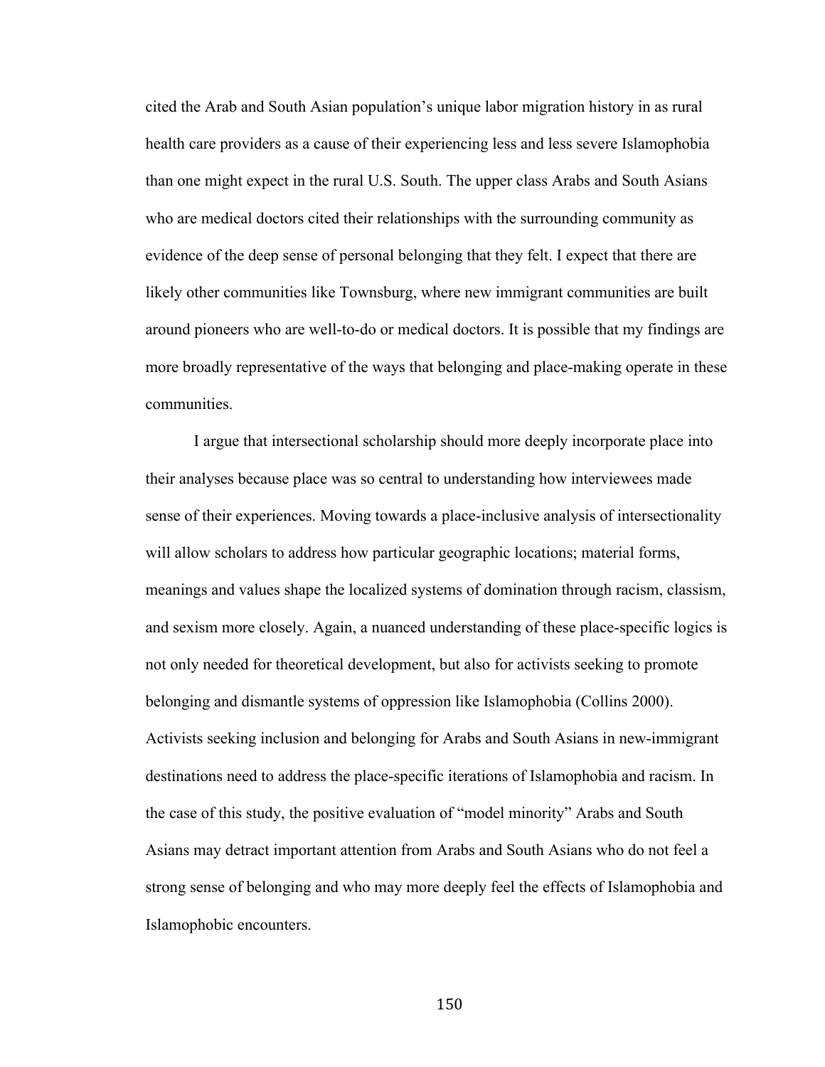cited the Arab and South Asian population's unique labor migration history in as rural health care providers as a cause of their experiencing less and less severe Islamophobia than one might expect in the rural U.S. South. The upper class Arabs and South Asians who are medical doctors cited their relationships with the surrounding community as evidence of the deep sense of personal belonging that they felt. I expect that there are likely other communities like Townsburg, where new immigrant communities are built around pioneers who are well-to-do or medical doctors. It is possible that my findings are more broadly representative of the ways that belonging and place-making operate in these communities.

I argue that intersectional scholarship should more deeply incorporate place into their analyses because place was so central to understanding how interviewees made sense of their experiences. Moving towards a place-inclusive analysis of intersectionality will allow scholars to address how particular geographic locations; material forms, meanings and values shape the localized systems of domination through racism, classism, and sexism more closely. Again, a nuanced understanding of these place-specific logics is not only needed for theoretical development, but also for activists seeking to promote belonging and dismantle systems of oppression like Islamophobia (Collins 2000). Activists seeking inclusion and belonging for Arabs and South Asians in new-immigrant destinations need to address the place-specific iterations of Islamophobia and racism. In the case of this study, the positive evaluation of "model minority" Arabs and South Asians may detract important attention from Arabs and South Asians who do not feel a strong sense of belonging and who may more deeply feel the effects of Islamophobia and Islamophobic encounters.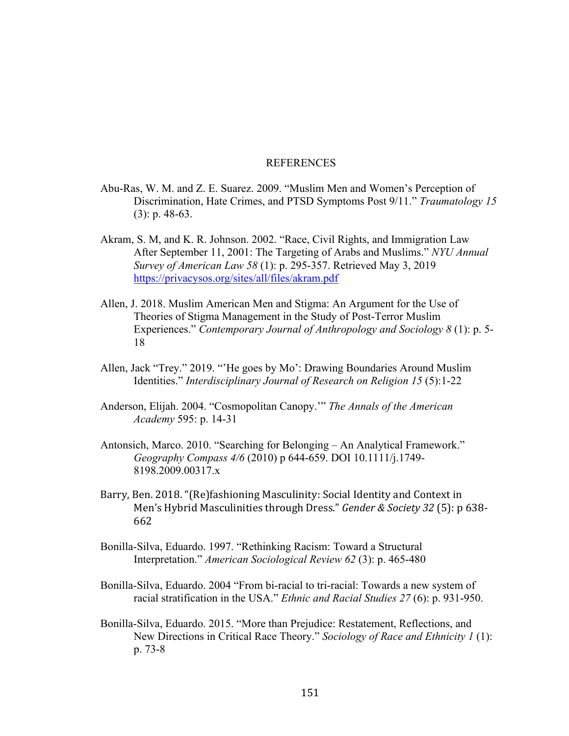# REFERENCES

Abu-Ras, W. M. and Z. E. Suarez. 2009. "Muslim Men and Women's Perception of Discrimination, Hate Crimes, and PTSD Symptoms Post 9/11." *Traumatology 15* (3): p. 48-63.

Akram, S. M, and K. R. Johnson. 2002. "Race, Civil Rights, and Immigration Law After September 11, 2001: The Targeting of Arabs and Muslims." *NYU Annual Survey of American Law 58* (1): p. 295-357. Retrieved May 3, 2019 https://privacysos.org/sites/all/files/akram.pdf

Allen, J. 2018. Muslim American Men and Stigma: An Argument for the Use of Theories of Stigma Management in the Study of Post-Terror Muslim Experiences." *Contemporary Journal of Anthropology and Sociology 8* (1): p. 5-18

Allen, Jack "Trey." 2019. "'He goes by Mo': Drawing Boundaries Around Muslim Identities." *Interdisciplinary Journal of Research on Religion 15* (5):1-22

Anderson, Elijah. 2004. "Cosmopolitan Canopy.'" *The Annals of the American Academy* 595: p. 14-31

Antonsich, Marco. 2010. "Searching for Belonging – An Analytical Framework." *Geography Compass 4/6* (2010) p 644-659. DOI 10.1111/j.1749-8198.2009.00317.x

Barry, Ben. 2018. "(Re)fashioning Masculinity: Social Identity and Context in Men's Hybrid Masculinities through Dress." *Gender & Society 32* (5): p 638-662

Bonilla-Silva, Eduardo. 1997. "Rethinking Racism: Toward a Structural Interpretation." *American Sociological Review 62* (3): p. 465-480

Bonilla-Silva, Eduardo. 2004 "From bi-racial to tri-racial: Towards a new system of racial stratification in the USA." *Ethnic and Racial Studies 27* (6): p. 931-950.

Bonilla-Silva, Eduardo. 2015. "More than Prejudice: Restatement, Reflections, and New Directions in Critical Race Theory." *Sociology of Race and Ethnicity 1* (1): p. 73-8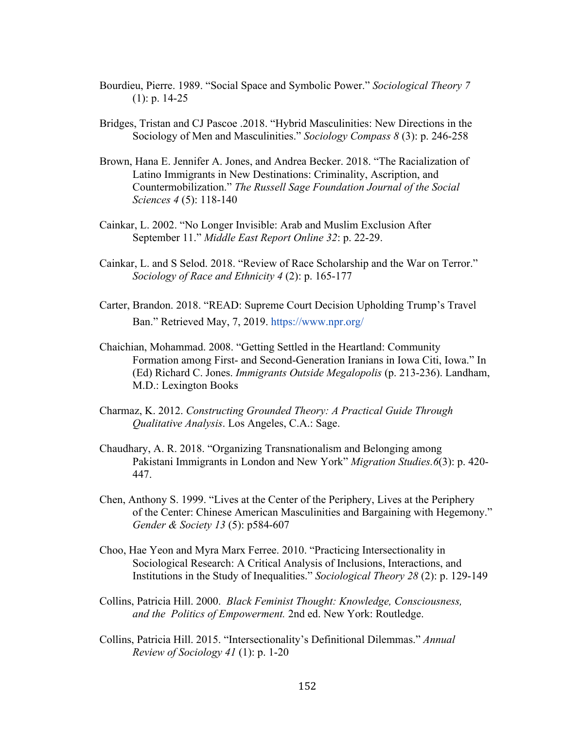Bourdieu, Pierre. 1989. "Social Space and Symbolic Power." *Sociological Theory 7* (1): p. 14-25

Bridges, Tristan and CJ Pascoe .2018. "Hybrid Masculinities: New Directions in the Sociology of Men and Masculinities." *Sociology Compass 8* (3): p. 246-258

Brown, Hana E. Jennifer A. Jones, and Andrea Becker. 2018. "The Racialization of Latino Immigrants in New Destinations: Criminality, Ascription, and Countermobilization." *The Russell Sage Foundation Journal of the Social Sciences 4* (5): 118-140

Cainkar, L. 2002. "No Longer Invisible: Arab and Muslim Exclusion After September 11." *Middle East Report Online 32*: p. 22-29.

Cainkar, L. and S Selod. 2018. "Review of Race Scholarship and the War on Terror." *Sociology of Race and Ethnicity 4* (2): p. 165-177

Carter, Brandon. 2018. "READ: Supreme Court Decision Upholding Trump's Travel Ban." Retrieved May, 7, 2019. https://www.npr.org/

Chaichian, Mohammad. 2008. "Getting Settled in the Heartland: Community Formation among First- and Second-Generation Iranians in Iowa Citi, Iowa." In (Ed) Richard C. Jones. *Immigrants Outside Megalopolis* (p. 213-236). Landham, M.D.: Lexington Books

Charmaz, K. 2012. *Constructing Grounded Theory: A Practical Guide Through Qualitative Analysis*. Los Angeles, C.A.: Sage.

Chaudhary, A. R. 2018. "Organizing Transnationalism and Belonging among Pakistani Immigrants in London and New York" *Migration Studies.6*(3): p. 420-447.

Chen, Anthony S. 1999. "Lives at the Center of the Periphery, Lives at the Periphery of the Center: Chinese American Masculinities and Bargaining with Hegemony." *Gender & Society 13* (5): p584-607

Choo, Hae Yeon and Myra Marx Ferree. 2010. "Practicing Intersectionality in Sociological Research: A Critical Analysis of Inclusions, Interactions, and Institutions in the Study of Inequalities." *Sociological Theory 28* (2): p. 129-149

Collins, Patricia Hill. 2000. *Black Feminist Thought: Knowledge, Consciousness, and the Politics of Empowerment.* 2nd ed. New York: Routledge.

Collins, Patricia Hill. 2015. "Intersectionality's Definitional Dilemmas." *Annual Review of Sociology 41* (1): p. 1-20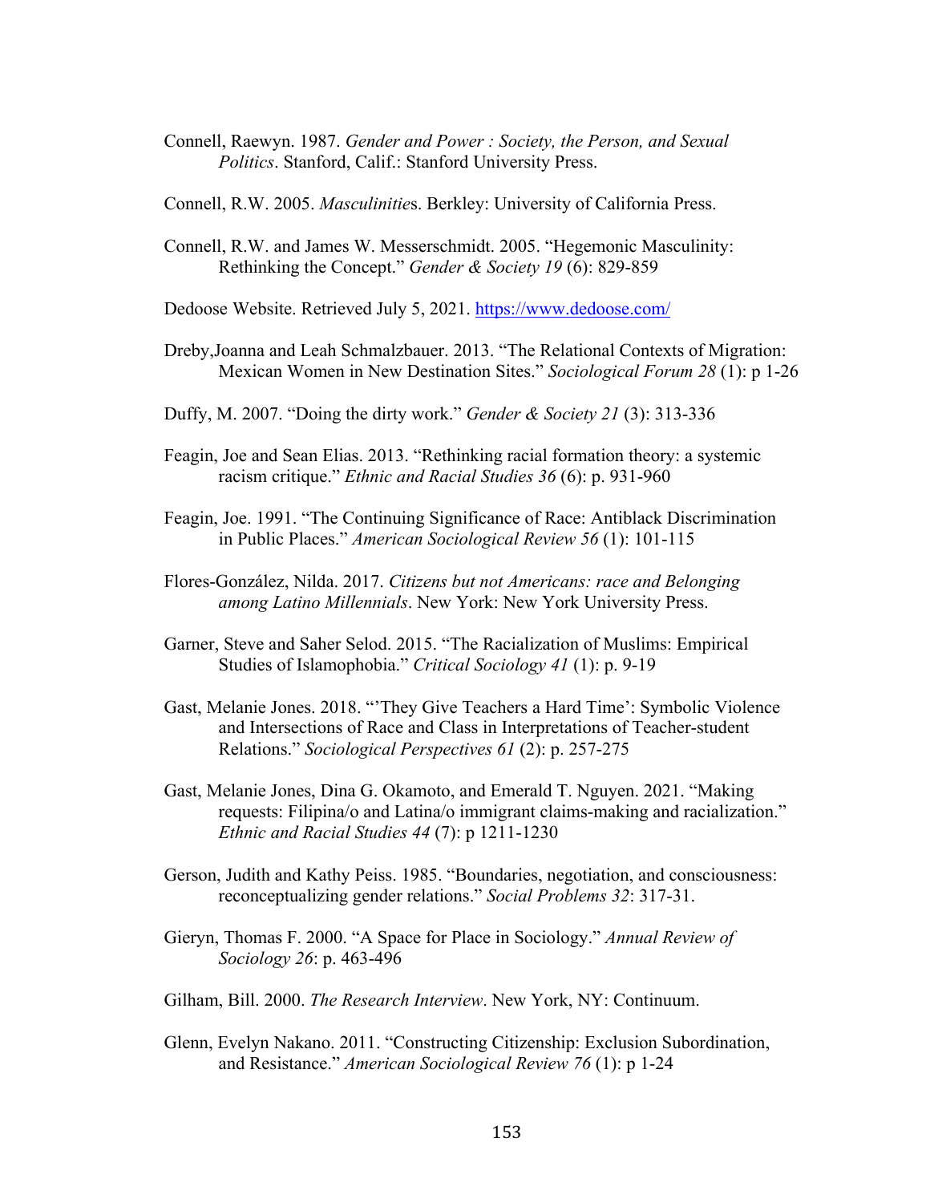Connell, Raewyn. 1987. *Gender and Power : Society, the Person, and Sexual Politics*. Stanford, Calif.: Stanford University Press.

Connell, R.W. 2005. *Masculinitie*s. Berkley: University of California Press.

Connell, R.W. and James W. Messerschmidt. 2005. "Hegemonic Masculinity: Rethinking the Concept." *Gender & Society 19* (6): 829-859

Dedoose Website. Retrieved July 5, 2021. https://www.dedoose.com/

Dreby,Joanna and Leah Schmalzbauer. 2013. "The Relational Contexts of Migration: Mexican Women in New Destination Sites." *Sociological Forum 28* (1): p 1-26

Duffy, M. 2007. "Doing the dirty work." *Gender & Society 21* (3): 313-336

Feagin, Joe and Sean Elias. 2013. "Rethinking racial formation theory: a systemic racism critique." *Ethnic and Racial Studies 36* (6): p. 931-960

Feagin, Joe. 1991. "The Continuing Significance of Race: Antiblack Discrimination in Public Places." *American Sociological Review 56* (1): 101-115

Flores-González, Nilda. 2017. *Citizens but not Americans: race and Belonging among Latino Millennials*. New York: New York University Press.

Garner, Steve and Saher Selod. 2015. "The Racialization of Muslims: Empirical Studies of Islamophobia." *Critical Sociology 41* (1): p. 9-19

Gast, Melanie Jones. 2018. "'They Give Teachers a Hard Time': Symbolic Violence and Intersections of Race and Class in Interpretations of Teacher-student Relations." *Sociological Perspectives 61* (2): p. 257-275

Gast, Melanie Jones, Dina G. Okamoto, and Emerald T. Nguyen. 2021. "Making requests: Filipina/o and Latina/o immigrant claims-making and racialization." *Ethnic and Racial Studies 44* (7): p 1211-1230

Gerson, Judith and Kathy Peiss. 1985. "Boundaries, negotiation, and consciousness: reconceptualizing gender relations." *Social Problems 32*: 317-31.

Gieryn, Thomas F. 2000. "A Space for Place in Sociology." *Annual Review of Sociology 26*: p. 463-496

Gilham, Bill. 2000. *The Research Interview*. New York, NY: Continuum.

Glenn, Evelyn Nakano. 2011. "Constructing Citizenship: Exclusion Subordination, and Resistance." *American Sociological Review 76* (1): p 1-24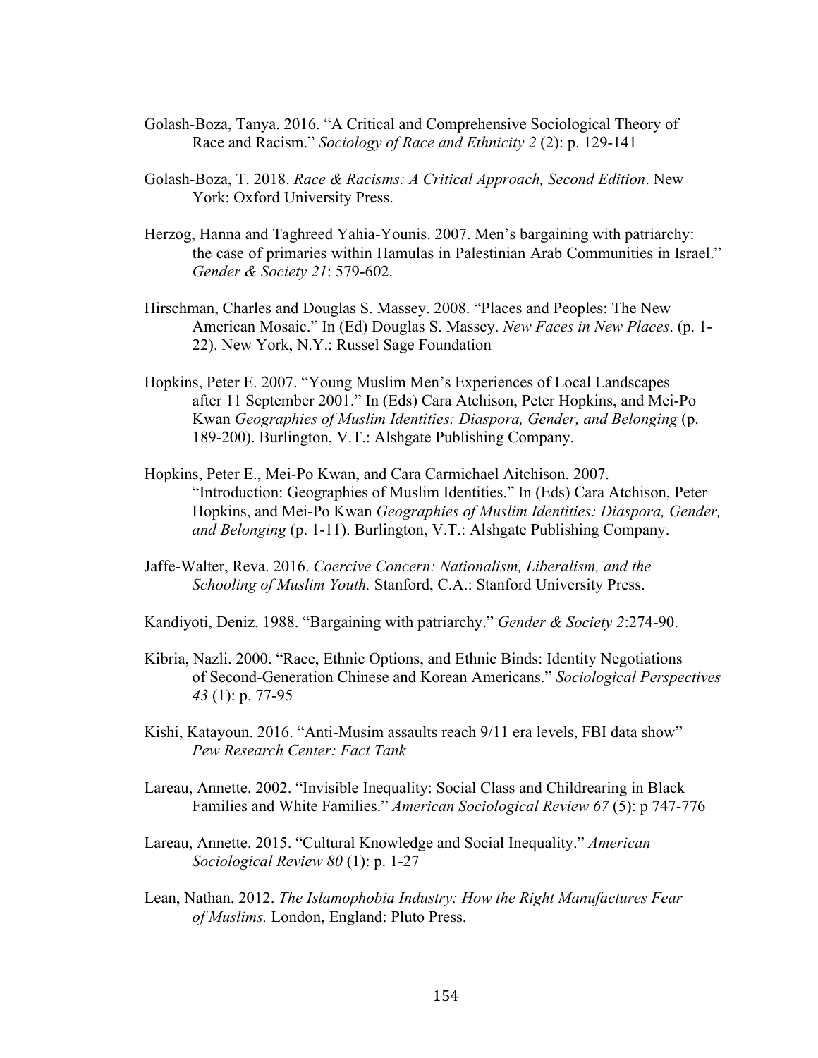Golash-Boza, Tanya. 2016. “A Critical and Comprehensive Sociological Theory of Race and Racism.” *Sociology of Race and Ethnicity 2* (2): p. 129-141

Golash-Boza, T. 2018. *Race & Racisms: A Critical Approach, Second Edition*. New York: Oxford University Press.

Herzog, Hanna and Taghreed Yahia-Younis. 2007. Men’s bargaining with patriarchy: the case of primaries within Hamulas in Palestinian Arab Communities in Israel.” *Gender & Society 21*: 579-602.

Hirschman, Charles and Douglas S. Massey. 2008. “Places and Peoples: The New American Mosaic.” In (Ed) Douglas S. Massey. *New Faces in New Places*. (p. 1-22). New York, N.Y.: Russel Sage Foundation

Hopkins, Peter E. 2007. “Young Muslim Men’s Experiences of Local Landscapes after 11 September 2001.” In (Eds) Cara Atchison, Peter Hopkins, and Mei-Po Kwan *Geographies of Muslim Identities: Diaspora, Gender, and Belonging* (p. 189-200). Burlington, V.T.: Alshgate Publishing Company.

Hopkins, Peter E., Mei-Po Kwan, and Cara Carmichael Aitchison. 2007. “Introduction: Geographies of Muslim Identities.” In (Eds) Cara Atchison, Peter Hopkins, and Mei-Po Kwan *Geographies of Muslim Identities: Diaspora, Gender, and Belonging* (p. 1-11). Burlington, V.T.: Alshgate Publishing Company.

Jaffe-Walter, Reva. 2016. *Coercive Concern: Nationalism, Liberalism, and the Schooling of Muslim Youth.* Stanford, C.A.: Stanford University Press.

Kandiyoti, Deniz. 1988. “Bargaining with patriarchy.” *Gender & Society 2*:274-90.

Kibria, Nazli. 2000. “Race, Ethnic Options, and Ethnic Binds: Identity Negotiations of Second-Generation Chinese and Korean Americans.” *Sociological Perspectives 43* (1): p. 77-95

Kishi, Katayoun. 2016. “Anti-Musim assaults reach 9/11 era levels, FBI data show” *Pew Research Center: Fact Tank*

Lareau, Annette. 2002. “Invisible Inequality: Social Class and Childrearing in Black Families and White Families.” *American Sociological Review 67* (5): p 747-776

Lareau, Annette. 2015. “Cultural Knowledge and Social Inequality.” *American Sociological Review 80* (1): p. 1-27

Lean, Nathan. 2012. *The Islamophobia Industry: How the Right Manufactures Fear of Muslims.* London, England: Pluto Press.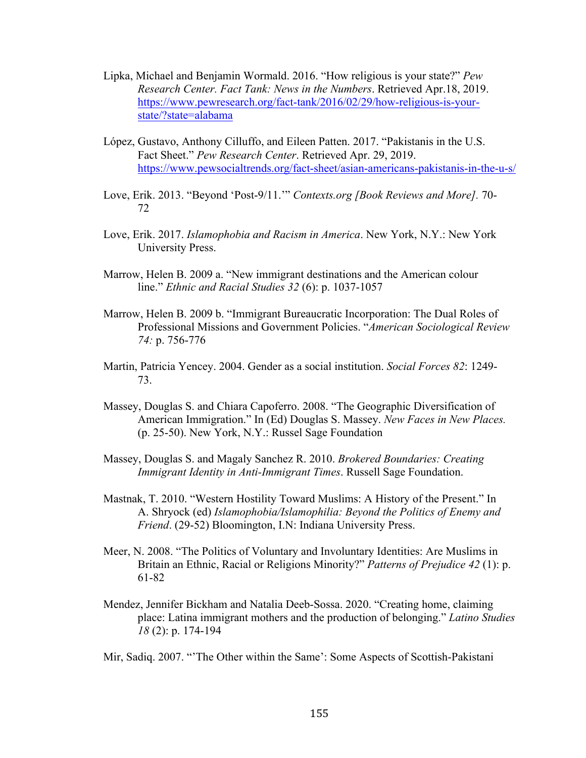Lipka, Michael and Benjamin Wormald. 2016. "How religious is your state?" *Pew Research Center. Fact Tank: News in the Numbers*. Retrieved Apr.18, 2019. https://www.pewresearch.org/fact-tank/2016/02/29/how-religious-is-your-state/?state=alabama

López, Gustavo, Anthony Cilluffo, and Eileen Patten. 2017. "Pakistanis in the U.S. Fact Sheet." *Pew Research Center*. Retrieved Apr. 29, 2019. https://www.pewsocialtrends.org/fact-sheet/asian-americans-pakistanis-in-the-u-s/

Love, Erik. 2013. "Beyond 'Post-9/11.'" *Contexts.org [Book Reviews and More].* 70-72

Love, Erik. 2017. *Islamophobia and Racism in America*. New York, N.Y.: New York University Press.

Marrow, Helen B. 2009 a. "New immigrant destinations and the American colour line." *Ethnic and Racial Studies 32* (6): p. 1037-1057

Marrow, Helen B. 2009 b. "Immigrant Bureaucratic Incorporation: The Dual Roles of Professional Missions and Government Policies. "*American Sociological Review 74:* p. 756-776

Martin, Patricia Yencey. 2004. Gender as a social institution. *Social Forces 82*: 1249-73.

Massey, Douglas S. and Chiara Capoferro. 2008. "The Geographic Diversification of American Immigration." In (Ed) Douglas S. Massey. *New Faces in New Places.* (p. 25-50). New York, N.Y.: Russel Sage Foundation

Massey, Douglas S. and Magaly Sanchez R. 2010. *Brokered Boundaries: Creating Immigrant Identity in Anti-Immigrant Times*. Russell Sage Foundation.

Mastnak, T. 2010. "Western Hostility Toward Muslims: A History of the Present." In A. Shryock (ed) *Islamophobia/Islamophilia: Beyond the Politics of Enemy and Friend*. (29-52) Bloomington, I.N: Indiana University Press.

Meer, N. 2008. "The Politics of Voluntary and Involuntary Identities: Are Muslims in Britain an Ethnic, Racial or Religions Minority?" *Patterns of Prejudice 42* (1): p. 61-82

Mendez, Jennifer Bickham and Natalia Deeb-Sossa. 2020. "Creating home, claiming place: Latina immigrant mothers and the production of belonging." *Latino Studies 18* (2): p. 174-194

Mir, Sadiq. 2007. "'The Other within the Same': Some Aspects of Scottish-Pakistani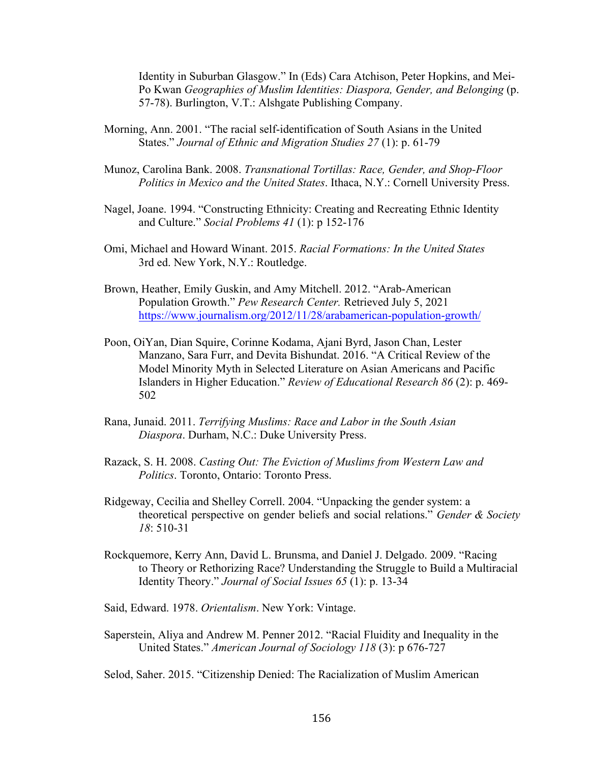Identity in Suburban Glasgow." In (Eds) Cara Atchison, Peter Hopkins, and Mei-Po Kwan *Geographies of Muslim Identities: Diaspora, Gender, and Belonging* (p. 57-78). Burlington, V.T.: Alshgate Publishing Company.

Morning, Ann. 2001. "The racial self-identification of South Asians in the United States." *Journal of Ethnic and Migration Studies 27* (1): p. 61-79

Munoz, Carolina Bank. 2008. *Transnational Tortillas: Race, Gender, and Shop-Floor Politics in Mexico and the United States*. Ithaca, N.Y.: Cornell University Press.

Nagel, Joane. 1994. "Constructing Ethnicity: Creating and Recreating Ethnic Identity and Culture." *Social Problems 41* (1): p 152-176

Omi, Michael and Howard Winant. 2015. *Racial Formations: In the United States* 3rd ed. New York, N.Y.: Routledge.

Brown, Heather, Emily Guskin, and Amy Mitchell. 2012. "Arab-American Population Growth." *Pew Research Center.* Retrieved July 5, 2021 https://www.journalism.org/2012/11/28/arabamerican-population-growth/

Poon, OiYan, Dian Squire, Corinne Kodama, Ajani Byrd, Jason Chan, Lester Manzano, Sara Furr, and Devita Bishundat. 2016. "A Critical Review of the Model Minority Myth in Selected Literature on Asian Americans and Pacific Islanders in Higher Education." *Review of Educational Research 86* (2): p. 469-502

Rana, Junaid. 2011. *Terrifying Muslims: Race and Labor in the South Asian Diaspora*. Durham, N.C.: Duke University Press.

Razack, S. H. 2008. *Casting Out: The Eviction of Muslims from Western Law and Politics*. Toronto, Ontario: Toronto Press.

Ridgeway, Cecilia and Shelley Correll. 2004. "Unpacking the gender system: a theoretical perspective on gender beliefs and social relations." *Gender & Society 18*: 510-31

Rockquemore, Kerry Ann, David L. Brunsma, and Daniel J. Delgado. 2009. "Racing to Theory or Rethorizing Race? Understanding the Struggle to Build a Multiracial Identity Theory." *Journal of Social Issues 65* (1): p. 13-34

Said, Edward. 1978. *Orientalism*. New York: Vintage.

Saperstein, Aliya and Andrew M. Penner 2012. "Racial Fluidity and Inequality in the United States." *American Journal of Sociology 118* (3): p 676-727

Selod, Saher. 2015. "Citizenship Denied: The Racialization of Muslim American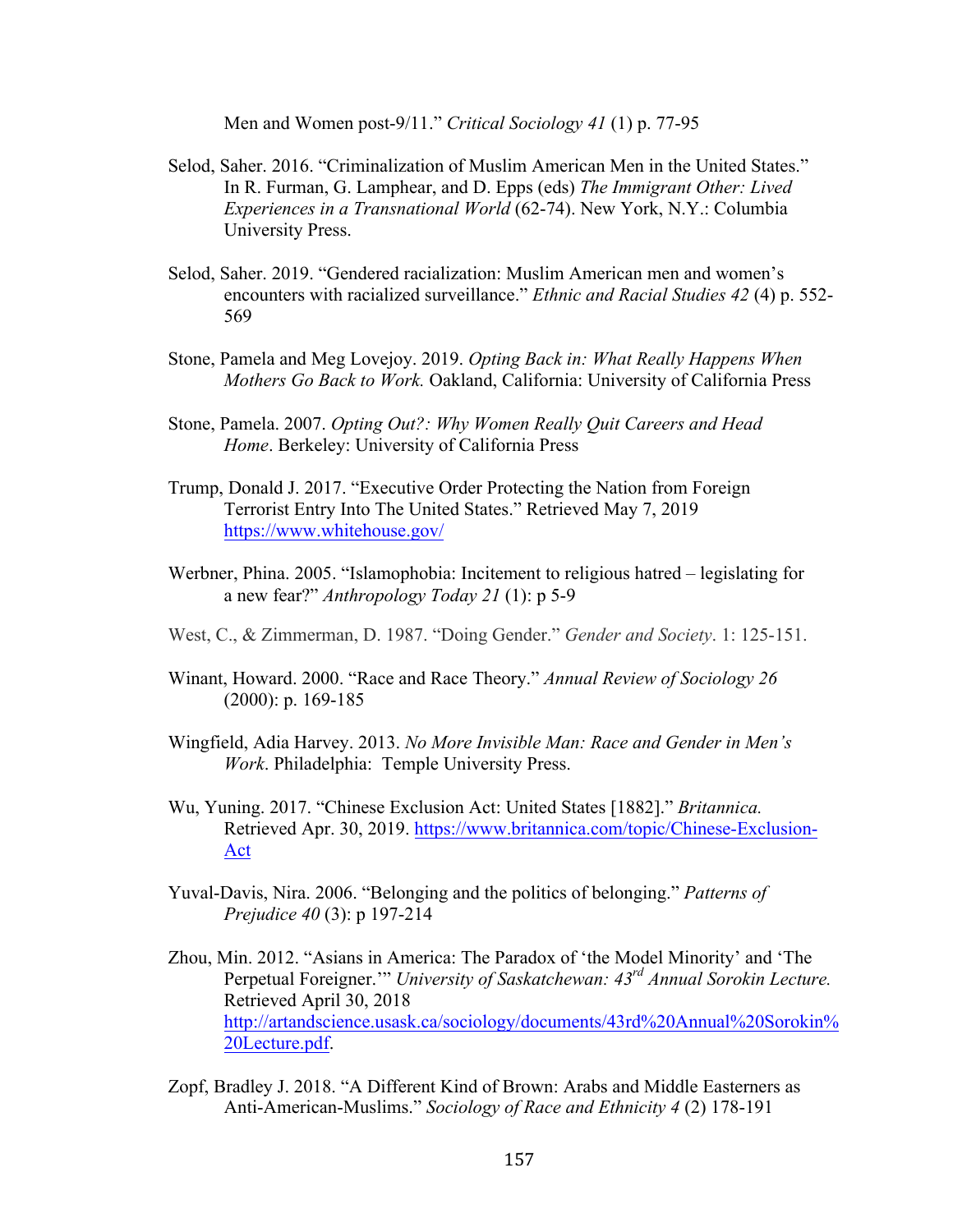Men and Women post-9/11." *Critical Sociology 41* (1) p. 77-95

Selod, Saher. 2016. "Criminalization of Muslim American Men in the United States." In R. Furman, G. Lamphear, and D. Epps (eds) *The Immigrant Other: Lived Experiences in a Transnational World* (62-74). New York, N.Y.: Columbia University Press.

Selod, Saher. 2019. "Gendered racialization: Muslim American men and women's encounters with racialized surveillance." *Ethnic and Racial Studies 42* (4) p. 552-569

Stone, Pamela and Meg Lovejoy. 2019. *Opting Back in: What Really Happens When Mothers Go Back to Work.* Oakland, California: University of California Press

Stone, Pamela. 2007. *Opting Out?: Why Women Really Quit Careers and Head Home*. Berkeley: University of California Press

Trump, Donald J. 2017. "Executive Order Protecting the Nation from Foreign Terrorist Entry Into The United States." Retrieved May 7, 2019 https://www.whitehouse.gov/

Werbner, Phina. 2005. "Islamophobia: Incitement to religious hatred – legislating for a new fear?" *Anthropology Today 21* (1): p 5-9

West, C., & Zimmerman, D. 1987. "Doing Gender." *Gender and Society*. 1: 125-151.

Winant, Howard. 2000. "Race and Race Theory." *Annual Review of Sociology 26* (2000): p. 169-185

Wingfield, Adia Harvey. 2013. *No More Invisible Man: Race and Gender in Men's Work*. Philadelphia: Temple University Press.

Wu, Yuning. 2017. "Chinese Exclusion Act: United States [1882]." *Britannica.* Retrieved Apr. 30, 2019. https://www.britannica.com/topic/Chinese-Exclusion-Act

Yuval-Davis, Nira. 2006. "Belonging and the politics of belonging." *Patterns of Prejudice 40* (3): p 197-214

Zhou, Min. 2012. "Asians in America: The Paradox of 'the Model Minority' and 'The Perpetual Foreigner.'" *University of Saskatchewan: 43rd Annual Sorokin Lecture.* Retrieved April 30, 2018 http://artandscience.usask.ca/sociology/documents/43rd%20Annual%20Sorokin%20Lecture.pdf.

Zopf, Bradley J. 2018. "A Different Kind of Brown: Arabs and Middle Easterners as Anti-American-Muslims." *Sociology of Race and Ethnicity 4* (2) 178-191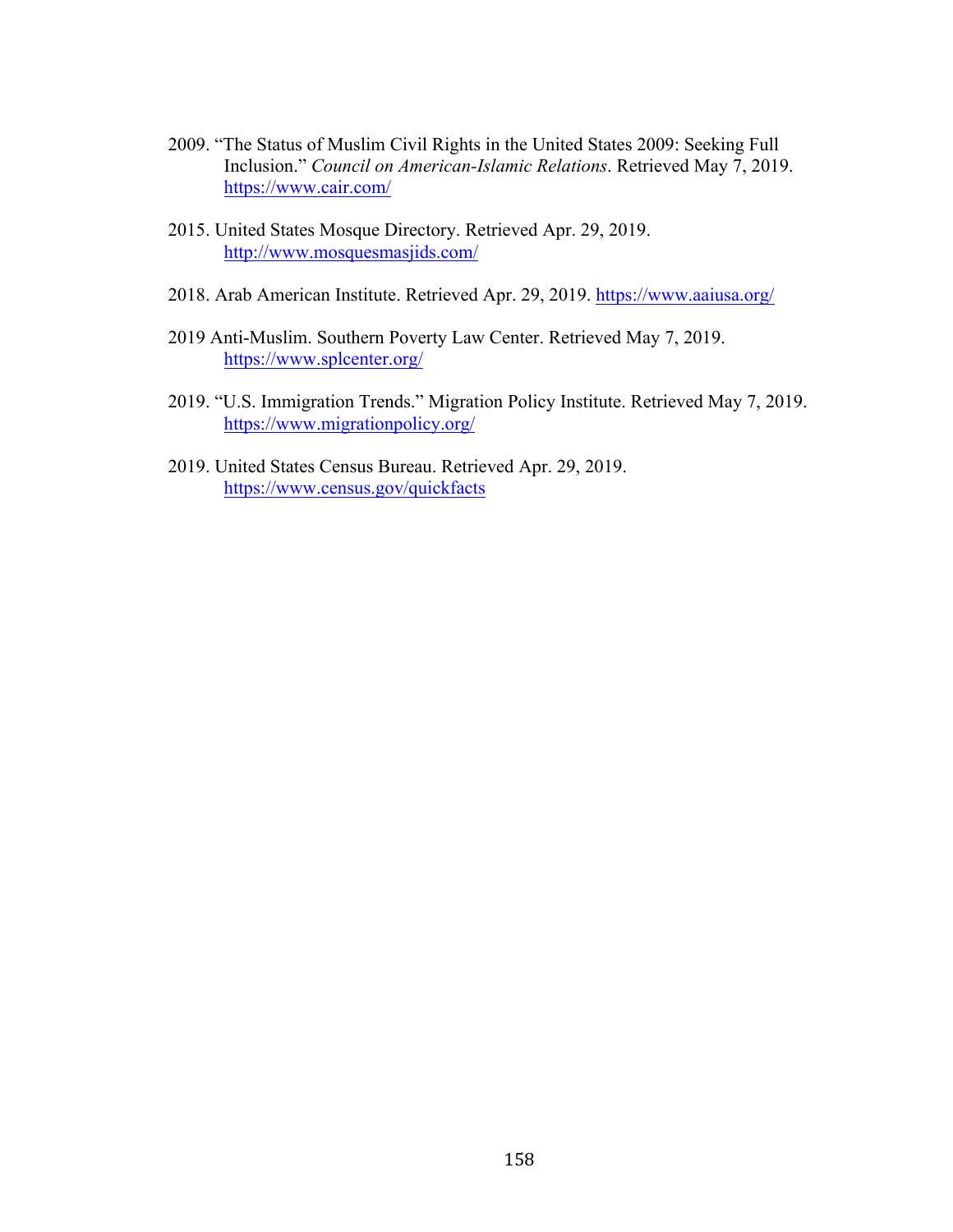2009. "The Status of Muslim Civil Rights in the United States 2009: Seeking Full Inclusion." *Council on American-Islamic Relations*. Retrieved May 7, 2019. https://www.cair.com/

2015. United States Mosque Directory. Retrieved Apr. 29, 2019. http://www.mosquesmasjids.com/

2018. Arab American Institute. Retrieved Apr. 29, 2019. https://www.aaiusa.org/

2019 Anti-Muslim. Southern Poverty Law Center. Retrieved May 7, 2019. https://www.splcenter.org/

2019. "U.S. Immigration Trends." Migration Policy Institute. Retrieved May 7, 2019. https://www.migrationpolicy.org/

2019. United States Census Bureau. Retrieved Apr. 29, 2019. https://www.census.gov/quickfacts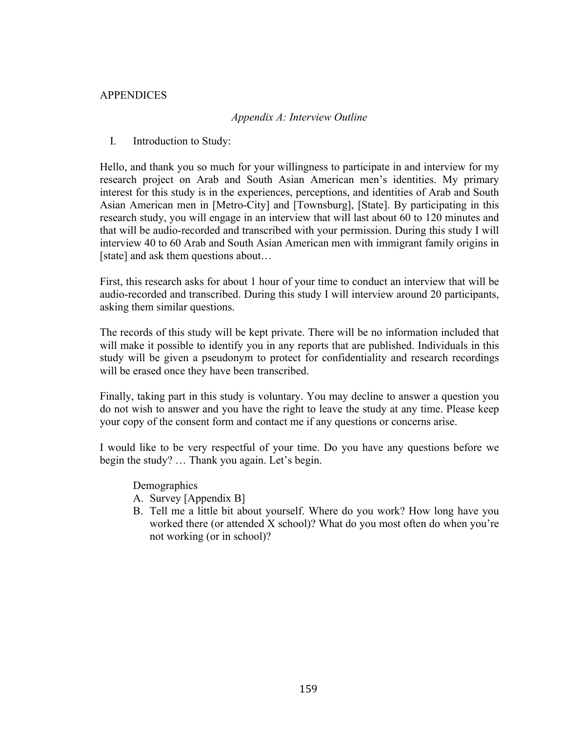# APPENDICES

*Appendix A: Interview Outline*

I. Introduction to Study:

Hello, and thank you so much for your willingness to participate in and interview for my research project on Arab and South Asian American men's identities. My primary interest for this study is in the experiences, perceptions, and identities of Arab and South Asian American men in [Metro-City] and [Townsburg], [State]. By participating in this research study, you will engage in an interview that will last about 60 to 120 minutes and that will be audio-recorded and transcribed with your permission. During this study I will interview 40 to 60 Arab and South Asian American men with immigrant family origins in [state] and ask them questions about…

First, this research asks for about 1 hour of your time to conduct an interview that will be audio-recorded and transcribed. During this study I will interview around 20 participants, asking them similar questions.

The records of this study will be kept private. There will be no information included that will make it possible to identify you in any reports that are published. Individuals in this study will be given a pseudonym to protect for confidentiality and research recordings will be erased once they have been transcribed.

Finally, taking part in this study is voluntary. You may decline to answer a question you do not wish to answer and you have the right to leave the study at any time. Please keep your copy of the consent form and contact me if any questions or concerns arise.

I would like to be very respectful of your time. Do you have any questions before we begin the study? … Thank you again. Let's begin.

Demographics

A. Survey [Appendix B]
B. Tell me a little bit about yourself. Where do you work? How long have you worked there (or attended X school)? What do you most often do when you're not working (or in school)?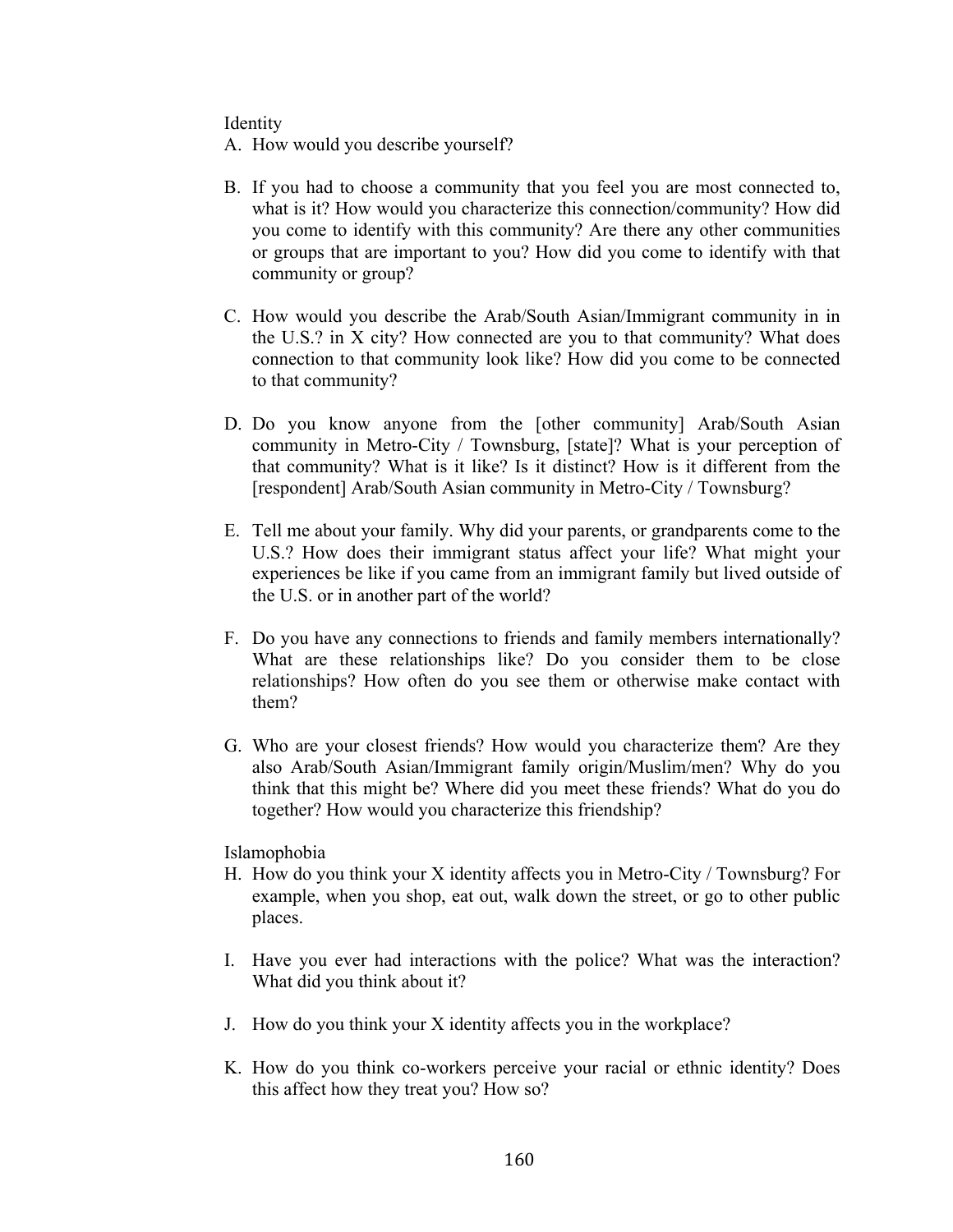Identity

A. How would you describe yourself?

B. If you had to choose a community that you feel you are most connected to, what is it? How would you characterize this connection/community? How did you come to identify with this community? Are there any other communities or groups that are important to you? How did you come to identify with that community or group?

C. How would you describe the Arab/South Asian/Immigrant community in in the U.S.? in X city? How connected are you to that community? What does connection to that community look like? How did you come to be connected to that community?

D. Do you know anyone from the [other community] Arab/South Asian community in Metro-City / Townsburg, [state]? What is your perception of that community? What is it like? Is it distinct? How is it different from the [respondent] Arab/South Asian community in Metro-City / Townsburg?

E. Tell me about your family. Why did your parents, or grandparents come to the U.S.? How does their immigrant status affect your life? What might your experiences be like if you came from an immigrant family but lived outside of the U.S. or in another part of the world?

F. Do you have any connections to friends and family members internationally? What are these relationships like? Do you consider them to be close relationships? How often do you see them or otherwise make contact with them?

G. Who are your closest friends? How would you characterize them? Are they also Arab/South Asian/Immigrant family origin/Muslim/men? Why do you think that this might be? Where did you meet these friends? What do you do together? How would you characterize this friendship?

Islamophobia

H. How do you think your X identity affects you in Metro-City / Townsburg? For example, when you shop, eat out, walk down the street, or go to other public places.

I. Have you ever had interactions with the police? What was the interaction? What did you think about it?

J. How do you think your X identity affects you in the workplace?

K. How do you think co-workers perceive your racial or ethnic identity? Does this affect how they treat you? How so?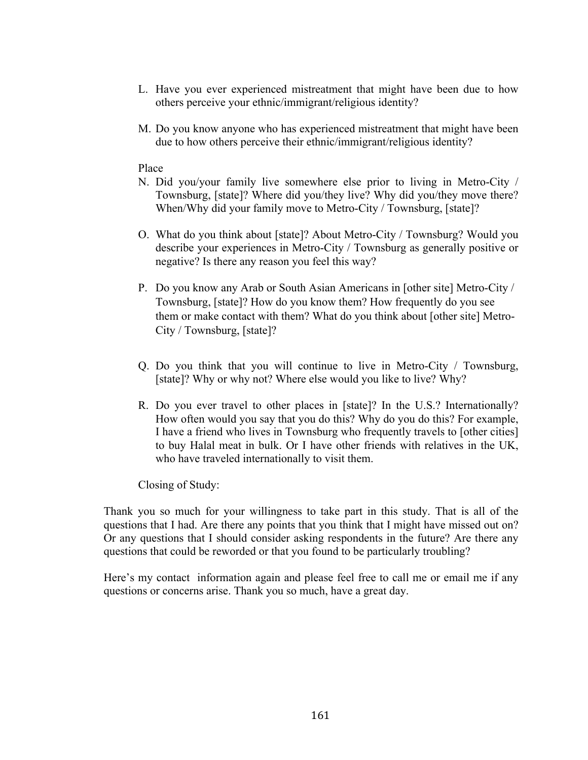L. Have you ever experienced mistreatment that might have been due to how others perceive your ethnic/immigrant/religious identity?

M. Do you know anyone who has experienced mistreatment that might have been due to how others perceive their ethnic/immigrant/religious identity?

Place

N. Did you/your family live somewhere else prior to living in Metro-City / Townsburg, [state]? Where did you/they live? Why did you/they move there? When/Why did your family move to Metro-City / Townsburg, [state]?

O. What do you think about [state]? About Metro-City / Townsburg? Would you describe your experiences in Metro-City / Townsburg as generally positive or negative? Is there any reason you feel this way?

P. Do you know any Arab or South Asian Americans in [other site] Metro-City / Townsburg, [state]? How do you know them? How frequently do you see them or make contact with them? What do you think about [other site] Metro-City / Townsburg, [state]?

Q. Do you think that you will continue to live in Metro-City / Townsburg, [state]? Why or why not? Where else would you like to live? Why?

R. Do you ever travel to other places in [state]? In the U.S.? Internationally? How often would you say that you do this? Why do you do this? For example, I have a friend who lives in Townsburg who frequently travels to [other cities] to buy Halal meat in bulk. Or I have other friends with relatives in the UK, who have traveled internationally to visit them.

Closing of Study:

Thank you so much for your willingness to take part in this study. That is all of the questions that I had. Are there any points that you think that I might have missed out on? Or any questions that I should consider asking respondents in the future? Are there any questions that could be reworded or that you found to be particularly troubling?

Here's my contact information again and please feel free to call me or email me if any questions or concerns arise. Thank you so much, have a great day.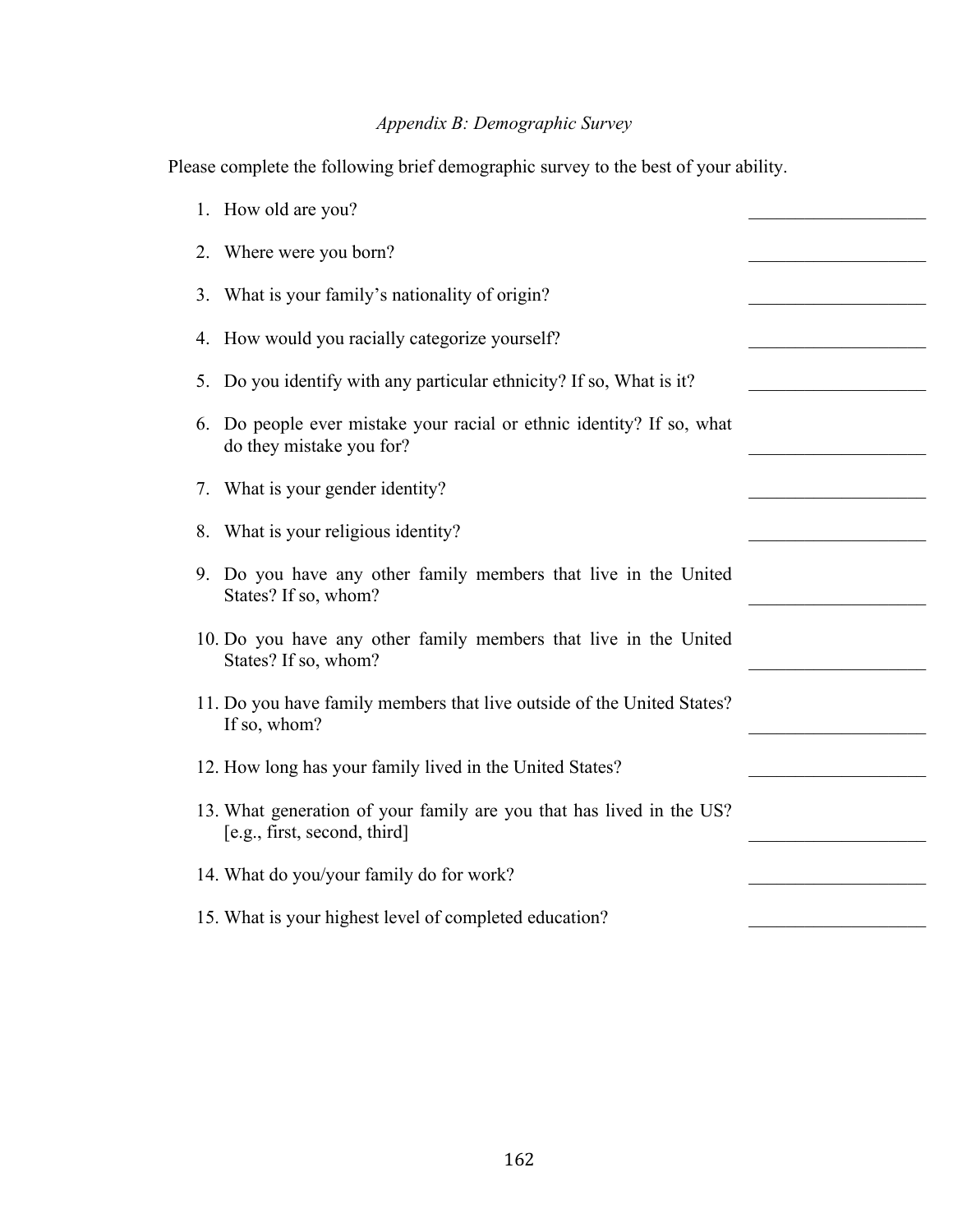*Appendix B: Demographic Survey*

Please complete the following brief demographic survey to the best of your ability.

1. How old are you? ____________________
2. Where were you born? ____________________
3. What is your family's nationality of origin? ____________________
4. How would you racially categorize yourself? ____________________
5. Do you identify with any particular ethnicity? If so, What is it? ____________________
6. Do people ever mistake your racial or ethnic identity? If so, what do they mistake you for? ____________________
7. What is your gender identity? ____________________
8. What is your religious identity? ____________________
9. Do you have any other family members that live in the United States? If so, whom? ____________________
10. Do you have any other family members that live in the United States? If so, whom? ____________________
11. Do you have family members that live outside of the United States? If so, whom? ____________________
12. How long has your family lived in the United States? ____________________
13. What generation of your family are you that has lived in the US? [e.g., first, second, third] ____________________
14. What do you/your family do for work? ____________________
15. What is your highest level of completed education? ____________________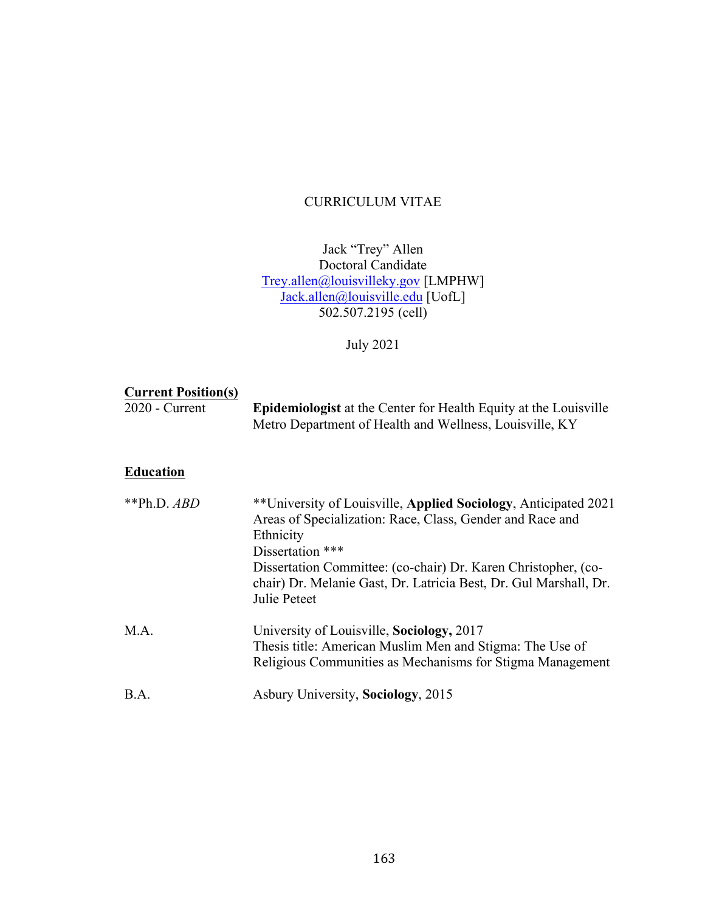CURRICULUM VITAE

Jack "Trey" Allen
Doctoral Candidate
Trey.allen@louisvilleky.gov [LMPHW]
Jack.allen@louisville.edu [UofL]
502.507.2195 (cell)

July 2021

**Current Position(s)**

| | |
|---|---|
| 2020 - Current | **Epidemiologist** at the Center for Health Equity at the Louisville Metro Department of Health and Wellness, Louisville, KY |

**Education**

| | |
|---|---|
| **Ph.D. *ABD* | **University of Louisville, **Applied Sociology**, Anticipated 2021<br>Areas of Specialization: Race, Class, Gender and Race and Ethnicity<br>Dissertation ***<br>Dissertation Committee: (co-chair) Dr. Karen Christopher, (co-chair) Dr. Melanie Gast, Dr. Latricia Best, Dr. Gul Marshall, Dr. Julie Peteet |
| M.A. | University of Louisville, **Sociology,** 2017<br>Thesis title: American Muslim Men and Stigma: The Use of Religious Communities as Mechanisms for Stigma Management |
| B.A. | Asbury University, **Sociology**, 2015 |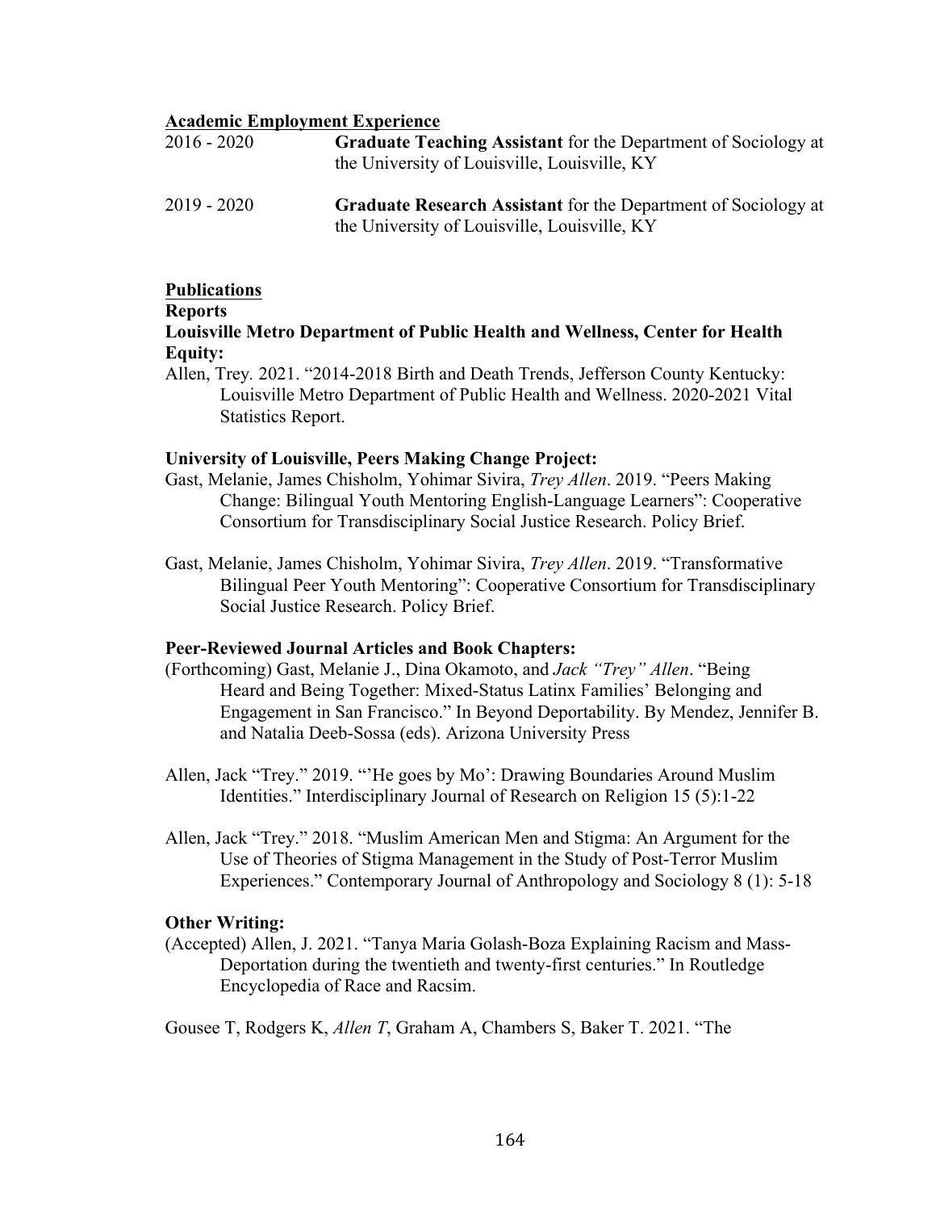**Academic Employment Experience**

2016 - 2020 **Graduate Teaching Assistant** for the Department of Sociology at the University of Louisville, Louisville, KY

2019 - 2020 **Graduate Research Assistant** for the Department of Sociology at the University of Louisville, Louisville, KY

**Publications**

**Reports**

**Louisville Metro Department of Public Health and Wellness, Center for Health Equity:**

Allen, Trey. 2021. "2014-2018 Birth and Death Trends, Jefferson County Kentucky: Louisville Metro Department of Public Health and Wellness. 2020-2021 Vital Statistics Report.

**University of Louisville, Peers Making Change Project:**

Gast, Melanie, James Chisholm, Yohimar Sivira, *Trey Allen*. 2019. "Peers Making Change: Bilingual Youth Mentoring English-Language Learners": Cooperative Consortium for Transdisciplinary Social Justice Research. Policy Brief.

Gast, Melanie, James Chisholm, Yohimar Sivira, *Trey Allen*. 2019. "Transformative Bilingual Peer Youth Mentoring": Cooperative Consortium for Transdisciplinary Social Justice Research. Policy Brief.

**Peer-Reviewed Journal Articles and Book Chapters:**

(Forthcoming) Gast, Melanie J., Dina Okamoto, and *Jack "Trey" Allen*. "Being Heard and Being Together: Mixed-Status Latinx Families' Belonging and Engagement in San Francisco." In Beyond Deportability. By Mendez, Jennifer B. and Natalia Deeb-Sossa (eds). Arizona University Press

Allen, Jack "Trey." 2019. "'He goes by Mo': Drawing Boundaries Around Muslim Identities." Interdisciplinary Journal of Research on Religion 15 (5):1-22

Allen, Jack "Trey." 2018. "Muslim American Men and Stigma: An Argument for the Use of Theories of Stigma Management in the Study of Post-Terror Muslim Experiences." Contemporary Journal of Anthropology and Sociology 8 (1): 5-18

**Other Writing:**

(Accepted) Allen, J. 2021. "Tanya Maria Golash-Boza Explaining Racism and Mass-Deportation during the twentieth and twenty-first centuries." In Routledge Encyclopedia of Race and Racsim.

Gousee T, Rodgers K, *Allen T*, Graham A, Chambers S, Baker T. 2021. "The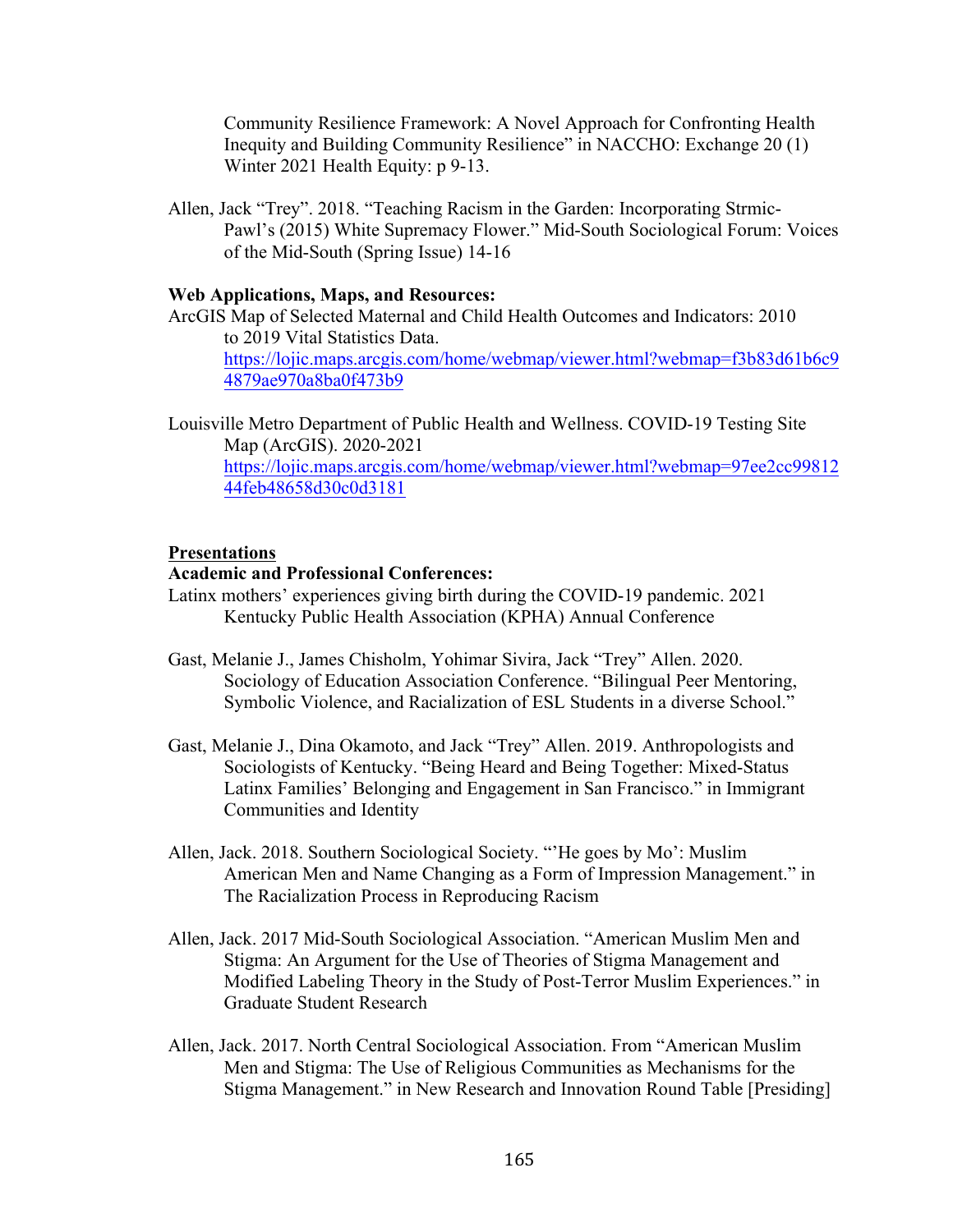Community Resilience Framework: A Novel Approach for Confronting Health Inequity and Building Community Resilience" in NACCHO: Exchange 20 (1) Winter 2021 Health Equity: p 9-13.

Allen, Jack "Trey". 2018. "Teaching Racism in the Garden: Incorporating Strmic-Pawl's (2015) White Supremacy Flower." Mid-South Sociological Forum: Voices of the Mid-South (Spring Issue) 14-16

**Web Applications, Maps, and Resources:**

ArcGIS Map of Selected Maternal and Child Health Outcomes and Indicators: 2010 to 2019 Vital Statistics Data. https://lojic.maps.arcgis.com/home/webmap/viewer.html?webmap=f3b83d61b6c94879ae970a8ba0f473b9

Louisville Metro Department of Public Health and Wellness. COVID-19 Testing Site Map (ArcGIS). 2020-2021 https://lojic.maps.arcgis.com/home/webmap/viewer.html?webmap=97ee2cc9981244feb48658d30c0d3181

**<u>Presentations</u>**

**Academic and Professional Conferences:**

Latinx mothers' experiences giving birth during the COVID-19 pandemic. 2021 Kentucky Public Health Association (KPHA) Annual Conference

Gast, Melanie J., James Chisholm, Yohimar Sivira, Jack "Trey" Allen. 2020. Sociology of Education Association Conference. "Bilingual Peer Mentoring, Symbolic Violence, and Racialization of ESL Students in a diverse School."

Gast, Melanie J., Dina Okamoto, and Jack "Trey" Allen. 2019. Anthropologists and Sociologists of Kentucky. "Being Heard and Being Together: Mixed-Status Latinx Families' Belonging and Engagement in San Francisco." in Immigrant Communities and Identity

Allen, Jack. 2018. Southern Sociological Society. "'He goes by Mo': Muslim American Men and Name Changing as a Form of Impression Management." in The Racialization Process in Reproducing Racism

Allen, Jack. 2017 Mid-South Sociological Association. "American Muslim Men and Stigma: An Argument for the Use of Theories of Stigma Management and Modified Labeling Theory in the Study of Post-Terror Muslim Experiences." in Graduate Student Research

Allen, Jack. 2017. North Central Sociological Association. From "American Muslim Men and Stigma: The Use of Religious Communities as Mechanisms for the Stigma Management." in New Research and Innovation Round Table [Presiding]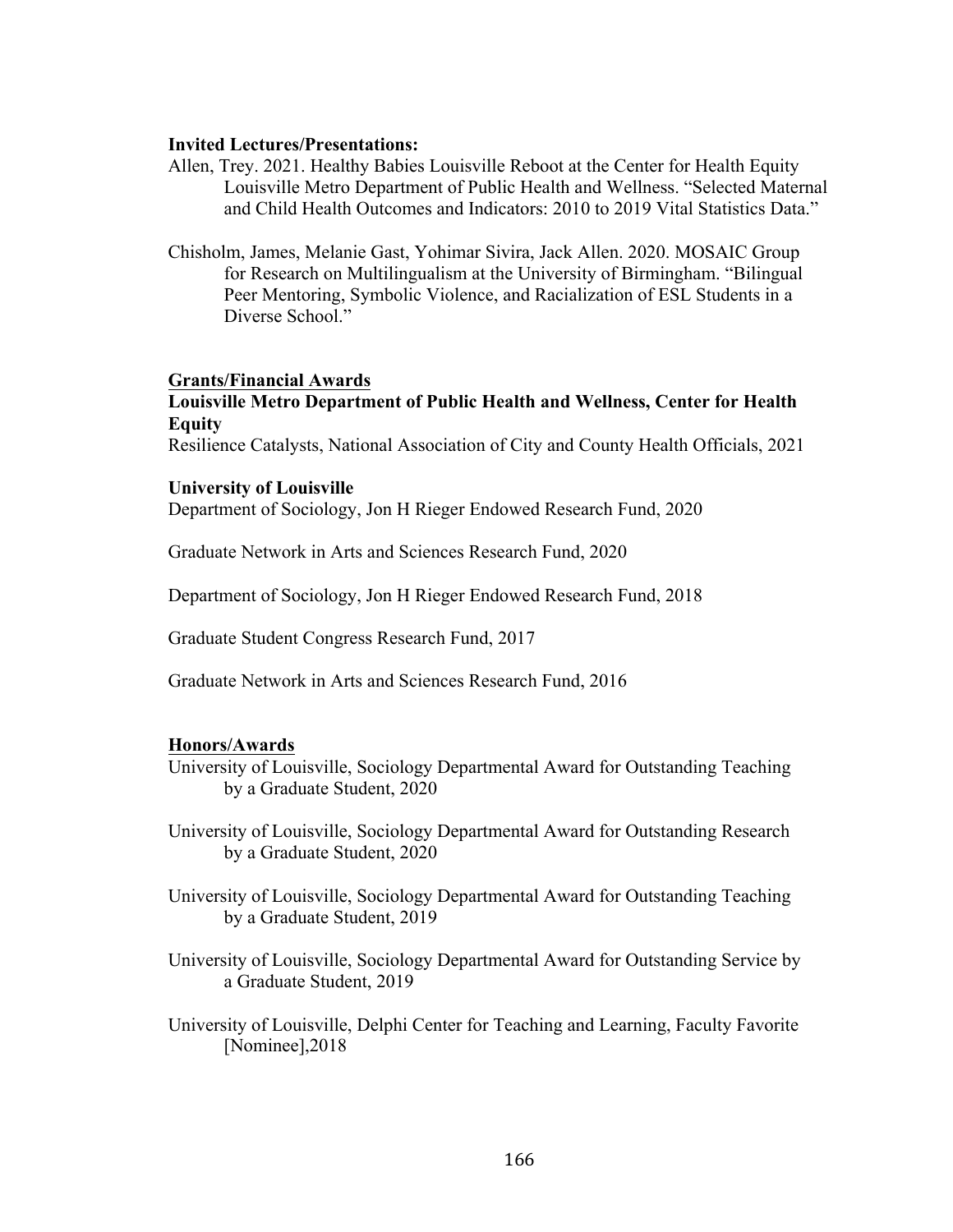**Invited Lectures/Presentations:**

Allen, Trey. 2021. Healthy Babies Louisville Reboot at the Center for Health Equity Louisville Metro Department of Public Health and Wellness. "Selected Maternal and Child Health Outcomes and Indicators: 2010 to 2019 Vital Statistics Data."

Chisholm, James, Melanie Gast, Yohimar Sivira, Jack Allen. 2020. MOSAIC Group for Research on Multilingualism at the University of Birmingham. "Bilingual Peer Mentoring, Symbolic Violence, and Racialization of ESL Students in a Diverse School."

**Grants/Financial Awards**

**Louisville Metro Department of Public Health and Wellness, Center for Health Equity**

Resilience Catalysts, National Association of City and County Health Officials, 2021

**University of Louisville**

Department of Sociology, Jon H Rieger Endowed Research Fund, 2020

Graduate Network in Arts and Sciences Research Fund, 2020

Department of Sociology, Jon H Rieger Endowed Research Fund, 2018

Graduate Student Congress Research Fund, 2017

Graduate Network in Arts and Sciences Research Fund, 2016

**Honors/Awards**

University of Louisville, Sociology Departmental Award for Outstanding Teaching by a Graduate Student, 2020

University of Louisville, Sociology Departmental Award for Outstanding Research by a Graduate Student, 2020

University of Louisville, Sociology Departmental Award for Outstanding Teaching by a Graduate Student, 2019

University of Louisville, Sociology Departmental Award for Outstanding Service by a Graduate Student, 2019

University of Louisville, Delphi Center for Teaching and Learning, Faculty Favorite [Nominee],2018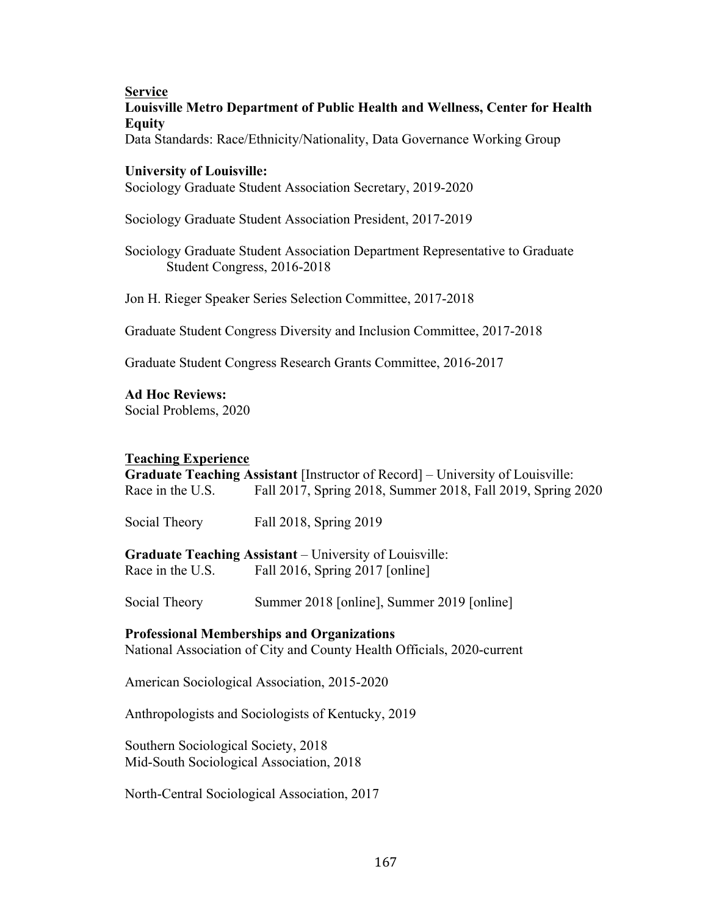## Service

**Louisville Metro Department of Public Health and Wellness, Center for Health Equity**

Data Standards: Race/Ethnicity/Nationality, Data Governance Working Group

**University of Louisville:**

Sociology Graduate Student Association Secretary, 2019-2020

Sociology Graduate Student Association President, 2017-2019

Sociology Graduate Student Association Department Representative to Graduate Student Congress, 2016-2018

Jon H. Rieger Speaker Series Selection Committee, 2017-2018

Graduate Student Congress Diversity and Inclusion Committee, 2017-2018

Graduate Student Congress Research Grants Committee, 2016-2017

**Ad Hoc Reviews:**

Social Problems, 2020

## Teaching Experience

**Graduate Teaching Assistant** [Instructor of Record] – University of Louisville:

| | |
|---|---|
| Race in the U.S. | Fall 2017, Spring 2018, Summer 2018, Fall 2019, Spring 2020 |
| Social Theory | Fall 2018, Spring 2019 |

**Graduate Teaching Assistant** – University of Louisville:

| | |
|---|---|
| Race in the U.S. | Fall 2016, Spring 2017 [online] |
| Social Theory | Summer 2018 [online], Summer 2019 [online] |

**Professional Memberships and Organizations**

National Association of City and County Health Officials, 2020-current

American Sociological Association, 2015-2020

Anthropologists and Sociologists of Kentucky, 2019

Southern Sociological Society, 2018
Mid-South Sociological Association, 2018

North-Central Sociological Association, 2017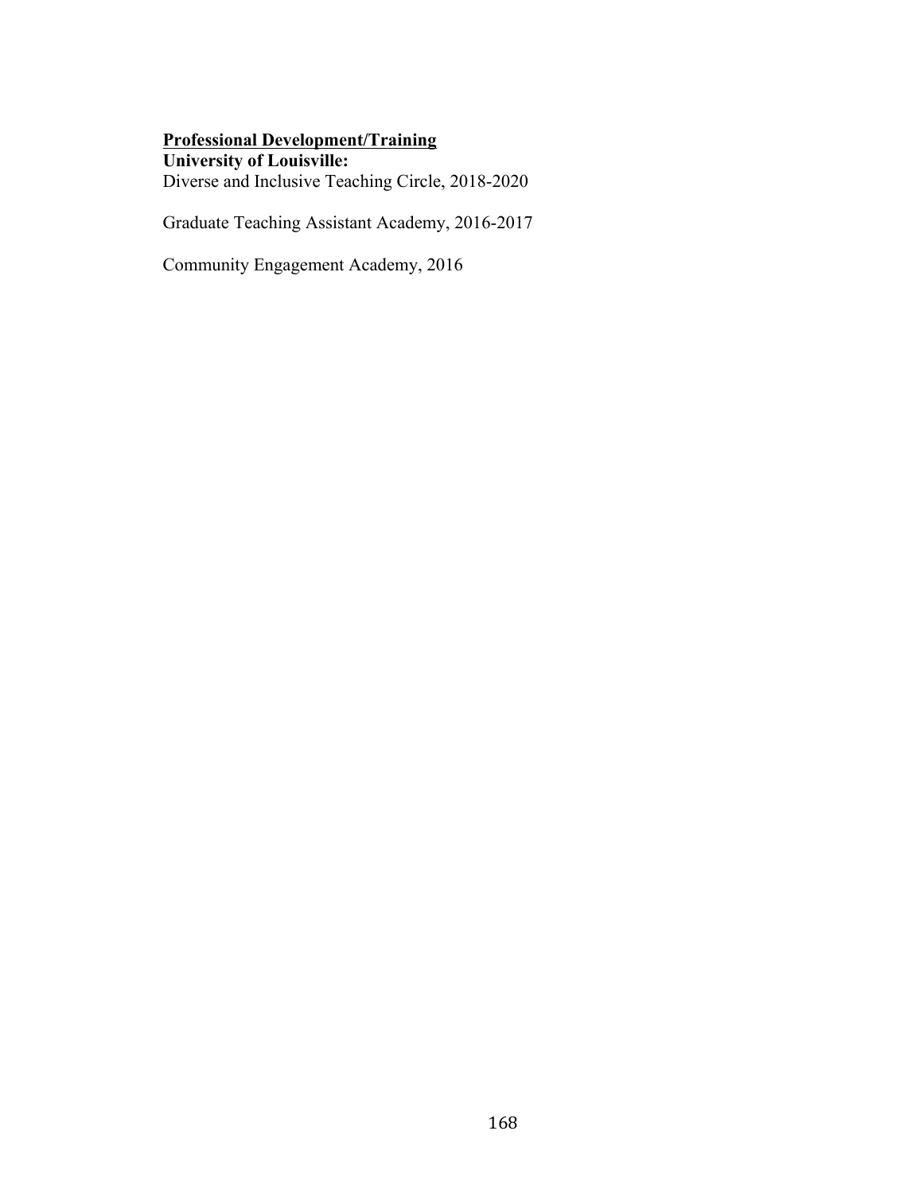**<u>Professional Development/Training</u>**

**University of Louisville:**

Diverse and Inclusive Teaching Circle, 2018-2020

Graduate Teaching Assistant Academy, 2016-2017

Community Engagement Academy, 2016